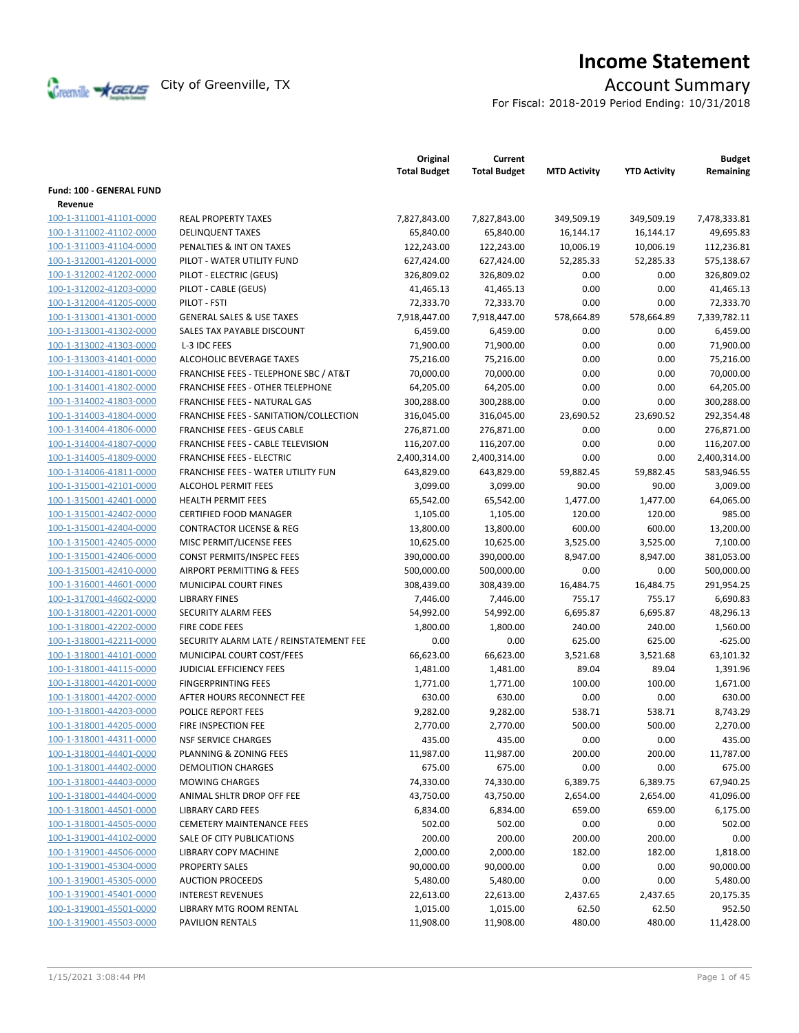# Income Statement

City of Greenville, TX

## Account Summary

For Fiscal: 2018-2019 Period Ending: 10/31/2018

| | | Original Total Budget | Current Total Budget | MTD Activity | YTD Activity | Budget Remaining |
|---|---|---|---|---|---|---|
| **Fund: 100 - GENERAL FUND** | | | | | | |
| **Revenue** | | | | | | |
| 100-1-311001-41101-0000 | REAL PROPERTY TAXES | 7,827,843.00 | 7,827,843.00 | 349,509.19 | 349,509.19 | 7,478,333.81 |
| 100-1-311002-41102-0000 | DELINQUENT TAXES | 65,840.00 | 65,840.00 | 16,144.17 | 16,144.17 | 49,695.83 |
| 100-1-311003-41104-0000 | PENALTIES & INT ON TAXES | 122,243.00 | 122,243.00 | 10,006.19 | 10,006.19 | 112,236.81 |
| 100-1-312001-41201-0000 | PILOT - WATER UTILITY FUND | 627,424.00 | 627,424.00 | 52,285.33 | 52,285.33 | 575,138.67 |
| 100-1-312002-41202-0000 | PILOT - ELECTRIC (GEUS) | 326,809.02 | 326,809.02 | 0.00 | 0.00 | 326,809.02 |
| 100-1-312002-41203-0000 | PILOT - CABLE (GEUS) | 41,465.13 | 41,465.13 | 0.00 | 0.00 | 41,465.13 |
| 100-1-312004-41205-0000 | PILOT - FSTI | 72,333.70 | 72,333.70 | 0.00 | 0.00 | 72,333.70 |
| 100-1-313001-41301-0000 | GENERAL SALES & USE TAXES | 7,918,447.00 | 7,918,447.00 | 578,664.89 | 578,664.89 | 7,339,782.11 |
| 100-1-313001-41302-0000 | SALES TAX PAYABLE DISCOUNT | 6,459.00 | 6,459.00 | 0.00 | 0.00 | 6,459.00 |
| 100-1-313002-41303-0000 | L-3 IDC FEES | 71,900.00 | 71,900.00 | 0.00 | 0.00 | 71,900.00 |
| 100-1-313003-41401-0000 | ALCOHOLIC BEVERAGE TAXES | 75,216.00 | 75,216.00 | 0.00 | 0.00 | 75,216.00 |
| 100-1-314001-41801-0000 | FRANCHISE FEES - TELEPHONE SBC / AT&T | 70,000.00 | 70,000.00 | 0.00 | 0.00 | 70,000.00 |
| 100-1-314001-41802-0000 | FRANCHISE FEES - OTHER TELEPHONE | 64,205.00 | 64,205.00 | 0.00 | 0.00 | 64,205.00 |
| 100-1-314002-41803-0000 | FRANCHISE FEES - NATURAL GAS | 300,288.00 | 300,288.00 | 0.00 | 0.00 | 300,288.00 |
| 100-1-314003-41804-0000 | FRANCHISE FEES - SANITATION/COLLECTION | 316,045.00 | 316,045.00 | 23,690.52 | 23,690.52 | 292,354.48 |
| 100-1-314004-41806-0000 | FRANCHISE FEES - GEUS CABLE | 276,871.00 | 276,871.00 | 0.00 | 0.00 | 276,871.00 |
| 100-1-314004-41807-0000 | FRANCHISE FEES - CABLE TELEVISION | 116,207.00 | 116,207.00 | 0.00 | 0.00 | 116,207.00 |
| 100-1-314005-41809-0000 | FRANCHISE FEES - ELECTRIC | 2,400,314.00 | 2,400,314.00 | 0.00 | 0.00 | 2,400,314.00 |
| 100-1-314006-41811-0000 | FRANCHISE FEES - WATER UTILITY FUN | 643,829.00 | 643,829.00 | 59,882.45 | 59,882.45 | 583,946.55 |
| 100-1-315001-42101-0000 | ALCOHOL PERMIT FEES | 3,099.00 | 3,099.00 | 90.00 | 90.00 | 3,009.00 |
| 100-1-315001-42401-0000 | HEALTH PERMIT FEES | 65,542.00 | 65,542.00 | 1,477.00 | 1,477.00 | 64,065.00 |
| 100-1-315001-42402-0000 | CERTIFIED FOOD MANAGER | 1,105.00 | 1,105.00 | 120.00 | 120.00 | 985.00 |
| 100-1-315001-42404-0000 | CONTRACTOR LICENSE & REG | 13,800.00 | 13,800.00 | 600.00 | 600.00 | 13,200.00 |
| 100-1-315001-42405-0000 | MISC PERMIT/LICENSE FEES | 10,625.00 | 10,625.00 | 3,525.00 | 3,525.00 | 7,100.00 |
| 100-1-315001-42406-0000 | CONST PERMITS/INSPEC FEES | 390,000.00 | 390,000.00 | 8,947.00 | 8,947.00 | 381,053.00 |
| 100-1-315001-42410-0000 | AIRPORT PERMITTING & FEES | 500,000.00 | 500,000.00 | 0.00 | 0.00 | 500,000.00 |
| 100-1-316001-44601-0000 | MUNICIPAL COURT FINES | 308,439.00 | 308,439.00 | 16,484.75 | 16,484.75 | 291,954.25 |
| 100-1-317001-44602-0000 | LIBRARY FINES | 7,446.00 | 7,446.00 | 755.17 | 755.17 | 6,690.83 |
| 100-1-318001-42201-0000 | SECURITY ALARM FEES | 54,992.00 | 54,992.00 | 6,695.87 | 6,695.87 | 48,296.13 |
| 100-1-318001-42202-0000 | FIRE CODE FEES | 1,800.00 | 1,800.00 | 240.00 | 240.00 | 1,560.00 |
| 100-1-318001-42211-0000 | SECURITY ALARM LATE / REINSTATEMENT FEE | 0.00 | 0.00 | 625.00 | 625.00 | -625.00 |
| 100-1-318001-44101-0000 | MUNICIPAL COURT COST/FEES | 66,623.00 | 66,623.00 | 3,521.68 | 3,521.68 | 63,101.32 |
| 100-1-318001-44115-0000 | JUDICIAL EFFICIENCY FEES | 1,481.00 | 1,481.00 | 89.04 | 89.04 | 1,391.96 |
| 100-1-318001-44201-0000 | FINGERPRINTING FEES | 1,771.00 | 1,771.00 | 100.00 | 100.00 | 1,671.00 |
| 100-1-318001-44202-0000 | AFTER HOURS RECONNECT FEE | 630.00 | 630.00 | 0.00 | 0.00 | 630.00 |
| 100-1-318001-44203-0000 | POLICE REPORT FEES | 9,282.00 | 9,282.00 | 538.71 | 538.71 | 8,743.29 |
| 100-1-318001-44205-0000 | FIRE INSPECTION FEE | 2,770.00 | 2,770.00 | 500.00 | 500.00 | 2,270.00 |
| 100-1-318001-44311-0000 | NSF SERVICE CHARGES | 435.00 | 435.00 | 0.00 | 0.00 | 435.00 |
| 100-1-318001-44401-0000 | PLANNING & ZONING FEES | 11,987.00 | 11,987.00 | 200.00 | 200.00 | 11,787.00 |
| 100-1-318001-44402-0000 | DEMOLITION CHARGES | 675.00 | 675.00 | 0.00 | 0.00 | 675.00 |
| 100-1-318001-44403-0000 | MOWING CHARGES | 74,330.00 | 74,330.00 | 6,389.75 | 6,389.75 | 67,940.25 |
| 100-1-318001-44404-0000 | ANIMAL SHLTR DROP OFF FEE | 43,750.00 | 43,750.00 | 2,654.00 | 2,654.00 | 41,096.00 |
| 100-1-318001-44501-0000 | LIBRARY CARD FEES | 6,834.00 | 6,834.00 | 659.00 | 659.00 | 6,175.00 |
| 100-1-318001-44505-0000 | CEMETERY MAINTENANCE FEES | 502.00 | 502.00 | 0.00 | 0.00 | 502.00 |
| 100-1-319001-44102-0000 | SALE OF CITY PUBLICATIONS | 200.00 | 200.00 | 200.00 | 200.00 | 0.00 |
| 100-1-319001-44506-0000 | LIBRARY COPY MACHINE | 2,000.00 | 2,000.00 | 182.00 | 182.00 | 1,818.00 |
| 100-1-319001-45304-0000 | PROPERTY SALES | 90,000.00 | 90,000.00 | 0.00 | 0.00 | 90,000.00 |
| 100-1-319001-45305-0000 | AUCTION PROCEEDS | 5,480.00 | 5,480.00 | 0.00 | 0.00 | 5,480.00 |
| 100-1-319001-45401-0000 | INTEREST REVENUES | 22,613.00 | 22,613.00 | 2,437.65 | 2,437.65 | 20,175.35 |
| 100-1-319001-45501-0000 | LIBRARY MTG ROOM RENTAL | 1,015.00 | 1,015.00 | 62.50 | 62.50 | 952.50 |
| 100-1-319001-45503-0000 | PAVILION RENTALS | 11,908.00 | 11,908.00 | 480.00 | 480.00 | 11,428.00 |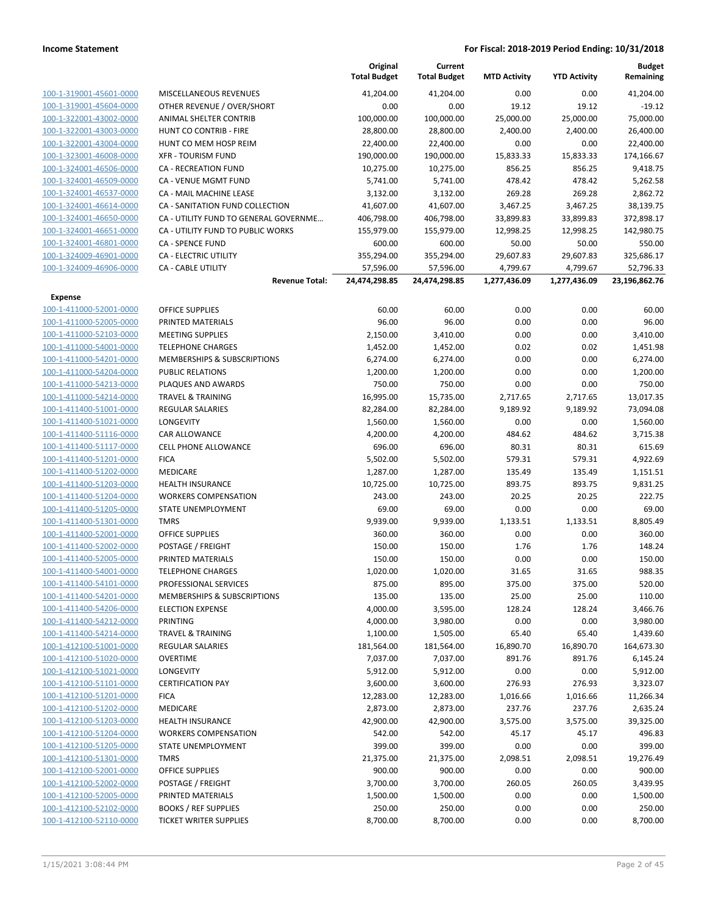| | | Original Total Budget | Current Total Budget | MTD Activity | YTD Activity | Budget Remaining |
|---|---|---|---|---|---|---|
| 100-1-319001-45601-0000 | MISCELLANEOUS REVENUES | 41,204.00 | 41,204.00 | 0.00 | 0.00 | 41,204.00 |
| 100-1-319001-45604-0000 | OTHER REVENUE / OVER/SHORT | 0.00 | 0.00 | 19.12 | 19.12 | -19.12 |
| 100-1-322001-43002-0000 | ANIMAL SHELTER CONTRIB | 100,000.00 | 100,000.00 | 25,000.00 | 25,000.00 | 75,000.00 |
| 100-1-322001-43003-0000 | HUNT CO CONTRIB - FIRE | 28,800.00 | 28,800.00 | 2,400.00 | 2,400.00 | 26,400.00 |
| 100-1-322001-43004-0000 | HUNT CO MEM HOSP REIM | 22,400.00 | 22,400.00 | 0.00 | 0.00 | 22,400.00 |
| 100-1-323001-46008-0000 | XFR - TOURISM FUND | 190,000.00 | 190,000.00 | 15,833.33 | 15,833.33 | 174,166.67 |
| 100-1-324001-46506-0000 | CA - RECREATION FUND | 10,275.00 | 10,275.00 | 856.25 | 856.25 | 9,418.75 |
| 100-1-324001-46509-0000 | CA - VENUE MGMT FUND | 5,741.00 | 5,741.00 | 478.42 | 478.42 | 5,262.58 |
| 100-1-324001-46537-0000 | CA - MAIL MACHINE LEASE | 3,132.00 | 3,132.00 | 269.28 | 269.28 | 2,862.72 |
| 100-1-324001-46614-0000 | CA - SANITATION FUND COLLECTION | 41,607.00 | 41,607.00 | 3,467.25 | 3,467.25 | 38,139.75 |
| 100-1-324001-46650-0000 | CA - UTILITY FUND TO GENERAL GOVERNME... | 406,798.00 | 406,798.00 | 33,899.83 | 33,899.83 | 372,898.17 |
| 100-1-324001-46651-0000 | CA - UTILITY FUND TO PUBLIC WORKS | 155,979.00 | 155,979.00 | 12,998.25 | 12,998.25 | 142,980.75 |
| 100-1-324001-46801-0000 | CA - SPENCE FUND | 600.00 | 600.00 | 50.00 | 50.00 | 550.00 |
| 100-1-324009-46901-0000 | CA - ELECTRIC UTILITY | 355,294.00 | 355,294.00 | 29,607.83 | 29,607.83 | 325,686.17 |
| 100-1-324009-46906-0000 | CA - CABLE UTILITY | 57,596.00 | 57,596.00 | 4,799.67 | 4,799.67 | 52,796.33 |
| | **Revenue Total:** | **24,474,298.85** | **24,474,298.85** | **1,277,436.09** | **1,277,436.09** | **23,196,862.76** |
| **Expense** | | | | | | |
| 100-1-411000-52001-0000 | OFFICE SUPPLIES | 60.00 | 60.00 | 0.00 | 0.00 | 60.00 |
| 100-1-411000-52005-0000 | PRINTED MATERIALS | 96.00 | 96.00 | 0.00 | 0.00 | 96.00 |
| 100-1-411000-52103-0000 | MEETING SUPPLIES | 2,150.00 | 3,410.00 | 0.00 | 0.00 | 3,410.00 |
| 100-1-411000-54001-0000 | TELEPHONE CHARGES | 1,452.00 | 1,452.00 | 0.02 | 0.02 | 1,451.98 |
| 100-1-411000-54201-0000 | MEMBERSHIPS & SUBSCRIPTIONS | 6,274.00 | 6,274.00 | 0.00 | 0.00 | 6,274.00 |
| 100-1-411000-54204-0000 | PUBLIC RELATIONS | 1,200.00 | 1,200.00 | 0.00 | 0.00 | 1,200.00 |
| 100-1-411000-54213-0000 | PLAQUES AND AWARDS | 750.00 | 750.00 | 0.00 | 0.00 | 750.00 |
| 100-1-411000-54214-0000 | TRAVEL & TRAINING | 16,995.00 | 15,735.00 | 2,717.65 | 2,717.65 | 13,017.35 |
| 100-1-411400-51001-0000 | REGULAR SALARIES | 82,284.00 | 82,284.00 | 9,189.92 | 9,189.92 | 73,094.08 |
| 100-1-411400-51021-0000 | LONGEVITY | 1,560.00 | 1,560.00 | 0.00 | 0.00 | 1,560.00 |
| 100-1-411400-51116-0000 | CAR ALLOWANCE | 4,200.00 | 4,200.00 | 484.62 | 484.62 | 3,715.38 |
| 100-1-411400-51117-0000 | CELL PHONE ALLOWANCE | 696.00 | 696.00 | 80.31 | 80.31 | 615.69 |
| 100-1-411400-51201-0000 | FICA | 5,502.00 | 5,502.00 | 579.31 | 579.31 | 4,922.69 |
| 100-1-411400-51202-0000 | MEDICARE | 1,287.00 | 1,287.00 | 135.49 | 135.49 | 1,151.51 |
| 100-1-411400-51203-0000 | HEALTH INSURANCE | 10,725.00 | 10,725.00 | 893.75 | 893.75 | 9,831.25 |
| 100-1-411400-51204-0000 | WORKERS COMPENSATION | 243.00 | 243.00 | 20.25 | 20.25 | 222.75 |
| 100-1-411400-51205-0000 | STATE UNEMPLOYMENT | 69.00 | 69.00 | 0.00 | 0.00 | 69.00 |
| 100-1-411400-51301-0000 | TMRS | 9,939.00 | 9,939.00 | 1,133.51 | 1,133.51 | 8,805.49 |
| 100-1-411400-52001-0000 | OFFICE SUPPLIES | 360.00 | 360.00 | 0.00 | 0.00 | 360.00 |
| 100-1-411400-52002-0000 | POSTAGE / FREIGHT | 150.00 | 150.00 | 1.76 | 1.76 | 148.24 |
| 100-1-411400-52005-0000 | PRINTED MATERIALS | 150.00 | 150.00 | 0.00 | 0.00 | 150.00 |
| 100-1-411400-54001-0000 | TELEPHONE CHARGES | 1,020.00 | 1,020.00 | 31.65 | 31.65 | 988.35 |
| 100-1-411400-54101-0000 | PROFESSIONAL SERVICES | 875.00 | 895.00 | 375.00 | 375.00 | 520.00 |
| 100-1-411400-54201-0000 | MEMBERSHIPS & SUBSCRIPTIONS | 135.00 | 135.00 | 25.00 | 25.00 | 110.00 |
| 100-1-411400-54206-0000 | ELECTION EXPENSE | 4,000.00 | 3,595.00 | 128.24 | 128.24 | 3,466.76 |
| 100-1-411400-54212-0000 | PRINTING | 4,000.00 | 3,980.00 | 0.00 | 0.00 | 3,980.00 |
| 100-1-411400-54214-0000 | TRAVEL & TRAINING | 1,100.00 | 1,505.00 | 65.40 | 65.40 | 1,439.60 |
| 100-1-412100-51001-0000 | REGULAR SALARIES | 181,564.00 | 181,564.00 | 16,890.70 | 16,890.70 | 164,673.30 |
| 100-1-412100-51020-0000 | OVERTIME | 7,037.00 | 7,037.00 | 891.76 | 891.76 | 6,145.24 |
| 100-1-412100-51021-0000 | LONGEVITY | 5,912.00 | 5,912.00 | 0.00 | 0.00 | 5,912.00 |
| 100-1-412100-51101-0000 | CERTIFICATION PAY | 3,600.00 | 3,600.00 | 276.93 | 276.93 | 3,323.07 |
| 100-1-412100-51201-0000 | FICA | 12,283.00 | 12,283.00 | 1,016.66 | 1,016.66 | 11,266.34 |
| 100-1-412100-51202-0000 | MEDICARE | 2,873.00 | 2,873.00 | 237.76 | 237.76 | 2,635.24 |
| 100-1-412100-51203-0000 | HEALTH INSURANCE | 42,900.00 | 42,900.00 | 3,575.00 | 3,575.00 | 39,325.00 |
| 100-1-412100-51204-0000 | WORKERS COMPENSATION | 542.00 | 542.00 | 45.17 | 45.17 | 496.83 |
| 100-1-412100-51205-0000 | STATE UNEMPLOYMENT | 399.00 | 399.00 | 0.00 | 0.00 | 399.00 |
| 100-1-412100-51301-0000 | TMRS | 21,375.00 | 21,375.00 | 2,098.51 | 2,098.51 | 19,276.49 |
| 100-1-412100-52001-0000 | OFFICE SUPPLIES | 900.00 | 900.00 | 0.00 | 0.00 | 900.00 |
| 100-1-412100-52002-0000 | POSTAGE / FREIGHT | 3,700.00 | 3,700.00 | 260.05 | 260.05 | 3,439.95 |
| 100-1-412100-52005-0000 | PRINTED MATERIALS | 1,500.00 | 1,500.00 | 0.00 | 0.00 | 1,500.00 |
| 100-1-412100-52102-0000 | BOOKS / REF SUPPLIES | 250.00 | 250.00 | 0.00 | 0.00 | 250.00 |
| 100-1-412100-52110-0000 | TICKET WRITER SUPPLIES | 8,700.00 | 8,700.00 | 0.00 | 0.00 | 8,700.00 |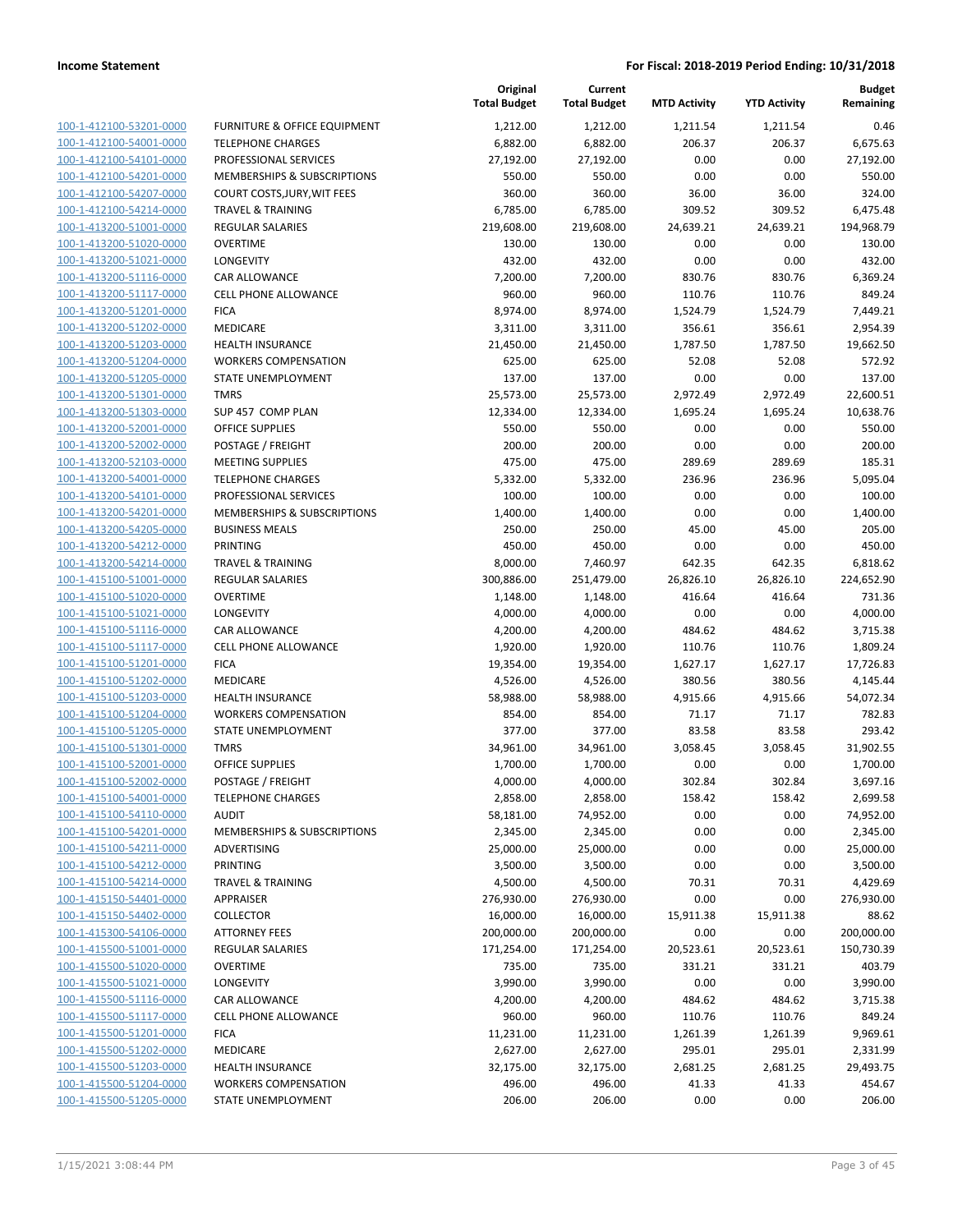| | | Original Total Budget | Current Total Budget | MTD Activity | YTD Activity | Budget Remaining |
|---|---|---|---|---|---|---|
| 100-1-412100-53201-0000 | FURNITURE & OFFICE EQUIPMENT | 1,212.00 | 1,212.00 | 1,211.54 | 1,211.54 | 0.46 |
| 100-1-412100-54001-0000 | TELEPHONE CHARGES | 6,882.00 | 6,882.00 | 206.37 | 206.37 | 6,675.63 |
| 100-1-412100-54101-0000 | PROFESSIONAL SERVICES | 27,192.00 | 27,192.00 | 0.00 | 0.00 | 27,192.00 |
| 100-1-412100-54201-0000 | MEMBERSHIPS & SUBSCRIPTIONS | 550.00 | 550.00 | 0.00 | 0.00 | 550.00 |
| 100-1-412100-54207-0000 | COURT COSTS,JURY,WIT FEES | 360.00 | 360.00 | 36.00 | 36.00 | 324.00 |
| 100-1-412100-54214-0000 | TRAVEL & TRAINING | 6,785.00 | 6,785.00 | 309.52 | 309.52 | 6,475.48 |
| 100-1-413200-51001-0000 | REGULAR SALARIES | 219,608.00 | 219,608.00 | 24,639.21 | 24,639.21 | 194,968.79 |
| 100-1-413200-51020-0000 | OVERTIME | 130.00 | 130.00 | 0.00 | 0.00 | 130.00 |
| 100-1-413200-51021-0000 | LONGEVITY | 432.00 | 432.00 | 0.00 | 0.00 | 432.00 |
| 100-1-413200-51116-0000 | CAR ALLOWANCE | 7,200.00 | 7,200.00 | 830.76 | 830.76 | 6,369.24 |
| 100-1-413200-51117-0000 | CELL PHONE ALLOWANCE | 960.00 | 960.00 | 110.76 | 110.76 | 849.24 |
| 100-1-413200-51201-0000 | FICA | 8,974.00 | 8,974.00 | 1,524.79 | 1,524.79 | 7,449.21 |
| 100-1-413200-51202-0000 | MEDICARE | 3,311.00 | 3,311.00 | 356.61 | 356.61 | 2,954.39 |
| 100-1-413200-51203-0000 | HEALTH INSURANCE | 21,450.00 | 21,450.00 | 1,787.50 | 1,787.50 | 19,662.50 |
| 100-1-413200-51204-0000 | WORKERS COMPENSATION | 625.00 | 625.00 | 52.08 | 52.08 | 572.92 |
| 100-1-413200-51205-0000 | STATE UNEMPLOYMENT | 137.00 | 137.00 | 0.00 | 0.00 | 137.00 |
| 100-1-413200-51301-0000 | TMRS | 25,573.00 | 25,573.00 | 2,972.49 | 2,972.49 | 22,600.51 |
| 100-1-413200-51303-0000 | SUP 457 COMP PLAN | 12,334.00 | 12,334.00 | 1,695.24 | 1,695.24 | 10,638.76 |
| 100-1-413200-52001-0000 | OFFICE SUPPLIES | 550.00 | 550.00 | 0.00 | 0.00 | 550.00 |
| 100-1-413200-52002-0000 | POSTAGE / FREIGHT | 200.00 | 200.00 | 0.00 | 0.00 | 200.00 |
| 100-1-413200-52103-0000 | MEETING SUPPLIES | 475.00 | 475.00 | 289.69 | 289.69 | 185.31 |
| 100-1-413200-54001-0000 | TELEPHONE CHARGES | 5,332.00 | 5,332.00 | 236.96 | 236.96 | 5,095.04 |
| 100-1-413200-54101-0000 | PROFESSIONAL SERVICES | 100.00 | 100.00 | 0.00 | 0.00 | 100.00 |
| 100-1-413200-54201-0000 | MEMBERSHIPS & SUBSCRIPTIONS | 1,400.00 | 1,400.00 | 0.00 | 0.00 | 1,400.00 |
| 100-1-413200-54205-0000 | BUSINESS MEALS | 250.00 | 250.00 | 45.00 | 45.00 | 205.00 |
| 100-1-413200-54212-0000 | PRINTING | 450.00 | 450.00 | 0.00 | 0.00 | 450.00 |
| 100-1-413200-54214-0000 | TRAVEL & TRAINING | 8,000.00 | 7,460.97 | 642.35 | 642.35 | 6,818.62 |
| 100-1-415100-51001-0000 | REGULAR SALARIES | 300,886.00 | 251,479.00 | 26,826.10 | 26,826.10 | 224,652.90 |
| 100-1-415100-51020-0000 | OVERTIME | 1,148.00 | 1,148.00 | 416.64 | 416.64 | 731.36 |
| 100-1-415100-51021-0000 | LONGEVITY | 4,000.00 | 4,000.00 | 0.00 | 0.00 | 4,000.00 |
| 100-1-415100-51116-0000 | CAR ALLOWANCE | 4,200.00 | 4,200.00 | 484.62 | 484.62 | 3,715.38 |
| 100-1-415100-51117-0000 | CELL PHONE ALLOWANCE | 1,920.00 | 1,920.00 | 110.76 | 110.76 | 1,809.24 |
| 100-1-415100-51201-0000 | FICA | 19,354.00 | 19,354.00 | 1,627.17 | 1,627.17 | 17,726.83 |
| 100-1-415100-51202-0000 | MEDICARE | 4,526.00 | 4,526.00 | 380.56 | 380.56 | 4,145.44 |
| 100-1-415100-51203-0000 | HEALTH INSURANCE | 58,988.00 | 58,988.00 | 4,915.66 | 4,915.66 | 54,072.34 |
| 100-1-415100-51204-0000 | WORKERS COMPENSATION | 854.00 | 854.00 | 71.17 | 71.17 | 782.83 |
| 100-1-415100-51205-0000 | STATE UNEMPLOYMENT | 377.00 | 377.00 | 83.58 | 83.58 | 293.42 |
| 100-1-415100-51301-0000 | TMRS | 34,961.00 | 34,961.00 | 3,058.45 | 3,058.45 | 31,902.55 |
| 100-1-415100-52001-0000 | OFFICE SUPPLIES | 1,700.00 | 1,700.00 | 0.00 | 0.00 | 1,700.00 |
| 100-1-415100-52002-0000 | POSTAGE / FREIGHT | 4,000.00 | 4,000.00 | 302.84 | 302.84 | 3,697.16 |
| 100-1-415100-54001-0000 | TELEPHONE CHARGES | 2,858.00 | 2,858.00 | 158.42 | 158.42 | 2,699.58 |
| 100-1-415100-54110-0000 | AUDIT | 58,181.00 | 74,952.00 | 0.00 | 0.00 | 74,952.00 |
| 100-1-415100-54201-0000 | MEMBERSHIPS & SUBSCRIPTIONS | 2,345.00 | 2,345.00 | 0.00 | 0.00 | 2,345.00 |
| 100-1-415100-54211-0000 | ADVERTISING | 25,000.00 | 25,000.00 | 0.00 | 0.00 | 25,000.00 |
| 100-1-415100-54212-0000 | PRINTING | 3,500.00 | 3,500.00 | 0.00 | 0.00 | 3,500.00 |
| 100-1-415100-54214-0000 | TRAVEL & TRAINING | 4,500.00 | 4,500.00 | 70.31 | 70.31 | 4,429.69 |
| 100-1-415150-54401-0000 | APPRAISER | 276,930.00 | 276,930.00 | 0.00 | 0.00 | 276,930.00 |
| 100-1-415150-54402-0000 | COLLECTOR | 16,000.00 | 16,000.00 | 15,911.38 | 15,911.38 | 88.62 |
| 100-1-415300-54106-0000 | ATTORNEY FEES | 200,000.00 | 200,000.00 | 0.00 | 0.00 | 200,000.00 |
| 100-1-415500-51001-0000 | REGULAR SALARIES | 171,254.00 | 171,254.00 | 20,523.61 | 20,523.61 | 150,730.39 |
| 100-1-415500-51020-0000 | OVERTIME | 735.00 | 735.00 | 331.21 | 331.21 | 403.79 |
| 100-1-415500-51021-0000 | LONGEVITY | 3,990.00 | 3,990.00 | 0.00 | 0.00 | 3,990.00 |
| 100-1-415500-51116-0000 | CAR ALLOWANCE | 4,200.00 | 4,200.00 | 484.62 | 484.62 | 3,715.38 |
| 100-1-415500-51117-0000 | CELL PHONE ALLOWANCE | 960.00 | 960.00 | 110.76 | 110.76 | 849.24 |
| 100-1-415500-51201-0000 | FICA | 11,231.00 | 11,231.00 | 1,261.39 | 1,261.39 | 9,969.61 |
| 100-1-415500-51202-0000 | MEDICARE | 2,627.00 | 2,627.00 | 295.01 | 295.01 | 2,331.99 |
| 100-1-415500-51203-0000 | HEALTH INSURANCE | 32,175.00 | 32,175.00 | 2,681.25 | 2,681.25 | 29,493.75 |
| 100-1-415500-51204-0000 | WORKERS COMPENSATION | 496.00 | 496.00 | 41.33 | 41.33 | 454.67 |
| 100-1-415500-51205-0000 | STATE UNEMPLOYMENT | 206.00 | 206.00 | 0.00 | 0.00 | 206.00 |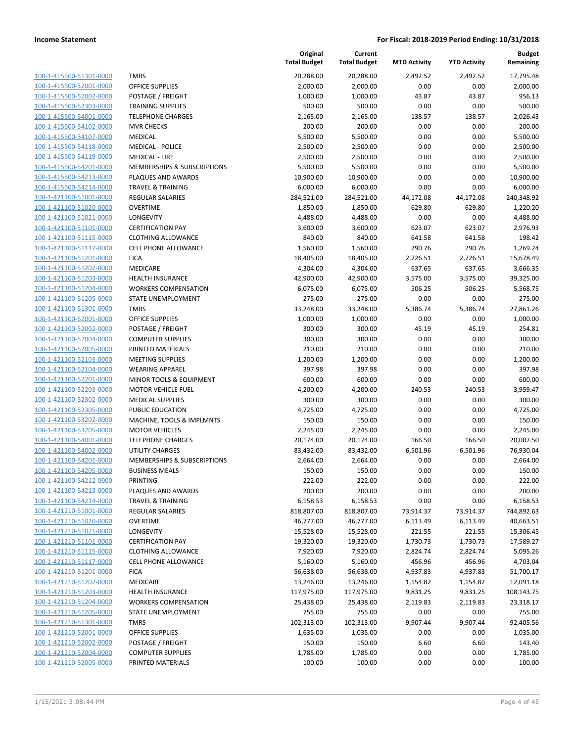**Income Statement** — **For Fiscal: 2018-2019 Period Ending: 10/31/2018**

| | | Original Total Budget | Current Total Budget | MTD Activity | YTD Activity | Budget Remaining |
|---|---|---|---|---|---|---|
| 100-1-415500-51301-0000 | TMRS | 20,288.00 | 20,288.00 | 2,492.52 | 2,492.52 | 17,795.48 |
| 100-1-415500-52001-0000 | OFFICE SUPPLIES | 2,000.00 | 2,000.00 | 0.00 | 0.00 | 2,000.00 |
| 100-1-415500-52002-0000 | POSTAGE / FREIGHT | 1,000.00 | 1,000.00 | 43.87 | 43.87 | 956.13 |
| 100-1-415500-52303-0000 | TRAINING SUPPLIES | 500.00 | 500.00 | 0.00 | 0.00 | 500.00 |
| 100-1-415500-54001-0000 | TELEPHONE CHARGES | 2,165.00 | 2,165.00 | 138.57 | 138.57 | 2,026.43 |
| 100-1-415500-54102-0000 | MVR CHECKS | 200.00 | 200.00 | 0.00 | 0.00 | 200.00 |
| 100-1-415500-54107-0000 | MEDICAL | 5,500.00 | 5,500.00 | 0.00 | 0.00 | 5,500.00 |
| 100-1-415500-54118-0000 | MEDICAL - POLICE | 2,500.00 | 2,500.00 | 0.00 | 0.00 | 2,500.00 |
| 100-1-415500-54119-0000 | MEDICAL - FIRE | 2,500.00 | 2,500.00 | 0.00 | 0.00 | 2,500.00 |
| 100-1-415500-54201-0000 | MEMBERSHIPS & SUBSCRIPTIONS | 5,500.00 | 5,500.00 | 0.00 | 0.00 | 5,500.00 |
| 100-1-415500-54213-0000 | PLAQUES AND AWARDS | 10,900.00 | 10,900.00 | 0.00 | 0.00 | 10,900.00 |
| 100-1-415500-54214-0000 | TRAVEL & TRAINING | 6,000.00 | 6,000.00 | 0.00 | 0.00 | 6,000.00 |
| 100-1-421100-51001-0000 | REGULAR SALARIES | 284,521.00 | 284,521.00 | 44,172.08 | 44,172.08 | 240,348.92 |
| 100-1-421100-51020-0000 | OVERTIME | 1,850.00 | 1,850.00 | 629.80 | 629.80 | 1,220.20 |
| 100-1-421100-51021-0000 | LONGEVITY | 4,488.00 | 4,488.00 | 0.00 | 0.00 | 4,488.00 |
| 100-1-421100-51101-0000 | CERTIFICATION PAY | 3,600.00 | 3,600.00 | 623.07 | 623.07 | 2,976.93 |
| 100-1-421100-51115-0000 | CLOTHING ALLOWANCE | 840.00 | 840.00 | 641.58 | 641.58 | 198.42 |
| 100-1-421100-51117-0000 | CELL PHONE ALLOWANCE | 1,560.00 | 1,560.00 | 290.76 | 290.76 | 1,269.24 |
| 100-1-421100-51201-0000 | FICA | 18,405.00 | 18,405.00 | 2,726.51 | 2,726.51 | 15,678.49 |
| 100-1-421100-51202-0000 | MEDICARE | 4,304.00 | 4,304.00 | 637.65 | 637.65 | 3,666.35 |
| 100-1-421100-51203-0000 | HEALTH INSURANCE | 42,900.00 | 42,900.00 | 3,575.00 | 3,575.00 | 39,325.00 |
| 100-1-421100-51204-0000 | WORKERS COMPENSATION | 6,075.00 | 6,075.00 | 506.25 | 506.25 | 5,568.75 |
| 100-1-421100-51205-0000 | STATE UNEMPLOYMENT | 275.00 | 275.00 | 0.00 | 0.00 | 275.00 |
| 100-1-421100-51301-0000 | TMRS | 33,248.00 | 33,248.00 | 5,386.74 | 5,386.74 | 27,861.26 |
| 100-1-421100-52001-0000 | OFFICE SUPPLIES | 1,000.00 | 1,000.00 | 0.00 | 0.00 | 1,000.00 |
| 100-1-421100-52002-0000 | POSTAGE / FREIGHT | 300.00 | 300.00 | 45.19 | 45.19 | 254.81 |
| 100-1-421100-52004-0000 | COMPUTER SUPPLIES | 300.00 | 300.00 | 0.00 | 0.00 | 300.00 |
| 100-1-421100-52005-0000 | PRINTED MATERIALS | 210.00 | 210.00 | 0.00 | 0.00 | 210.00 |
| 100-1-421100-52103-0000 | MEETING SUPPLIES | 1,200.00 | 1,200.00 | 0.00 | 0.00 | 1,200.00 |
| 100-1-421100-52104-0000 | WEARING APPAREL | 397.98 | 397.98 | 0.00 | 0.00 | 397.98 |
| 100-1-421100-52201-0000 | MINOR TOOLS & EQUIPMENT | 600.00 | 600.00 | 0.00 | 0.00 | 600.00 |
| 100-1-421100-52203-0000 | MOTOR VEHICLE FUEL | 4,200.00 | 4,200.00 | 240.53 | 240.53 | 3,959.47 |
| 100-1-421100-52302-0000 | MEDICAL SUPPLIES | 300.00 | 300.00 | 0.00 | 0.00 | 300.00 |
| 100-1-421100-52305-0000 | PUBLIC EDUCATION | 4,725.00 | 4,725.00 | 0.00 | 0.00 | 4,725.00 |
| 100-1-421100-53202-0000 | MACHINE, TOOLS & IMPLMNTS | 150.00 | 150.00 | 0.00 | 0.00 | 150.00 |
| 100-1-421100-53205-0000 | MOTOR VEHICLES | 2,245.00 | 2,245.00 | 0.00 | 0.00 | 2,245.00 |
| 100-1-421100-54001-0000 | TELEPHONE CHARGES | 20,174.00 | 20,174.00 | 166.50 | 166.50 | 20,007.50 |
| 100-1-421100-54002-0000 | UTILITY CHARGES | 83,432.00 | 83,432.00 | 6,501.96 | 6,501.96 | 76,930.04 |
| 100-1-421100-54201-0000 | MEMBERSHIPS & SUBSCRIPTIONS | 2,664.00 | 2,664.00 | 0.00 | 0.00 | 2,664.00 |
| 100-1-421100-54205-0000 | BUSINESS MEALS | 150.00 | 150.00 | 0.00 | 0.00 | 150.00 |
| 100-1-421100-54212-0000 | PRINTING | 222.00 | 222.00 | 0.00 | 0.00 | 222.00 |
| 100-1-421100-54213-0000 | PLAQUES AND AWARDS | 200.00 | 200.00 | 0.00 | 0.00 | 200.00 |
| 100-1-421100-54214-0000 | TRAVEL & TRAINING | 6,158.53 | 6,158.53 | 0.00 | 0.00 | 6,158.53 |
| 100-1-421210-51001-0000 | REGULAR SALARIES | 818,807.00 | 818,807.00 | 73,914.37 | 73,914.37 | 744,892.63 |
| 100-1-421210-51020-0000 | OVERTIME | 46,777.00 | 46,777.00 | 6,113.49 | 6,113.49 | 40,663.51 |
| 100-1-421210-51021-0000 | LONGEVITY | 15,528.00 | 15,528.00 | 221.55 | 221.55 | 15,306.45 |
| 100-1-421210-51101-0000 | CERTIFICATION PAY | 19,320.00 | 19,320.00 | 1,730.73 | 1,730.73 | 17,589.27 |
| 100-1-421210-51115-0000 | CLOTHING ALLOWANCE | 7,920.00 | 7,920.00 | 2,824.74 | 2,824.74 | 5,095.26 |
| 100-1-421210-51117-0000 | CELL PHONE ALLOWANCE | 5,160.00 | 5,160.00 | 456.96 | 456.96 | 4,703.04 |
| 100-1-421210-51201-0000 | FICA | 56,638.00 | 56,638.00 | 4,937.83 | 4,937.83 | 51,700.17 |
| 100-1-421210-51202-0000 | MEDICARE | 13,246.00 | 13,246.00 | 1,154.82 | 1,154.82 | 12,091.18 |
| 100-1-421210-51203-0000 | HEALTH INSURANCE | 117,975.00 | 117,975.00 | 9,831.25 | 9,831.25 | 108,143.75 |
| 100-1-421210-51204-0000 | WORKERS COMPENSATION | 25,438.00 | 25,438.00 | 2,119.83 | 2,119.83 | 23,318.17 |
| 100-1-421210-51205-0000 | STATE UNEMPLOYMENT | 755.00 | 755.00 | 0.00 | 0.00 | 755.00 |
| 100-1-421210-51301-0000 | TMRS | 102,313.00 | 102,313.00 | 9,907.44 | 9,907.44 | 92,405.56 |
| 100-1-421210-52001-0000 | OFFICE SUPPLIES | 1,635.00 | 1,035.00 | 0.00 | 0.00 | 1,035.00 |
| 100-1-421210-52002-0000 | POSTAGE / FREIGHT | 150.00 | 150.00 | 6.60 | 6.60 | 143.40 |
| 100-1-421210-52004-0000 | COMPUTER SUPPLIES | 1,785.00 | 1,785.00 | 0.00 | 0.00 | 1,785.00 |
| 100-1-421210-52005-0000 | PRINTED MATERIALS | 100.00 | 100.00 | 0.00 | 0.00 | 100.00 |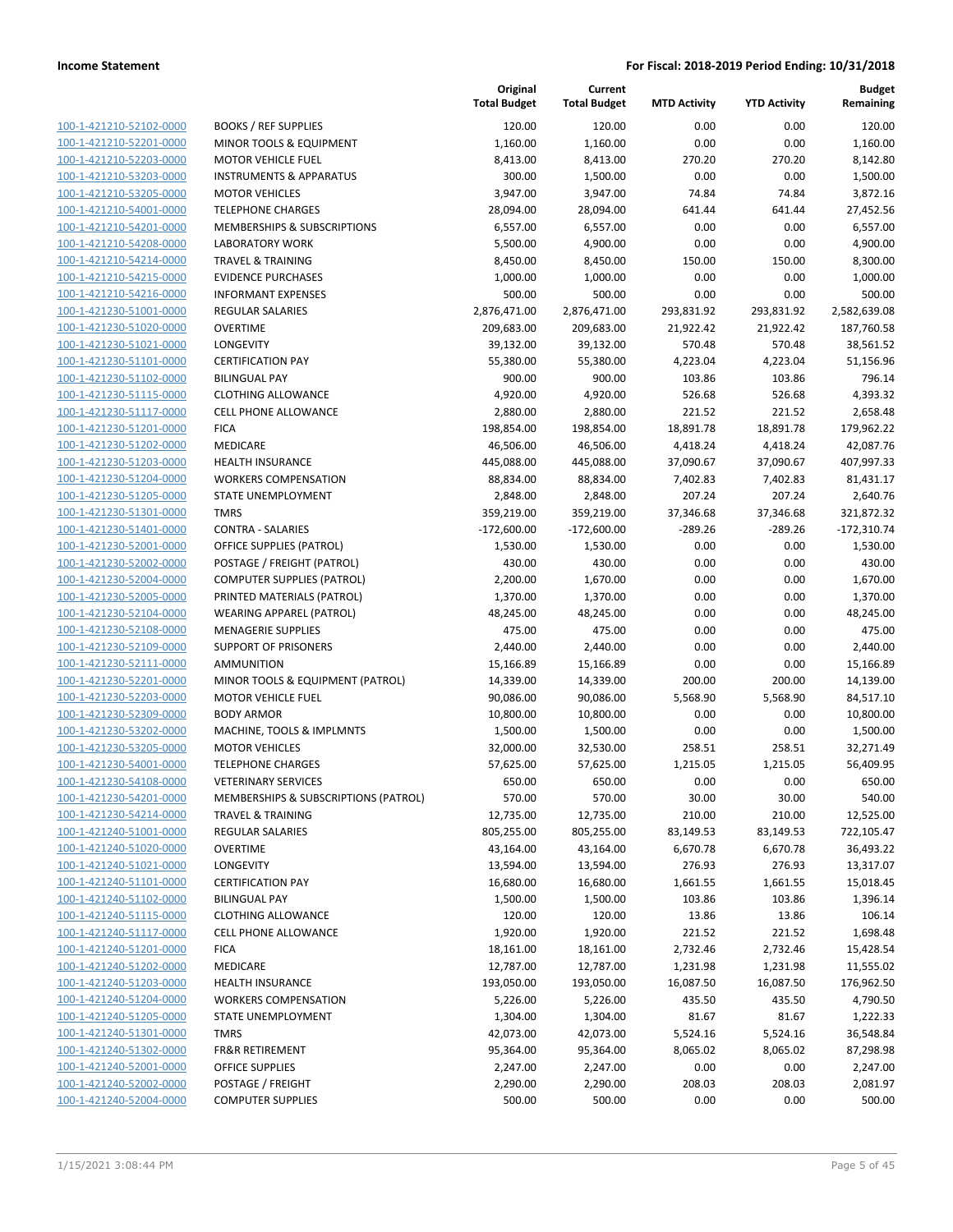| | | Original Total Budget | Current Total Budget | MTD Activity | YTD Activity | Budget Remaining |
|---|---|---|---|---|---|---|
| 100-1-421210-52102-0000 | BOOKS / REF SUPPLIES | 120.00 | 120.00 | 0.00 | 0.00 | 120.00 |
| 100-1-421210-52201-0000 | MINOR TOOLS & EQUIPMENT | 1,160.00 | 1,160.00 | 0.00 | 0.00 | 1,160.00 |
| 100-1-421210-52203-0000 | MOTOR VEHICLE FUEL | 8,413.00 | 8,413.00 | 270.20 | 270.20 | 8,142.80 |
| 100-1-421210-53203-0000 | INSTRUMENTS & APPARATUS | 300.00 | 1,500.00 | 0.00 | 0.00 | 1,500.00 |
| 100-1-421210-53205-0000 | MOTOR VEHICLES | 3,947.00 | 3,947.00 | 74.84 | 74.84 | 3,872.16 |
| 100-1-421210-54001-0000 | TELEPHONE CHARGES | 28,094.00 | 28,094.00 | 641.44 | 641.44 | 27,452.56 |
| 100-1-421210-54201-0000 | MEMBERSHIPS & SUBSCRIPTIONS | 6,557.00 | 6,557.00 | 0.00 | 0.00 | 6,557.00 |
| 100-1-421210-54208-0000 | LABORATORY WORK | 5,500.00 | 4,900.00 | 0.00 | 0.00 | 4,900.00 |
| 100-1-421210-54214-0000 | TRAVEL & TRAINING | 8,450.00 | 8,450.00 | 150.00 | 150.00 | 8,300.00 |
| 100-1-421210-54215-0000 | EVIDENCE PURCHASES | 1,000.00 | 1,000.00 | 0.00 | 0.00 | 1,000.00 |
| 100-1-421210-54216-0000 | INFORMANT EXPENSES | 500.00 | 500.00 | 0.00 | 0.00 | 500.00 |
| 100-1-421230-51001-0000 | REGULAR SALARIES | 2,876,471.00 | 2,876,471.00 | 293,831.92 | 293,831.92 | 2,582,639.08 |
| 100-1-421230-51020-0000 | OVERTIME | 209,683.00 | 209,683.00 | 21,922.42 | 21,922.42 | 187,760.58 |
| 100-1-421230-51021-0000 | LONGEVITY | 39,132.00 | 39,132.00 | 570.48 | 570.48 | 38,561.52 |
| 100-1-421230-51101-0000 | CERTIFICATION PAY | 55,380.00 | 55,380.00 | 4,223.04 | 4,223.04 | 51,156.96 |
| 100-1-421230-51102-0000 | BILINGUAL PAY | 900.00 | 900.00 | 103.86 | 103.86 | 796.14 |
| 100-1-421230-51115-0000 | CLOTHING ALLOWANCE | 4,920.00 | 4,920.00 | 526.68 | 526.68 | 4,393.32 |
| 100-1-421230-51117-0000 | CELL PHONE ALLOWANCE | 2,880.00 | 2,880.00 | 221.52 | 221.52 | 2,658.48 |
| 100-1-421230-51201-0000 | FICA | 198,854.00 | 198,854.00 | 18,891.78 | 18,891.78 | 179,962.22 |
| 100-1-421230-51202-0000 | MEDICARE | 46,506.00 | 46,506.00 | 4,418.24 | 4,418.24 | 42,087.76 |
| 100-1-421230-51203-0000 | HEALTH INSURANCE | 445,088.00 | 445,088.00 | 37,090.67 | 37,090.67 | 407,997.33 |
| 100-1-421230-51204-0000 | WORKERS COMPENSATION | 88,834.00 | 88,834.00 | 7,402.83 | 7,402.83 | 81,431.17 |
| 100-1-421230-51205-0000 | STATE UNEMPLOYMENT | 2,848.00 | 2,848.00 | 207.24 | 207.24 | 2,640.76 |
| 100-1-421230-51301-0000 | TMRS | 359,219.00 | 359,219.00 | 37,346.68 | 37,346.68 | 321,872.32 |
| 100-1-421230-51401-0000 | CONTRA - SALARIES | -172,600.00 | -172,600.00 | -289.26 | -289.26 | -172,310.74 |
| 100-1-421230-52001-0000 | OFFICE SUPPLIES (PATROL) | 1,530.00 | 1,530.00 | 0.00 | 0.00 | 1,530.00 |
| 100-1-421230-52002-0000 | POSTAGE / FREIGHT (PATROL) | 430.00 | 430.00 | 0.00 | 0.00 | 430.00 |
| 100-1-421230-52004-0000 | COMPUTER SUPPLIES (PATROL) | 2,200.00 | 1,670.00 | 0.00 | 0.00 | 1,670.00 |
| 100-1-421230-52005-0000 | PRINTED MATERIALS (PATROL) | 1,370.00 | 1,370.00 | 0.00 | 0.00 | 1,370.00 |
| 100-1-421230-52104-0000 | WEARING APPAREL (PATROL) | 48,245.00 | 48,245.00 | 0.00 | 0.00 | 48,245.00 |
| 100-1-421230-52108-0000 | MENAGERIE SUPPLIES | 475.00 | 475.00 | 0.00 | 0.00 | 475.00 |
| 100-1-421230-52109-0000 | SUPPORT OF PRISONERS | 2,440.00 | 2,440.00 | 0.00 | 0.00 | 2,440.00 |
| 100-1-421230-52111-0000 | AMMUNITION | 15,166.89 | 15,166.89 | 0.00 | 0.00 | 15,166.89 |
| 100-1-421230-52201-0000 | MINOR TOOLS & EQUIPMENT (PATROL) | 14,339.00 | 14,339.00 | 200.00 | 200.00 | 14,139.00 |
| 100-1-421230-52203-0000 | MOTOR VEHICLE FUEL | 90,086.00 | 90,086.00 | 5,568.90 | 5,568.90 | 84,517.10 |
| 100-1-421230-52309-0000 | BODY ARMOR | 10,800.00 | 10,800.00 | 0.00 | 0.00 | 10,800.00 |
| 100-1-421230-53202-0000 | MACHINE, TOOLS & IMPLMNTS | 1,500.00 | 1,500.00 | 0.00 | 0.00 | 1,500.00 |
| 100-1-421230-53205-0000 | MOTOR VEHICLES | 32,000.00 | 32,530.00 | 258.51 | 258.51 | 32,271.49 |
| 100-1-421230-54001-0000 | TELEPHONE CHARGES | 57,625.00 | 57,625.00 | 1,215.05 | 1,215.05 | 56,409.95 |
| 100-1-421230-54108-0000 | VETERINARY SERVICES | 650.00 | 650.00 | 0.00 | 0.00 | 650.00 |
| 100-1-421230-54201-0000 | MEMBERSHIPS & SUBSCRIPTIONS (PATROL) | 570.00 | 570.00 | 30.00 | 30.00 | 540.00 |
| 100-1-421230-54214-0000 | TRAVEL & TRAINING | 12,735.00 | 12,735.00 | 210.00 | 210.00 | 12,525.00 |
| 100-1-421240-51001-0000 | REGULAR SALARIES | 805,255.00 | 805,255.00 | 83,149.53 | 83,149.53 | 722,105.47 |
| 100-1-421240-51020-0000 | OVERTIME | 43,164.00 | 43,164.00 | 6,670.78 | 6,670.78 | 36,493.22 |
| 100-1-421240-51021-0000 | LONGEVITY | 13,594.00 | 13,594.00 | 276.93 | 276.93 | 13,317.07 |
| 100-1-421240-51101-0000 | CERTIFICATION PAY | 16,680.00 | 16,680.00 | 1,661.55 | 1,661.55 | 15,018.45 |
| 100-1-421240-51102-0000 | BILINGUAL PAY | 1,500.00 | 1,500.00 | 103.86 | 103.86 | 1,396.14 |
| 100-1-421240-51115-0000 | CLOTHING ALLOWANCE | 120.00 | 120.00 | 13.86 | 13.86 | 106.14 |
| 100-1-421240-51117-0000 | CELL PHONE ALLOWANCE | 1,920.00 | 1,920.00 | 221.52 | 221.52 | 1,698.48 |
| 100-1-421240-51201-0000 | FICA | 18,161.00 | 18,161.00 | 2,732.46 | 2,732.46 | 15,428.54 |
| 100-1-421240-51202-0000 | MEDICARE | 12,787.00 | 12,787.00 | 1,231.98 | 1,231.98 | 11,555.02 |
| 100-1-421240-51203-0000 | HEALTH INSURANCE | 193,050.00 | 193,050.00 | 16,087.50 | 16,087.50 | 176,962.50 |
| 100-1-421240-51204-0000 | WORKERS COMPENSATION | 5,226.00 | 5,226.00 | 435.50 | 435.50 | 4,790.50 |
| 100-1-421240-51205-0000 | STATE UNEMPLOYMENT | 1,304.00 | 1,304.00 | 81.67 | 81.67 | 1,222.33 |
| 100-1-421240-51301-0000 | TMRS | 42,073.00 | 42,073.00 | 5,524.16 | 5,524.16 | 36,548.84 |
| 100-1-421240-51302-0000 | FR&R RETIREMENT | 95,364.00 | 95,364.00 | 8,065.02 | 8,065.02 | 87,298.98 |
| 100-1-421240-52001-0000 | OFFICE SUPPLIES | 2,247.00 | 2,247.00 | 0.00 | 0.00 | 2,247.00 |
| 100-1-421240-52002-0000 | POSTAGE / FREIGHT | 2,290.00 | 2,290.00 | 208.03 | 208.03 | 2,081.97 |
| 100-1-421240-52004-0000 | COMPUTER SUPPLIES | 500.00 | 500.00 | 0.00 | 0.00 | 500.00 |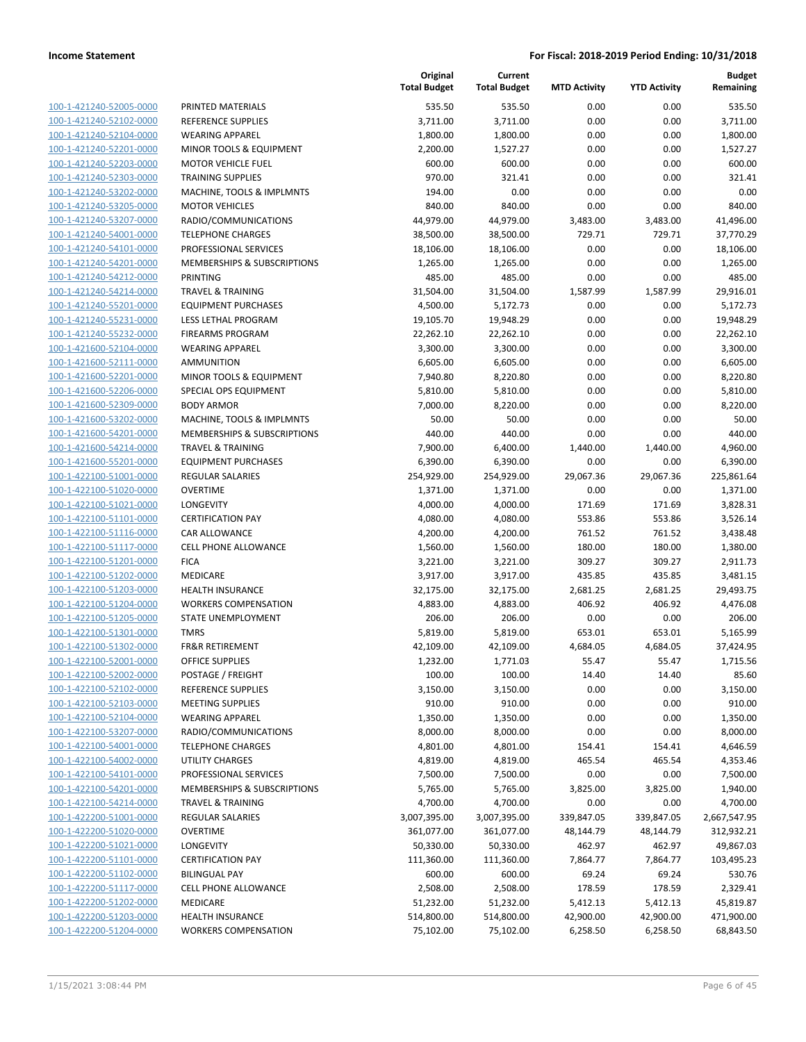| | | Original Total Budget | Current Total Budget | MTD Activity | YTD Activity | Budget Remaining |
|---|---|---|---|---|---|---|
| 100-1-421240-52005-0000 | PRINTED MATERIALS | 535.50 | 535.50 | 0.00 | 0.00 | 535.50 |
| 100-1-421240-52102-0000 | REFERENCE SUPPLIES | 3,711.00 | 3,711.00 | 0.00 | 0.00 | 3,711.00 |
| 100-1-421240-52104-0000 | WEARING APPAREL | 1,800.00 | 1,800.00 | 0.00 | 0.00 | 1,800.00 |
| 100-1-421240-52201-0000 | MINOR TOOLS & EQUIPMENT | 2,200.00 | 1,527.27 | 0.00 | 0.00 | 1,527.27 |
| 100-1-421240-52203-0000 | MOTOR VEHICLE FUEL | 600.00 | 600.00 | 0.00 | 0.00 | 600.00 |
| 100-1-421240-52303-0000 | TRAINING SUPPLIES | 970.00 | 321.41 | 0.00 | 0.00 | 321.41 |
| 100-1-421240-53202-0000 | MACHINE, TOOLS & IMPLMNTS | 194.00 | 0.00 | 0.00 | 0.00 | 0.00 |
| 100-1-421240-53205-0000 | MOTOR VEHICLES | 840.00 | 840.00 | 0.00 | 0.00 | 840.00 |
| 100-1-421240-53207-0000 | RADIO/COMMUNICATIONS | 44,979.00 | 44,979.00 | 3,483.00 | 3,483.00 | 41,496.00 |
| 100-1-421240-54001-0000 | TELEPHONE CHARGES | 38,500.00 | 38,500.00 | 729.71 | 729.71 | 37,770.29 |
| 100-1-421240-54101-0000 | PROFESSIONAL SERVICES | 18,106.00 | 18,106.00 | 0.00 | 0.00 | 18,106.00 |
| 100-1-421240-54201-0000 | MEMBERSHIPS & SUBSCRIPTIONS | 1,265.00 | 1,265.00 | 0.00 | 0.00 | 1,265.00 |
| 100-1-421240-54212-0000 | PRINTING | 485.00 | 485.00 | 0.00 | 0.00 | 485.00 |
| 100-1-421240-54214-0000 | TRAVEL & TRAINING | 31,504.00 | 31,504.00 | 1,587.99 | 1,587.99 | 29,916.01 |
| 100-1-421240-55201-0000 | EQUIPMENT PURCHASES | 4,500.00 | 5,172.73 | 0.00 | 0.00 | 5,172.73 |
| 100-1-421240-55231-0000 | LESS LETHAL PROGRAM | 19,105.70 | 19,948.29 | 0.00 | 0.00 | 19,948.29 |
| 100-1-421240-55232-0000 | FIREARMS PROGRAM | 22,262.10 | 22,262.10 | 0.00 | 0.00 | 22,262.10 |
| 100-1-421600-52104-0000 | WEARING APPAREL | 3,300.00 | 3,300.00 | 0.00 | 0.00 | 3,300.00 |
| 100-1-421600-52111-0000 | AMMUNITION | 6,605.00 | 6,605.00 | 0.00 | 0.00 | 6,605.00 |
| 100-1-421600-52201-0000 | MINOR TOOLS & EQUIPMENT | 7,940.80 | 8,220.80 | 0.00 | 0.00 | 8,220.80 |
| 100-1-421600-52206-0000 | SPECIAL OPS EQUIPMENT | 5,810.00 | 5,810.00 | 0.00 | 0.00 | 5,810.00 |
| 100-1-421600-52309-0000 | BODY ARMOR | 7,000.00 | 8,220.00 | 0.00 | 0.00 | 8,220.00 |
| 100-1-421600-53202-0000 | MACHINE, TOOLS & IMPLMNTS | 50.00 | 50.00 | 0.00 | 0.00 | 50.00 |
| 100-1-421600-54201-0000 | MEMBERSHIPS & SUBSCRIPTIONS | 440.00 | 440.00 | 0.00 | 0.00 | 440.00 |
| 100-1-421600-54214-0000 | TRAVEL & TRAINING | 7,900.00 | 6,400.00 | 1,440.00 | 1,440.00 | 4,960.00 |
| 100-1-421600-55201-0000 | EQUIPMENT PURCHASES | 6,390.00 | 6,390.00 | 0.00 | 0.00 | 6,390.00 |
| 100-1-422100-51001-0000 | REGULAR SALARIES | 254,929.00 | 254,929.00 | 29,067.36 | 29,067.36 | 225,861.64 |
| 100-1-422100-51020-0000 | OVERTIME | 1,371.00 | 1,371.00 | 0.00 | 0.00 | 1,371.00 |
| 100-1-422100-51021-0000 | LONGEVITY | 4,000.00 | 4,000.00 | 171.69 | 171.69 | 3,828.31 |
| 100-1-422100-51101-0000 | CERTIFICATION PAY | 4,080.00 | 4,080.00 | 553.86 | 553.86 | 3,526.14 |
| 100-1-422100-51116-0000 | CAR ALLOWANCE | 4,200.00 | 4,200.00 | 761.52 | 761.52 | 3,438.48 |
| 100-1-422100-51117-0000 | CELL PHONE ALLOWANCE | 1,560.00 | 1,560.00 | 180.00 | 180.00 | 1,380.00 |
| 100-1-422100-51201-0000 | FICA | 3,221.00 | 3,221.00 | 309.27 | 309.27 | 2,911.73 |
| 100-1-422100-51202-0000 | MEDICARE | 3,917.00 | 3,917.00 | 435.85 | 435.85 | 3,481.15 |
| 100-1-422100-51203-0000 | HEALTH INSURANCE | 32,175.00 | 32,175.00 | 2,681.25 | 2,681.25 | 29,493.75 |
| 100-1-422100-51204-0000 | WORKERS COMPENSATION | 4,883.00 | 4,883.00 | 406.92 | 406.92 | 4,476.08 |
| 100-1-422100-51205-0000 | STATE UNEMPLOYMENT | 206.00 | 206.00 | 0.00 | 0.00 | 206.00 |
| 100-1-422100-51301-0000 | TMRS | 5,819.00 | 5,819.00 | 653.01 | 653.01 | 5,165.99 |
| 100-1-422100-51302-0000 | FR&R RETIREMENT | 42,109.00 | 42,109.00 | 4,684.05 | 4,684.05 | 37,424.95 |
| 100-1-422100-52001-0000 | OFFICE SUPPLIES | 1,232.00 | 1,771.03 | 55.47 | 55.47 | 1,715.56 |
| 100-1-422100-52002-0000 | POSTAGE / FREIGHT | 100.00 | 100.00 | 14.40 | 14.40 | 85.60 |
| 100-1-422100-52102-0000 | REFERENCE SUPPLIES | 3,150.00 | 3,150.00 | 0.00 | 0.00 | 3,150.00 |
| 100-1-422100-52103-0000 | MEETING SUPPLIES | 910.00 | 910.00 | 0.00 | 0.00 | 910.00 |
| 100-1-422100-52104-0000 | WEARING APPAREL | 1,350.00 | 1,350.00 | 0.00 | 0.00 | 1,350.00 |
| 100-1-422100-53207-0000 | RADIO/COMMUNICATIONS | 8,000.00 | 8,000.00 | 0.00 | 0.00 | 8,000.00 |
| 100-1-422100-54001-0000 | TELEPHONE CHARGES | 4,801.00 | 4,801.00 | 154.41 | 154.41 | 4,646.59 |
| 100-1-422100-54002-0000 | UTILITY CHARGES | 4,819.00 | 4,819.00 | 465.54 | 465.54 | 4,353.46 |
| 100-1-422100-54101-0000 | PROFESSIONAL SERVICES | 7,500.00 | 7,500.00 | 0.00 | 0.00 | 7,500.00 |
| 100-1-422100-54201-0000 | MEMBERSHIPS & SUBSCRIPTIONS | 5,765.00 | 5,765.00 | 3,825.00 | 3,825.00 | 1,940.00 |
| 100-1-422100-54214-0000 | TRAVEL & TRAINING | 4,700.00 | 4,700.00 | 0.00 | 0.00 | 4,700.00 |
| 100-1-422200-51001-0000 | REGULAR SALARIES | 3,007,395.00 | 3,007,395.00 | 339,847.05 | 339,847.05 | 2,667,547.95 |
| 100-1-422200-51020-0000 | OVERTIME | 361,077.00 | 361,077.00 | 48,144.79 | 48,144.79 | 312,932.21 |
| 100-1-422200-51021-0000 | LONGEVITY | 50,330.00 | 50,330.00 | 462.97 | 462.97 | 49,867.03 |
| 100-1-422200-51101-0000 | CERTIFICATION PAY | 111,360.00 | 111,360.00 | 7,864.77 | 7,864.77 | 103,495.23 |
| 100-1-422200-51102-0000 | BILINGUAL PAY | 600.00 | 600.00 | 69.24 | 69.24 | 530.76 |
| 100-1-422200-51117-0000 | CELL PHONE ALLOWANCE | 2,508.00 | 2,508.00 | 178.59 | 178.59 | 2,329.41 |
| 100-1-422200-51202-0000 | MEDICARE | 51,232.00 | 51,232.00 | 5,412.13 | 5,412.13 | 45,819.87 |
| 100-1-422200-51203-0000 | HEALTH INSURANCE | 514,800.00 | 514,800.00 | 42,900.00 | 42,900.00 | 471,900.00 |
| 100-1-422200-51204-0000 | WORKERS COMPENSATION | 75,102.00 | 75,102.00 | 6,258.50 | 6,258.50 | 68,843.50 |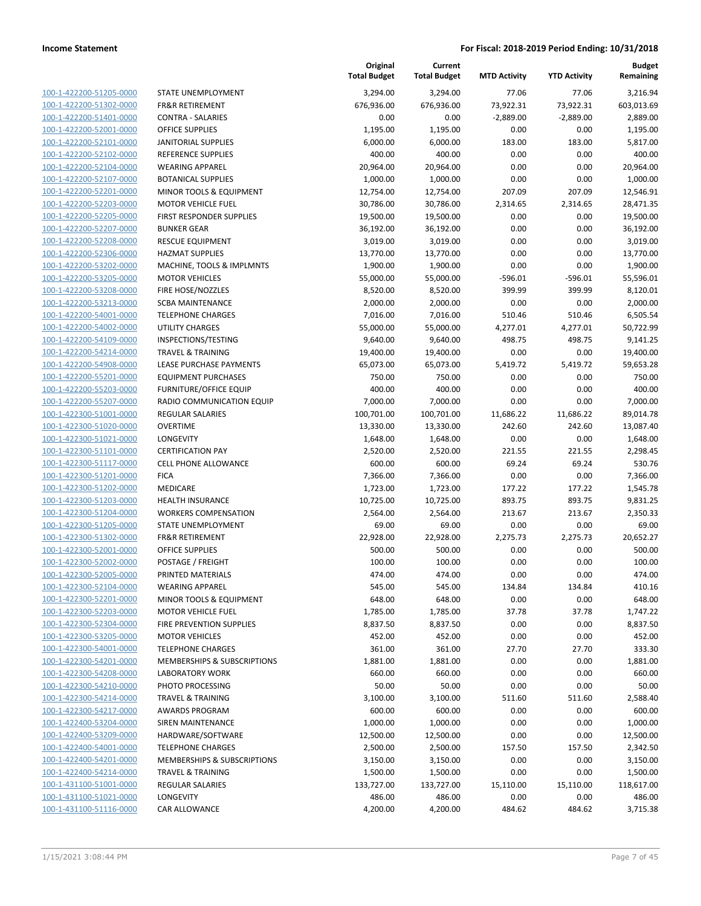| | | Original Total Budget | Current Total Budget | MTD Activity | YTD Activity | Budget Remaining |
|---|---|---|---|---|---|---|
| 100-1-422200-51205-0000 | STATE UNEMPLOYMENT | 3,294.00 | 3,294.00 | 77.06 | 77.06 | 3,216.94 |
| 100-1-422200-51302-0000 | FR&R RETIREMENT | 676,936.00 | 676,936.00 | 73,922.31 | 73,922.31 | 603,013.69 |
| 100-1-422200-51401-0000 | CONTRA - SALARIES | 0.00 | 0.00 | -2,889.00 | -2,889.00 | 2,889.00 |
| 100-1-422200-52001-0000 | OFFICE SUPPLIES | 1,195.00 | 1,195.00 | 0.00 | 0.00 | 1,195.00 |
| 100-1-422200-52101-0000 | JANITORIAL SUPPLIES | 6,000.00 | 6,000.00 | 183.00 | 183.00 | 5,817.00 |
| 100-1-422200-52102-0000 | REFERENCE SUPPLIES | 400.00 | 400.00 | 0.00 | 0.00 | 400.00 |
| 100-1-422200-52104-0000 | WEARING APPAREL | 20,964.00 | 20,964.00 | 0.00 | 0.00 | 20,964.00 |
| 100-1-422200-52107-0000 | BOTANICAL SUPPLIES | 1,000.00 | 1,000.00 | 0.00 | 0.00 | 1,000.00 |
| 100-1-422200-52201-0000 | MINOR TOOLS & EQUIPMENT | 12,754.00 | 12,754.00 | 207.09 | 207.09 | 12,546.91 |
| 100-1-422200-52203-0000 | MOTOR VEHICLE FUEL | 30,786.00 | 30,786.00 | 2,314.65 | 2,314.65 | 28,471.35 |
| 100-1-422200-52205-0000 | FIRST RESPONDER SUPPLIES | 19,500.00 | 19,500.00 | 0.00 | 0.00 | 19,500.00 |
| 100-1-422200-52207-0000 | BUNKER GEAR | 36,192.00 | 36,192.00 | 0.00 | 0.00 | 36,192.00 |
| 100-1-422200-52208-0000 | RESCUE EQUIPMENT | 3,019.00 | 3,019.00 | 0.00 | 0.00 | 3,019.00 |
| 100-1-422200-52306-0000 | HAZMAT SUPPLIES | 13,770.00 | 13,770.00 | 0.00 | 0.00 | 13,770.00 |
| 100-1-422200-53202-0000 | MACHINE, TOOLS & IMPLMNTS | 1,900.00 | 1,900.00 | 0.00 | 0.00 | 1,900.00 |
| 100-1-422200-53205-0000 | MOTOR VEHICLES | 55,000.00 | 55,000.00 | -596.01 | -596.01 | 55,596.01 |
| 100-1-422200-53208-0000 | FIRE HOSE/NOZZLES | 8,520.00 | 8,520.00 | 399.99 | 399.99 | 8,120.01 |
| 100-1-422200-53213-0000 | SCBA MAINTENANCE | 2,000.00 | 2,000.00 | 0.00 | 0.00 | 2,000.00 |
| 100-1-422200-54001-0000 | TELEPHONE CHARGES | 7,016.00 | 7,016.00 | 510.46 | 510.46 | 6,505.54 |
| 100-1-422200-54002-0000 | UTILITY CHARGES | 55,000.00 | 55,000.00 | 4,277.01 | 4,277.01 | 50,722.99 |
| 100-1-422200-54109-0000 | INSPECTIONS/TESTING | 9,640.00 | 9,640.00 | 498.75 | 498.75 | 9,141.25 |
| 100-1-422200-54214-0000 | TRAVEL & TRAINING | 19,400.00 | 19,400.00 | 0.00 | 0.00 | 19,400.00 |
| 100-1-422200-54908-0000 | LEASE PURCHASE PAYMENTS | 65,073.00 | 65,073.00 | 5,419.72 | 5,419.72 | 59,653.28 |
| 100-1-422200-55201-0000 | EQUIPMENT PURCHASES | 750.00 | 750.00 | 0.00 | 0.00 | 750.00 |
| 100-1-422200-55203-0000 | FURNITURE/OFFICE EQUIP | 400.00 | 400.00 | 0.00 | 0.00 | 400.00 |
| 100-1-422200-55207-0000 | RADIO COMMUNICATION EQUIP | 7,000.00 | 7,000.00 | 0.00 | 0.00 | 7,000.00 |
| 100-1-422300-51001-0000 | REGULAR SALARIES | 100,701.00 | 100,701.00 | 11,686.22 | 11,686.22 | 89,014.78 |
| 100-1-422300-51020-0000 | OVERTIME | 13,330.00 | 13,330.00 | 242.60 | 242.60 | 13,087.40 |
| 100-1-422300-51021-0000 | LONGEVITY | 1,648.00 | 1,648.00 | 0.00 | 0.00 | 1,648.00 |
| 100-1-422300-51101-0000 | CERTIFICATION PAY | 2,520.00 | 2,520.00 | 221.55 | 221.55 | 2,298.45 |
| 100-1-422300-51117-0000 | CELL PHONE ALLOWANCE | 600.00 | 600.00 | 69.24 | 69.24 | 530.76 |
| 100-1-422300-51201-0000 | FICA | 7,366.00 | 7,366.00 | 0.00 | 0.00 | 7,366.00 |
| 100-1-422300-51202-0000 | MEDICARE | 1,723.00 | 1,723.00 | 177.22 | 177.22 | 1,545.78 |
| 100-1-422300-51203-0000 | HEALTH INSURANCE | 10,725.00 | 10,725.00 | 893.75 | 893.75 | 9,831.25 |
| 100-1-422300-51204-0000 | WORKERS COMPENSATION | 2,564.00 | 2,564.00 | 213.67 | 213.67 | 2,350.33 |
| 100-1-422300-51205-0000 | STATE UNEMPLOYMENT | 69.00 | 69.00 | 0.00 | 0.00 | 69.00 |
| 100-1-422300-51302-0000 | FR&R RETIREMENT | 22,928.00 | 22,928.00 | 2,275.73 | 2,275.73 | 20,652.27 |
| 100-1-422300-52001-0000 | OFFICE SUPPLIES | 500.00 | 500.00 | 0.00 | 0.00 | 500.00 |
| 100-1-422300-52002-0000 | POSTAGE / FREIGHT | 100.00 | 100.00 | 0.00 | 0.00 | 100.00 |
| 100-1-422300-52005-0000 | PRINTED MATERIALS | 474.00 | 474.00 | 0.00 | 0.00 | 474.00 |
| 100-1-422300-52104-0000 | WEARING APPAREL | 545.00 | 545.00 | 134.84 | 134.84 | 410.16 |
| 100-1-422300-52201-0000 | MINOR TOOLS & EQUIPMENT | 648.00 | 648.00 | 0.00 | 0.00 | 648.00 |
| 100-1-422300-52203-0000 | MOTOR VEHICLE FUEL | 1,785.00 | 1,785.00 | 37.78 | 37.78 | 1,747.22 |
| 100-1-422300-52304-0000 | FIRE PREVENTION SUPPLIES | 8,837.50 | 8,837.50 | 0.00 | 0.00 | 8,837.50 |
| 100-1-422300-53205-0000 | MOTOR VEHICLES | 452.00 | 452.00 | 0.00 | 0.00 | 452.00 |
| 100-1-422300-54001-0000 | TELEPHONE CHARGES | 361.00 | 361.00 | 27.70 | 27.70 | 333.30 |
| 100-1-422300-54201-0000 | MEMBERSHIPS & SUBSCRIPTIONS | 1,881.00 | 1,881.00 | 0.00 | 0.00 | 1,881.00 |
| 100-1-422300-54208-0000 | LABORATORY WORK | 660.00 | 660.00 | 0.00 | 0.00 | 660.00 |
| 100-1-422300-54210-0000 | PHOTO PROCESSING | 50.00 | 50.00 | 0.00 | 0.00 | 50.00 |
| 100-1-422300-54214-0000 | TRAVEL & TRAINING | 3,100.00 | 3,100.00 | 511.60 | 511.60 | 2,588.40 |
| 100-1-422300-54217-0000 | AWARDS PROGRAM | 600.00 | 600.00 | 0.00 | 0.00 | 600.00 |
| 100-1-422400-53204-0000 | SIREN MAINTENANCE | 1,000.00 | 1,000.00 | 0.00 | 0.00 | 1,000.00 |
| 100-1-422400-53209-0000 | HARDWARE/SOFTWARE | 12,500.00 | 12,500.00 | 0.00 | 0.00 | 12,500.00 |
| 100-1-422400-54001-0000 | TELEPHONE CHARGES | 2,500.00 | 2,500.00 | 157.50 | 157.50 | 2,342.50 |
| 100-1-422400-54201-0000 | MEMBERSHIPS & SUBSCRIPTIONS | 3,150.00 | 3,150.00 | 0.00 | 0.00 | 3,150.00 |
| 100-1-422400-54214-0000 | TRAVEL & TRAINING | 1,500.00 | 1,500.00 | 0.00 | 0.00 | 1,500.00 |
| 100-1-431100-51001-0000 | REGULAR SALARIES | 133,727.00 | 133,727.00 | 15,110.00 | 15,110.00 | 118,617.00 |
| 100-1-431100-51021-0000 | LONGEVITY | 486.00 | 486.00 | 0.00 | 0.00 | 486.00 |
| 100-1-431100-51116-0000 | CAR ALLOWANCE | 4,200.00 | 4,200.00 | 484.62 | 484.62 | 3,715.38 |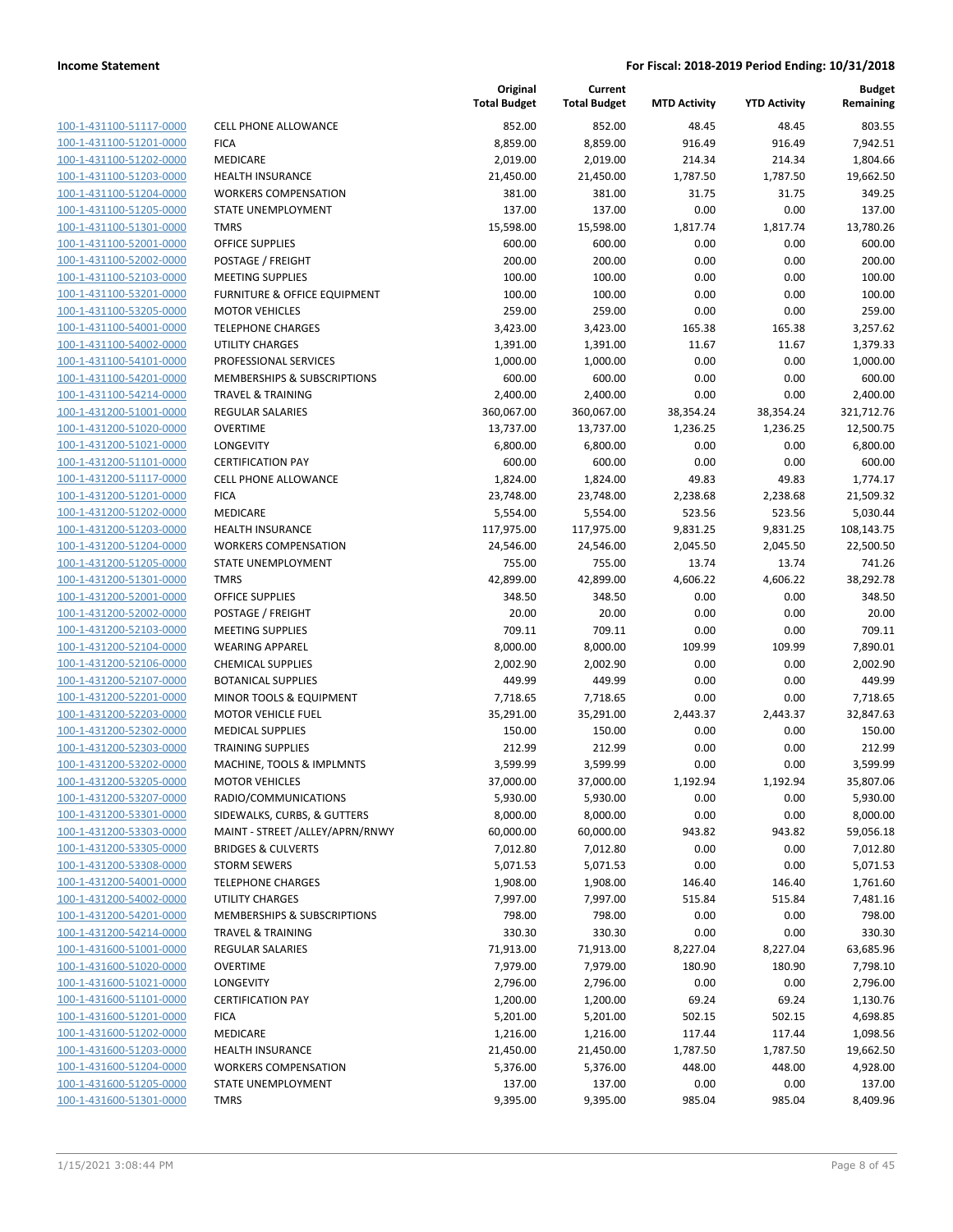**Income Statement** **For Fiscal: 2018-2019 Period Ending: 10/31/2018**

| | | Original Total Budget | Current Total Budget | MTD Activity | YTD Activity | Budget Remaining |
|---|---|---|---|---|---|---|
| 100-1-431100-51117-0000 | CELL PHONE ALLOWANCE | 852.00 | 852.00 | 48.45 | 48.45 | 803.55 |
| 100-1-431100-51201-0000 | FICA | 8,859.00 | 8,859.00 | 916.49 | 916.49 | 7,942.51 |
| 100-1-431100-51202-0000 | MEDICARE | 2,019.00 | 2,019.00 | 214.34 | 214.34 | 1,804.66 |
| 100-1-431100-51203-0000 | HEALTH INSURANCE | 21,450.00 | 21,450.00 | 1,787.50 | 1,787.50 | 19,662.50 |
| 100-1-431100-51204-0000 | WORKERS COMPENSATION | 381.00 | 381.00 | 31.75 | 31.75 | 349.25 |
| 100-1-431100-51205-0000 | STATE UNEMPLOYMENT | 137.00 | 137.00 | 0.00 | 0.00 | 137.00 |
| 100-1-431100-51301-0000 | TMRS | 15,598.00 | 15,598.00 | 1,817.74 | 1,817.74 | 13,780.26 |
| 100-1-431100-52001-0000 | OFFICE SUPPLIES | 600.00 | 600.00 | 0.00 | 0.00 | 600.00 |
| 100-1-431100-52002-0000 | POSTAGE / FREIGHT | 200.00 | 200.00 | 0.00 | 0.00 | 200.00 |
| 100-1-431100-52103-0000 | MEETING SUPPLIES | 100.00 | 100.00 | 0.00 | 0.00 | 100.00 |
| 100-1-431100-53201-0000 | FURNITURE & OFFICE EQUIPMENT | 100.00 | 100.00 | 0.00 | 0.00 | 100.00 |
| 100-1-431100-53205-0000 | MOTOR VEHICLES | 259.00 | 259.00 | 0.00 | 0.00 | 259.00 |
| 100-1-431100-54001-0000 | TELEPHONE CHARGES | 3,423.00 | 3,423.00 | 165.38 | 165.38 | 3,257.62 |
| 100-1-431100-54002-0000 | UTILITY CHARGES | 1,391.00 | 1,391.00 | 11.67 | 11.67 | 1,379.33 |
| 100-1-431100-54101-0000 | PROFESSIONAL SERVICES | 1,000.00 | 1,000.00 | 0.00 | 0.00 | 1,000.00 |
| 100-1-431100-54201-0000 | MEMBERSHIPS & SUBSCRIPTIONS | 600.00 | 600.00 | 0.00 | 0.00 | 600.00 |
| 100-1-431100-54214-0000 | TRAVEL & TRAINING | 2,400.00 | 2,400.00 | 0.00 | 0.00 | 2,400.00 |
| 100-1-431200-51001-0000 | REGULAR SALARIES | 360,067.00 | 360,067.00 | 38,354.24 | 38,354.24 | 321,712.76 |
| 100-1-431200-51020-0000 | OVERTIME | 13,737.00 | 13,737.00 | 1,236.25 | 1,236.25 | 12,500.75 |
| 100-1-431200-51021-0000 | LONGEVITY | 6,800.00 | 6,800.00 | 0.00 | 0.00 | 6,800.00 |
| 100-1-431200-51101-0000 | CERTIFICATION PAY | 600.00 | 600.00 | 0.00 | 0.00 | 600.00 |
| 100-1-431200-51117-0000 | CELL PHONE ALLOWANCE | 1,824.00 | 1,824.00 | 49.83 | 49.83 | 1,774.17 |
| 100-1-431200-51201-0000 | FICA | 23,748.00 | 23,748.00 | 2,238.68 | 2,238.68 | 21,509.32 |
| 100-1-431200-51202-0000 | MEDICARE | 5,554.00 | 5,554.00 | 523.56 | 523.56 | 5,030.44 |
| 100-1-431200-51203-0000 | HEALTH INSURANCE | 117,975.00 | 117,975.00 | 9,831.25 | 9,831.25 | 108,143.75 |
| 100-1-431200-51204-0000 | WORKERS COMPENSATION | 24,546.00 | 24,546.00 | 2,045.50 | 2,045.50 | 22,500.50 |
| 100-1-431200-51205-0000 | STATE UNEMPLOYMENT | 755.00 | 755.00 | 13.74 | 13.74 | 741.26 |
| 100-1-431200-51301-0000 | TMRS | 42,899.00 | 42,899.00 | 4,606.22 | 4,606.22 | 38,292.78 |
| 100-1-431200-52001-0000 | OFFICE SUPPLIES | 348.50 | 348.50 | 0.00 | 0.00 | 348.50 |
| 100-1-431200-52002-0000 | POSTAGE / FREIGHT | 20.00 | 20.00 | 0.00 | 0.00 | 20.00 |
| 100-1-431200-52103-0000 | MEETING SUPPLIES | 709.11 | 709.11 | 0.00 | 0.00 | 709.11 |
| 100-1-431200-52104-0000 | WEARING APPAREL | 8,000.00 | 8,000.00 | 109.99 | 109.99 | 7,890.01 |
| 100-1-431200-52106-0000 | CHEMICAL SUPPLIES | 2,002.90 | 2,002.90 | 0.00 | 0.00 | 2,002.90 |
| 100-1-431200-52107-0000 | BOTANICAL SUPPLIES | 449.99 | 449.99 | 0.00 | 0.00 | 449.99 |
| 100-1-431200-52201-0000 | MINOR TOOLS & EQUIPMENT | 7,718.65 | 7,718.65 | 0.00 | 0.00 | 7,718.65 |
| 100-1-431200-52203-0000 | MOTOR VEHICLE FUEL | 35,291.00 | 35,291.00 | 2,443.37 | 2,443.37 | 32,847.63 |
| 100-1-431200-52302-0000 | MEDICAL SUPPLIES | 150.00 | 150.00 | 0.00 | 0.00 | 150.00 |
| 100-1-431200-52303-0000 | TRAINING SUPPLIES | 212.99 | 212.99 | 0.00 | 0.00 | 212.99 |
| 100-1-431200-53202-0000 | MACHINE, TOOLS & IMPLMNTS | 3,599.99 | 3,599.99 | 0.00 | 0.00 | 3,599.99 |
| 100-1-431200-53205-0000 | MOTOR VEHICLES | 37,000.00 | 37,000.00 | 1,192.94 | 1,192.94 | 35,807.06 |
| 100-1-431200-53207-0000 | RADIO/COMMUNICATIONS | 5,930.00 | 5,930.00 | 0.00 | 0.00 | 5,930.00 |
| 100-1-431200-53301-0000 | SIDEWALKS, CURBS, & GUTTERS | 8,000.00 | 8,000.00 | 0.00 | 0.00 | 8,000.00 |
| 100-1-431200-53303-0000 | MAINT - STREET /ALLEY/APRN/RNWY | 60,000.00 | 60,000.00 | 943.82 | 943.82 | 59,056.18 |
| 100-1-431200-53305-0000 | BRIDGES & CULVERTS | 7,012.80 | 7,012.80 | 0.00 | 0.00 | 7,012.80 |
| 100-1-431200-53308-0000 | STORM SEWERS | 5,071.53 | 5,071.53 | 0.00 | 0.00 | 5,071.53 |
| 100-1-431200-54001-0000 | TELEPHONE CHARGES | 1,908.00 | 1,908.00 | 146.40 | 146.40 | 1,761.60 |
| 100-1-431200-54002-0000 | UTILITY CHARGES | 7,997.00 | 7,997.00 | 515.84 | 515.84 | 7,481.16 |
| 100-1-431200-54201-0000 | MEMBERSHIPS & SUBSCRIPTIONS | 798.00 | 798.00 | 0.00 | 0.00 | 798.00 |
| 100-1-431200-54214-0000 | TRAVEL & TRAINING | 330.30 | 330.30 | 0.00 | 0.00 | 330.30 |
| 100-1-431600-51001-0000 | REGULAR SALARIES | 71,913.00 | 71,913.00 | 8,227.04 | 8,227.04 | 63,685.96 |
| 100-1-431600-51020-0000 | OVERTIME | 7,979.00 | 7,979.00 | 180.90 | 180.90 | 7,798.10 |
| 100-1-431600-51021-0000 | LONGEVITY | 2,796.00 | 2,796.00 | 0.00 | 0.00 | 2,796.00 |
| 100-1-431600-51101-0000 | CERTIFICATION PAY | 1,200.00 | 1,200.00 | 69.24 | 69.24 | 1,130.76 |
| 100-1-431600-51201-0000 | FICA | 5,201.00 | 5,201.00 | 502.15 | 502.15 | 4,698.85 |
| 100-1-431600-51202-0000 | MEDICARE | 1,216.00 | 1,216.00 | 117.44 | 117.44 | 1,098.56 |
| 100-1-431600-51203-0000 | HEALTH INSURANCE | 21,450.00 | 21,450.00 | 1,787.50 | 1,787.50 | 19,662.50 |
| 100-1-431600-51204-0000 | WORKERS COMPENSATION | 5,376.00 | 5,376.00 | 448.00 | 448.00 | 4,928.00 |
| 100-1-431600-51205-0000 | STATE UNEMPLOYMENT | 137.00 | 137.00 | 0.00 | 0.00 | 137.00 |
| 100-1-431600-51301-0000 | TMRS | 9,395.00 | 9,395.00 | 985.04 | 985.04 | 8,409.96 |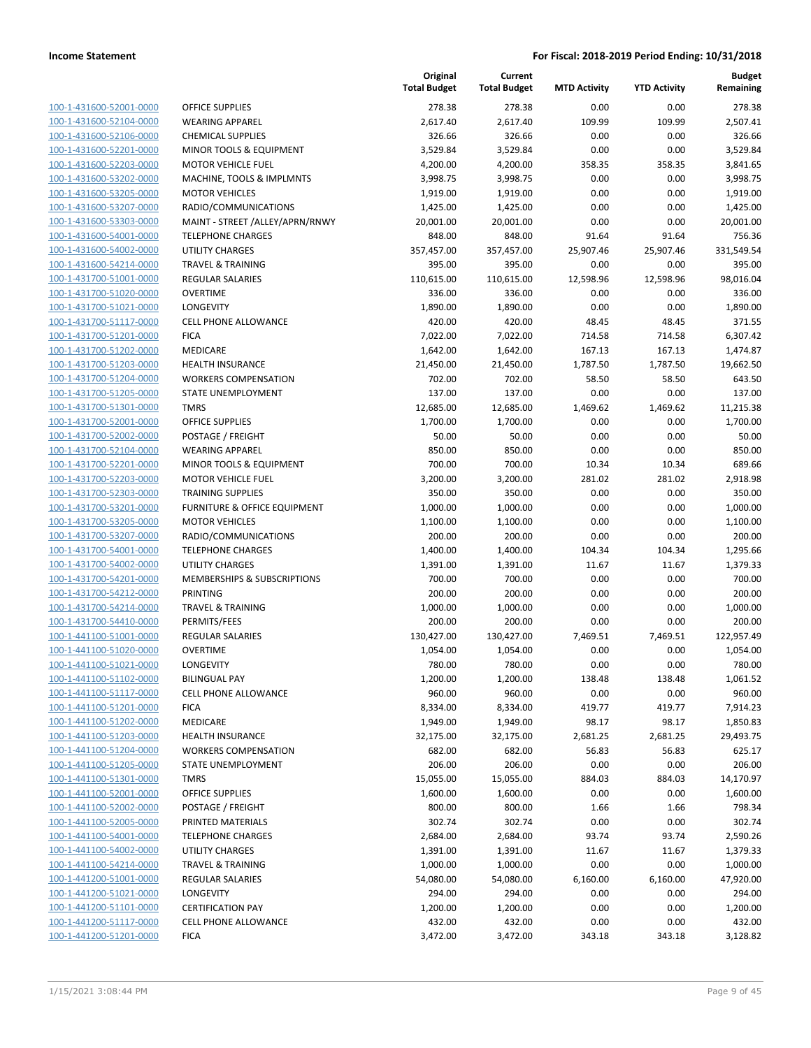| | | Original Total Budget | Current Total Budget | MTD Activity | YTD Activity | Budget Remaining |
|---|---|---|---|---|---|---|
| 100-1-431600-52001-0000 | OFFICE SUPPLIES | 278.38 | 278.38 | 0.00 | 0.00 | 278.38 |
| 100-1-431600-52104-0000 | WEARING APPAREL | 2,617.40 | 2,617.40 | 109.99 | 109.99 | 2,507.41 |
| 100-1-431600-52106-0000 | CHEMICAL SUPPLIES | 326.66 | 326.66 | 0.00 | 0.00 | 326.66 |
| 100-1-431600-52201-0000 | MINOR TOOLS & EQUIPMENT | 3,529.84 | 3,529.84 | 0.00 | 0.00 | 3,529.84 |
| 100-1-431600-52203-0000 | MOTOR VEHICLE FUEL | 4,200.00 | 4,200.00 | 358.35 | 358.35 | 3,841.65 |
| 100-1-431600-53202-0000 | MACHINE, TOOLS & IMPLMNTS | 3,998.75 | 3,998.75 | 0.00 | 0.00 | 3,998.75 |
| 100-1-431600-53205-0000 | MOTOR VEHICLES | 1,919.00 | 1,919.00 | 0.00 | 0.00 | 1,919.00 |
| 100-1-431600-53207-0000 | RADIO/COMMUNICATIONS | 1,425.00 | 1,425.00 | 0.00 | 0.00 | 1,425.00 |
| 100-1-431600-53303-0000 | MAINT - STREET /ALLEY/APRN/RNWY | 20,001.00 | 20,001.00 | 0.00 | 0.00 | 20,001.00 |
| 100-1-431600-54001-0000 | TELEPHONE CHARGES | 848.00 | 848.00 | 91.64 | 91.64 | 756.36 |
| 100-1-431600-54002-0000 | UTILITY CHARGES | 357,457.00 | 357,457.00 | 25,907.46 | 25,907.46 | 331,549.54 |
| 100-1-431600-54214-0000 | TRAVEL & TRAINING | 395.00 | 395.00 | 0.00 | 0.00 | 395.00 |
| 100-1-431700-51001-0000 | REGULAR SALARIES | 110,615.00 | 110,615.00 | 12,598.96 | 12,598.96 | 98,016.04 |
| 100-1-431700-51020-0000 | OVERTIME | 336.00 | 336.00 | 0.00 | 0.00 | 336.00 |
| 100-1-431700-51021-0000 | LONGEVITY | 1,890.00 | 1,890.00 | 0.00 | 0.00 | 1,890.00 |
| 100-1-431700-51117-0000 | CELL PHONE ALLOWANCE | 420.00 | 420.00 | 48.45 | 48.45 | 371.55 |
| 100-1-431700-51201-0000 | FICA | 7,022.00 | 7,022.00 | 714.58 | 714.58 | 6,307.42 |
| 100-1-431700-51202-0000 | MEDICARE | 1,642.00 | 1,642.00 | 167.13 | 167.13 | 1,474.87 |
| 100-1-431700-51203-0000 | HEALTH INSURANCE | 21,450.00 | 21,450.00 | 1,787.50 | 1,787.50 | 19,662.50 |
| 100-1-431700-51204-0000 | WORKERS COMPENSATION | 702.00 | 702.00 | 58.50 | 58.50 | 643.50 |
| 100-1-431700-51205-0000 | STATE UNEMPLOYMENT | 137.00 | 137.00 | 0.00 | 0.00 | 137.00 |
| 100-1-431700-51301-0000 | TMRS | 12,685.00 | 12,685.00 | 1,469.62 | 1,469.62 | 11,215.38 |
| 100-1-431700-52001-0000 | OFFICE SUPPLIES | 1,700.00 | 1,700.00 | 0.00 | 0.00 | 1,700.00 |
| 100-1-431700-52002-0000 | POSTAGE / FREIGHT | 50.00 | 50.00 | 0.00 | 0.00 | 50.00 |
| 100-1-431700-52104-0000 | WEARING APPAREL | 850.00 | 850.00 | 0.00 | 0.00 | 850.00 |
| 100-1-431700-52201-0000 | MINOR TOOLS & EQUIPMENT | 700.00 | 700.00 | 10.34 | 10.34 | 689.66 |
| 100-1-431700-52203-0000 | MOTOR VEHICLE FUEL | 3,200.00 | 3,200.00 | 281.02 | 281.02 | 2,918.98 |
| 100-1-431700-52303-0000 | TRAINING SUPPLIES | 350.00 | 350.00 | 0.00 | 0.00 | 350.00 |
| 100-1-431700-53201-0000 | FURNITURE & OFFICE EQUIPMENT | 1,000.00 | 1,000.00 | 0.00 | 0.00 | 1,000.00 |
| 100-1-431700-53205-0000 | MOTOR VEHICLES | 1,100.00 | 1,100.00 | 0.00 | 0.00 | 1,100.00 |
| 100-1-431700-53207-0000 | RADIO/COMMUNICATIONS | 200.00 | 200.00 | 0.00 | 0.00 | 200.00 |
| 100-1-431700-54001-0000 | TELEPHONE CHARGES | 1,400.00 | 1,400.00 | 104.34 | 104.34 | 1,295.66 |
| 100-1-431700-54002-0000 | UTILITY CHARGES | 1,391.00 | 1,391.00 | 11.67 | 11.67 | 1,379.33 |
| 100-1-431700-54201-0000 | MEMBERSHIPS & SUBSCRIPTIONS | 700.00 | 700.00 | 0.00 | 0.00 | 700.00 |
| 100-1-431700-54212-0000 | PRINTING | 200.00 | 200.00 | 0.00 | 0.00 | 200.00 |
| 100-1-431700-54214-0000 | TRAVEL & TRAINING | 1,000.00 | 1,000.00 | 0.00 | 0.00 | 1,000.00 |
| 100-1-431700-54410-0000 | PERMITS/FEES | 200.00 | 200.00 | 0.00 | 0.00 | 200.00 |
| 100-1-441100-51001-0000 | REGULAR SALARIES | 130,427.00 | 130,427.00 | 7,469.51 | 7,469.51 | 122,957.49 |
| 100-1-441100-51020-0000 | OVERTIME | 1,054.00 | 1,054.00 | 0.00 | 0.00 | 1,054.00 |
| 100-1-441100-51021-0000 | LONGEVITY | 780.00 | 780.00 | 0.00 | 0.00 | 780.00 |
| 100-1-441100-51102-0000 | BILINGUAL PAY | 1,200.00 | 1,200.00 | 138.48 | 138.48 | 1,061.52 |
| 100-1-441100-51117-0000 | CELL PHONE ALLOWANCE | 960.00 | 960.00 | 0.00 | 0.00 | 960.00 |
| 100-1-441100-51201-0000 | FICA | 8,334.00 | 8,334.00 | 419.77 | 419.77 | 7,914.23 |
| 100-1-441100-51202-0000 | MEDICARE | 1,949.00 | 1,949.00 | 98.17 | 98.17 | 1,850.83 |
| 100-1-441100-51203-0000 | HEALTH INSURANCE | 32,175.00 | 32,175.00 | 2,681.25 | 2,681.25 | 29,493.75 |
| 100-1-441100-51204-0000 | WORKERS COMPENSATION | 682.00 | 682.00 | 56.83 | 56.83 | 625.17 |
| 100-1-441100-51205-0000 | STATE UNEMPLOYMENT | 206.00 | 206.00 | 0.00 | 0.00 | 206.00 |
| 100-1-441100-51301-0000 | TMRS | 15,055.00 | 15,055.00 | 884.03 | 884.03 | 14,170.97 |
| 100-1-441100-52001-0000 | OFFICE SUPPLIES | 1,600.00 | 1,600.00 | 0.00 | 0.00 | 1,600.00 |
| 100-1-441100-52002-0000 | POSTAGE / FREIGHT | 800.00 | 800.00 | 1.66 | 1.66 | 798.34 |
| 100-1-441100-52005-0000 | PRINTED MATERIALS | 302.74 | 302.74 | 0.00 | 0.00 | 302.74 |
| 100-1-441100-54001-0000 | TELEPHONE CHARGES | 2,684.00 | 2,684.00 | 93.74 | 93.74 | 2,590.26 |
| 100-1-441100-54002-0000 | UTILITY CHARGES | 1,391.00 | 1,391.00 | 11.67 | 11.67 | 1,379.33 |
| 100-1-441100-54214-0000 | TRAVEL & TRAINING | 1,000.00 | 1,000.00 | 0.00 | 0.00 | 1,000.00 |
| 100-1-441200-51001-0000 | REGULAR SALARIES | 54,080.00 | 54,080.00 | 6,160.00 | 6,160.00 | 47,920.00 |
| 100-1-441200-51021-0000 | LONGEVITY | 294.00 | 294.00 | 0.00 | 0.00 | 294.00 |
| 100-1-441200-51101-0000 | CERTIFICATION PAY | 1,200.00 | 1,200.00 | 0.00 | 0.00 | 1,200.00 |
| 100-1-441200-51117-0000 | CELL PHONE ALLOWANCE | 432.00 | 432.00 | 0.00 | 0.00 | 432.00 |
| 100-1-441200-51201-0000 | FICA | 3,472.00 | 3,472.00 | 343.18 | 343.18 | 3,128.82 |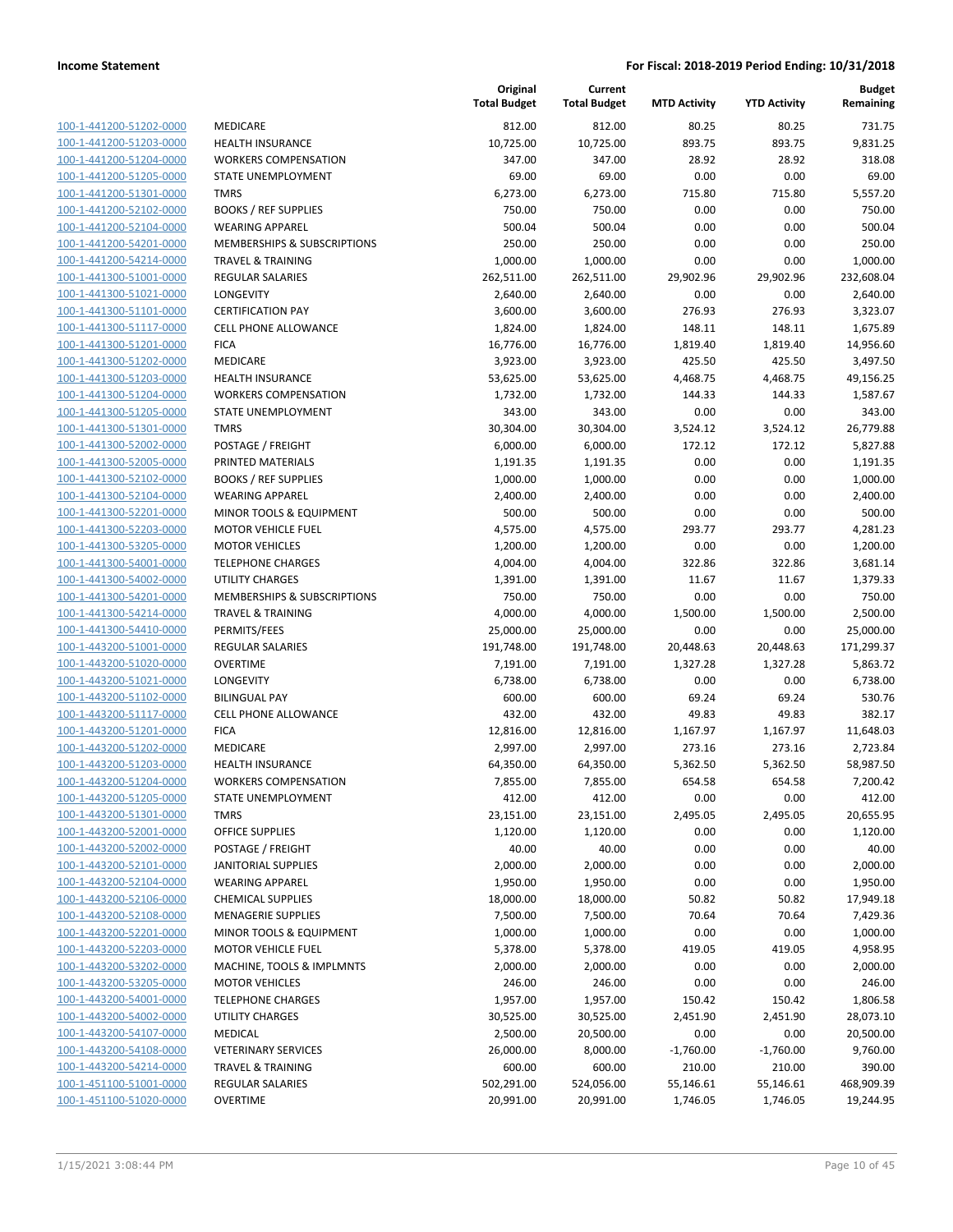| | | Original Total Budget | Current Total Budget | MTD Activity | YTD Activity | Budget Remaining |
|---|---|---|---|---|---|---|
| 100-1-441200-51202-0000 | MEDICARE | 812.00 | 812.00 | 80.25 | 80.25 | 731.75 |
| 100-1-441200-51203-0000 | HEALTH INSURANCE | 10,725.00 | 10,725.00 | 893.75 | 893.75 | 9,831.25 |
| 100-1-441200-51204-0000 | WORKERS COMPENSATION | 347.00 | 347.00 | 28.92 | 28.92 | 318.08 |
| 100-1-441200-51205-0000 | STATE UNEMPLOYMENT | 69.00 | 69.00 | 0.00 | 0.00 | 69.00 |
| 100-1-441200-51301-0000 | TMRS | 6,273.00 | 6,273.00 | 715.80 | 715.80 | 5,557.20 |
| 100-1-441200-52102-0000 | BOOKS / REF SUPPLIES | 750.00 | 750.00 | 0.00 | 0.00 | 750.00 |
| 100-1-441200-52104-0000 | WEARING APPAREL | 500.04 | 500.04 | 0.00 | 0.00 | 500.04 |
| 100-1-441200-54201-0000 | MEMBERSHIPS & SUBSCRIPTIONS | 250.00 | 250.00 | 0.00 | 0.00 | 250.00 |
| 100-1-441200-54214-0000 | TRAVEL & TRAINING | 1,000.00 | 1,000.00 | 0.00 | 0.00 | 1,000.00 |
| 100-1-441300-51001-0000 | REGULAR SALARIES | 262,511.00 | 262,511.00 | 29,902.96 | 29,902.96 | 232,608.04 |
| 100-1-441300-51021-0000 | LONGEVITY | 2,640.00 | 2,640.00 | 0.00 | 0.00 | 2,640.00 |
| 100-1-441300-51101-0000 | CERTIFICATION PAY | 3,600.00 | 3,600.00 | 276.93 | 276.93 | 3,323.07 |
| 100-1-441300-51117-0000 | CELL PHONE ALLOWANCE | 1,824.00 | 1,824.00 | 148.11 | 148.11 | 1,675.89 |
| 100-1-441300-51201-0000 | FICA | 16,776.00 | 16,776.00 | 1,819.40 | 1,819.40 | 14,956.60 |
| 100-1-441300-51202-0000 | MEDICARE | 3,923.00 | 3,923.00 | 425.50 | 425.50 | 3,497.50 |
| 100-1-441300-51203-0000 | HEALTH INSURANCE | 53,625.00 | 53,625.00 | 4,468.75 | 4,468.75 | 49,156.25 |
| 100-1-441300-51204-0000 | WORKERS COMPENSATION | 1,732.00 | 1,732.00 | 144.33 | 144.33 | 1,587.67 |
| 100-1-441300-51205-0000 | STATE UNEMPLOYMENT | 343.00 | 343.00 | 0.00 | 0.00 | 343.00 |
| 100-1-441300-51301-0000 | TMRS | 30,304.00 | 30,304.00 | 3,524.12 | 3,524.12 | 26,779.88 |
| 100-1-441300-52002-0000 | POSTAGE / FREIGHT | 6,000.00 | 6,000.00 | 172.12 | 172.12 | 5,827.88 |
| 100-1-441300-52005-0000 | PRINTED MATERIALS | 1,191.35 | 1,191.35 | 0.00 | 0.00 | 1,191.35 |
| 100-1-441300-52102-0000 | BOOKS / REF SUPPLIES | 1,000.00 | 1,000.00 | 0.00 | 0.00 | 1,000.00 |
| 100-1-441300-52104-0000 | WEARING APPAREL | 2,400.00 | 2,400.00 | 0.00 | 0.00 | 2,400.00 |
| 100-1-441300-52201-0000 | MINOR TOOLS & EQUIPMENT | 500.00 | 500.00 | 0.00 | 0.00 | 500.00 |
| 100-1-441300-52203-0000 | MOTOR VEHICLE FUEL | 4,575.00 | 4,575.00 | 293.77 | 293.77 | 4,281.23 |
| 100-1-441300-53205-0000 | MOTOR VEHICLES | 1,200.00 | 1,200.00 | 0.00 | 0.00 | 1,200.00 |
| 100-1-441300-54001-0000 | TELEPHONE CHARGES | 4,004.00 | 4,004.00 | 322.86 | 322.86 | 3,681.14 |
| 100-1-441300-54002-0000 | UTILITY CHARGES | 1,391.00 | 1,391.00 | 11.67 | 11.67 | 1,379.33 |
| 100-1-441300-54201-0000 | MEMBERSHIPS & SUBSCRIPTIONS | 750.00 | 750.00 | 0.00 | 0.00 | 750.00 |
| 100-1-441300-54214-0000 | TRAVEL & TRAINING | 4,000.00 | 4,000.00 | 1,500.00 | 1,500.00 | 2,500.00 |
| 100-1-441300-54410-0000 | PERMITS/FEES | 25,000.00 | 25,000.00 | 0.00 | 0.00 | 25,000.00 |
| 100-1-443200-51001-0000 | REGULAR SALARIES | 191,748.00 | 191,748.00 | 20,448.63 | 20,448.63 | 171,299.37 |
| 100-1-443200-51020-0000 | OVERTIME | 7,191.00 | 7,191.00 | 1,327.28 | 1,327.28 | 5,863.72 |
| 100-1-443200-51021-0000 | LONGEVITY | 6,738.00 | 6,738.00 | 0.00 | 0.00 | 6,738.00 |
| 100-1-443200-51102-0000 | BILINGUAL PAY | 600.00 | 600.00 | 69.24 | 69.24 | 530.76 |
| 100-1-443200-51117-0000 | CELL PHONE ALLOWANCE | 432.00 | 432.00 | 49.83 | 49.83 | 382.17 |
| 100-1-443200-51201-0000 | FICA | 12,816.00 | 12,816.00 | 1,167.97 | 1,167.97 | 11,648.03 |
| 100-1-443200-51202-0000 | MEDICARE | 2,997.00 | 2,997.00 | 273.16 | 273.16 | 2,723.84 |
| 100-1-443200-51203-0000 | HEALTH INSURANCE | 64,350.00 | 64,350.00 | 5,362.50 | 5,362.50 | 58,987.50 |
| 100-1-443200-51204-0000 | WORKERS COMPENSATION | 7,855.00 | 7,855.00 | 654.58 | 654.58 | 7,200.42 |
| 100-1-443200-51205-0000 | STATE UNEMPLOYMENT | 412.00 | 412.00 | 0.00 | 0.00 | 412.00 |
| 100-1-443200-51301-0000 | TMRS | 23,151.00 | 23,151.00 | 2,495.05 | 2,495.05 | 20,655.95 |
| 100-1-443200-52001-0000 | OFFICE SUPPLIES | 1,120.00 | 1,120.00 | 0.00 | 0.00 | 1,120.00 |
| 100-1-443200-52002-0000 | POSTAGE / FREIGHT | 40.00 | 40.00 | 0.00 | 0.00 | 40.00 |
| 100-1-443200-52101-0000 | JANITORIAL SUPPLIES | 2,000.00 | 2,000.00 | 0.00 | 0.00 | 2,000.00 |
| 100-1-443200-52104-0000 | WEARING APPAREL | 1,950.00 | 1,950.00 | 0.00 | 0.00 | 1,950.00 |
| 100-1-443200-52106-0000 | CHEMICAL SUPPLIES | 18,000.00 | 18,000.00 | 50.82 | 50.82 | 17,949.18 |
| 100-1-443200-52108-0000 | MENAGERIE SUPPLIES | 7,500.00 | 7,500.00 | 70.64 | 70.64 | 7,429.36 |
| 100-1-443200-52201-0000 | MINOR TOOLS & EQUIPMENT | 1,000.00 | 1,000.00 | 0.00 | 0.00 | 1,000.00 |
| 100-1-443200-52203-0000 | MOTOR VEHICLE FUEL | 5,378.00 | 5,378.00 | 419.05 | 419.05 | 4,958.95 |
| 100-1-443200-53202-0000 | MACHINE, TOOLS & IMPLMNTS | 2,000.00 | 2,000.00 | 0.00 | 0.00 | 2,000.00 |
| 100-1-443200-53205-0000 | MOTOR VEHICLES | 246.00 | 246.00 | 0.00 | 0.00 | 246.00 |
| 100-1-443200-54001-0000 | TELEPHONE CHARGES | 1,957.00 | 1,957.00 | 150.42 | 150.42 | 1,806.58 |
| 100-1-443200-54002-0000 | UTILITY CHARGES | 30,525.00 | 30,525.00 | 2,451.90 | 2,451.90 | 28,073.10 |
| 100-1-443200-54107-0000 | MEDICAL | 2,500.00 | 20,500.00 | 0.00 | 0.00 | 20,500.00 |
| 100-1-443200-54108-0000 | VETERINARY SERVICES | 26,000.00 | 8,000.00 | -1,760.00 | -1,760.00 | 9,760.00 |
| 100-1-443200-54214-0000 | TRAVEL & TRAINING | 600.00 | 600.00 | 210.00 | 210.00 | 390.00 |
| 100-1-451100-51001-0000 | REGULAR SALARIES | 502,291.00 | 524,056.00 | 55,146.61 | 55,146.61 | 468,909.39 |
| 100-1-451100-51020-0000 | OVERTIME | 20,991.00 | 20,991.00 | 1,746.05 | 1,746.05 | 19,244.95 |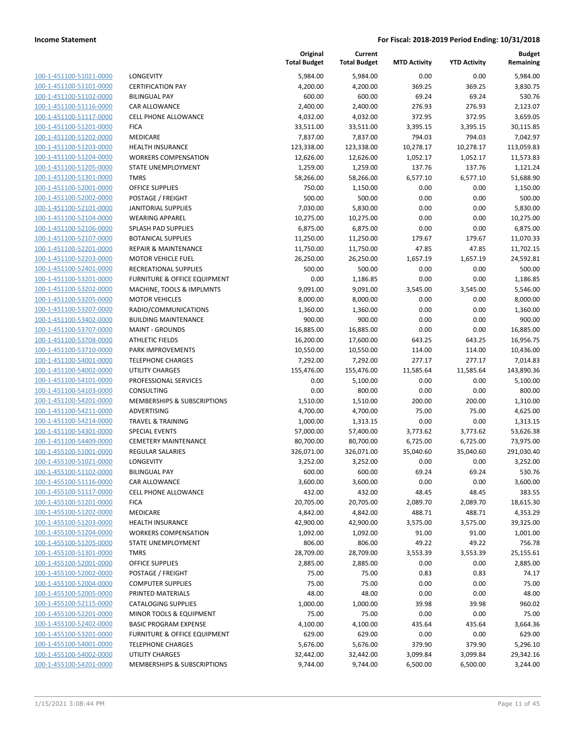| | | Original Total Budget | Current Total Budget | MTD Activity | YTD Activity | Budget Remaining |
|---|---|---|---|---|---|---|
| 100-1-451100-51021-0000 | LONGEVITY | 5,984.00 | 5,984.00 | 0.00 | 0.00 | 5,984.00 |
| 100-1-451100-51101-0000 | CERTIFICATION PAY | 4,200.00 | 4,200.00 | 369.25 | 369.25 | 3,830.75 |
| 100-1-451100-51102-0000 | BILINGUAL PAY | 600.00 | 600.00 | 69.24 | 69.24 | 530.76 |
| 100-1-451100-51116-0000 | CAR ALLOWANCE | 2,400.00 | 2,400.00 | 276.93 | 276.93 | 2,123.07 |
| 100-1-451100-51117-0000 | CELL PHONE ALLOWANCE | 4,032.00 | 4,032.00 | 372.95 | 372.95 | 3,659.05 |
| 100-1-451100-51201-0000 | FICA | 33,511.00 | 33,511.00 | 3,395.15 | 3,395.15 | 30,115.85 |
| 100-1-451100-51202-0000 | MEDICARE | 7,837.00 | 7,837.00 | 794.03 | 794.03 | 7,042.97 |
| 100-1-451100-51203-0000 | HEALTH INSURANCE | 123,338.00 | 123,338.00 | 10,278.17 | 10,278.17 | 113,059.83 |
| 100-1-451100-51204-0000 | WORKERS COMPENSATION | 12,626.00 | 12,626.00 | 1,052.17 | 1,052.17 | 11,573.83 |
| 100-1-451100-51205-0000 | STATE UNEMPLOYMENT | 1,259.00 | 1,259.00 | 137.76 | 137.76 | 1,121.24 |
| 100-1-451100-51301-0000 | TMRS | 58,266.00 | 58,266.00 | 6,577.10 | 6,577.10 | 51,688.90 |
| 100-1-451100-52001-0000 | OFFICE SUPPLIES | 750.00 | 1,150.00 | 0.00 | 0.00 | 1,150.00 |
| 100-1-451100-52002-0000 | POSTAGE / FREIGHT | 500.00 | 500.00 | 0.00 | 0.00 | 500.00 |
| 100-1-451100-52101-0000 | JANITORIAL SUPPLIES | 7,030.00 | 5,830.00 | 0.00 | 0.00 | 5,830.00 |
| 100-1-451100-52104-0000 | WEARING APPAREL | 10,275.00 | 10,275.00 | 0.00 | 0.00 | 10,275.00 |
| 100-1-451100-52106-0000 | SPLASH PAD SUPPLIES | 6,875.00 | 6,875.00 | 0.00 | 0.00 | 6,875.00 |
| 100-1-451100-52107-0000 | BOTANICAL SUPPLIES | 11,250.00 | 11,250.00 | 179.67 | 179.67 | 11,070.33 |
| 100-1-451100-52201-0000 | REPAIR & MAINTENANCE | 11,750.00 | 11,750.00 | 47.85 | 47.85 | 11,702.15 |
| 100-1-451100-52203-0000 | MOTOR VEHICLE FUEL | 26,250.00 | 26,250.00 | 1,657.19 | 1,657.19 | 24,592.81 |
| 100-1-451100-52401-0000 | RECREATIONAL SUPPLIES | 500.00 | 500.00 | 0.00 | 0.00 | 500.00 |
| 100-1-451100-53201-0000 | FURNITURE & OFFICE EQUIPMENT | 0.00 | 1,186.85 | 0.00 | 0.00 | 1,186.85 |
| 100-1-451100-53202-0000 | MACHINE, TOOLS & IMPLMNTS | 9,091.00 | 9,091.00 | 3,545.00 | 3,545.00 | 5,546.00 |
| 100-1-451100-53205-0000 | MOTOR VEHICLES | 8,000.00 | 8,000.00 | 0.00 | 0.00 | 8,000.00 |
| 100-1-451100-53207-0000 | RADIO/COMMUNICATIONS | 1,360.00 | 1,360.00 | 0.00 | 0.00 | 1,360.00 |
| 100-1-451100-53402-0000 | BUILDING MAINTENANCE | 900.00 | 900.00 | 0.00 | 0.00 | 900.00 |
| 100-1-451100-53707-0000 | MAINT - GROUNDS | 16,885.00 | 16,885.00 | 0.00 | 0.00 | 16,885.00 |
| 100-1-451100-53708-0000 | ATHLETIC FIELDS | 16,200.00 | 17,600.00 | 643.25 | 643.25 | 16,956.75 |
| 100-1-451100-53710-0000 | PARK IMPROVEMENTS | 10,550.00 | 10,550.00 | 114.00 | 114.00 | 10,436.00 |
| 100-1-451100-54001-0000 | TELEPHONE CHARGES | 7,292.00 | 7,292.00 | 277.17 | 277.17 | 7,014.83 |
| 100-1-451100-54002-0000 | UTILITY CHARGES | 155,476.00 | 155,476.00 | 11,585.64 | 11,585.64 | 143,890.36 |
| 100-1-451100-54101-0000 | PROFESSIONAL SERVICES | 0.00 | 5,100.00 | 0.00 | 0.00 | 5,100.00 |
| 100-1-451100-54103-0000 | CONSULTING | 0.00 | 800.00 | 0.00 | 0.00 | 800.00 |
| 100-1-451100-54201-0000 | MEMBERSHIPS & SUBSCRIPTIONS | 1,510.00 | 1,510.00 | 200.00 | 200.00 | 1,310.00 |
| 100-1-451100-54211-0000 | ADVERTISING | 4,700.00 | 4,700.00 | 75.00 | 75.00 | 4,625.00 |
| 100-1-451100-54214-0000 | TRAVEL & TRAINING | 1,000.00 | 1,313.15 | 0.00 | 0.00 | 1,313.15 |
| 100-1-451100-54301-0000 | SPECIAL EVENTS | 57,000.00 | 57,400.00 | 3,773.62 | 3,773.62 | 53,626.38 |
| 100-1-451100-54409-0000 | CEMETERY MAINTENANCE | 80,700.00 | 80,700.00 | 6,725.00 | 6,725.00 | 73,975.00 |
| 100-1-455100-51001-0000 | REGULAR SALARIES | 326,071.00 | 326,071.00 | 35,040.60 | 35,040.60 | 291,030.40 |
| 100-1-455100-51021-0000 | LONGEVITY | 3,252.00 | 3,252.00 | 0.00 | 0.00 | 3,252.00 |
| 100-1-455100-51102-0000 | BILINGUAL PAY | 600.00 | 600.00 | 69.24 | 69.24 | 530.76 |
| 100-1-455100-51116-0000 | CAR ALLOWANCE | 3,600.00 | 3,600.00 | 0.00 | 0.00 | 3,600.00 |
| 100-1-455100-51117-0000 | CELL PHONE ALLOWANCE | 432.00 | 432.00 | 48.45 | 48.45 | 383.55 |
| 100-1-455100-51201-0000 | FICA | 20,705.00 | 20,705.00 | 2,089.70 | 2,089.70 | 18,615.30 |
| 100-1-455100-51202-0000 | MEDICARE | 4,842.00 | 4,842.00 | 488.71 | 488.71 | 4,353.29 |
| 100-1-455100-51203-0000 | HEALTH INSURANCE | 42,900.00 | 42,900.00 | 3,575.00 | 3,575.00 | 39,325.00 |
| 100-1-455100-51204-0000 | WORKERS COMPENSATION | 1,092.00 | 1,092.00 | 91.00 | 91.00 | 1,001.00 |
| 100-1-455100-51205-0000 | STATE UNEMPLOYMENT | 806.00 | 806.00 | 49.22 | 49.22 | 756.78 |
| 100-1-455100-51301-0000 | TMRS | 28,709.00 | 28,709.00 | 3,553.39 | 3,553.39 | 25,155.61 |
| 100-1-455100-52001-0000 | OFFICE SUPPLIES | 2,885.00 | 2,885.00 | 0.00 | 0.00 | 2,885.00 |
| 100-1-455100-52002-0000 | POSTAGE / FREIGHT | 75.00 | 75.00 | 0.83 | 0.83 | 74.17 |
| 100-1-455100-52004-0000 | COMPUTER SUPPLIES | 75.00 | 75.00 | 0.00 | 0.00 | 75.00 |
| 100-1-455100-52005-0000 | PRINTED MATERIALS | 48.00 | 48.00 | 0.00 | 0.00 | 48.00 |
| 100-1-455100-52115-0000 | CATALOGING SUPPLIES | 1,000.00 | 1,000.00 | 39.98 | 39.98 | 960.02 |
| 100-1-455100-52201-0000 | MINOR TOOLS & EQUIPMENT | 75.00 | 75.00 | 0.00 | 0.00 | 75.00 |
| 100-1-455100-52402-0000 | BASIC PROGRAM EXPENSE | 4,100.00 | 4,100.00 | 435.64 | 435.64 | 3,664.36 |
| 100-1-455100-53201-0000 | FURNITURE & OFFICE EQUIPMENT | 629.00 | 629.00 | 0.00 | 0.00 | 629.00 |
| 100-1-455100-54001-0000 | TELEPHONE CHARGES | 5,676.00 | 5,676.00 | 379.90 | 379.90 | 5,296.10 |
| 100-1-455100-54002-0000 | UTILITY CHARGES | 32,442.00 | 32,442.00 | 3,099.84 | 3,099.84 | 29,342.16 |
| 100-1-455100-54201-0000 | MEMBERSHIPS & SUBSCRIPTIONS | 9,744.00 | 9,744.00 | 6,500.00 | 6,500.00 | 3,244.00 |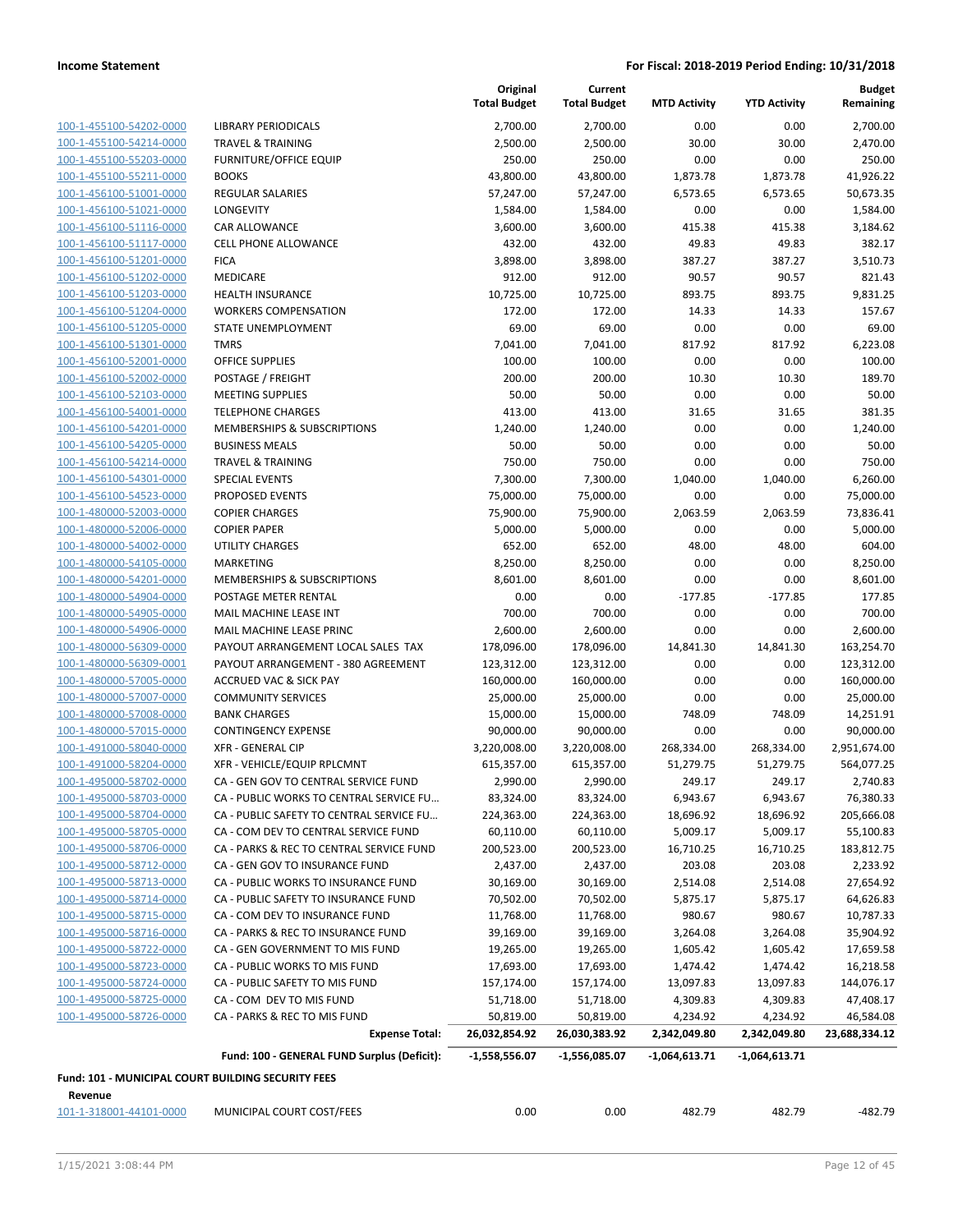| | | Original Total Budget | Current Total Budget | MTD Activity | YTD Activity | Budget Remaining |
|---|---|---|---|---|---|---|
| 100-1-455100-54202-0000 | LIBRARY PERIODICALS | 2,700.00 | 2,700.00 | 0.00 | 0.00 | 2,700.00 |
| 100-1-455100-54214-0000 | TRAVEL & TRAINING | 2,500.00 | 2,500.00 | 30.00 | 30.00 | 2,470.00 |
| 100-1-455100-55203-0000 | FURNITURE/OFFICE EQUIP | 250.00 | 250.00 | 0.00 | 0.00 | 250.00 |
| 100-1-455100-55211-0000 | BOOKS | 43,800.00 | 43,800.00 | 1,873.78 | 1,873.78 | 41,926.22 |
| 100-1-456100-51001-0000 | REGULAR SALARIES | 57,247.00 | 57,247.00 | 6,573.65 | 6,573.65 | 50,673.35 |
| 100-1-456100-51021-0000 | LONGEVITY | 1,584.00 | 1,584.00 | 0.00 | 0.00 | 1,584.00 |
| 100-1-456100-51116-0000 | CAR ALLOWANCE | 3,600.00 | 3,600.00 | 415.38 | 415.38 | 3,184.62 |
| 100-1-456100-51117-0000 | CELL PHONE ALLOWANCE | 432.00 | 432.00 | 49.83 | 49.83 | 382.17 |
| 100-1-456100-51201-0000 | FICA | 3,898.00 | 3,898.00 | 387.27 | 387.27 | 3,510.73 |
| 100-1-456100-51202-0000 | MEDICARE | 912.00 | 912.00 | 90.57 | 90.57 | 821.43 |
| 100-1-456100-51203-0000 | HEALTH INSURANCE | 10,725.00 | 10,725.00 | 893.75 | 893.75 | 9,831.25 |
| 100-1-456100-51204-0000 | WORKERS COMPENSATION | 172.00 | 172.00 | 14.33 | 14.33 | 157.67 |
| 100-1-456100-51205-0000 | STATE UNEMPLOYMENT | 69.00 | 69.00 | 0.00 | 0.00 | 69.00 |
| 100-1-456100-51301-0000 | TMRS | 7,041.00 | 7,041.00 | 817.92 | 817.92 | 6,223.08 |
| 100-1-456100-52001-0000 | OFFICE SUPPLIES | 100.00 | 100.00 | 0.00 | 0.00 | 100.00 |
| 100-1-456100-52002-0000 | POSTAGE / FREIGHT | 200.00 | 200.00 | 10.30 | 10.30 | 189.70 |
| 100-1-456100-52103-0000 | MEETING SUPPLIES | 50.00 | 50.00 | 0.00 | 0.00 | 50.00 |
| 100-1-456100-54001-0000 | TELEPHONE CHARGES | 413.00 | 413.00 | 31.65 | 31.65 | 381.35 |
| 100-1-456100-54201-0000 | MEMBERSHIPS & SUBSCRIPTIONS | 1,240.00 | 1,240.00 | 0.00 | 0.00 | 1,240.00 |
| 100-1-456100-54205-0000 | BUSINESS MEALS | 50.00 | 50.00 | 0.00 | 0.00 | 50.00 |
| 100-1-456100-54214-0000 | TRAVEL & TRAINING | 750.00 | 750.00 | 0.00 | 0.00 | 750.00 |
| 100-1-456100-54301-0000 | SPECIAL EVENTS | 7,300.00 | 7,300.00 | 1,040.00 | 1,040.00 | 6,260.00 |
| 100-1-456100-54523-0000 | PROPOSED EVENTS | 75,000.00 | 75,000.00 | 0.00 | 0.00 | 75,000.00 |
| 100-1-480000-52003-0000 | COPIER CHARGES | 75,900.00 | 75,900.00 | 2,063.59 | 2,063.59 | 73,836.41 |
| 100-1-480000-52006-0000 | COPIER PAPER | 5,000.00 | 5,000.00 | 0.00 | 0.00 | 5,000.00 |
| 100-1-480000-54002-0000 | UTILITY CHARGES | 652.00 | 652.00 | 48.00 | 48.00 | 604.00 |
| 100-1-480000-54105-0000 | MARKETING | 8,250.00 | 8,250.00 | 0.00 | 0.00 | 8,250.00 |
| 100-1-480000-54201-0000 | MEMBERSHIPS & SUBSCRIPTIONS | 8,601.00 | 8,601.00 | 0.00 | 0.00 | 8,601.00 |
| 100-1-480000-54904-0000 | POSTAGE METER RENTAL | 0.00 | 0.00 | -177.85 | -177.85 | 177.85 |
| 100-1-480000-54905-0000 | MAIL MACHINE LEASE INT | 700.00 | 700.00 | 0.00 | 0.00 | 700.00 |
| 100-1-480000-54906-0000 | MAIL MACHINE LEASE PRINC | 2,600.00 | 2,600.00 | 0.00 | 0.00 | 2,600.00 |
| 100-1-480000-56309-0000 | PAYOUT ARRANGEMENT LOCAL SALES TAX | 178,096.00 | 178,096.00 | 14,841.30 | 14,841.30 | 163,254.70 |
| 100-1-480000-56309-0001 | PAYOUT ARRANGEMENT - 380 AGREEMENT | 123,312.00 | 123,312.00 | 0.00 | 0.00 | 123,312.00 |
| 100-1-480000-57005-0000 | ACCRUED VAC & SICK PAY | 160,000.00 | 160,000.00 | 0.00 | 0.00 | 160,000.00 |
| 100-1-480000-57007-0000 | COMMUNITY SERVICES | 25,000.00 | 25,000.00 | 0.00 | 0.00 | 25,000.00 |
| 100-1-480000-57008-0000 | BANK CHARGES | 15,000.00 | 15,000.00 | 748.09 | 748.09 | 14,251.91 |
| 100-1-480000-57015-0000 | CONTINGENCY EXPENSE | 90,000.00 | 90,000.00 | 0.00 | 0.00 | 90,000.00 |
| 100-1-491000-58040-0000 | XFR - GENERAL CIP | 3,220,008.00 | 3,220,008.00 | 268,334.00 | 268,334.00 | 2,951,674.00 |
| 100-1-491000-58204-0000 | XFR - VEHICLE/EQUIP RPLCMNT | 615,357.00 | 615,357.00 | 51,279.75 | 51,279.75 | 564,077.25 |
| 100-1-495000-58702-0000 | CA - GEN GOV TO CENTRAL SERVICE FUND | 2,990.00 | 2,990.00 | 249.17 | 249.17 | 2,740.83 |
| 100-1-495000-58703-0000 | CA - PUBLIC WORKS TO CENTRAL SERVICE FU… | 83,324.00 | 83,324.00 | 6,943.67 | 6,943.67 | 76,380.33 |
| 100-1-495000-58704-0000 | CA - PUBLIC SAFETY TO CENTRAL SERVICE FU… | 224,363.00 | 224,363.00 | 18,696.92 | 18,696.92 | 205,666.08 |
| 100-1-495000-58705-0000 | CA - COM DEV TO CENTRAL SERVICE FUND | 60,110.00 | 60,110.00 | 5,009.17 | 5,009.17 | 55,100.83 |
| 100-1-495000-58706-0000 | CA - PARKS & REC TO CENTRAL SERVICE FUND | 200,523.00 | 200,523.00 | 16,710.25 | 16,710.25 | 183,812.75 |
| 100-1-495000-58712-0000 | CA - GEN GOV TO INSURANCE FUND | 2,437.00 | 2,437.00 | 203.08 | 203.08 | 2,233.92 |
| 100-1-495000-58713-0000 | CA - PUBLIC WORKS TO INSURANCE FUND | 30,169.00 | 30,169.00 | 2,514.08 | 2,514.08 | 27,654.92 |
| 100-1-495000-58714-0000 | CA - PUBLIC SAFETY TO INSURANCE FUND | 70,502.00 | 70,502.00 | 5,875.17 | 5,875.17 | 64,626.83 |
| 100-1-495000-58715-0000 | CA - COM DEV TO INSURANCE FUND | 11,768.00 | 11,768.00 | 980.67 | 980.67 | 10,787.33 |
| 100-1-495000-58716-0000 | CA - PARKS & REC TO INSURANCE FUND | 39,169.00 | 39,169.00 | 3,264.08 | 3,264.08 | 35,904.92 |
| 100-1-495000-58722-0000 | CA - GEN GOVERNMENT TO MIS FUND | 19,265.00 | 19,265.00 | 1,605.42 | 1,605.42 | 17,659.58 |
| 100-1-495000-58723-0000 | CA - PUBLIC WORKS TO MIS FUND | 17,693.00 | 17,693.00 | 1,474.42 | 1,474.42 | 16,218.58 |
| 100-1-495000-58724-0000 | CA - PUBLIC SAFETY TO MIS FUND | 157,174.00 | 157,174.00 | 13,097.83 | 13,097.83 | 144,076.17 |
| 100-1-495000-58725-0000 | CA - COM DEV TO MIS FUND | 51,718.00 | 51,718.00 | 4,309.83 | 4,309.83 | 47,408.17 |
| 100-1-495000-58726-0000 | CA - PARKS & REC TO MIS FUND | 50,819.00 | 50,819.00 | 4,234.92 | 4,234.92 | 46,584.08 |
| | **Expense Total:** | **26,032,854.92** | **26,030,383.92** | **2,342,049.80** | **2,342,049.80** | **23,688,334.12** |
| | **Fund: 100 - GENERAL FUND Surplus (Deficit):** | **-1,558,556.07** | **-1,556,085.07** | **-1,064,613.71** | **-1,064,613.71** | |

**Fund: 101 - MUNICIPAL COURT BUILDING SECURITY FEES**

**Revenue**

| | | Original Total Budget | Current Total Budget | MTD Activity | YTD Activity | Budget Remaining |
|---|---|---|---|---|---|---|
| 101-1-318001-44101-0000 | MUNICIPAL COURT COST/FEES | 0.00 | 0.00 | 482.79 | 482.79 | -482.79 |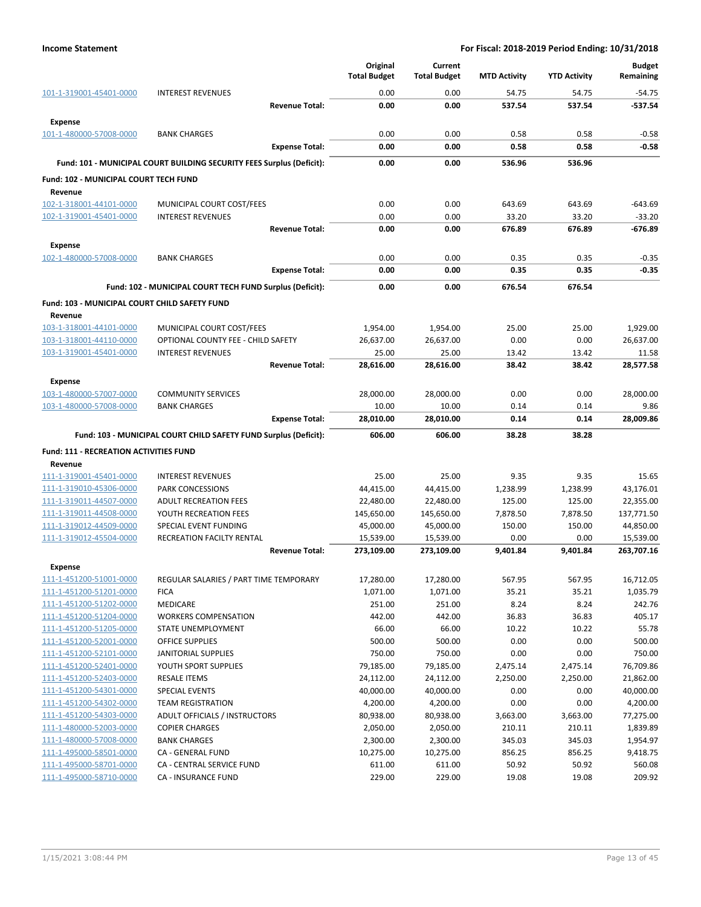| | | Original Total Budget | Current Total Budget | MTD Activity | YTD Activity | Budget Remaining |
|---|---|---|---|---|---|---|
| 101-1-319001-45401-0000 | INTEREST REVENUES | 0.00 | 0.00 | 54.75 | 54.75 | -54.75 |
| | **Revenue Total:** | **0.00** | **0.00** | **537.54** | **537.54** | **-537.54** |
| **Expense** | | | | | | |
| 101-1-480000-57008-0000 | BANK CHARGES | 0.00 | 0.00 | 0.58 | 0.58 | -0.58 |
| | **Expense Total:** | **0.00** | **0.00** | **0.58** | **0.58** | **-0.58** |
| | **Fund: 101 - MUNICIPAL COURT BUILDING SECURITY FEES Surplus (Deficit):** | **0.00** | **0.00** | **536.96** | **536.96** | |
| **Fund: 102 - MUNICIPAL COURT TECH FUND** | | | | | | |
| **Revenue** | | | | | | |
| 102-1-318001-44101-0000 | MUNICIPAL COURT COST/FEES | 0.00 | 0.00 | 643.69 | 643.69 | -643.69 |
| 102-1-319001-45401-0000 | INTEREST REVENUES | 0.00 | 0.00 | 33.20 | 33.20 | -33.20 |
| | **Revenue Total:** | **0.00** | **0.00** | **676.89** | **676.89** | **-676.89** |
| **Expense** | | | | | | |
| 102-1-480000-57008-0000 | BANK CHARGES | 0.00 | 0.00 | 0.35 | 0.35 | -0.35 |
| | **Expense Total:** | **0.00** | **0.00** | **0.35** | **0.35** | **-0.35** |
| | **Fund: 102 - MUNICIPAL COURT TECH FUND Surplus (Deficit):** | **0.00** | **0.00** | **676.54** | **676.54** | |
| **Fund: 103 - MUNICIPAL COURT CHILD SAFETY FUND** | | | | | | |
| **Revenue** | | | | | | |
| 103-1-318001-44101-0000 | MUNICIPAL COURT COST/FEES | 1,954.00 | 1,954.00 | 25.00 | 25.00 | 1,929.00 |
| 103-1-318001-44110-0000 | OPTIONAL COUNTY FEE - CHILD SAFETY | 26,637.00 | 26,637.00 | 0.00 | 0.00 | 26,637.00 |
| 103-1-319001-45401-0000 | INTEREST REVENUES | 25.00 | 25.00 | 13.42 | 13.42 | 11.58 |
| | **Revenue Total:** | **28,616.00** | **28,616.00** | **38.42** | **38.42** | **28,577.58** |
| **Expense** | | | | | | |
| 103-1-480000-57007-0000 | COMMUNITY SERVICES | 28,000.00 | 28,000.00 | 0.00 | 0.00 | 28,000.00 |
| 103-1-480000-57008-0000 | BANK CHARGES | 10.00 | 10.00 | 0.14 | 0.14 | 9.86 |
| | **Expense Total:** | **28,010.00** | **28,010.00** | **0.14** | **0.14** | **28,009.86** |
| | **Fund: 103 - MUNICIPAL COURT CHILD SAFETY FUND Surplus (Deficit):** | **606.00** | **606.00** | **38.28** | **38.28** | |
| **Fund: 111 - RECREATION ACTIVITIES FUND** | | | | | | |
| **Revenue** | | | | | | |
| 111-1-319001-45401-0000 | INTEREST REVENUES | 25.00 | 25.00 | 9.35 | 9.35 | 15.65 |
| 111-1-319010-45306-0000 | PARK CONCESSIONS | 44,415.00 | 44,415.00 | 1,238.99 | 1,238.99 | 43,176.01 |
| 111-1-319011-44507-0000 | ADULT RECREATION FEES | 22,480.00 | 22,480.00 | 125.00 | 125.00 | 22,355.00 |
| 111-1-319011-44508-0000 | YOUTH RECREATION FEES | 145,650.00 | 145,650.00 | 7,878.50 | 7,878.50 | 137,771.50 |
| 111-1-319012-44509-0000 | SPECIAL EVENT FUNDING | 45,000.00 | 45,000.00 | 150.00 | 150.00 | 44,850.00 |
| 111-1-319012-45504-0000 | RECREATION FACILTY RENTAL | 15,539.00 | 15,539.00 | 0.00 | 0.00 | 15,539.00 |
| | **Revenue Total:** | **273,109.00** | **273,109.00** | **9,401.84** | **9,401.84** | **263,707.16** |
| **Expense** | | | | | | |
| 111-1-451200-51001-0000 | REGULAR SALARIES / PART TIME TEMPORARY | 17,280.00 | 17,280.00 | 567.95 | 567.95 | 16,712.05 |
| 111-1-451200-51201-0000 | FICA | 1,071.00 | 1,071.00 | 35.21 | 35.21 | 1,035.79 |
| 111-1-451200-51202-0000 | MEDICARE | 251.00 | 251.00 | 8.24 | 8.24 | 242.76 |
| 111-1-451200-51204-0000 | WORKERS COMPENSATION | 442.00 | 442.00 | 36.83 | 36.83 | 405.17 |
| 111-1-451200-51205-0000 | STATE UNEMPLOYMENT | 66.00 | 66.00 | 10.22 | 10.22 | 55.78 |
| 111-1-451200-52001-0000 | OFFICE SUPPLIES | 500.00 | 500.00 | 0.00 | 0.00 | 500.00 |
| 111-1-451200-52101-0000 | JANITORIAL SUPPLIES | 750.00 | 750.00 | 0.00 | 0.00 | 750.00 |
| 111-1-451200-52401-0000 | YOUTH SPORT SUPPLIES | 79,185.00 | 79,185.00 | 2,475.14 | 2,475.14 | 76,709.86 |
| 111-1-451200-52403-0000 | RESALE ITEMS | 24,112.00 | 24,112.00 | 2,250.00 | 2,250.00 | 21,862.00 |
| 111-1-451200-54301-0000 | SPECIAL EVENTS | 40,000.00 | 40,000.00 | 0.00 | 0.00 | 40,000.00 |
| 111-1-451200-54302-0000 | TEAM REGISTRATION | 4,200.00 | 4,200.00 | 0.00 | 0.00 | 4,200.00 |
| 111-1-451200-54303-0000 | ADULT OFFICIALS / INSTRUCTORS | 80,938.00 | 80,938.00 | 3,663.00 | 3,663.00 | 77,275.00 |
| 111-1-480000-52003-0000 | COPIER CHARGES | 2,050.00 | 2,050.00 | 210.11 | 210.11 | 1,839.89 |
| 111-1-480000-57008-0000 | BANK CHARGES | 2,300.00 | 2,300.00 | 345.03 | 345.03 | 1,954.97 |
| 111-1-495000-58501-0000 | CA - GENERAL FUND | 10,275.00 | 10,275.00 | 856.25 | 856.25 | 9,418.75 |
| 111-1-495000-58701-0000 | CA - CENTRAL SERVICE FUND | 611.00 | 611.00 | 50.92 | 50.92 | 560.08 |
| 111-1-495000-58710-0000 | CA - INSURANCE FUND | 229.00 | 229.00 | 19.08 | 19.08 | 209.92 |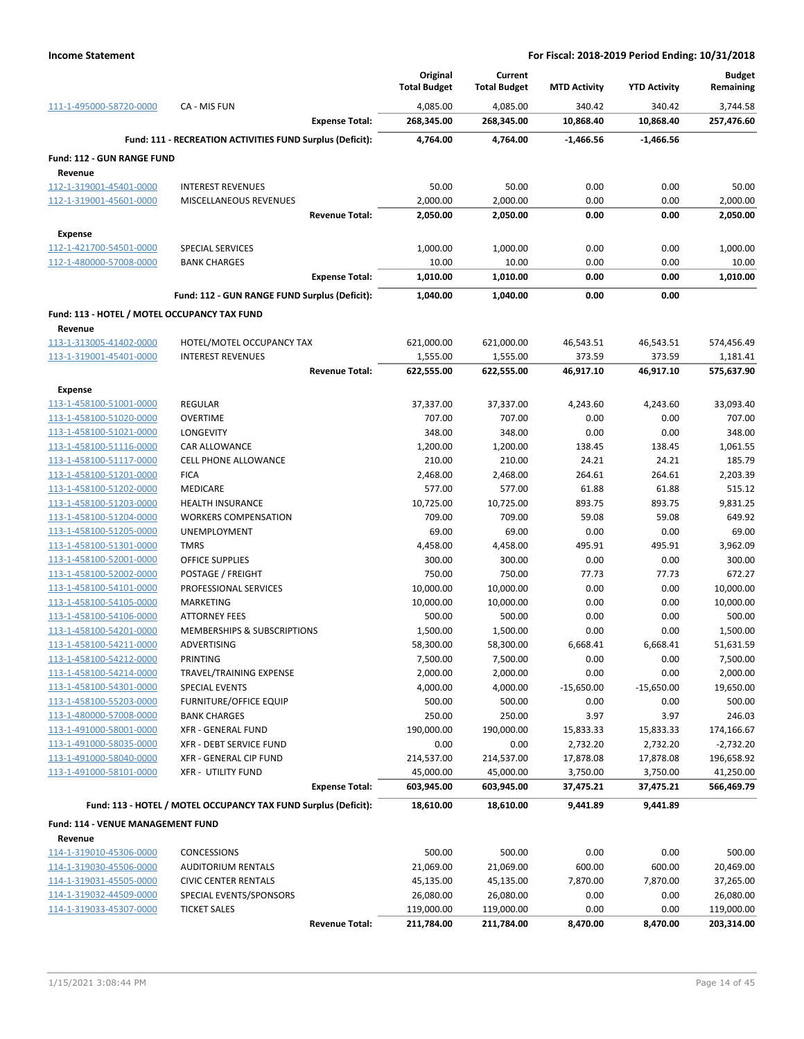| | | Original Total Budget | Current Total Budget | MTD Activity | YTD Activity | Budget Remaining |
|---|---|---|---|---|---|---|
| 111-1-495000-58720-0000 | CA - MIS FUN | 4,085.00 | 4,085.00 | 340.42 | 340.42 | 3,744.58 |
| | **Expense Total:** | **268,345.00** | **268,345.00** | **10,868.40** | **10,868.40** | **257,476.60** |
| | **Fund: 111 - RECREATION ACTIVITIES FUND Surplus (Deficit):** | **4,764.00** | **4,764.00** | **-1,466.56** | **-1,466.56** | |
| **Fund: 112 - GUN RANGE FUND** | | | | | | |
| **Revenue** | | | | | | |
| 112-1-319001-45401-0000 | INTEREST REVENUES | 50.00 | 50.00 | 0.00 | 0.00 | 50.00 |
| 112-1-319001-45601-0000 | MISCELLANEOUS REVENUES | 2,000.00 | 2,000.00 | 0.00 | 0.00 | 2,000.00 |
| | **Revenue Total:** | **2,050.00** | **2,050.00** | **0.00** | **0.00** | **2,050.00** |
| **Expense** | | | | | | |
| 112-1-421700-54501-0000 | SPECIAL SERVICES | 1,000.00 | 1,000.00 | 0.00 | 0.00 | 1,000.00 |
| 112-1-480000-57008-0000 | BANK CHARGES | 10.00 | 10.00 | 0.00 | 0.00 | 10.00 |
| | **Expense Total:** | **1,010.00** | **1,010.00** | **0.00** | **0.00** | **1,010.00** |
| | **Fund: 112 - GUN RANGE FUND Surplus (Deficit):** | **1,040.00** | **1,040.00** | **0.00** | **0.00** | |
| **Fund: 113 - HOTEL / MOTEL OCCUPANCY TAX FUND** | | | | | | |
| **Revenue** | | | | | | |
| 113-1-313005-41402-0000 | HOTEL/MOTEL OCCUPANCY TAX | 621,000.00 | 621,000.00 | 46,543.51 | 46,543.51 | 574,456.49 |
| 113-1-319001-45401-0000 | INTEREST REVENUES | 1,555.00 | 1,555.00 | 373.59 | 373.59 | 1,181.41 |
| | **Revenue Total:** | **622,555.00** | **622,555.00** | **46,917.10** | **46,917.10** | **575,637.90** |
| **Expense** | | | | | | |
| 113-1-458100-51001-0000 | REGULAR | 37,337.00 | 37,337.00 | 4,243.60 | 4,243.60 | 33,093.40 |
| 113-1-458100-51020-0000 | OVERTIME | 707.00 | 707.00 | 0.00 | 0.00 | 707.00 |
| 113-1-458100-51021-0000 | LONGEVITY | 348.00 | 348.00 | 0.00 | 0.00 | 348.00 |
| 113-1-458100-51116-0000 | CAR ALLOWANCE | 1,200.00 | 1,200.00 | 138.45 | 138.45 | 1,061.55 |
| 113-1-458100-51117-0000 | CELL PHONE ALLOWANCE | 210.00 | 210.00 | 24.21 | 24.21 | 185.79 |
| 113-1-458100-51201-0000 | FICA | 2,468.00 | 2,468.00 | 264.61 | 264.61 | 2,203.39 |
| 113-1-458100-51202-0000 | MEDICARE | 577.00 | 577.00 | 61.88 | 61.88 | 515.12 |
| 113-1-458100-51203-0000 | HEALTH INSURANCE | 10,725.00 | 10,725.00 | 893.75 | 893.75 | 9,831.25 |
| 113-1-458100-51204-0000 | WORKERS COMPENSATION | 709.00 | 709.00 | 59.08 | 59.08 | 649.92 |
| 113-1-458100-51205-0000 | UNEMPLOYMENT | 69.00 | 69.00 | 0.00 | 0.00 | 69.00 |
| 113-1-458100-51301-0000 | TMRS | 4,458.00 | 4,458.00 | 495.91 | 495.91 | 3,962.09 |
| 113-1-458100-52001-0000 | OFFICE SUPPLIES | 300.00 | 300.00 | 0.00 | 0.00 | 300.00 |
| 113-1-458100-52002-0000 | POSTAGE / FREIGHT | 750.00 | 750.00 | 77.73 | 77.73 | 672.27 |
| 113-1-458100-54101-0000 | PROFESSIONAL SERVICES | 10,000.00 | 10,000.00 | 0.00 | 0.00 | 10,000.00 |
| 113-1-458100-54105-0000 | MARKETING | 10,000.00 | 10,000.00 | 0.00 | 0.00 | 10,000.00 |
| 113-1-458100-54106-0000 | ATTORNEY FEES | 500.00 | 500.00 | 0.00 | 0.00 | 500.00 |
| 113-1-458100-54201-0000 | MEMBERSHIPS & SUBSCRIPTIONS | 1,500.00 | 1,500.00 | 0.00 | 0.00 | 1,500.00 |
| 113-1-458100-54211-0000 | ADVERTISING | 58,300.00 | 58,300.00 | 6,668.41 | 6,668.41 | 51,631.59 |
| 113-1-458100-54212-0000 | PRINTING | 7,500.00 | 7,500.00 | 0.00 | 0.00 | 7,500.00 |
| 113-1-458100-54214-0000 | TRAVEL/TRAINING EXPENSE | 2,000.00 | 2,000.00 | 0.00 | 0.00 | 2,000.00 |
| 113-1-458100-54301-0000 | SPECIAL EVENTS | 4,000.00 | 4,000.00 | -15,650.00 | -15,650.00 | 19,650.00 |
| 113-1-458100-55203-0000 | FURNITURE/OFFICE EQUIP | 500.00 | 500.00 | 0.00 | 0.00 | 500.00 |
| 113-1-480000-57008-0000 | BANK CHARGES | 250.00 | 250.00 | 3.97 | 3.97 | 246.03 |
| 113-1-491000-58001-0000 | XFR - GENERAL FUND | 190,000.00 | 190,000.00 | 15,833.33 | 15,833.33 | 174,166.67 |
| 113-1-491000-58035-0000 | XFR - DEBT SERVICE FUND | 0.00 | 0.00 | 2,732.20 | 2,732.20 | -2,732.20 |
| 113-1-491000-58040-0000 | XFR - GENERAL CIP FUND | 214,537.00 | 214,537.00 | 17,878.08 | 17,878.08 | 196,658.92 |
| 113-1-491000-58101-0000 | XFR - UTILITY FUND | 45,000.00 | 45,000.00 | 3,750.00 | 3,750.00 | 41,250.00 |
| | **Expense Total:** | **603,945.00** | **603,945.00** | **37,475.21** | **37,475.21** | **566,469.79** |
| | **Fund: 113 - HOTEL / MOTEL OCCUPANCY TAX FUND Surplus (Deficit):** | **18,610.00** | **18,610.00** | **9,441.89** | **9,441.89** | |
| **Fund: 114 - VENUE MANAGEMENT FUND** | | | | | | |
| **Revenue** | | | | | | |
| 114-1-319010-45306-0000 | CONCESSIONS | 500.00 | 500.00 | 0.00 | 0.00 | 500.00 |
| 114-1-319030-45506-0000 | AUDITORIUM RENTALS | 21,069.00 | 21,069.00 | 600.00 | 600.00 | 20,469.00 |
| 114-1-319031-45505-0000 | CIVIC CENTER RENTALS | 45,135.00 | 45,135.00 | 7,870.00 | 7,870.00 | 37,265.00 |
| 114-1-319032-44509-0000 | SPECIAL EVENTS/SPONSORS | 26,080.00 | 26,080.00 | 0.00 | 0.00 | 26,080.00 |
| 114-1-319033-45307-0000 | TICKET SALES | 119,000.00 | 119,000.00 | 0.00 | 0.00 | 119,000.00 |
| | **Revenue Total:** | **211,784.00** | **211,784.00** | **8,470.00** | **8,470.00** | **203,314.00** |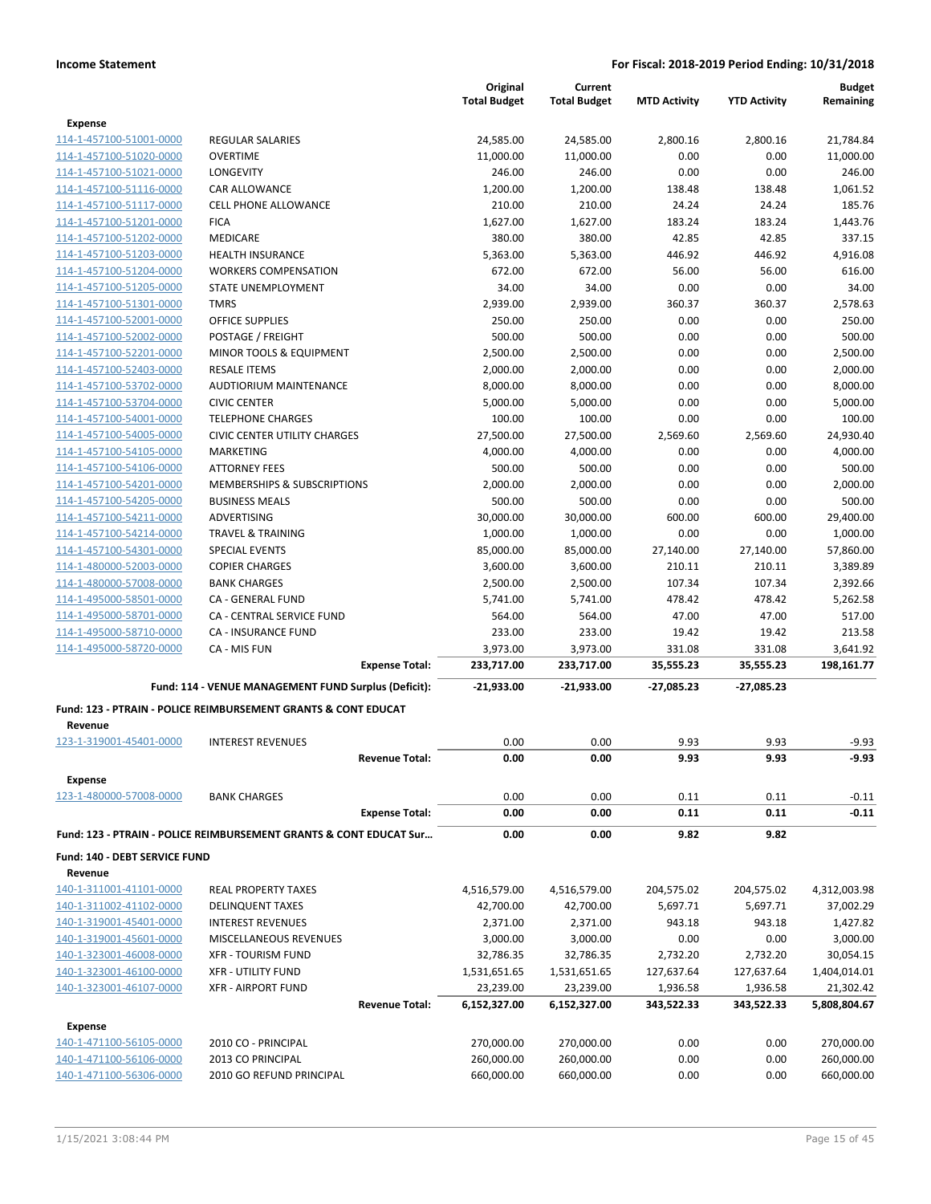| | | Original Total Budget | Current Total Budget | MTD Activity | YTD Activity | Budget Remaining |
|---|---|---|---|---|---|---|
| **Expense** | | | | | | |
| 114-1-457100-51001-0000 | REGULAR SALARIES | 24,585.00 | 24,585.00 | 2,800.16 | 2,800.16 | 21,784.84 |
| 114-1-457100-51020-0000 | OVERTIME | 11,000.00 | 11,000.00 | 0.00 | 0.00 | 11,000.00 |
| 114-1-457100-51021-0000 | LONGEVITY | 246.00 | 246.00 | 0.00 | 0.00 | 246.00 |
| 114-1-457100-51116-0000 | CAR ALLOWANCE | 1,200.00 | 1,200.00 | 138.48 | 138.48 | 1,061.52 |
| 114-1-457100-51117-0000 | CELL PHONE ALLOWANCE | 210.00 | 210.00 | 24.24 | 24.24 | 185.76 |
| 114-1-457100-51201-0000 | FICA | 1,627.00 | 1,627.00 | 183.24 | 183.24 | 1,443.76 |
| 114-1-457100-51202-0000 | MEDICARE | 380.00 | 380.00 | 42.85 | 42.85 | 337.15 |
| 114-1-457100-51203-0000 | HEALTH INSURANCE | 5,363.00 | 5,363.00 | 446.92 | 446.92 | 4,916.08 |
| 114-1-457100-51204-0000 | WORKERS COMPENSATION | 672.00 | 672.00 | 56.00 | 56.00 | 616.00 |
| 114-1-457100-51205-0000 | STATE UNEMPLOYMENT | 34.00 | 34.00 | 0.00 | 0.00 | 34.00 |
| 114-1-457100-51301-0000 | TMRS | 2,939.00 | 2,939.00 | 360.37 | 360.37 | 2,578.63 |
| 114-1-457100-52001-0000 | OFFICE SUPPLIES | 250.00 | 250.00 | 0.00 | 0.00 | 250.00 |
| 114-1-457100-52002-0000 | POSTAGE / FREIGHT | 500.00 | 500.00 | 0.00 | 0.00 | 500.00 |
| 114-1-457100-52201-0000 | MINOR TOOLS & EQUIPMENT | 2,500.00 | 2,500.00 | 0.00 | 0.00 | 2,500.00 |
| 114-1-457100-52403-0000 | RESALE ITEMS | 2,000.00 | 2,000.00 | 0.00 | 0.00 | 2,000.00 |
| 114-1-457100-53702-0000 | AUDTIORIUM MAINTENANCE | 8,000.00 | 8,000.00 | 0.00 | 0.00 | 8,000.00 |
| 114-1-457100-53704-0000 | CIVIC CENTER | 5,000.00 | 5,000.00 | 0.00 | 0.00 | 5,000.00 |
| 114-1-457100-54001-0000 | TELEPHONE CHARGES | 100.00 | 100.00 | 0.00 | 0.00 | 100.00 |
| 114-1-457100-54005-0000 | CIVIC CENTER UTILITY CHARGES | 27,500.00 | 27,500.00 | 2,569.60 | 2,569.60 | 24,930.40 |
| 114-1-457100-54105-0000 | MARKETING | 4,000.00 | 4,000.00 | 0.00 | 0.00 | 4,000.00 |
| 114-1-457100-54106-0000 | ATTORNEY FEES | 500.00 | 500.00 | 0.00 | 0.00 | 500.00 |
| 114-1-457100-54201-0000 | MEMBERSHIPS & SUBSCRIPTIONS | 2,000.00 | 2,000.00 | 0.00 | 0.00 | 2,000.00 |
| 114-1-457100-54205-0000 | BUSINESS MEALS | 500.00 | 500.00 | 0.00 | 0.00 | 500.00 |
| 114-1-457100-54211-0000 | ADVERTISING | 30,000.00 | 30,000.00 | 600.00 | 600.00 | 29,400.00 |
| 114-1-457100-54214-0000 | TRAVEL & TRAINING | 1,000.00 | 1,000.00 | 0.00 | 0.00 | 1,000.00 |
| 114-1-457100-54301-0000 | SPECIAL EVENTS | 85,000.00 | 85,000.00 | 27,140.00 | 27,140.00 | 57,860.00 |
| 114-1-480000-52003-0000 | COPIER CHARGES | 3,600.00 | 3,600.00 | 210.11 | 210.11 | 3,389.89 |
| 114-1-480000-57008-0000 | BANK CHARGES | 2,500.00 | 2,500.00 | 107.34 | 107.34 | 2,392.66 |
| 114-1-495000-58501-0000 | CA - GENERAL FUND | 5,741.00 | 5,741.00 | 478.42 | 478.42 | 5,262.58 |
| 114-1-495000-58701-0000 | CA - CENTRAL SERVICE FUND | 564.00 | 564.00 | 47.00 | 47.00 | 517.00 |
| 114-1-495000-58710-0000 | CA - INSURANCE FUND | 233.00 | 233.00 | 19.42 | 19.42 | 213.58 |
| 114-1-495000-58720-0000 | CA - MIS FUN | 3,973.00 | 3,973.00 | 331.08 | 331.08 | 3,641.92 |
| | **Expense Total:** | **233,717.00** | **233,717.00** | **35,555.23** | **35,555.23** | **198,161.77** |
| | **Fund: 114 - VENUE MANAGEMENT FUND Surplus (Deficit):** | **-21,933.00** | **-21,933.00** | **-27,085.23** | **-27,085.23** | |

**Fund: 123 - PTRAIN - POLICE REIMBURSEMENT GRANTS & CONT EDUCAT**

| | | Original Total Budget | Current Total Budget | MTD Activity | YTD Activity | Budget Remaining |
|---|---|---|---|---|---|---|
| **Revenue** | | | | | | |
| 123-1-319001-45401-0000 | INTEREST REVENUES | 0.00 | 0.00 | 9.93 | 9.93 | -9.93 |
| | **Revenue Total:** | **0.00** | **0.00** | **9.93** | **9.93** | **-9.93** |
| **Expense** | | | | | | |
| 123-1-480000-57008-0000 | BANK CHARGES | 0.00 | 0.00 | 0.11 | 0.11 | -0.11 |
| | **Expense Total:** | **0.00** | **0.00** | **0.11** | **0.11** | **-0.11** |
| **Fund: 123 - PTRAIN - POLICE REIMBURSEMENT GRANTS & CONT EDUCAT Sur…** | | **0.00** | **0.00** | **9.82** | **9.82** | |

**Fund: 140 - DEBT SERVICE FUND**

| | | Original Total Budget | Current Total Budget | MTD Activity | YTD Activity | Budget Remaining |
|---|---|---|---|---|---|---|
| **Revenue** | | | | | | |
| 140-1-311001-41101-0000 | REAL PROPERTY TAXES | 4,516,579.00 | 4,516,579.00 | 204,575.02 | 204,575.02 | 4,312,003.98 |
| 140-1-311002-41102-0000 | DELINQUENT TAXES | 42,700.00 | 42,700.00 | 5,697.71 | 5,697.71 | 37,002.29 |
| 140-1-319001-45401-0000 | INTEREST REVENUES | 2,371.00 | 2,371.00 | 943.18 | 943.18 | 1,427.82 |
| 140-1-319001-45601-0000 | MISCELLANEOUS REVENUES | 3,000.00 | 3,000.00 | 0.00 | 0.00 | 3,000.00 |
| 140-1-323001-46008-0000 | XFR - TOURISM FUND | 32,786.35 | 32,786.35 | 2,732.20 | 2,732.20 | 30,054.15 |
| 140-1-323001-46100-0000 | XFR - UTILITY FUND | 1,531,651.65 | 1,531,651.65 | 127,637.64 | 127,637.64 | 1,404,014.01 |
| 140-1-323001-46107-0000 | XFR - AIRPORT FUND | 23,239.00 | 23,239.00 | 1,936.58 | 1,936.58 | 21,302.42 |
| | **Revenue Total:** | **6,152,327.00** | **6,152,327.00** | **343,522.33** | **343,522.33** | **5,808,804.67** |
| **Expense** | | | | | | |
| 140-1-471100-56105-0000 | 2010 CO - PRINCIPAL | 270,000.00 | 270,000.00 | 0.00 | 0.00 | 270,000.00 |
| 140-1-471100-56106-0000 | 2013 CO PRINCIPAL | 260,000.00 | 260,000.00 | 0.00 | 0.00 | 260,000.00 |
| 140-1-471100-56306-0000 | 2010 GO REFUND PRINCIPAL | 660,000.00 | 660,000.00 | 0.00 | 0.00 | 660,000.00 |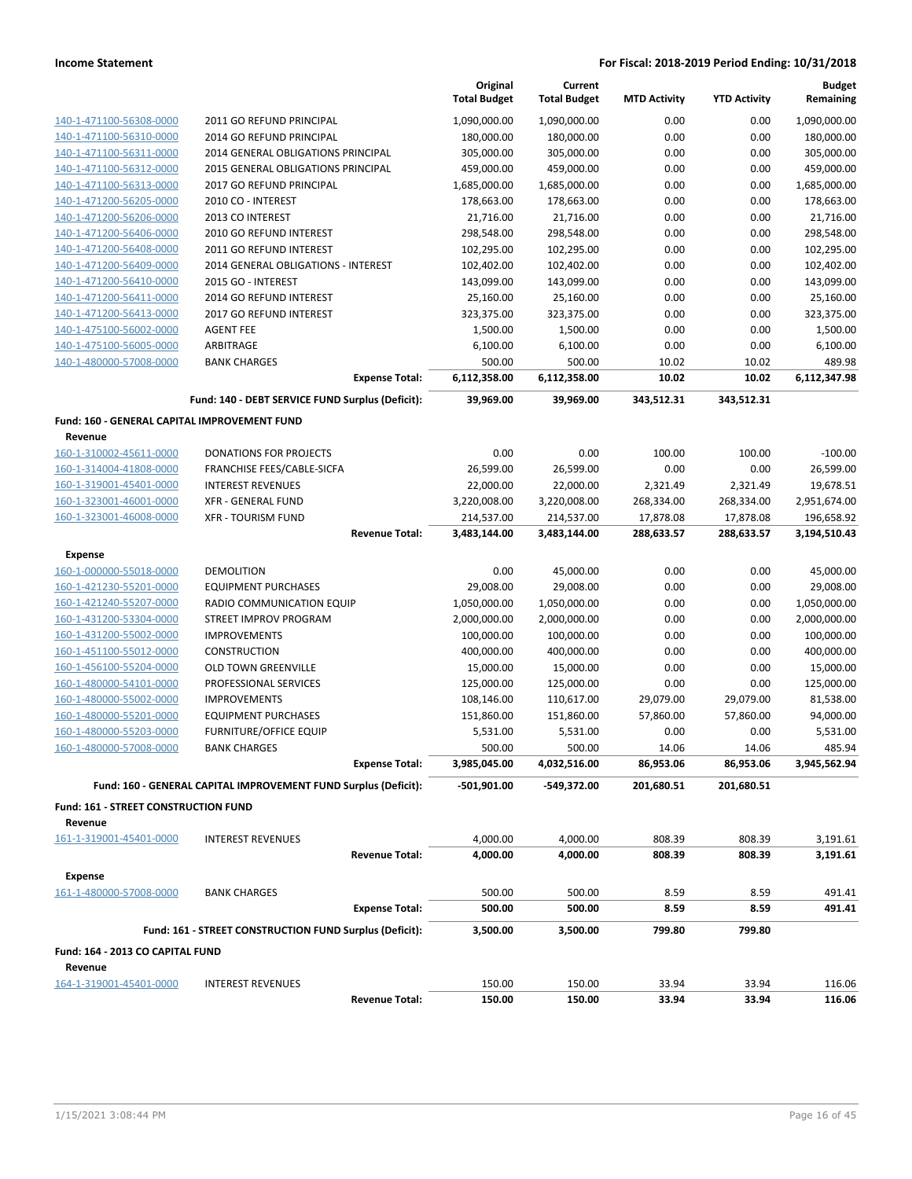**Income Statement** — **For Fiscal: 2018-2019 Period Ending: 10/31/2018**

| | | Original Total Budget | Current Total Budget | MTD Activity | YTD Activity | Budget Remaining |
|---|---|---|---|---|---|---|
| 140-1-471100-56308-0000 | 2011 GO REFUND PRINCIPAL | 1,090,000.00 | 1,090,000.00 | 0.00 | 0.00 | 1,090,000.00 |
| 140-1-471100-56310-0000 | 2014 GO REFUND PRINCIPAL | 180,000.00 | 180,000.00 | 0.00 | 0.00 | 180,000.00 |
| 140-1-471100-56311-0000 | 2014 GENERAL OBLIGATIONS PRINCIPAL | 305,000.00 | 305,000.00 | 0.00 | 0.00 | 305,000.00 |
| 140-1-471100-56312-0000 | 2015 GENERAL OBLIGATIONS PRINCIPAL | 459,000.00 | 459,000.00 | 0.00 | 0.00 | 459,000.00 |
| 140-1-471100-56313-0000 | 2017 GO REFUND PRINCIPAL | 1,685,000.00 | 1,685,000.00 | 0.00 | 0.00 | 1,685,000.00 |
| 140-1-471200-56205-0000 | 2010 CO - INTEREST | 178,663.00 | 178,663.00 | 0.00 | 0.00 | 178,663.00 |
| 140-1-471200-56206-0000 | 2013 CO INTEREST | 21,716.00 | 21,716.00 | 0.00 | 0.00 | 21,716.00 |
| 140-1-471200-56406-0000 | 2010 GO REFUND INTEREST | 298,548.00 | 298,548.00 | 0.00 | 0.00 | 298,548.00 |
| 140-1-471200-56408-0000 | 2011 GO REFUND INTEREST | 102,295.00 | 102,295.00 | 0.00 | 0.00 | 102,295.00 |
| 140-1-471200-56409-0000 | 2014 GENERAL OBLIGATIONS - INTEREST | 102,402.00 | 102,402.00 | 0.00 | 0.00 | 102,402.00 |
| 140-1-471200-56410-0000 | 2015 GO - INTEREST | 143,099.00 | 143,099.00 | 0.00 | 0.00 | 143,099.00 |
| 140-1-471200-56411-0000 | 2014 GO REFUND INTEREST | 25,160.00 | 25,160.00 | 0.00 | 0.00 | 25,160.00 |
| 140-1-471200-56413-0000 | 2017 GO REFUND INTEREST | 323,375.00 | 323,375.00 | 0.00 | 0.00 | 323,375.00 |
| 140-1-475100-56002-0000 | AGENT FEE | 1,500.00 | 1,500.00 | 0.00 | 0.00 | 1,500.00 |
| 140-1-475100-56005-0000 | ARBITRAGE | 6,100.00 | 6,100.00 | 0.00 | 0.00 | 6,100.00 |
| 140-1-480000-57008-0000 | BANK CHARGES | 500.00 | 500.00 | 10.02 | 10.02 | 489.98 |
| | **Expense Total:** | **6,112,358.00** | **6,112,358.00** | **10.02** | **10.02** | **6,112,347.98** |
| | **Fund: 140 - DEBT SERVICE FUND Surplus (Deficit):** | **39,969.00** | **39,969.00** | **343,512.31** | **343,512.31** | |
| **Fund: 160 - GENERAL CAPITAL IMPROVEMENT FUND** | | | | | | |
| **Revenue** | | | | | | |
| 160-1-310002-45611-0000 | DONATIONS FOR PROJECTS | 0.00 | 0.00 | 100.00 | 100.00 | -100.00 |
| 160-1-314004-41808-0000 | FRANCHISE FEES/CABLE-SICFA | 26,599.00 | 26,599.00 | 0.00 | 0.00 | 26,599.00 |
| 160-1-319001-45401-0000 | INTEREST REVENUES | 22,000.00 | 22,000.00 | 2,321.49 | 2,321.49 | 19,678.51 |
| 160-1-323001-46001-0000 | XFR - GENERAL FUND | 3,220,008.00 | 3,220,008.00 | 268,334.00 | 268,334.00 | 2,951,674.00 |
| 160-1-323001-46008-0000 | XFR - TOURISM FUND | 214,537.00 | 214,537.00 | 17,878.08 | 17,878.08 | 196,658.92 |
| | **Revenue Total:** | **3,483,144.00** | **3,483,144.00** | **288,633.57** | **288,633.57** | **3,194,510.43** |
| **Expense** | | | | | | |
| 160-1-000000-55018-0000 | DEMOLITION | 0.00 | 45,000.00 | 0.00 | 0.00 | 45,000.00 |
| 160-1-421230-55201-0000 | EQUIPMENT PURCHASES | 29,008.00 | 29,008.00 | 0.00 | 0.00 | 29,008.00 |
| 160-1-421240-55207-0000 | RADIO COMMUNICATION EQUIP | 1,050,000.00 | 1,050,000.00 | 0.00 | 0.00 | 1,050,000.00 |
| 160-1-431200-53304-0000 | STREET IMPROV PROGRAM | 2,000,000.00 | 2,000,000.00 | 0.00 | 0.00 | 2,000,000.00 |
| 160-1-431200-55002-0000 | IMPROVEMENTS | 100,000.00 | 100,000.00 | 0.00 | 0.00 | 100,000.00 |
| 160-1-451100-55012-0000 | CONSTRUCTION | 400,000.00 | 400,000.00 | 0.00 | 0.00 | 400,000.00 |
| 160-1-456100-55204-0000 | OLD TOWN GREENVILLE | 15,000.00 | 15,000.00 | 0.00 | 0.00 | 15,000.00 |
| 160-1-480000-54101-0000 | PROFESSIONAL SERVICES | 125,000.00 | 125,000.00 | 0.00 | 0.00 | 125,000.00 |
| 160-1-480000-55002-0000 | IMPROVEMENTS | 108,146.00 | 110,617.00 | 29,079.00 | 29,079.00 | 81,538.00 |
| 160-1-480000-55201-0000 | EQUIPMENT PURCHASES | 151,860.00 | 151,860.00 | 57,860.00 | 57,860.00 | 94,000.00 |
| 160-1-480000-55203-0000 | FURNITURE/OFFICE EQUIP | 5,531.00 | 5,531.00 | 0.00 | 0.00 | 5,531.00 |
| 160-1-480000-57008-0000 | BANK CHARGES | 500.00 | 500.00 | 14.06 | 14.06 | 485.94 |
| | **Expense Total:** | **3,985,045.00** | **4,032,516.00** | **86,953.06** | **86,953.06** | **3,945,562.94** |
| | **Fund: 160 - GENERAL CAPITAL IMPROVEMENT FUND Surplus (Deficit):** | **-501,901.00** | **-549,372.00** | **201,680.51** | **201,680.51** | |
| **Fund: 161 - STREET CONSTRUCTION FUND** | | | | | | |
| **Revenue** | | | | | | |
| 161-1-319001-45401-0000 | INTEREST REVENUES | 4,000.00 | 4,000.00 | 808.39 | 808.39 | 3,191.61 |
| | **Revenue Total:** | **4,000.00** | **4,000.00** | **808.39** | **808.39** | **3,191.61** |
| **Expense** | | | | | | |
| 161-1-480000-57008-0000 | BANK CHARGES | 500.00 | 500.00 | 8.59 | 8.59 | 491.41 |
| | **Expense Total:** | **500.00** | **500.00** | **8.59** | **8.59** | **491.41** |
| | **Fund: 161 - STREET CONSTRUCTION FUND Surplus (Deficit):** | **3,500.00** | **3,500.00** | **799.80** | **799.80** | |
| **Fund: 164 - 2013 CO CAPITAL FUND** | | | | | | |
| **Revenue** | | | | | | |
| 164-1-319001-45401-0000 | INTEREST REVENUES | 150.00 | 150.00 | 33.94 | 33.94 | 116.06 |
| | **Revenue Total:** | **150.00** | **150.00** | **33.94** | **33.94** | **116.06** |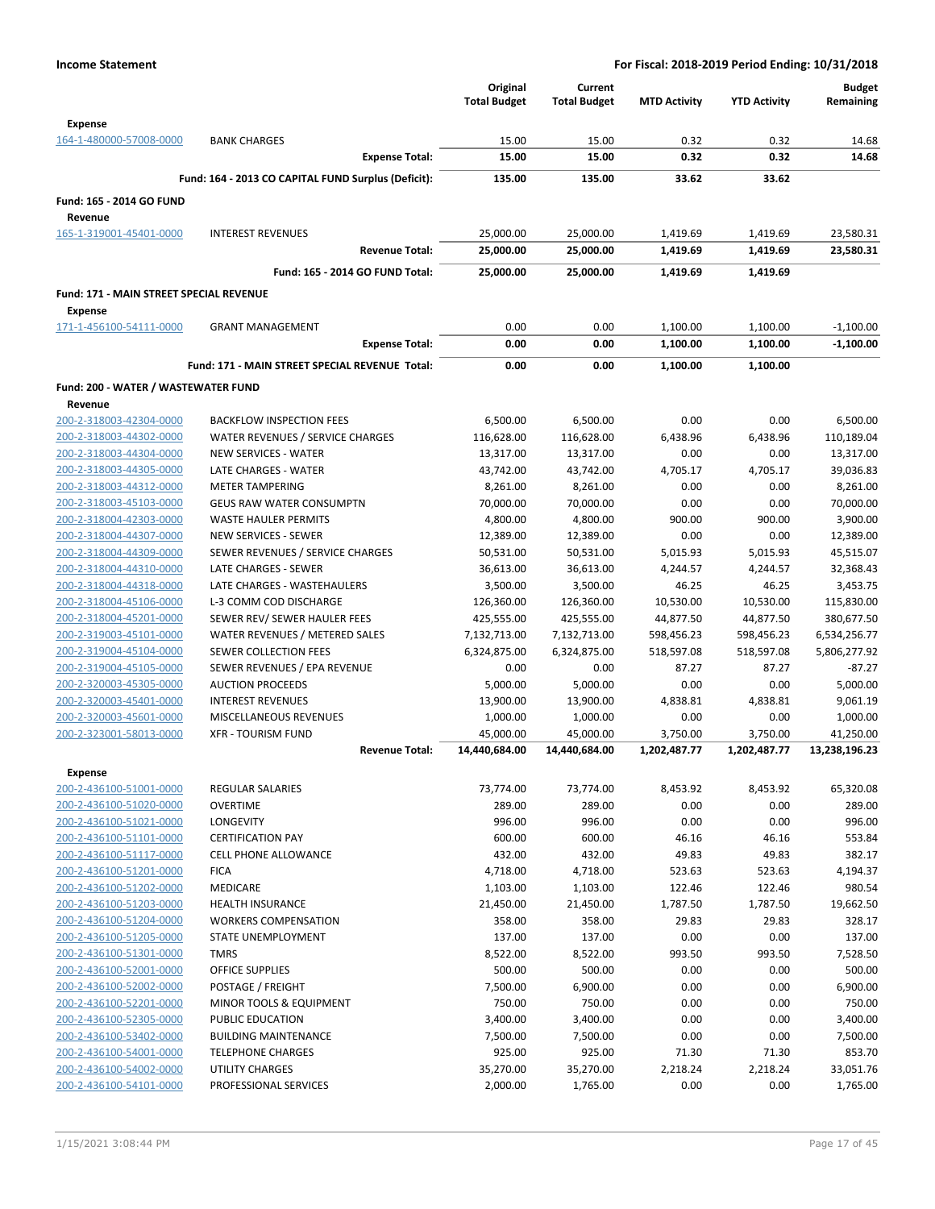| | | Original Total Budget | Current Total Budget | MTD Activity | YTD Activity | Budget Remaining |
|---|---|---|---|---|---|---|
| **Expense** | | | | | | |
| 164-1-480000-57008-0000 | BANK CHARGES | 15.00 | 15.00 | 0.32 | 0.32 | 14.68 |
| | **Expense Total:** | **15.00** | **15.00** | **0.32** | **0.32** | **14.68** |
| | **Fund: 164 - 2013 CO CAPITAL FUND Surplus (Deficit):** | **135.00** | **135.00** | **33.62** | **33.62** | |
| **Fund: 165 - 2014 GO FUND** | | | | | | |
| **Revenue** | | | | | | |
| 165-1-319001-45401-0000 | INTEREST REVENUES | 25,000.00 | 25,000.00 | 1,419.69 | 1,419.69 | 23,580.31 |
| | **Revenue Total:** | **25,000.00** | **25,000.00** | **1,419.69** | **1,419.69** | **23,580.31** |
| | **Fund: 165 - 2014 GO FUND Total:** | **25,000.00** | **25,000.00** | **1,419.69** | **1,419.69** | |
| **Fund: 171 - MAIN STREET SPECIAL REVENUE** | | | | | | |
| **Expense** | | | | | | |
| 171-1-456100-54111-0000 | GRANT MANAGEMENT | 0.00 | 0.00 | 1,100.00 | 1,100.00 | -1,100.00 |
| | **Expense Total:** | **0.00** | **0.00** | **1,100.00** | **1,100.00** | **-1,100.00** |
| | **Fund: 171 - MAIN STREET SPECIAL REVENUE Total:** | **0.00** | **0.00** | **1,100.00** | **1,100.00** | |
| **Fund: 200 - WATER / WASTEWATER FUND** | | | | | | |
| **Revenue** | | | | | | |
| 200-2-318003-42304-0000 | BACKFLOW INSPECTION FEES | 6,500.00 | 6,500.00 | 0.00 | 0.00 | 6,500.00 |
| 200-2-318003-44302-0000 | WATER REVENUES / SERVICE CHARGES | 116,628.00 | 116,628.00 | 6,438.96 | 6,438.96 | 110,189.04 |
| 200-2-318003-44304-0000 | NEW SERVICES - WATER | 13,317.00 | 13,317.00 | 0.00 | 0.00 | 13,317.00 |
| 200-2-318003-44305-0000 | LATE CHARGES - WATER | 43,742.00 | 43,742.00 | 4,705.17 | 4,705.17 | 39,036.83 |
| 200-2-318003-44312-0000 | METER TAMPERING | 8,261.00 | 8,261.00 | 0.00 | 0.00 | 8,261.00 |
| 200-2-318003-45103-0000 | GEUS RAW WATER CONSUMPTN | 70,000.00 | 70,000.00 | 0.00 | 0.00 | 70,000.00 |
| 200-2-318004-42303-0000 | WASTE HAULER PERMITS | 4,800.00 | 4,800.00 | 900.00 | 900.00 | 3,900.00 |
| 200-2-318004-44307-0000 | NEW SERVICES - SEWER | 12,389.00 | 12,389.00 | 0.00 | 0.00 | 12,389.00 |
| 200-2-318004-44309-0000 | SEWER REVENUES / SERVICE CHARGES | 50,531.00 | 50,531.00 | 5,015.93 | 5,015.93 | 45,515.07 |
| 200-2-318004-44310-0000 | LATE CHARGES - SEWER | 36,613.00 | 36,613.00 | 4,244.57 | 4,244.57 | 32,368.43 |
| 200-2-318004-44318-0000 | LATE CHARGES - WASTEHAULERS | 3,500.00 | 3,500.00 | 46.25 | 46.25 | 3,453.75 |
| 200-2-318004-45106-0000 | L-3 COMM COD DISCHARGE | 126,360.00 | 126,360.00 | 10,530.00 | 10,530.00 | 115,830.00 |
| 200-2-318004-45201-0000 | SEWER REV/ SEWER HAULER FEES | 425,555.00 | 425,555.00 | 44,877.50 | 44,877.50 | 380,677.50 |
| 200-2-319003-45101-0000 | WATER REVENUES / METERED SALES | 7,132,713.00 | 7,132,713.00 | 598,456.23 | 598,456.23 | 6,534,256.77 |
| 200-2-319004-45104-0000 | SEWER COLLECTION FEES | 6,324,875.00 | 6,324,875.00 | 518,597.08 | 518,597.08 | 5,806,277.92 |
| 200-2-319004-45105-0000 | SEWER REVENUES / EPA REVENUE | 0.00 | 0.00 | 87.27 | 87.27 | -87.27 |
| 200-2-320003-45305-0000 | AUCTION PROCEEDS | 5,000.00 | 5,000.00 | 0.00 | 0.00 | 5,000.00 |
| 200-2-320003-45401-0000 | INTEREST REVENUES | 13,900.00 | 13,900.00 | 4,838.81 | 4,838.81 | 9,061.19 |
| 200-2-320003-45601-0000 | MISCELLANEOUS REVENUES | 1,000.00 | 1,000.00 | 0.00 | 0.00 | 1,000.00 |
| 200-2-323001-58013-0000 | XFR - TOURISM FUND | 45,000.00 | 45,000.00 | 3,750.00 | 3,750.00 | 41,250.00 |
| | **Revenue Total:** | **14,440,684.00** | **14,440,684.00** | **1,202,487.77** | **1,202,487.77** | **13,238,196.23** |
| **Expense** | | | | | | |
| 200-2-436100-51001-0000 | REGULAR SALARIES | 73,774.00 | 73,774.00 | 8,453.92 | 8,453.92 | 65,320.08 |
| 200-2-436100-51020-0000 | OVERTIME | 289.00 | 289.00 | 0.00 | 0.00 | 289.00 |
| 200-2-436100-51021-0000 | LONGEVITY | 996.00 | 996.00 | 0.00 | 0.00 | 996.00 |
| 200-2-436100-51101-0000 | CERTIFICATION PAY | 600.00 | 600.00 | 46.16 | 46.16 | 553.84 |
| 200-2-436100-51117-0000 | CELL PHONE ALLOWANCE | 432.00 | 432.00 | 49.83 | 49.83 | 382.17 |
| 200-2-436100-51201-0000 | FICA | 4,718.00 | 4,718.00 | 523.63 | 523.63 | 4,194.37 |
| 200-2-436100-51202-0000 | MEDICARE | 1,103.00 | 1,103.00 | 122.46 | 122.46 | 980.54 |
| 200-2-436100-51203-0000 | HEALTH INSURANCE | 21,450.00 | 21,450.00 | 1,787.50 | 1,787.50 | 19,662.50 |
| 200-2-436100-51204-0000 | WORKERS COMPENSATION | 358.00 | 358.00 | 29.83 | 29.83 | 328.17 |
| 200-2-436100-51205-0000 | STATE UNEMPLOYMENT | 137.00 | 137.00 | 0.00 | 0.00 | 137.00 |
| 200-2-436100-51301-0000 | TMRS | 8,522.00 | 8,522.00 | 993.50 | 993.50 | 7,528.50 |
| 200-2-436100-52001-0000 | OFFICE SUPPLIES | 500.00 | 500.00 | 0.00 | 0.00 | 500.00 |
| 200-2-436100-52002-0000 | POSTAGE / FREIGHT | 7,500.00 | 6,900.00 | 0.00 | 0.00 | 6,900.00 |
| 200-2-436100-52201-0000 | MINOR TOOLS & EQUIPMENT | 750.00 | 750.00 | 0.00 | 0.00 | 750.00 |
| 200-2-436100-52305-0000 | PUBLIC EDUCATION | 3,400.00 | 3,400.00 | 0.00 | 0.00 | 3,400.00 |
| 200-2-436100-53402-0000 | BUILDING MAINTENANCE | 7,500.00 | 7,500.00 | 0.00 | 0.00 | 7,500.00 |
| 200-2-436100-54001-0000 | TELEPHONE CHARGES | 925.00 | 925.00 | 71.30 | 71.30 | 853.70 |
| 200-2-436100-54002-0000 | UTILITY CHARGES | 35,270.00 | 35,270.00 | 2,218.24 | 2,218.24 | 33,051.76 |
| 200-2-436100-54101-0000 | PROFESSIONAL SERVICES | 2,000.00 | 1,765.00 | 0.00 | 0.00 | 1,765.00 |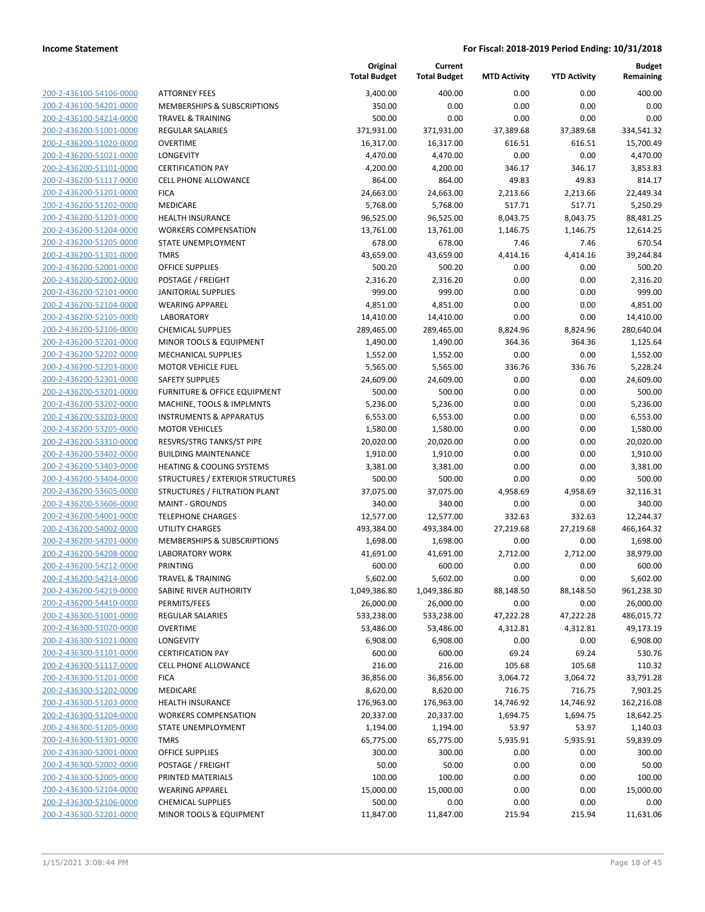**Income Statement** **For Fiscal: 2018-2019 Period Ending: 10/31/2018**

| | | Original Total Budget | Current Total Budget | MTD Activity | YTD Activity | Budget Remaining |
|---|---|---|---|---|---|---|
| 200-2-436100-54106-0000 | ATTORNEY FEES | 3,400.00 | 400.00 | 0.00 | 0.00 | 400.00 |
| 200-2-436100-54201-0000 | MEMBERSHIPS & SUBSCRIPTIONS | 350.00 | 0.00 | 0.00 | 0.00 | 0.00 |
| 200-2-436100-54214-0000 | TRAVEL & TRAINING | 500.00 | 0.00 | 0.00 | 0.00 | 0.00 |
| 200-2-436200-51001-0000 | REGULAR SALARIES | 371,931.00 | 371,931.00 | 37,389.68 | 37,389.68 | 334,541.32 |
| 200-2-436200-51020-0000 | OVERTIME | 16,317.00 | 16,317.00 | 616.51 | 616.51 | 15,700.49 |
| 200-2-436200-51021-0000 | LONGEVITY | 4,470.00 | 4,470.00 | 0.00 | 0.00 | 4,470.00 |
| 200-2-436200-51101-0000 | CERTIFICATION PAY | 4,200.00 | 4,200.00 | 346.17 | 346.17 | 3,853.83 |
| 200-2-436200-51117-0000 | CELL PHONE ALLOWANCE | 864.00 | 864.00 | 49.83 | 49.83 | 814.17 |
| 200-2-436200-51201-0000 | FICA | 24,663.00 | 24,663.00 | 2,213.66 | 2,213.66 | 22,449.34 |
| 200-2-436200-51202-0000 | MEDICARE | 5,768.00 | 5,768.00 | 517.71 | 517.71 | 5,250.29 |
| 200-2-436200-51203-0000 | HEALTH INSURANCE | 96,525.00 | 96,525.00 | 8,043.75 | 8,043.75 | 88,481.25 |
| 200-2-436200-51204-0000 | WORKERS COMPENSATION | 13,761.00 | 13,761.00 | 1,146.75 | 1,146.75 | 12,614.25 |
| 200-2-436200-51205-0000 | STATE UNEMPLOYMENT | 678.00 | 678.00 | 7.46 | 7.46 | 670.54 |
| 200-2-436200-51301-0000 | TMRS | 43,659.00 | 43,659.00 | 4,414.16 | 4,414.16 | 39,244.84 |
| 200-2-436200-52001-0000 | OFFICE SUPPLIES | 500.20 | 500.20 | 0.00 | 0.00 | 500.20 |
| 200-2-436200-52002-0000 | POSTAGE / FREIGHT | 2,316.20 | 2,316.20 | 0.00 | 0.00 | 2,316.20 |
| 200-2-436200-52101-0000 | JANITORIAL SUPPLIES | 999.00 | 999.00 | 0.00 | 0.00 | 999.00 |
| 200-2-436200-52104-0000 | WEARING APPAREL | 4,851.00 | 4,851.00 | 0.00 | 0.00 | 4,851.00 |
| 200-2-436200-52105-0000 | LABORATORY | 14,410.00 | 14,410.00 | 0.00 | 0.00 | 14,410.00 |
| 200-2-436200-52106-0000 | CHEMICAL SUPPLIES | 289,465.00 | 289,465.00 | 8,824.96 | 8,824.96 | 280,640.04 |
| 200-2-436200-52201-0000 | MINOR TOOLS & EQUIPMENT | 1,490.00 | 1,490.00 | 364.36 | 364.36 | 1,125.64 |
| 200-2-436200-52202-0000 | MECHANICAL SUPPLIES | 1,552.00 | 1,552.00 | 0.00 | 0.00 | 1,552.00 |
| 200-2-436200-52203-0000 | MOTOR VEHICLE FUEL | 5,565.00 | 5,565.00 | 336.76 | 336.76 | 5,228.24 |
| 200-2-436200-52301-0000 | SAFETY SUPPLIES | 24,609.00 | 24,609.00 | 0.00 | 0.00 | 24,609.00 |
| 200-2-436200-53201-0000 | FURNITURE & OFFICE EQUIPMENT | 500.00 | 500.00 | 0.00 | 0.00 | 500.00 |
| 200-2-436200-53202-0000 | MACHINE, TOOLS & IMPLMNTS | 5,236.00 | 5,236.00 | 0.00 | 0.00 | 5,236.00 |
| 200-2-436200-53203-0000 | INSTRUMENTS & APPARATUS | 6,553.00 | 6,553.00 | 0.00 | 0.00 | 6,553.00 |
| 200-2-436200-53205-0000 | MOTOR VEHICLES | 1,580.00 | 1,580.00 | 0.00 | 0.00 | 1,580.00 |
| 200-2-436200-53310-0000 | RESVRS/STRG TANKS/ST PIPE | 20,020.00 | 20,020.00 | 0.00 | 0.00 | 20,020.00 |
| 200-2-436200-53402-0000 | BUILDING MAINTENANCE | 1,910.00 | 1,910.00 | 0.00 | 0.00 | 1,910.00 |
| 200-2-436200-53403-0000 | HEATING & COOLING SYSTEMS | 3,381.00 | 3,381.00 | 0.00 | 0.00 | 3,381.00 |
| 200-2-436200-53404-0000 | STRUCTURES / EXTERIOR STRUCTURES | 500.00 | 500.00 | 0.00 | 0.00 | 500.00 |
| 200-2-436200-53605-0000 | STRUCTURES / FILTRATION PLANT | 37,075.00 | 37,075.00 | 4,958.69 | 4,958.69 | 32,116.31 |
| 200-2-436200-53606-0000 | MAINT - GROUNDS | 340.00 | 340.00 | 0.00 | 0.00 | 340.00 |
| 200-2-436200-54001-0000 | TELEPHONE CHARGES | 12,577.00 | 12,577.00 | 332.63 | 332.63 | 12,244.37 |
| 200-2-436200-54002-0000 | UTILITY CHARGES | 493,384.00 | 493,384.00 | 27,219.68 | 27,219.68 | 466,164.32 |
| 200-2-436200-54201-0000 | MEMBERSHIPS & SUBSCRIPTIONS | 1,698.00 | 1,698.00 | 0.00 | 0.00 | 1,698.00 |
| 200-2-436200-54208-0000 | LABORATORY WORK | 41,691.00 | 41,691.00 | 2,712.00 | 2,712.00 | 38,979.00 |
| 200-2-436200-54212-0000 | PRINTING | 600.00 | 600.00 | 0.00 | 0.00 | 600.00 |
| 200-2-436200-54214-0000 | TRAVEL & TRAINING | 5,602.00 | 5,602.00 | 0.00 | 0.00 | 5,602.00 |
| 200-2-436200-54219-0000 | SABINE RIVER AUTHORITY | 1,049,386.80 | 1,049,386.80 | 88,148.50 | 88,148.50 | 961,238.30 |
| 200-2-436200-54410-0000 | PERMITS/FEES | 26,000.00 | 26,000.00 | 0.00 | 0.00 | 26,000.00 |
| 200-2-436300-51001-0000 | REGULAR SALARIES | 533,238.00 | 533,238.00 | 47,222.28 | 47,222.28 | 486,015.72 |
| 200-2-436300-51020-0000 | OVERTIME | 53,486.00 | 53,486.00 | 4,312.81 | 4,312.81 | 49,173.19 |
| 200-2-436300-51021-0000 | LONGEVITY | 6,908.00 | 6,908.00 | 0.00 | 0.00 | 6,908.00 |
| 200-2-436300-51101-0000 | CERTIFICATION PAY | 600.00 | 600.00 | 69.24 | 69.24 | 530.76 |
| 200-2-436300-51117-0000 | CELL PHONE ALLOWANCE | 216.00 | 216.00 | 105.68 | 105.68 | 110.32 |
| 200-2-436300-51201-0000 | FICA | 36,856.00 | 36,856.00 | 3,064.72 | 3,064.72 | 33,791.28 |
| 200-2-436300-51202-0000 | MEDICARE | 8,620.00 | 8,620.00 | 716.75 | 716.75 | 7,903.25 |
| 200-2-436300-51203-0000 | HEALTH INSURANCE | 176,963.00 | 176,963.00 | 14,746.92 | 14,746.92 | 162,216.08 |
| 200-2-436300-51204-0000 | WORKERS COMPENSATION | 20,337.00 | 20,337.00 | 1,694.75 | 1,694.75 | 18,642.25 |
| 200-2-436300-51205-0000 | STATE UNEMPLOYMENT | 1,194.00 | 1,194.00 | 53.97 | 53.97 | 1,140.03 |
| 200-2-436300-51301-0000 | TMRS | 65,775.00 | 65,775.00 | 5,935.91 | 5,935.91 | 59,839.09 |
| 200-2-436300-52001-0000 | OFFICE SUPPLIES | 300.00 | 300.00 | 0.00 | 0.00 | 300.00 |
| 200-2-436300-52002-0000 | POSTAGE / FREIGHT | 50.00 | 50.00 | 0.00 | 0.00 | 50.00 |
| 200-2-436300-52005-0000 | PRINTED MATERIALS | 100.00 | 100.00 | 0.00 | 0.00 | 100.00 |
| 200-2-436300-52104-0000 | WEARING APPAREL | 15,000.00 | 15,000.00 | 0.00 | 0.00 | 15,000.00 |
| 200-2-436300-52106-0000 | CHEMICAL SUPPLIES | 500.00 | 0.00 | 0.00 | 0.00 | 0.00 |
| 200-2-436300-52201-0000 | MINOR TOOLS & EQUIPMENT | 11,847.00 | 11,847.00 | 215.94 | 215.94 | 11,631.06 |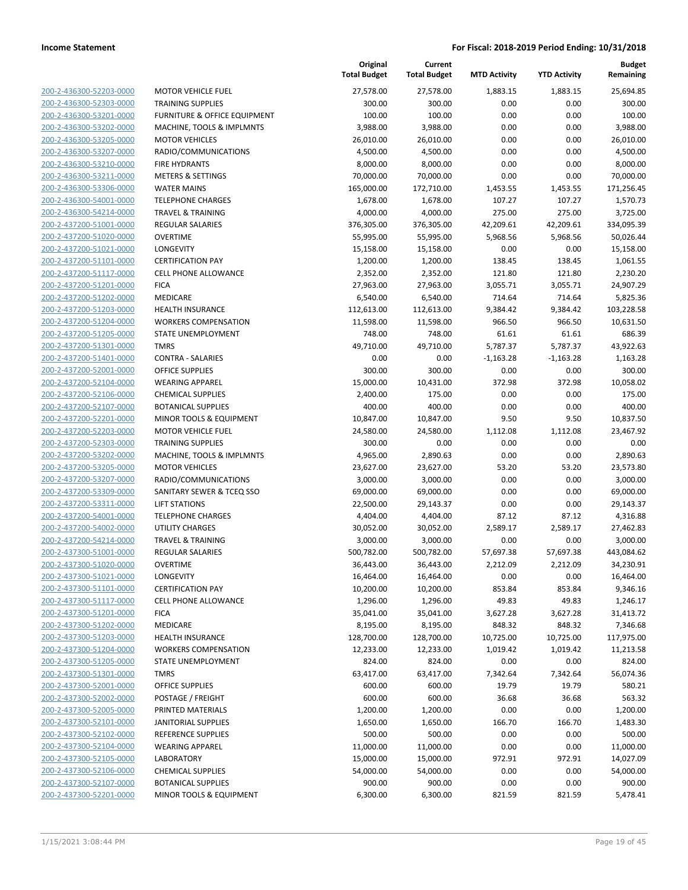**Income Statement** | **For Fiscal: 2018-2019 Period Ending: 10/31/2018**

| | | Original Total Budget | Current Total Budget | MTD Activity | YTD Activity | Budget Remaining |
|---|---|---|---|---|---|---|
| 200-2-436300-52203-0000 | MOTOR VEHICLE FUEL | 27,578.00 | 27,578.00 | 1,883.15 | 1,883.15 | 25,694.85 |
| 200-2-436300-52303-0000 | TRAINING SUPPLIES | 300.00 | 300.00 | 0.00 | 0.00 | 300.00 |
| 200-2-436300-53201-0000 | FURNITURE & OFFICE EQUIPMENT | 100.00 | 100.00 | 0.00 | 0.00 | 100.00 |
| 200-2-436300-53202-0000 | MACHINE, TOOLS & IMPLMNTS | 3,988.00 | 3,988.00 | 0.00 | 0.00 | 3,988.00 |
| 200-2-436300-53205-0000 | MOTOR VEHICLES | 26,010.00 | 26,010.00 | 0.00 | 0.00 | 26,010.00 |
| 200-2-436300-53207-0000 | RADIO/COMMUNICATIONS | 4,500.00 | 4,500.00 | 0.00 | 0.00 | 4,500.00 |
| 200-2-436300-53210-0000 | FIRE HYDRANTS | 8,000.00 | 8,000.00 | 0.00 | 0.00 | 8,000.00 |
| 200-2-436300-53211-0000 | METERS & SETTINGS | 70,000.00 | 70,000.00 | 0.00 | 0.00 | 70,000.00 |
| 200-2-436300-53306-0000 | WATER MAINS | 165,000.00 | 172,710.00 | 1,453.55 | 1,453.55 | 171,256.45 |
| 200-2-436300-54001-0000 | TELEPHONE CHARGES | 1,678.00 | 1,678.00 | 107.27 | 107.27 | 1,570.73 |
| 200-2-436300-54214-0000 | TRAVEL & TRAINING | 4,000.00 | 4,000.00 | 275.00 | 275.00 | 3,725.00 |
| 200-2-437200-51001-0000 | REGULAR SALARIES | 376,305.00 | 376,305.00 | 42,209.61 | 42,209.61 | 334,095.39 |
| 200-2-437200-51020-0000 | OVERTIME | 55,995.00 | 55,995.00 | 5,968.56 | 5,968.56 | 50,026.44 |
| 200-2-437200-51021-0000 | LONGEVITY | 15,158.00 | 15,158.00 | 0.00 | 0.00 | 15,158.00 |
| 200-2-437200-51101-0000 | CERTIFICATION PAY | 1,200.00 | 1,200.00 | 138.45 | 138.45 | 1,061.55 |
| 200-2-437200-51117-0000 | CELL PHONE ALLOWANCE | 2,352.00 | 2,352.00 | 121.80 | 121.80 | 2,230.20 |
| 200-2-437200-51201-0000 | FICA | 27,963.00 | 27,963.00 | 3,055.71 | 3,055.71 | 24,907.29 |
| 200-2-437200-51202-0000 | MEDICARE | 6,540.00 | 6,540.00 | 714.64 | 714.64 | 5,825.36 |
| 200-2-437200-51203-0000 | HEALTH INSURANCE | 112,613.00 | 112,613.00 | 9,384.42 | 9,384.42 | 103,228.58 |
| 200-2-437200-51204-0000 | WORKERS COMPENSATION | 11,598.00 | 11,598.00 | 966.50 | 966.50 | 10,631.50 |
| 200-2-437200-51205-0000 | STATE UNEMPLOYMENT | 748.00 | 748.00 | 61.61 | 61.61 | 686.39 |
| 200-2-437200-51301-0000 | TMRS | 49,710.00 | 49,710.00 | 5,787.37 | 5,787.37 | 43,922.63 |
| 200-2-437200-51401-0000 | CONTRA - SALARIES | 0.00 | 0.00 | -1,163.28 | -1,163.28 | 1,163.28 |
| 200-2-437200-52001-0000 | OFFICE SUPPLIES | 300.00 | 300.00 | 0.00 | 0.00 | 300.00 |
| 200-2-437200-52104-0000 | WEARING APPAREL | 15,000.00 | 10,431.00 | 372.98 | 372.98 | 10,058.02 |
| 200-2-437200-52106-0000 | CHEMICAL SUPPLIES | 2,400.00 | 175.00 | 0.00 | 0.00 | 175.00 |
| 200-2-437200-52107-0000 | BOTANICAL SUPPLIES | 400.00 | 400.00 | 0.00 | 0.00 | 400.00 |
| 200-2-437200-52201-0000 | MINOR TOOLS & EQUIPMENT | 10,847.00 | 10,847.00 | 9.50 | 9.50 | 10,837.50 |
| 200-2-437200-52203-0000 | MOTOR VEHICLE FUEL | 24,580.00 | 24,580.00 | 1,112.08 | 1,112.08 | 23,467.92 |
| 200-2-437200-52303-0000 | TRAINING SUPPLIES | 300.00 | 0.00 | 0.00 | 0.00 | 0.00 |
| 200-2-437200-53202-0000 | MACHINE, TOOLS & IMPLMNTS | 4,965.00 | 2,890.63 | 0.00 | 0.00 | 2,890.63 |
| 200-2-437200-53205-0000 | MOTOR VEHICLES | 23,627.00 | 23,627.00 | 53.20 | 53.20 | 23,573.80 |
| 200-2-437200-53207-0000 | RADIO/COMMUNICATIONS | 3,000.00 | 3,000.00 | 0.00 | 0.00 | 3,000.00 |
| 200-2-437200-53309-0000 | SANITARY SEWER & TCEQ SSO | 69,000.00 | 69,000.00 | 0.00 | 0.00 | 69,000.00 |
| 200-2-437200-53311-0000 | LIFT STATIONS | 22,500.00 | 29,143.37 | 0.00 | 0.00 | 29,143.37 |
| 200-2-437200-54001-0000 | TELEPHONE CHARGES | 4,404.00 | 4,404.00 | 87.12 | 87.12 | 4,316.88 |
| 200-2-437200-54002-0000 | UTILITY CHARGES | 30,052.00 | 30,052.00 | 2,589.17 | 2,589.17 | 27,462.83 |
| 200-2-437200-54214-0000 | TRAVEL & TRAINING | 3,000.00 | 3,000.00 | 0.00 | 0.00 | 3,000.00 |
| 200-2-437300-51001-0000 | REGULAR SALARIES | 500,782.00 | 500,782.00 | 57,697.38 | 57,697.38 | 443,084.62 |
| 200-2-437300-51020-0000 | OVERTIME | 36,443.00 | 36,443.00 | 2,212.09 | 2,212.09 | 34,230.91 |
| 200-2-437300-51021-0000 | LONGEVITY | 16,464.00 | 16,464.00 | 0.00 | 0.00 | 16,464.00 |
| 200-2-437300-51101-0000 | CERTIFICATION PAY | 10,200.00 | 10,200.00 | 853.84 | 853.84 | 9,346.16 |
| 200-2-437300-51117-0000 | CELL PHONE ALLOWANCE | 1,296.00 | 1,296.00 | 49.83 | 49.83 | 1,246.17 |
| 200-2-437300-51201-0000 | FICA | 35,041.00 | 35,041.00 | 3,627.28 | 3,627.28 | 31,413.72 |
| 200-2-437300-51202-0000 | MEDICARE | 8,195.00 | 8,195.00 | 848.32 | 848.32 | 7,346.68 |
| 200-2-437300-51203-0000 | HEALTH INSURANCE | 128,700.00 | 128,700.00 | 10,725.00 | 10,725.00 | 117,975.00 |
| 200-2-437300-51204-0000 | WORKERS COMPENSATION | 12,233.00 | 12,233.00 | 1,019.42 | 1,019.42 | 11,213.58 |
| 200-2-437300-51205-0000 | STATE UNEMPLOYMENT | 824.00 | 824.00 | 0.00 | 0.00 | 824.00 |
| 200-2-437300-51301-0000 | TMRS | 63,417.00 | 63,417.00 | 7,342.64 | 7,342.64 | 56,074.36 |
| 200-2-437300-52001-0000 | OFFICE SUPPLIES | 600.00 | 600.00 | 19.79 | 19.79 | 580.21 |
| 200-2-437300-52002-0000 | POSTAGE / FREIGHT | 600.00 | 600.00 | 36.68 | 36.68 | 563.32 |
| 200-2-437300-52005-0000 | PRINTED MATERIALS | 1,200.00 | 1,200.00 | 0.00 | 0.00 | 1,200.00 |
| 200-2-437300-52101-0000 | JANITORIAL SUPPLIES | 1,650.00 | 1,650.00 | 166.70 | 166.70 | 1,483.30 |
| 200-2-437300-52102-0000 | REFERENCE SUPPLIES | 500.00 | 500.00 | 0.00 | 0.00 | 500.00 |
| 200-2-437300-52104-0000 | WEARING APPAREL | 11,000.00 | 11,000.00 | 0.00 | 0.00 | 11,000.00 |
| 200-2-437300-52105-0000 | LABORATORY | 15,000.00 | 15,000.00 | 972.91 | 972.91 | 14,027.09 |
| 200-2-437300-52106-0000 | CHEMICAL SUPPLIES | 54,000.00 | 54,000.00 | 0.00 | 0.00 | 54,000.00 |
| 200-2-437300-52107-0000 | BOTANICAL SUPPLIES | 900.00 | 900.00 | 0.00 | 0.00 | 900.00 |
| 200-2-437300-52201-0000 | MINOR TOOLS & EQUIPMENT | 6,300.00 | 6,300.00 | 821.59 | 821.59 | 5,478.41 |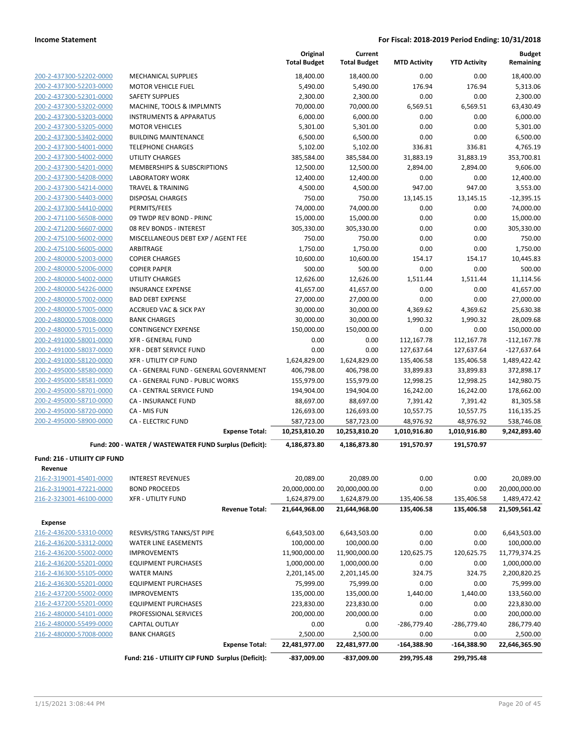| | | Original Total Budget | Current Total Budget | MTD Activity | YTD Activity | Budget Remaining |
|---|---|---|---|---|---|---|
| 200-2-437300-52202-0000 | MECHANICAL SUPPLIES | 18,400.00 | 18,400.00 | 0.00 | 0.00 | 18,400.00 |
| 200-2-437300-52203-0000 | MOTOR VEHICLE FUEL | 5,490.00 | 5,490.00 | 176.94 | 176.94 | 5,313.06 |
| 200-2-437300-52301-0000 | SAFETY SUPPLIES | 2,300.00 | 2,300.00 | 0.00 | 0.00 | 2,300.00 |
| 200-2-437300-53202-0000 | MACHINE, TOOLS & IMPLMNTS | 70,000.00 | 70,000.00 | 6,569.51 | 6,569.51 | 63,430.49 |
| 200-2-437300-53203-0000 | INSTRUMENTS & APPARATUS | 6,000.00 | 6,000.00 | 0.00 | 0.00 | 6,000.00 |
| 200-2-437300-53205-0000 | MOTOR VEHICLES | 5,301.00 | 5,301.00 | 0.00 | 0.00 | 5,301.00 |
| 200-2-437300-53402-0000 | BUILDING MAINTENANCE | 6,500.00 | 6,500.00 | 0.00 | 0.00 | 6,500.00 |
| 200-2-437300-54001-0000 | TELEPHONE CHARGES | 5,102.00 | 5,102.00 | 336.81 | 336.81 | 4,765.19 |
| 200-2-437300-54002-0000 | UTILITY CHARGES | 385,584.00 | 385,584.00 | 31,883.19 | 31,883.19 | 353,700.81 |
| 200-2-437300-54201-0000 | MEMBERSHIPS & SUBSCRIPTIONS | 12,500.00 | 12,500.00 | 2,894.00 | 2,894.00 | 9,606.00 |
| 200-2-437300-54208-0000 | LABORATORY WORK | 12,400.00 | 12,400.00 | 0.00 | 0.00 | 12,400.00 |
| 200-2-437300-54214-0000 | TRAVEL & TRAINING | 4,500.00 | 4,500.00 | 947.00 | 947.00 | 3,553.00 |
| 200-2-437300-54403-0000 | DISPOSAL CHARGES | 750.00 | 750.00 | 13,145.15 | 13,145.15 | -12,395.15 |
| 200-2-437300-54410-0000 | PERMITS/FEES | 74,000.00 | 74,000.00 | 0.00 | 0.00 | 74,000.00 |
| 200-2-471100-56508-0000 | 09 TWDP REV BOND - PRINC | 15,000.00 | 15,000.00 | 0.00 | 0.00 | 15,000.00 |
| 200-2-471200-56607-0000 | 08 REV BONDS - INTEREST | 305,330.00 | 305,330.00 | 0.00 | 0.00 | 305,330.00 |
| 200-2-475100-56002-0000 | MISCELLANEOUS DEBT EXP / AGENT FEE | 750.00 | 750.00 | 0.00 | 0.00 | 750.00 |
| 200-2-475100-56005-0000 | ARBITRAGE | 1,750.00 | 1,750.00 | 0.00 | 0.00 | 1,750.00 |
| 200-2-480000-52003-0000 | COPIER CHARGES | 10,600.00 | 10,600.00 | 154.17 | 154.17 | 10,445.83 |
| 200-2-480000-52006-0000 | COPIER PAPER | 500.00 | 500.00 | 0.00 | 0.00 | 500.00 |
| 200-2-480000-54002-0000 | UTILITY CHARGES | 12,626.00 | 12,626.00 | 1,511.44 | 1,511.44 | 11,114.56 |
| 200-2-480000-54226-0000 | INSURANCE EXPENSE | 41,657.00 | 41,657.00 | 0.00 | 0.00 | 41,657.00 |
| 200-2-480000-57002-0000 | BAD DEBT EXPENSE | 27,000.00 | 27,000.00 | 0.00 | 0.00 | 27,000.00 |
| 200-2-480000-57005-0000 | ACCRUED VAC & SICK PAY | 30,000.00 | 30,000.00 | 4,369.62 | 4,369.62 | 25,630.38 |
| 200-2-480000-57008-0000 | BANK CHARGES | 30,000.00 | 30,000.00 | 1,990.32 | 1,990.32 | 28,009.68 |
| 200-2-480000-57015-0000 | CONTINGENCY EXPENSE | 150,000.00 | 150,000.00 | 0.00 | 0.00 | 150,000.00 |
| 200-2-491000-58001-0000 | XFR - GENERAL FUND | 0.00 | 0.00 | 112,167.78 | 112,167.78 | -112,167.78 |
| 200-2-491000-58037-0000 | XFR - DEBT SERVICE FUND | 0.00 | 0.00 | 127,637.64 | 127,637.64 | -127,637.64 |
| 200-2-491000-58120-0000 | XFR - UTILITY CIP FUND | 1,624,829.00 | 1,624,829.00 | 135,406.58 | 135,406.58 | 1,489,422.42 |
| 200-2-495000-58580-0000 | CA - GENERAL FUND - GENERAL GOVERNMENT | 406,798.00 | 406,798.00 | 33,899.83 | 33,899.83 | 372,898.17 |
| 200-2-495000-58581-0000 | CA - GENERAL FUND - PUBLIC WORKS | 155,979.00 | 155,979.00 | 12,998.25 | 12,998.25 | 142,980.75 |
| 200-2-495000-58701-0000 | CA - CENTRAL SERVICE FUND | 194,904.00 | 194,904.00 | 16,242.00 | 16,242.00 | 178,662.00 |
| 200-2-495000-58710-0000 | CA - INSURANCE FUND | 88,697.00 | 88,697.00 | 7,391.42 | 7,391.42 | 81,305.58 |
| 200-2-495000-58720-0000 | CA - MIS FUN | 126,693.00 | 126,693.00 | 10,557.75 | 10,557.75 | 116,135.25 |
| 200-2-495000-58900-0000 | CA - ELECTRIC FUND | 587,723.00 | 587,723.00 | 48,976.92 | 48,976.92 | 538,746.08 |
| | **Expense Total:** | **10,253,810.20** | **10,253,810.20** | **1,010,916.80** | **1,010,916.80** | **9,242,893.40** |
| | **Fund: 200 - WATER / WASTEWATER FUND Surplus (Deficit):** | **4,186,873.80** | **4,186,873.80** | **191,570.97** | **191,570.97** | |

**Fund: 216 - UTILIITY CIP FUND**

**Revenue**

| | | Original Total Budget | Current Total Budget | MTD Activity | YTD Activity | Budget Remaining |
|---|---|---|---|---|---|---|
| 216-2-319001-45401-0000 | INTEREST REVENUES | 20,089.00 | 20,089.00 | 0.00 | 0.00 | 20,089.00 |
| 216-2-319001-47221-0000 | BOND PROCEEDS | 20,000,000.00 | 20,000,000.00 | 0.00 | 0.00 | 20,000,000.00 |
| 216-2-323001-46100-0000 | XFR - UTILITY FUND | 1,624,879.00 | 1,624,879.00 | 135,406.58 | 135,406.58 | 1,489,472.42 |
| | **Revenue Total:** | **21,644,968.00** | **21,644,968.00** | **135,406.58** | **135,406.58** | **21,509,561.42** |

**Expense**

| | | Original Total Budget | Current Total Budget | MTD Activity | YTD Activity | Budget Remaining |
|---|---|---|---|---|---|---|
| 216-2-436200-53310-0000 | RESVRS/STRG TANKS/ST PIPE | 6,643,503.00 | 6,643,503.00 | 0.00 | 0.00 | 6,643,503.00 |
| 216-2-436200-53312-0000 | WATER LINE EASEMENTS | 100,000.00 | 100,000.00 | 0.00 | 0.00 | 100,000.00 |
| 216-2-436200-55002-0000 | IMPROVEMENTS | 11,900,000.00 | 11,900,000.00 | 120,625.75 | 120,625.75 | 11,779,374.25 |
| 216-2-436200-55201-0000 | EQUIPMENT PURCHASES | 1,000,000.00 | 1,000,000.00 | 0.00 | 0.00 | 1,000,000.00 |
| 216-2-436300-55105-0000 | WATER MAINS | 2,201,145.00 | 2,201,145.00 | 324.75 | 324.75 | 2,200,820.25 |
| 216-2-436300-55201-0000 | EQUIPMENT PURCHASES | 75,999.00 | 75,999.00 | 0.00 | 0.00 | 75,999.00 |
| 216-2-437200-55002-0000 | IMPROVEMENTS | 135,000.00 | 135,000.00 | 1,440.00 | 1,440.00 | 133,560.00 |
| 216-2-437200-55201-0000 | EQUIPMENT PURCHASES | 223,830.00 | 223,830.00 | 0.00 | 0.00 | 223,830.00 |
| 216-2-480000-54101-0000 | PROFESSIONAL SERVICES | 200,000.00 | 200,000.00 | 0.00 | 0.00 | 200,000.00 |
| 216-2-480000-55499-0000 | CAPITAL OUTLAY | 0.00 | 0.00 | -286,779.40 | -286,779.40 | 286,779.40 |
| 216-2-480000-57008-0000 | BANK CHARGES | 2,500.00 | 2,500.00 | 0.00 | 0.00 | 2,500.00 |
| | **Expense Total:** | **22,481,977.00** | **22,481,977.00** | **-164,388.90** | **-164,388.90** | **22,646,365.90** |
| | **Fund: 216 - UTILIITY CIP FUND Surplus (Deficit):** | **-837,009.00** | **-837,009.00** | **299,795.48** | **299,795.48** | |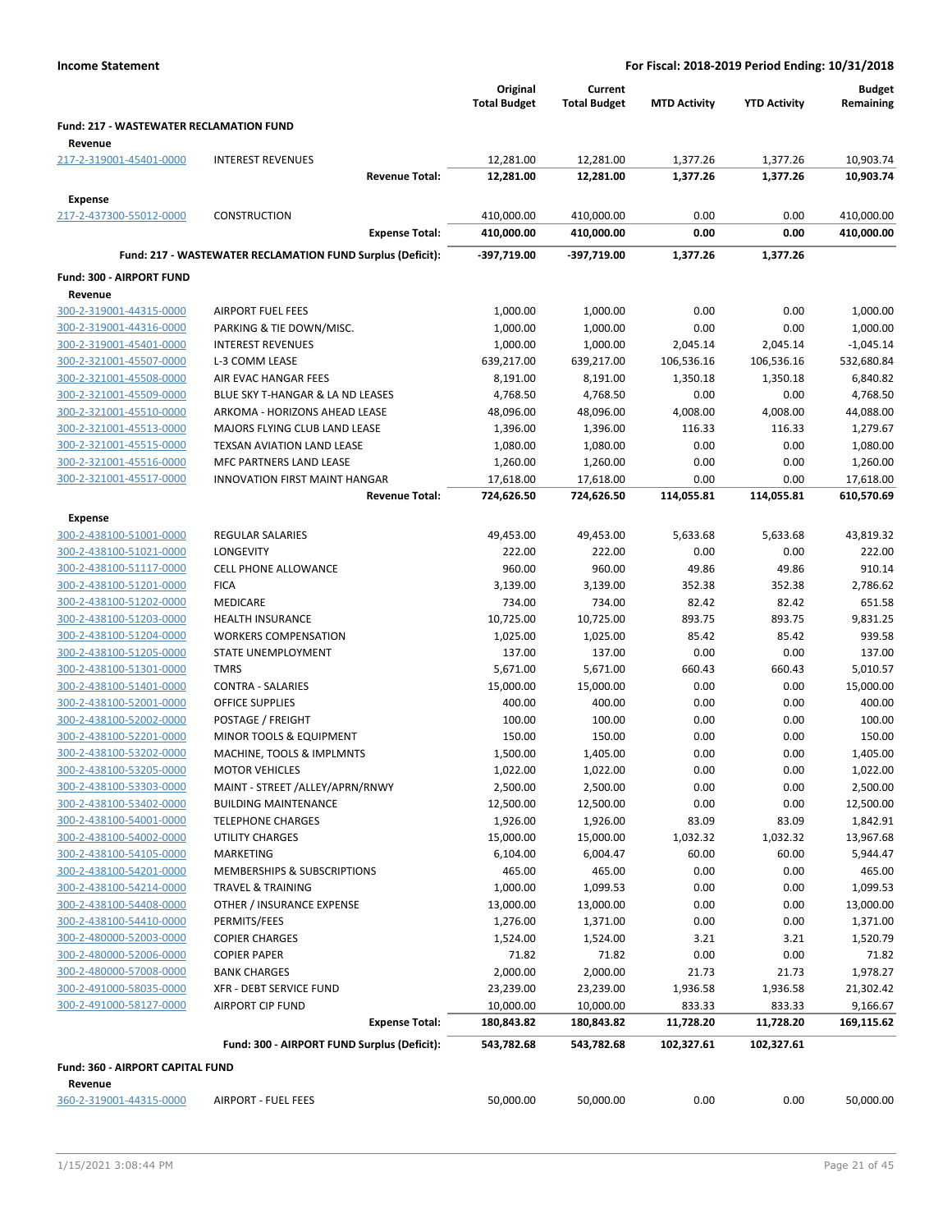**Income Statement** — **For Fiscal: 2018-2019 Period Ending: 10/31/2018**

| | | Original Total Budget | Current Total Budget | MTD Activity | YTD Activity | Budget Remaining |
|---|---|---|---|---|---|---|
| **Fund: 217 - WASTEWATER RECLAMATION FUND** | | | | | | |
| **Revenue** | | | | | | |
| 217-2-319001-45401-0000 | INTEREST REVENUES | 12,281.00 | 12,281.00 | 1,377.26 | 1,377.26 | 10,903.74 |
| | **Revenue Total:** | **12,281.00** | **12,281.00** | **1,377.26** | **1,377.26** | **10,903.74** |
| **Expense** | | | | | | |
| 217-2-437300-55012-0000 | CONSTRUCTION | 410,000.00 | 410,000.00 | 0.00 | 0.00 | 410,000.00 |
| | **Expense Total:** | **410,000.00** | **410,000.00** | **0.00** | **0.00** | **410,000.00** |
| | **Fund: 217 - WASTEWATER RECLAMATION FUND Surplus (Deficit):** | **-397,719.00** | **-397,719.00** | **1,377.26** | **1,377.26** | |
| **Fund: 300 - AIRPORT FUND** | | | | | | |
| **Revenue** | | | | | | |
| 300-2-319001-44315-0000 | AIRPORT FUEL FEES | 1,000.00 | 1,000.00 | 0.00 | 0.00 | 1,000.00 |
| 300-2-319001-44316-0000 | PARKING & TIE DOWN/MISC. | 1,000.00 | 1,000.00 | 0.00 | 0.00 | 1,000.00 |
| 300-2-319001-45401-0000 | INTEREST REVENUES | 1,000.00 | 1,000.00 | 2,045.14 | 2,045.14 | -1,045.14 |
| 300-2-321001-45507-0000 | L-3 COMM LEASE | 639,217.00 | 639,217.00 | 106,536.16 | 106,536.16 | 532,680.84 |
| 300-2-321001-45508-0000 | AIR EVAC HANGAR FEES | 8,191.00 | 8,191.00 | 1,350.18 | 1,350.18 | 6,840.82 |
| 300-2-321001-45509-0000 | BLUE SKY T-HANGAR & LA ND LEASES | 4,768.50 | 4,768.50 | 0.00 | 0.00 | 4,768.50 |
| 300-2-321001-45510-0000 | ARKOMA - HORIZONS AHEAD LEASE | 48,096.00 | 48,096.00 | 4,008.00 | 4,008.00 | 44,088.00 |
| 300-2-321001-45513-0000 | MAJORS FLYING CLUB LAND LEASE | 1,396.00 | 1,396.00 | 116.33 | 116.33 | 1,279.67 |
| 300-2-321001-45515-0000 | TEXSAN AVIATION LAND LEASE | 1,080.00 | 1,080.00 | 0.00 | 0.00 | 1,080.00 |
| 300-2-321001-45516-0000 | MFC PARTNERS LAND LEASE | 1,260.00 | 1,260.00 | 0.00 | 0.00 | 1,260.00 |
| 300-2-321001-45517-0000 | INNOVATION FIRST MAINT HANGAR | 17,618.00 | 17,618.00 | 0.00 | 0.00 | 17,618.00 |
| | **Revenue Total:** | **724,626.50** | **724,626.50** | **114,055.81** | **114,055.81** | **610,570.69** |
| **Expense** | | | | | | |
| 300-2-438100-51001-0000 | REGULAR SALARIES | 49,453.00 | 49,453.00 | 5,633.68 | 5,633.68 | 43,819.32 |
| 300-2-438100-51021-0000 | LONGEVITY | 222.00 | 222.00 | 0.00 | 0.00 | 222.00 |
| 300-2-438100-51117-0000 | CELL PHONE ALLOWANCE | 960.00 | 960.00 | 49.86 | 49.86 | 910.14 |
| 300-2-438100-51201-0000 | FICA | 3,139.00 | 3,139.00 | 352.38 | 352.38 | 2,786.62 |
| 300-2-438100-51202-0000 | MEDICARE | 734.00 | 734.00 | 82.42 | 82.42 | 651.58 |
| 300-2-438100-51203-0000 | HEALTH INSURANCE | 10,725.00 | 10,725.00 | 893.75 | 893.75 | 9,831.25 |
| 300-2-438100-51204-0000 | WORKERS COMPENSATION | 1,025.00 | 1,025.00 | 85.42 | 85.42 | 939.58 |
| 300-2-438100-51205-0000 | STATE UNEMPLOYMENT | 137.00 | 137.00 | 0.00 | 0.00 | 137.00 |
| 300-2-438100-51301-0000 | TMRS | 5,671.00 | 5,671.00 | 660.43 | 660.43 | 5,010.57 |
| 300-2-438100-51401-0000 | CONTRA - SALARIES | 15,000.00 | 15,000.00 | 0.00 | 0.00 | 15,000.00 |
| 300-2-438100-52001-0000 | OFFICE SUPPLIES | 400.00 | 400.00 | 0.00 | 0.00 | 400.00 |
| 300-2-438100-52002-0000 | POSTAGE / FREIGHT | 100.00 | 100.00 | 0.00 | 0.00 | 100.00 |
| 300-2-438100-52201-0000 | MINOR TOOLS & EQUIPMENT | 150.00 | 150.00 | 0.00 | 0.00 | 150.00 |
| 300-2-438100-53202-0000 | MACHINE, TOOLS & IMPLMNTS | 1,500.00 | 1,405.00 | 0.00 | 0.00 | 1,405.00 |
| 300-2-438100-53205-0000 | MOTOR VEHICLES | 1,022.00 | 1,022.00 | 0.00 | 0.00 | 1,022.00 |
| 300-2-438100-53303-0000 | MAINT - STREET /ALLEY/APRN/RNWY | 2,500.00 | 2,500.00 | 0.00 | 0.00 | 2,500.00 |
| 300-2-438100-53402-0000 | BUILDING MAINTENANCE | 12,500.00 | 12,500.00 | 0.00 | 0.00 | 12,500.00 |
| 300-2-438100-54001-0000 | TELEPHONE CHARGES | 1,926.00 | 1,926.00 | 83.09 | 83.09 | 1,842.91 |
| 300-2-438100-54002-0000 | UTILITY CHARGES | 15,000.00 | 15,000.00 | 1,032.32 | 1,032.32 | 13,967.68 |
| 300-2-438100-54105-0000 | MARKETING | 6,104.00 | 6,004.47 | 60.00 | 60.00 | 5,944.47 |
| 300-2-438100-54201-0000 | MEMBERSHIPS & SUBSCRIPTIONS | 465.00 | 465.00 | 0.00 | 0.00 | 465.00 |
| 300-2-438100-54214-0000 | TRAVEL & TRAINING | 1,000.00 | 1,099.53 | 0.00 | 0.00 | 1,099.53 |
| 300-2-438100-54408-0000 | OTHER / INSURANCE EXPENSE | 13,000.00 | 13,000.00 | 0.00 | 0.00 | 13,000.00 |
| 300-2-438100-54410-0000 | PERMITS/FEES | 1,276.00 | 1,371.00 | 0.00 | 0.00 | 1,371.00 |
| 300-2-480000-52003-0000 | COPIER CHARGES | 1,524.00 | 1,524.00 | 3.21 | 3.21 | 1,520.79 |
| 300-2-480000-52006-0000 | COPIER PAPER | 71.82 | 71.82 | 0.00 | 0.00 | 71.82 |
| 300-2-480000-57008-0000 | BANK CHARGES | 2,000.00 | 2,000.00 | 21.73 | 21.73 | 1,978.27 |
| 300-2-491000-58035-0000 | XFR - DEBT SERVICE FUND | 23,239.00 | 23,239.00 | 1,936.58 | 1,936.58 | 21,302.42 |
| 300-2-491000-58127-0000 | AIRPORT CIP FUND | 10,000.00 | 10,000.00 | 833.33 | 833.33 | 9,166.67 |
| | **Expense Total:** | **180,843.82** | **180,843.82** | **11,728.20** | **11,728.20** | **169,115.62** |
| | **Fund: 300 - AIRPORT FUND Surplus (Deficit):** | **543,782.68** | **543,782.68** | **102,327.61** | **102,327.61** | |
| **Fund: 360 - AIRPORT CAPITAL FUND** | | | | | | |
| **Revenue** | | | | | | |
| 360-2-319001-44315-0000 | AIRPORT - FUEL FEES | 50,000.00 | 50,000.00 | 0.00 | 0.00 | 50,000.00 |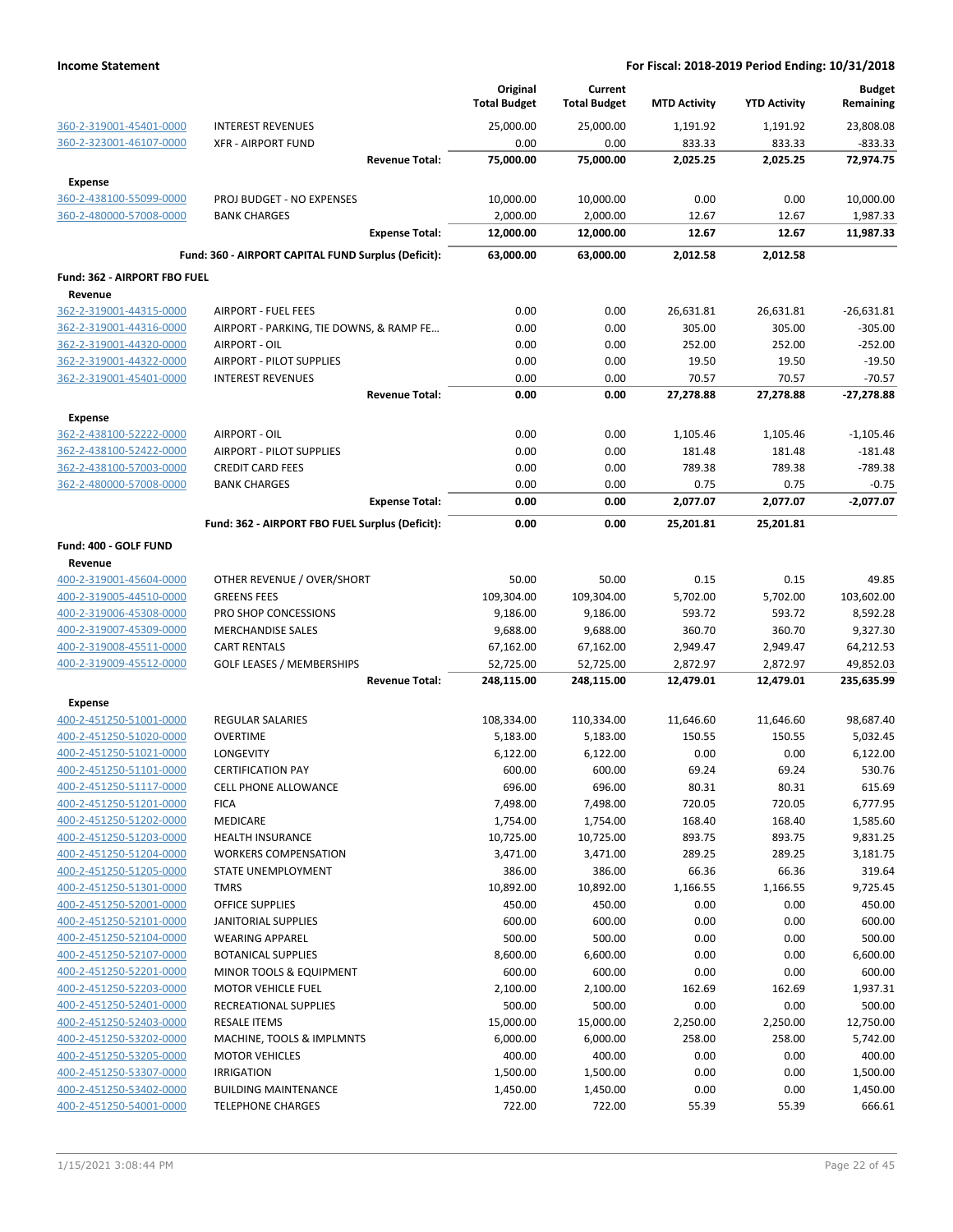**Income Statement** — For Fiscal: 2018-2019 Period Ending: 10/31/2018

| | | Original Total Budget | Current Total Budget | MTD Activity | YTD Activity | Budget Remaining |
|---|---|---|---|---|---|---|
| 360-2-319001-45401-0000 | INTEREST REVENUES | 25,000.00 | 25,000.00 | 1,191.92 | 1,191.92 | 23,808.08 |
| 360-2-323001-46107-0000 | XFR - AIRPORT FUND | 0.00 | 0.00 | 833.33 | 833.33 | -833.33 |
| | **Revenue Total:** | **75,000.00** | **75,000.00** | **2,025.25** | **2,025.25** | **72,974.75** |
| **Expense** | | | | | | |
| 360-2-438100-55099-0000 | PROJ BUDGET - NO EXPENSES | 10,000.00 | 10,000.00 | 0.00 | 0.00 | 10,000.00 |
| 360-2-480000-57008-0000 | BANK CHARGES | 2,000.00 | 2,000.00 | 12.67 | 12.67 | 1,987.33 |
| | **Expense Total:** | **12,000.00** | **12,000.00** | **12.67** | **12.67** | **11,987.33** |
| | **Fund: 360 - AIRPORT CAPITAL FUND Surplus (Deficit):** | **63,000.00** | **63,000.00** | **2,012.58** | **2,012.58** | |
| **Fund: 362 - AIRPORT FBO FUEL** | | | | | | |
| **Revenue** | | | | | | |
| 362-2-319001-44315-0000 | AIRPORT - FUEL FEES | 0.00 | 0.00 | 26,631.81 | 26,631.81 | -26,631.81 |
| 362-2-319001-44316-0000 | AIRPORT - PARKING, TIE DOWNS, & RAMP FE… | 0.00 | 0.00 | 305.00 | 305.00 | -305.00 |
| 362-2-319001-44320-0000 | AIRPORT - OIL | 0.00 | 0.00 | 252.00 | 252.00 | -252.00 |
| 362-2-319001-44322-0000 | AIRPORT - PILOT SUPPLIES | 0.00 | 0.00 | 19.50 | 19.50 | -19.50 |
| 362-2-319001-45401-0000 | INTEREST REVENUES | 0.00 | 0.00 | 70.57 | 70.57 | -70.57 |
| | **Revenue Total:** | **0.00** | **0.00** | **27,278.88** | **27,278.88** | **-27,278.88** |
| **Expense** | | | | | | |
| 362-2-438100-52222-0000 | AIRPORT - OIL | 0.00 | 0.00 | 1,105.46 | 1,105.46 | -1,105.46 |
| 362-2-438100-52422-0000 | AIRPORT - PILOT SUPPLIES | 0.00 | 0.00 | 181.48 | 181.48 | -181.48 |
| 362-2-438100-57003-0000 | CREDIT CARD FEES | 0.00 | 0.00 | 789.38 | 789.38 | -789.38 |
| 362-2-480000-57008-0000 | BANK CHARGES | 0.00 | 0.00 | 0.75 | 0.75 | -0.75 |
| | **Expense Total:** | **0.00** | **0.00** | **2,077.07** | **2,077.07** | **-2,077.07** |
| | **Fund: 362 - AIRPORT FBO FUEL Surplus (Deficit):** | **0.00** | **0.00** | **25,201.81** | **25,201.81** | |
| **Fund: 400 - GOLF FUND** | | | | | | |
| **Revenue** | | | | | | |
| 400-2-319001-45604-0000 | OTHER REVENUE / OVER/SHORT | 50.00 | 50.00 | 0.15 | 0.15 | 49.85 |
| 400-2-319005-44510-0000 | GREENS FEES | 109,304.00 | 109,304.00 | 5,702.00 | 5,702.00 | 103,602.00 |
| 400-2-319006-45308-0000 | PRO SHOP CONCESSIONS | 9,186.00 | 9,186.00 | 593.72 | 593.72 | 8,592.28 |
| 400-2-319007-45309-0000 | MERCHANDISE SALES | 9,688.00 | 9,688.00 | 360.70 | 360.70 | 9,327.30 |
| 400-2-319008-45511-0000 | CART RENTALS | 67,162.00 | 67,162.00 | 2,949.47 | 2,949.47 | 64,212.53 |
| 400-2-319009-45512-0000 | GOLF LEASES / MEMBERSHIPS | 52,725.00 | 52,725.00 | 2,872.97 | 2,872.97 | 49,852.03 |
| | **Revenue Total:** | **248,115.00** | **248,115.00** | **12,479.01** | **12,479.01** | **235,635.99** |
| **Expense** | | | | | | |
| 400-2-451250-51001-0000 | REGULAR SALARIES | 108,334.00 | 110,334.00 | 11,646.60 | 11,646.60 | 98,687.40 |
| 400-2-451250-51020-0000 | OVERTIME | 5,183.00 | 5,183.00 | 150.55 | 150.55 | 5,032.45 |
| 400-2-451250-51021-0000 | LONGEVITY | 6,122.00 | 6,122.00 | 0.00 | 0.00 | 6,122.00 |
| 400-2-451250-51101-0000 | CERTIFICATION PAY | 600.00 | 600.00 | 69.24 | 69.24 | 530.76 |
| 400-2-451250-51117-0000 | CELL PHONE ALLOWANCE | 696.00 | 696.00 | 80.31 | 80.31 | 615.69 |
| 400-2-451250-51201-0000 | FICA | 7,498.00 | 7,498.00 | 720.05 | 720.05 | 6,777.95 |
| 400-2-451250-51202-0000 | MEDICARE | 1,754.00 | 1,754.00 | 168.40 | 168.40 | 1,585.60 |
| 400-2-451250-51203-0000 | HEALTH INSURANCE | 10,725.00 | 10,725.00 | 893.75 | 893.75 | 9,831.25 |
| 400-2-451250-51204-0000 | WORKERS COMPENSATION | 3,471.00 | 3,471.00 | 289.25 | 289.25 | 3,181.75 |
| 400-2-451250-51205-0000 | STATE UNEMPLOYMENT | 386.00 | 386.00 | 66.36 | 66.36 | 319.64 |
| 400-2-451250-51301-0000 | TMRS | 10,892.00 | 10,892.00 | 1,166.55 | 1,166.55 | 9,725.45 |
| 400-2-451250-52001-0000 | OFFICE SUPPLIES | 450.00 | 450.00 | 0.00 | 0.00 | 450.00 |
| 400-2-451250-52101-0000 | JANITORIAL SUPPLIES | 600.00 | 600.00 | 0.00 | 0.00 | 600.00 |
| 400-2-451250-52104-0000 | WEARING APPAREL | 500.00 | 500.00 | 0.00 | 0.00 | 500.00 |
| 400-2-451250-52107-0000 | BOTANICAL SUPPLIES | 8,600.00 | 6,600.00 | 0.00 | 0.00 | 6,600.00 |
| 400-2-451250-52201-0000 | MINOR TOOLS & EQUIPMENT | 600.00 | 600.00 | 0.00 | 0.00 | 600.00 |
| 400-2-451250-52203-0000 | MOTOR VEHICLE FUEL | 2,100.00 | 2,100.00 | 162.69 | 162.69 | 1,937.31 |
| 400-2-451250-52401-0000 | RECREATIONAL SUPPLIES | 500.00 | 500.00 | 0.00 | 0.00 | 500.00 |
| 400-2-451250-52403-0000 | RESALE ITEMS | 15,000.00 | 15,000.00 | 2,250.00 | 2,250.00 | 12,750.00 |
| 400-2-451250-53202-0000 | MACHINE, TOOLS & IMPLMNTS | 6,000.00 | 6,000.00 | 258.00 | 258.00 | 5,742.00 |
| 400-2-451250-53205-0000 | MOTOR VEHICLES | 400.00 | 400.00 | 0.00 | 0.00 | 400.00 |
| 400-2-451250-53307-0000 | IRRIGATION | 1,500.00 | 1,500.00 | 0.00 | 0.00 | 1,500.00 |
| 400-2-451250-53402-0000 | BUILDING MAINTENANCE | 1,450.00 | 1,450.00 | 0.00 | 0.00 | 1,450.00 |
| 400-2-451250-54001-0000 | TELEPHONE CHARGES | 722.00 | 722.00 | 55.39 | 55.39 | 666.61 |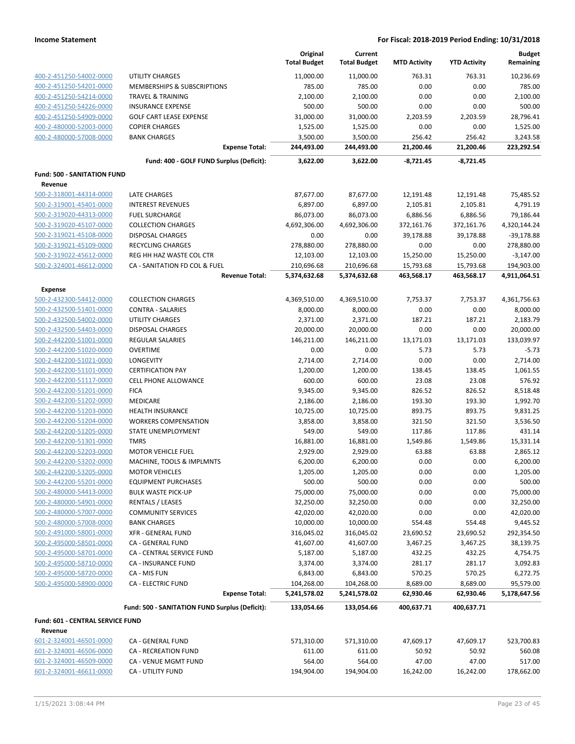| | | Original Total Budget | Current Total Budget | MTD Activity | YTD Activity | Budget Remaining |
|---|---|---|---|---|---|---|
| 400-2-451250-54002-0000 | UTILITY CHARGES | 11,000.00 | 11,000.00 | 763.31 | 763.31 | 10,236.69 |
| 400-2-451250-54201-0000 | MEMBERSHIPS & SUBSCRIPTIONS | 785.00 | 785.00 | 0.00 | 0.00 | 785.00 |
| 400-2-451250-54214-0000 | TRAVEL & TRAINING | 2,100.00 | 2,100.00 | 0.00 | 0.00 | 2,100.00 |
| 400-2-451250-54226-0000 | INSURANCE EXPENSE | 500.00 | 500.00 | 0.00 | 0.00 | 500.00 |
| 400-2-451250-54909-0000 | GOLF CART LEASE EXPENSE | 31,000.00 | 31,000.00 | 2,203.59 | 2,203.59 | 28,796.41 |
| 400-2-480000-52003-0000 | COPIER CHARGES | 1,525.00 | 1,525.00 | 0.00 | 0.00 | 1,525.00 |
| 400-2-480000-57008-0000 | BANK CHARGES | 3,500.00 | 3,500.00 | 256.42 | 256.42 | 3,243.58 |
| | **Expense Total:** | **244,493.00** | **244,493.00** | **21,200.46** | **21,200.46** | **223,292.54** |
| | **Fund: 400 - GOLF FUND Surplus (Deficit):** | **3,622.00** | **3,622.00** | **-8,721.45** | **-8,721.45** | |

**Fund: 500 - SANITATION FUND**

**Revenue**

| | | Original Total Budget | Current Total Budget | MTD Activity | YTD Activity | Budget Remaining |
|---|---|---|---|---|---|---|
| 500-2-318001-44314-0000 | LATE CHARGES | 87,677.00 | 87,677.00 | 12,191.48 | 12,191.48 | 75,485.52 |
| 500-2-319001-45401-0000 | INTEREST REVENUES | 6,897.00 | 6,897.00 | 2,105.81 | 2,105.81 | 4,791.19 |
| 500-2-319020-44313-0000 | FUEL SURCHARGE | 86,073.00 | 86,073.00 | 6,886.56 | 6,886.56 | 79,186.44 |
| 500-2-319020-45107-0000 | COLLECTION CHARGES | 4,692,306.00 | 4,692,306.00 | 372,161.76 | 372,161.76 | 4,320,144.24 |
| 500-2-319021-45108-0000 | DISPOSAL CHARGES | 0.00 | 0.00 | 39,178.88 | 39,178.88 | -39,178.88 |
| 500-2-319021-45109-0000 | RECYCLING CHARGES | 278,880.00 | 278,880.00 | 0.00 | 0.00 | 278,880.00 |
| 500-2-319022-45612-0000 | REG HH HAZ WASTE COL CTR | 12,103.00 | 12,103.00 | 15,250.00 | 15,250.00 | -3,147.00 |
| 500-2-324001-46612-0000 | CA - SANITATION FD COL & FUEL | 210,696.68 | 210,696.68 | 15,793.68 | 15,793.68 | 194,903.00 |
| | **Revenue Total:** | **5,374,632.68** | **5,374,632.68** | **463,568.17** | **463,568.17** | **4,911,064.51** |

**Expense**

| | | Original Total Budget | Current Total Budget | MTD Activity | YTD Activity | Budget Remaining |
|---|---|---|---|---|---|---|
| 500-2-432300-54412-0000 | COLLECTION CHARGES | 4,369,510.00 | 4,369,510.00 | 7,753.37 | 7,753.37 | 4,361,756.63 |
| 500-2-432500-51401-0000 | CONTRA - SALARIES | 8,000.00 | 8,000.00 | 0.00 | 0.00 | 8,000.00 |
| 500-2-432500-54002-0000 | UTILITY CHARGES | 2,371.00 | 2,371.00 | 187.21 | 187.21 | 2,183.79 |
| 500-2-432500-54403-0000 | DISPOSAL CHARGES | 20,000.00 | 20,000.00 | 0.00 | 0.00 | 20,000.00 |
| 500-2-442200-51001-0000 | REGULAR SALARIES | 146,211.00 | 146,211.00 | 13,171.03 | 13,171.03 | 133,039.97 |
| 500-2-442200-51020-0000 | OVERTIME | 0.00 | 0.00 | 5.73 | 5.73 | -5.73 |
| 500-2-442200-51021-0000 | LONGEVITY | 2,714.00 | 2,714.00 | 0.00 | 0.00 | 2,714.00 |
| 500-2-442200-51101-0000 | CERTIFICATION PAY | 1,200.00 | 1,200.00 | 138.45 | 138.45 | 1,061.55 |
| 500-2-442200-51117-0000 | CELL PHONE ALLOWANCE | 600.00 | 600.00 | 23.08 | 23.08 | 576.92 |
| 500-2-442200-51201-0000 | FICA | 9,345.00 | 9,345.00 | 826.52 | 826.52 | 8,518.48 |
| 500-2-442200-51202-0000 | MEDICARE | 2,186.00 | 2,186.00 | 193.30 | 193.30 | 1,992.70 |
| 500-2-442200-51203-0000 | HEALTH INSURANCE | 10,725.00 | 10,725.00 | 893.75 | 893.75 | 9,831.25 |
| 500-2-442200-51204-0000 | WORKERS COMPENSATION | 3,858.00 | 3,858.00 | 321.50 | 321.50 | 3,536.50 |
| 500-2-442200-51205-0000 | STATE UNEMPLOYMENT | 549.00 | 549.00 | 117.86 | 117.86 | 431.14 |
| 500-2-442200-51301-0000 | TMRS | 16,881.00 | 16,881.00 | 1,549.86 | 1,549.86 | 15,331.14 |
| 500-2-442200-52203-0000 | MOTOR VEHICLE FUEL | 2,929.00 | 2,929.00 | 63.88 | 63.88 | 2,865.12 |
| 500-2-442200-53202-0000 | MACHINE, TOOLS & IMPLMNTS | 6,200.00 | 6,200.00 | 0.00 | 0.00 | 6,200.00 |
| 500-2-442200-53205-0000 | MOTOR VEHICLES | 1,205.00 | 1,205.00 | 0.00 | 0.00 | 1,205.00 |
| 500-2-442200-55201-0000 | EQUIPMENT PURCHASES | 500.00 | 500.00 | 0.00 | 0.00 | 500.00 |
| 500-2-480000-54413-0000 | BULK WASTE PICK-UP | 75,000.00 | 75,000.00 | 0.00 | 0.00 | 75,000.00 |
| 500-2-480000-54901-0000 | RENTALS / LEASES | 32,250.00 | 32,250.00 | 0.00 | 0.00 | 32,250.00 |
| 500-2-480000-57007-0000 | COMMUNITY SERVICES | 42,020.00 | 42,020.00 | 0.00 | 0.00 | 42,020.00 |
| 500-2-480000-57008-0000 | BANK CHARGES | 10,000.00 | 10,000.00 | 554.48 | 554.48 | 9,445.52 |
| 500-2-491000-58001-0000 | XFR - GENERAL FUND | 316,045.02 | 316,045.02 | 23,690.52 | 23,690.52 | 292,354.50 |
| 500-2-495000-58501-0000 | CA - GENERAL FUND | 41,607.00 | 41,607.00 | 3,467.25 | 3,467.25 | 38,139.75 |
| 500-2-495000-58701-0000 | CA - CENTRAL SERVICE FUND | 5,187.00 | 5,187.00 | 432.25 | 432.25 | 4,754.75 |
| 500-2-495000-58710-0000 | CA - INSURANCE FUND | 3,374.00 | 3,374.00 | 281.17 | 281.17 | 3,092.83 |
| 500-2-495000-58720-0000 | CA - MIS FUN | 6,843.00 | 6,843.00 | 570.25 | 570.25 | 6,272.75 |
| 500-2-495000-58900-0000 | CA - ELECTRIC FUND | 104,268.00 | 104,268.00 | 8,689.00 | 8,689.00 | 95,579.00 |
| | **Expense Total:** | **5,241,578.02** | **5,241,578.02** | **62,930.46** | **62,930.46** | **5,178,647.56** |
| | **Fund: 500 - SANITATION FUND Surplus (Deficit):** | **133,054.66** | **133,054.66** | **400,637.71** | **400,637.71** | |

**Fund: 601 - CENTRAL SERVICE FUND**

**Revenue**

| | | Original Total Budget | Current Total Budget | MTD Activity | YTD Activity | Budget Remaining |
|---|---|---|---|---|---|---|
| 601-2-324001-46501-0000 | CA - GENERAL FUND | 571,310.00 | 571,310.00 | 47,609.17 | 47,609.17 | 523,700.83 |
| 601-2-324001-46506-0000 | CA - RECREATION FUND | 611.00 | 611.00 | 50.92 | 50.92 | 560.08 |
| 601-2-324001-46509-0000 | CA - VENUE MGMT FUND | 564.00 | 564.00 | 47.00 | 47.00 | 517.00 |
| 601-2-324001-46611-0000 | CA - UTILITY FUND | 194,904.00 | 194,904.00 | 16,242.00 | 16,242.00 | 178,662.00 |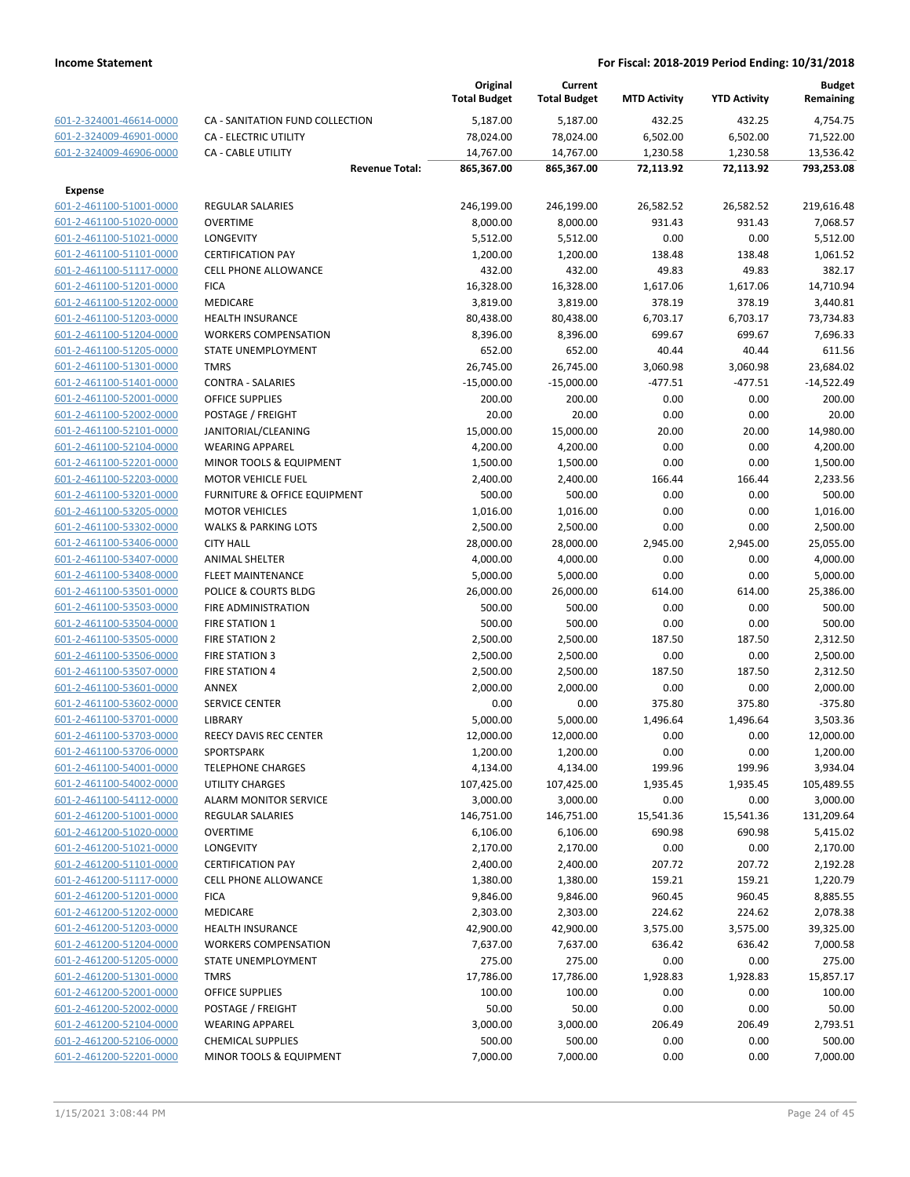| | | Original Total Budget | Current Total Budget | MTD Activity | YTD Activity | Budget Remaining |
|---|---|---|---|---|---|---|
| 601-2-324001-46614-0000 | CA - SANITATION FUND COLLECTION | 5,187.00 | 5,187.00 | 432.25 | 432.25 | 4,754.75 |
| 601-2-324009-46901-0000 | CA - ELECTRIC UTILITY | 78,024.00 | 78,024.00 | 6,502.00 | 6,502.00 | 71,522.00 |
| 601-2-324009-46906-0000 | CA - CABLE UTILITY | 14,767.00 | 14,767.00 | 1,230.58 | 1,230.58 | 13,536.42 |
| | **Revenue Total:** | **865,367.00** | **865,367.00** | **72,113.92** | **72,113.92** | **793,253.08** |
| **Expense** | | | | | | |
| 601-2-461100-51001-0000 | REGULAR SALARIES | 246,199.00 | 246,199.00 | 26,582.52 | 26,582.52 | 219,616.48 |
| 601-2-461100-51020-0000 | OVERTIME | 8,000.00 | 8,000.00 | 931.43 | 931.43 | 7,068.57 |
| 601-2-461100-51021-0000 | LONGEVITY | 5,512.00 | 5,512.00 | 0.00 | 0.00 | 5,512.00 |
| 601-2-461100-51101-0000 | CERTIFICATION PAY | 1,200.00 | 1,200.00 | 138.48 | 138.48 | 1,061.52 |
| 601-2-461100-51117-0000 | CELL PHONE ALLOWANCE | 432.00 | 432.00 | 49.83 | 49.83 | 382.17 |
| 601-2-461100-51201-0000 | FICA | 16,328.00 | 16,328.00 | 1,617.06 | 1,617.06 | 14,710.94 |
| 601-2-461100-51202-0000 | MEDICARE | 3,819.00 | 3,819.00 | 378.19 | 378.19 | 3,440.81 |
| 601-2-461100-51203-0000 | HEALTH INSURANCE | 80,438.00 | 80,438.00 | 6,703.17 | 6,703.17 | 73,734.83 |
| 601-2-461100-51204-0000 | WORKERS COMPENSATION | 8,396.00 | 8,396.00 | 699.67 | 699.67 | 7,696.33 |
| 601-2-461100-51205-0000 | STATE UNEMPLOYMENT | 652.00 | 652.00 | 40.44 | 40.44 | 611.56 |
| 601-2-461100-51301-0000 | TMRS | 26,745.00 | 26,745.00 | 3,060.98 | 3,060.98 | 23,684.02 |
| 601-2-461100-51401-0000 | CONTRA - SALARIES | -15,000.00 | -15,000.00 | -477.51 | -477.51 | -14,522.49 |
| 601-2-461100-52001-0000 | OFFICE SUPPLIES | 200.00 | 200.00 | 0.00 | 0.00 | 200.00 |
| 601-2-461100-52002-0000 | POSTAGE / FREIGHT | 20.00 | 20.00 | 0.00 | 0.00 | 20.00 |
| 601-2-461100-52101-0000 | JANITORIAL/CLEANING | 15,000.00 | 15,000.00 | 20.00 | 20.00 | 14,980.00 |
| 601-2-461100-52104-0000 | WEARING APPAREL | 4,200.00 | 4,200.00 | 0.00 | 0.00 | 4,200.00 |
| 601-2-461100-52201-0000 | MINOR TOOLS & EQUIPMENT | 1,500.00 | 1,500.00 | 0.00 | 0.00 | 1,500.00 |
| 601-2-461100-52203-0000 | MOTOR VEHICLE FUEL | 2,400.00 | 2,400.00 | 166.44 | 166.44 | 2,233.56 |
| 601-2-461100-53201-0000 | FURNITURE & OFFICE EQUIPMENT | 500.00 | 500.00 | 0.00 | 0.00 | 500.00 |
| 601-2-461100-53205-0000 | MOTOR VEHICLES | 1,016.00 | 1,016.00 | 0.00 | 0.00 | 1,016.00 |
| 601-2-461100-53302-0000 | WALKS & PARKING LOTS | 2,500.00 | 2,500.00 | 0.00 | 0.00 | 2,500.00 |
| 601-2-461100-53406-0000 | CITY HALL | 28,000.00 | 28,000.00 | 2,945.00 | 2,945.00 | 25,055.00 |
| 601-2-461100-53407-0000 | ANIMAL SHELTER | 4,000.00 | 4,000.00 | 0.00 | 0.00 | 4,000.00 |
| 601-2-461100-53408-0000 | FLEET MAINTENANCE | 5,000.00 | 5,000.00 | 0.00 | 0.00 | 5,000.00 |
| 601-2-461100-53501-0000 | POLICE & COURTS BLDG | 26,000.00 | 26,000.00 | 614.00 | 614.00 | 25,386.00 |
| 601-2-461100-53503-0000 | FIRE ADMINISTRATION | 500.00 | 500.00 | 0.00 | 0.00 | 500.00 |
| 601-2-461100-53504-0000 | FIRE STATION 1 | 500.00 | 500.00 | 0.00 | 0.00 | 500.00 |
| 601-2-461100-53505-0000 | FIRE STATION 2 | 2,500.00 | 2,500.00 | 187.50 | 187.50 | 2,312.50 |
| 601-2-461100-53506-0000 | FIRE STATION 3 | 2,500.00 | 2,500.00 | 0.00 | 0.00 | 2,500.00 |
| 601-2-461100-53507-0000 | FIRE STATION 4 | 2,500.00 | 2,500.00 | 187.50 | 187.50 | 2,312.50 |
| 601-2-461100-53601-0000 | ANNEX | 2,000.00 | 2,000.00 | 0.00 | 0.00 | 2,000.00 |
| 601-2-461100-53602-0000 | SERVICE CENTER | 0.00 | 0.00 | 375.80 | 375.80 | -375.80 |
| 601-2-461100-53701-0000 | LIBRARY | 5,000.00 | 5,000.00 | 1,496.64 | 1,496.64 | 3,503.36 |
| 601-2-461100-53703-0000 | REECY DAVIS REC CENTER | 12,000.00 | 12,000.00 | 0.00 | 0.00 | 12,000.00 |
| 601-2-461100-53706-0000 | SPORTSPARK | 1,200.00 | 1,200.00 | 0.00 | 0.00 | 1,200.00 |
| 601-2-461100-54001-0000 | TELEPHONE CHARGES | 4,134.00 | 4,134.00 | 199.96 | 199.96 | 3,934.04 |
| 601-2-461100-54002-0000 | UTILITY CHARGES | 107,425.00 | 107,425.00 | 1,935.45 | 1,935.45 | 105,489.55 |
| 601-2-461100-54112-0000 | ALARM MONITOR SERVICE | 3,000.00 | 3,000.00 | 0.00 | 0.00 | 3,000.00 |
| 601-2-461200-51001-0000 | REGULAR SALARIES | 146,751.00 | 146,751.00 | 15,541.36 | 15,541.36 | 131,209.64 |
| 601-2-461200-51020-0000 | OVERTIME | 6,106.00 | 6,106.00 | 690.98 | 690.98 | 5,415.02 |
| 601-2-461200-51021-0000 | LONGEVITY | 2,170.00 | 2,170.00 | 0.00 | 0.00 | 2,170.00 |
| 601-2-461200-51101-0000 | CERTIFICATION PAY | 2,400.00 | 2,400.00 | 207.72 | 207.72 | 2,192.28 |
| 601-2-461200-51117-0000 | CELL PHONE ALLOWANCE | 1,380.00 | 1,380.00 | 159.21 | 159.21 | 1,220.79 |
| 601-2-461200-51201-0000 | FICA | 9,846.00 | 9,846.00 | 960.45 | 960.45 | 8,885.55 |
| 601-2-461200-51202-0000 | MEDICARE | 2,303.00 | 2,303.00 | 224.62 | 224.62 | 2,078.38 |
| 601-2-461200-51203-0000 | HEALTH INSURANCE | 42,900.00 | 42,900.00 | 3,575.00 | 3,575.00 | 39,325.00 |
| 601-2-461200-51204-0000 | WORKERS COMPENSATION | 7,637.00 | 7,637.00 | 636.42 | 636.42 | 7,000.58 |
| 601-2-461200-51205-0000 | STATE UNEMPLOYMENT | 275.00 | 275.00 | 0.00 | 0.00 | 275.00 |
| 601-2-461200-51301-0000 | TMRS | 17,786.00 | 17,786.00 | 1,928.83 | 1,928.83 | 15,857.17 |
| 601-2-461200-52001-0000 | OFFICE SUPPLIES | 100.00 | 100.00 | 0.00 | 0.00 | 100.00 |
| 601-2-461200-52002-0000 | POSTAGE / FREIGHT | 50.00 | 50.00 | 0.00 | 0.00 | 50.00 |
| 601-2-461200-52104-0000 | WEARING APPAREL | 3,000.00 | 3,000.00 | 206.49 | 206.49 | 2,793.51 |
| 601-2-461200-52106-0000 | CHEMICAL SUPPLIES | 500.00 | 500.00 | 0.00 | 0.00 | 500.00 |
| 601-2-461200-52201-0000 | MINOR TOOLS & EQUIPMENT | 7,000.00 | 7,000.00 | 0.00 | 0.00 | 7,000.00 |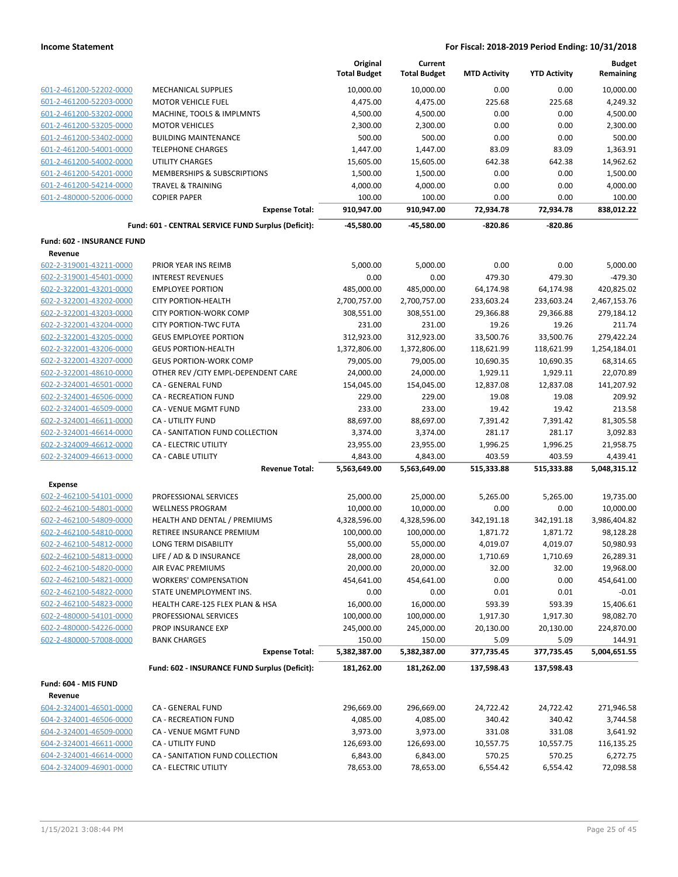| | | Original Total Budget | Current Total Budget | MTD Activity | YTD Activity | Budget Remaining |
|---|---|---|---|---|---|---|
| 601-2-461200-52202-0000 | MECHANICAL SUPPLIES | 10,000.00 | 10,000.00 | 0.00 | 0.00 | 10,000.00 |
| 601-2-461200-52203-0000 | MOTOR VEHICLE FUEL | 4,475.00 | 4,475.00 | 225.68 | 225.68 | 4,249.32 |
| 601-2-461200-53202-0000 | MACHINE, TOOLS & IMPLMNTS | 4,500.00 | 4,500.00 | 0.00 | 0.00 | 4,500.00 |
| 601-2-461200-53205-0000 | MOTOR VEHICLES | 2,300.00 | 2,300.00 | 0.00 | 0.00 | 2,300.00 |
| 601-2-461200-53402-0000 | BUILDING MAINTENANCE | 500.00 | 500.00 | 0.00 | 0.00 | 500.00 |
| 601-2-461200-54001-0000 | TELEPHONE CHARGES | 1,447.00 | 1,447.00 | 83.09 | 83.09 | 1,363.91 |
| 601-2-461200-54002-0000 | UTILITY CHARGES | 15,605.00 | 15,605.00 | 642.38 | 642.38 | 14,962.62 |
| 601-2-461200-54201-0000 | MEMBERSHIPS & SUBSCRIPTIONS | 1,500.00 | 1,500.00 | 0.00 | 0.00 | 1,500.00 |
| 601-2-461200-54214-0000 | TRAVEL & TRAINING | 4,000.00 | 4,000.00 | 0.00 | 0.00 | 4,000.00 |
| 601-2-480000-52006-0000 | COPIER PAPER | 100.00 | 100.00 | 0.00 | 0.00 | 100.00 |
| | **Expense Total:** | **910,947.00** | **910,947.00** | **72,934.78** | **72,934.78** | **838,012.22** |
| | **Fund: 601 - CENTRAL SERVICE FUND Surplus (Deficit):** | **-45,580.00** | **-45,580.00** | **-820.86** | **-820.86** | |
| **Fund: 602 - INSURANCE FUND** | | | | | | |
| **Revenue** | | | | | | |
| 602-2-319001-43211-0000 | PRIOR YEAR INS REIMB | 5,000.00 | 5,000.00 | 0.00 | 0.00 | 5,000.00 |
| 602-2-319001-45401-0000 | INTEREST REVENUES | 0.00 | 0.00 | 479.30 | 479.30 | -479.30 |
| 602-2-322001-43201-0000 | EMPLOYEE PORTION | 485,000.00 | 485,000.00 | 64,174.98 | 64,174.98 | 420,825.02 |
| 602-2-322001-43202-0000 | CITY PORTION-HEALTH | 2,700,757.00 | 2,700,757.00 | 233,603.24 | 233,603.24 | 2,467,153.76 |
| 602-2-322001-43203-0000 | CITY PORTION-WORK COMP | 308,551.00 | 308,551.00 | 29,366.88 | 29,366.88 | 279,184.12 |
| 602-2-322001-43204-0000 | CITY PORTION-TWC FUTA | 231.00 | 231.00 | 19.26 | 19.26 | 211.74 |
| 602-2-322001-43205-0000 | GEUS EMPLOYEE PORTION | 312,923.00 | 312,923.00 | 33,500.76 | 33,500.76 | 279,422.24 |
| 602-2-322001-43206-0000 | GEUS PORTION-HEALTH | 1,372,806.00 | 1,372,806.00 | 118,621.99 | 118,621.99 | 1,254,184.01 |
| 602-2-322001-43207-0000 | GEUS PORTION-WORK COMP | 79,005.00 | 79,005.00 | 10,690.35 | 10,690.35 | 68,314.65 |
| 602-2-322001-48610-0000 | OTHER REV /CITY EMPL-DEPENDENT CARE | 24,000.00 | 24,000.00 | 1,929.11 | 1,929.11 | 22,070.89 |
| 602-2-324001-46501-0000 | CA - GENERAL FUND | 154,045.00 | 154,045.00 | 12,837.08 | 12,837.08 | 141,207.92 |
| 602-2-324001-46506-0000 | CA - RECREATION FUND | 229.00 | 229.00 | 19.08 | 19.08 | 209.92 |
| 602-2-324001-46509-0000 | CA - VENUE MGMT FUND | 233.00 | 233.00 | 19.42 | 19.42 | 213.58 |
| 602-2-324001-46611-0000 | CA - UTILITY FUND | 88,697.00 | 88,697.00 | 7,391.42 | 7,391.42 | 81,305.58 |
| 602-2-324001-46614-0000 | CA - SANITATION FUND COLLECTION | 3,374.00 | 3,374.00 | 281.17 | 281.17 | 3,092.83 |
| 602-2-324009-46612-0000 | CA - ELECTRIC UTILITY | 23,955.00 | 23,955.00 | 1,996.25 | 1,996.25 | 21,958.75 |
| 602-2-324009-46613-0000 | CA - CABLE UTILITY | 4,843.00 | 4,843.00 | 403.59 | 403.59 | 4,439.41 |
| | **Revenue Total:** | **5,563,649.00** | **5,563,649.00** | **515,333.88** | **515,333.88** | **5,048,315.12** |
| **Expense** | | | | | | |
| 602-2-462100-54101-0000 | PROFESSIONAL SERVICES | 25,000.00 | 25,000.00 | 5,265.00 | 5,265.00 | 19,735.00 |
| 602-2-462100-54801-0000 | WELLNESS PROGRAM | 10,000.00 | 10,000.00 | 0.00 | 0.00 | 10,000.00 |
| 602-2-462100-54809-0000 | HEALTH AND DENTAL / PREMIUMS | 4,328,596.00 | 4,328,596.00 | 342,191.18 | 342,191.18 | 3,986,404.82 |
| 602-2-462100-54810-0000 | RETIREE INSURANCE PREMIUM | 100,000.00 | 100,000.00 | 1,871.72 | 1,871.72 | 98,128.28 |
| 602-2-462100-54812-0000 | LONG TERM DISABILITY | 55,000.00 | 55,000.00 | 4,019.07 | 4,019.07 | 50,980.93 |
| 602-2-462100-54813-0000 | LIFE / AD & D INSURANCE | 28,000.00 | 28,000.00 | 1,710.69 | 1,710.69 | 26,289.31 |
| 602-2-462100-54820-0000 | AIR EVAC PREMIUMS | 20,000.00 | 20,000.00 | 32.00 | 32.00 | 19,968.00 |
| 602-2-462100-54821-0000 | WORKERS' COMPENSATION | 454,641.00 | 454,641.00 | 0.00 | 0.00 | 454,641.00 |
| 602-2-462100-54822-0000 | STATE UNEMPLOYMENT INS. | 0.00 | 0.00 | 0.01 | 0.01 | -0.01 |
| 602-2-462100-54823-0000 | HEALTH CARE-125 FLEX PLAN & HSA | 16,000.00 | 16,000.00 | 593.39 | 593.39 | 15,406.61 |
| 602-2-480000-54101-0000 | PROFESSIONAL SERVICES | 100,000.00 | 100,000.00 | 1,917.30 | 1,917.30 | 98,082.70 |
| 602-2-480000-54226-0000 | PROP INSURANCE EXP | 245,000.00 | 245,000.00 | 20,130.00 | 20,130.00 | 224,870.00 |
| 602-2-480000-57008-0000 | BANK CHARGES | 150.00 | 150.00 | 5.09 | 5.09 | 144.91 |
| | **Expense Total:** | **5,382,387.00** | **5,382,387.00** | **377,735.45** | **377,735.45** | **5,004,651.55** |
| | **Fund: 602 - INSURANCE FUND Surplus (Deficit):** | **181,262.00** | **181,262.00** | **137,598.43** | **137,598.43** | |
| **Fund: 604 - MIS FUND** | | | | | | |
| **Revenue** | | | | | | |
| 604-2-324001-46501-0000 | CA - GENERAL FUND | 296,669.00 | 296,669.00 | 24,722.42 | 24,722.42 | 271,946.58 |
| 604-2-324001-46506-0000 | CA - RECREATION FUND | 4,085.00 | 4,085.00 | 340.42 | 340.42 | 3,744.58 |
| 604-2-324001-46509-0000 | CA - VENUE MGMT FUND | 3,973.00 | 3,973.00 | 331.08 | 331.08 | 3,641.92 |
| 604-2-324001-46611-0000 | CA - UTILITY FUND | 126,693.00 | 126,693.00 | 10,557.75 | 10,557.75 | 116,135.25 |
| 604-2-324001-46614-0000 | CA - SANITATION FUND COLLECTION | 6,843.00 | 6,843.00 | 570.25 | 570.25 | 6,272.75 |
| 604-2-324009-46901-0000 | CA - ELECTRIC UTILITY | 78,653.00 | 78,653.00 | 6,554.42 | 6,554.42 | 72,098.58 |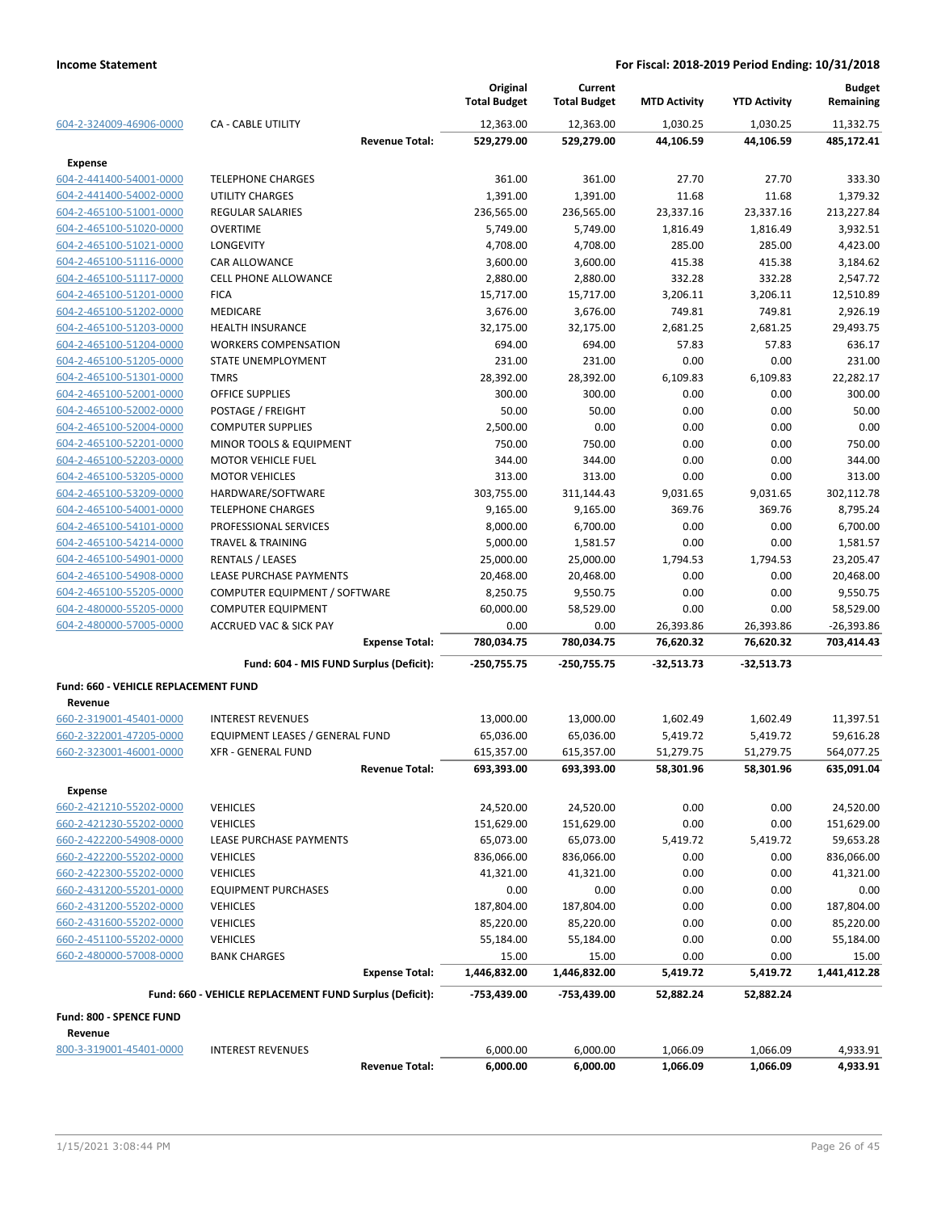| | | Original Total Budget | Current Total Budget | MTD Activity | YTD Activity | Budget Remaining |
|---|---|---|---|---|---|---|
| 604-2-324009-46906-0000 | CA - CABLE UTILITY | 12,363.00 | 12,363.00 | 1,030.25 | 1,030.25 | 11,332.75 |
| | **Revenue Total:** | **529,279.00** | **529,279.00** | **44,106.59** | **44,106.59** | **485,172.41** |
| **Expense** | | | | | | |
| 604-2-441400-54001-0000 | TELEPHONE CHARGES | 361.00 | 361.00 | 27.70 | 27.70 | 333.30 |
| 604-2-441400-54002-0000 | UTILITY CHARGES | 1,391.00 | 1,391.00 | 11.68 | 11.68 | 1,379.32 |
| 604-2-465100-51001-0000 | REGULAR SALARIES | 236,565.00 | 236,565.00 | 23,337.16 | 23,337.16 | 213,227.84 |
| 604-2-465100-51020-0000 | OVERTIME | 5,749.00 | 5,749.00 | 1,816.49 | 1,816.49 | 3,932.51 |
| 604-2-465100-51021-0000 | LONGEVITY | 4,708.00 | 4,708.00 | 285.00 | 285.00 | 4,423.00 |
| 604-2-465100-51116-0000 | CAR ALLOWANCE | 3,600.00 | 3,600.00 | 415.38 | 415.38 | 3,184.62 |
| 604-2-465100-51117-0000 | CELL PHONE ALLOWANCE | 2,880.00 | 2,880.00 | 332.28 | 332.28 | 2,547.72 |
| 604-2-465100-51201-0000 | FICA | 15,717.00 | 15,717.00 | 3,206.11 | 3,206.11 | 12,510.89 |
| 604-2-465100-51202-0000 | MEDICARE | 3,676.00 | 3,676.00 | 749.81 | 749.81 | 2,926.19 |
| 604-2-465100-51203-0000 | HEALTH INSURANCE | 32,175.00 | 32,175.00 | 2,681.25 | 2,681.25 | 29,493.75 |
| 604-2-465100-51204-0000 | WORKERS COMPENSATION | 694.00 | 694.00 | 57.83 | 57.83 | 636.17 |
| 604-2-465100-51205-0000 | STATE UNEMPLOYMENT | 231.00 | 231.00 | 0.00 | 0.00 | 231.00 |
| 604-2-465100-51301-0000 | TMRS | 28,392.00 | 28,392.00 | 6,109.83 | 6,109.83 | 22,282.17 |
| 604-2-465100-52001-0000 | OFFICE SUPPLIES | 300.00 | 300.00 | 0.00 | 0.00 | 300.00 |
| 604-2-465100-52002-0000 | POSTAGE / FREIGHT | 50.00 | 50.00 | 0.00 | 0.00 | 50.00 |
| 604-2-465100-52004-0000 | COMPUTER SUPPLIES | 2,500.00 | 0.00 | 0.00 | 0.00 | 0.00 |
| 604-2-465100-52201-0000 | MINOR TOOLS & EQUIPMENT | 750.00 | 750.00 | 0.00 | 0.00 | 750.00 |
| 604-2-465100-52203-0000 | MOTOR VEHICLE FUEL | 344.00 | 344.00 | 0.00 | 0.00 | 344.00 |
| 604-2-465100-53205-0000 | MOTOR VEHICLES | 313.00 | 313.00 | 0.00 | 0.00 | 313.00 |
| 604-2-465100-53209-0000 | HARDWARE/SOFTWARE | 303,755.00 | 311,144.43 | 9,031.65 | 9,031.65 | 302,112.78 |
| 604-2-465100-54001-0000 | TELEPHONE CHARGES | 9,165.00 | 9,165.00 | 369.76 | 369.76 | 8,795.24 |
| 604-2-465100-54101-0000 | PROFESSIONAL SERVICES | 8,000.00 | 6,700.00 | 0.00 | 0.00 | 6,700.00 |
| 604-2-465100-54214-0000 | TRAVEL & TRAINING | 5,000.00 | 1,581.57 | 0.00 | 0.00 | 1,581.57 |
| 604-2-465100-54901-0000 | RENTALS / LEASES | 25,000.00 | 25,000.00 | 1,794.53 | 1,794.53 | 23,205.47 |
| 604-2-465100-54908-0000 | LEASE PURCHASE PAYMENTS | 20,468.00 | 20,468.00 | 0.00 | 0.00 | 20,468.00 |
| 604-2-465100-55205-0000 | COMPUTER EQUIPMENT / SOFTWARE | 8,250.75 | 9,550.75 | 0.00 | 0.00 | 9,550.75 |
| 604-2-480000-55205-0000 | COMPUTER EQUIPMENT | 60,000.00 | 58,529.00 | 0.00 | 0.00 | 58,529.00 |
| 604-2-480000-57005-0000 | ACCRUED VAC & SICK PAY | 0.00 | 0.00 | 26,393.86 | 26,393.86 | -26,393.86 |
| | **Expense Total:** | **780,034.75** | **780,034.75** | **76,620.32** | **76,620.32** | **703,414.43** |
| | **Fund: 604 - MIS FUND Surplus (Deficit):** | **-250,755.75** | **-250,755.75** | **-32,513.73** | **-32,513.73** | |
| **Fund: 660 - VEHICLE REPLACEMENT FUND** | | | | | | |
| **Revenue** | | | | | | |
| 660-2-319001-45401-0000 | INTEREST REVENUES | 13,000.00 | 13,000.00 | 1,602.49 | 1,602.49 | 11,397.51 |
| 660-2-322001-47205-0000 | EQUIPMENT LEASES / GENERAL FUND | 65,036.00 | 65,036.00 | 5,419.72 | 5,419.72 | 59,616.28 |
| 660-2-323001-46001-0000 | XFR - GENERAL FUND | 615,357.00 | 615,357.00 | 51,279.75 | 51,279.75 | 564,077.25 |
| | **Revenue Total:** | **693,393.00** | **693,393.00** | **58,301.96** | **58,301.96** | **635,091.04** |
| **Expense** | | | | | | |
| 660-2-421210-55202-0000 | VEHICLES | 24,520.00 | 24,520.00 | 0.00 | 0.00 | 24,520.00 |
| 660-2-421230-55202-0000 | VEHICLES | 151,629.00 | 151,629.00 | 0.00 | 0.00 | 151,629.00 |
| 660-2-422200-54908-0000 | LEASE PURCHASE PAYMENTS | 65,073.00 | 65,073.00 | 5,419.72 | 5,419.72 | 59,653.28 |
| 660-2-422200-55202-0000 | VEHICLES | 836,066.00 | 836,066.00 | 0.00 | 0.00 | 836,066.00 |
| 660-2-422300-55202-0000 | VEHICLES | 41,321.00 | 41,321.00 | 0.00 | 0.00 | 41,321.00 |
| 660-2-431200-55201-0000 | EQUIPMENT PURCHASES | 0.00 | 0.00 | 0.00 | 0.00 | 0.00 |
| 660-2-431200-55202-0000 | VEHICLES | 187,804.00 | 187,804.00 | 0.00 | 0.00 | 187,804.00 |
| 660-2-431600-55202-0000 | VEHICLES | 85,220.00 | 85,220.00 | 0.00 | 0.00 | 85,220.00 |
| 660-2-451100-55202-0000 | VEHICLES | 55,184.00 | 55,184.00 | 0.00 | 0.00 | 55,184.00 |
| 660-2-480000-57008-0000 | BANK CHARGES | 15.00 | 15.00 | 0.00 | 0.00 | 15.00 |
| | **Expense Total:** | **1,446,832.00** | **1,446,832.00** | **5,419.72** | **5,419.72** | **1,441,412.28** |
| | **Fund: 660 - VEHICLE REPLACEMENT FUND Surplus (Deficit):** | **-753,439.00** | **-753,439.00** | **52,882.24** | **52,882.24** | |
| **Fund: 800 - SPENCE FUND** | | | | | | |
| **Revenue** | | | | | | |
| 800-3-319001-45401-0000 | INTEREST REVENUES | 6,000.00 | 6,000.00 | 1,066.09 | 1,066.09 | 4,933.91 |
| | **Revenue Total:** | **6,000.00** | **6,000.00** | **1,066.09** | **1,066.09** | **4,933.91** |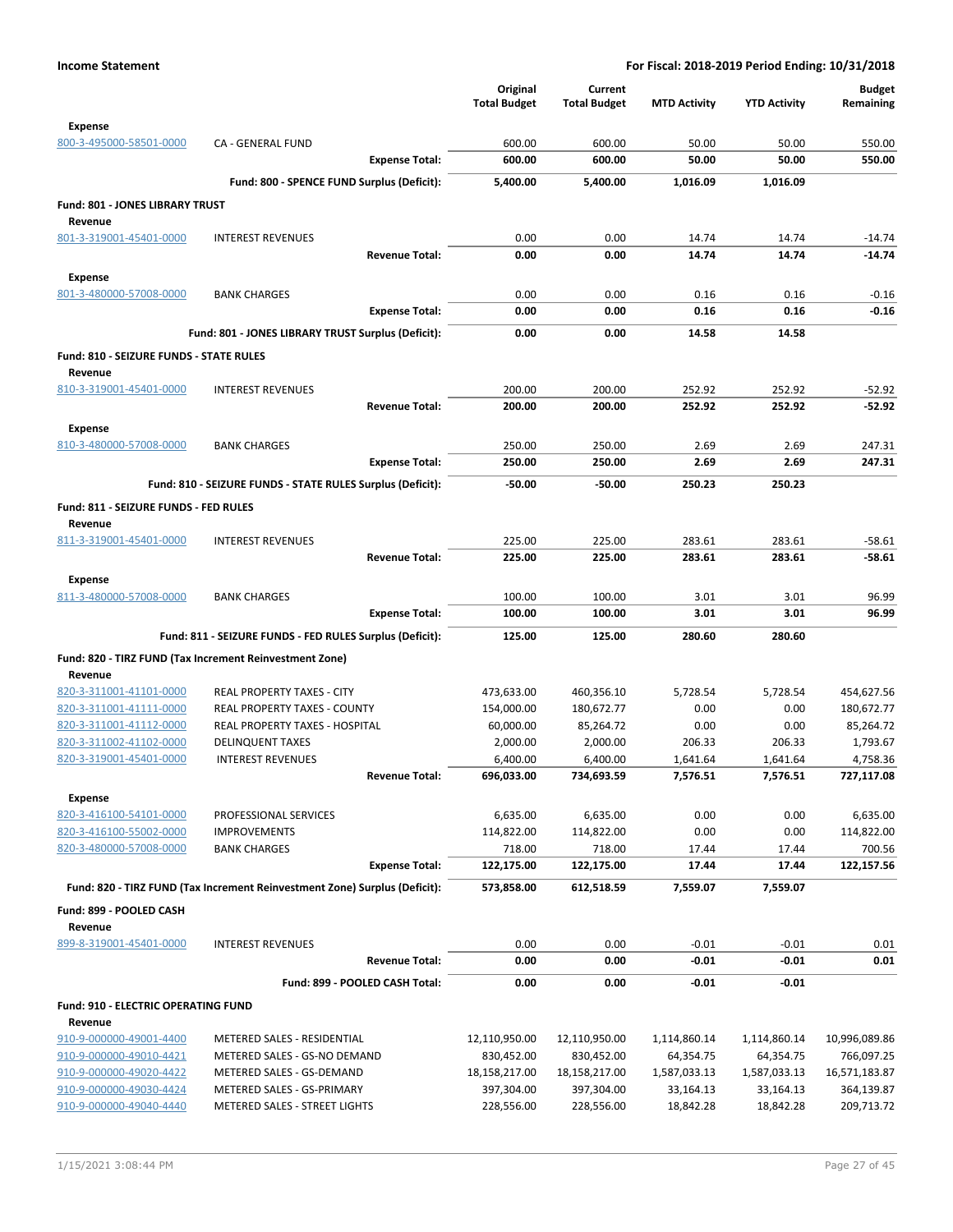**Income Statement** | **For Fiscal: 2018-2019 Period Ending: 10/31/2018**

| | | Original Total Budget | Current Total Budget | MTD Activity | YTD Activity | Budget Remaining |
|---|---|---|---|---|---|---|
| **Expense** | | | | | | |
| 800-3-495000-58501-0000 | CA - GENERAL FUND | 600.00 | 600.00 | 50.00 | 50.00 | 550.00 |
| | **Expense Total:** | **600.00** | **600.00** | **50.00** | **50.00** | **550.00** |
| | **Fund: 800 - SPENCE FUND Surplus (Deficit):** | **5,400.00** | **5,400.00** | **1,016.09** | **1,016.09** | |
| **Fund: 801 - JONES LIBRARY TRUST** | | | | | | |
| **Revenue** | | | | | | |
| 801-3-319001-45401-0000 | INTEREST REVENUES | 0.00 | 0.00 | 14.74 | 14.74 | -14.74 |
| | **Revenue Total:** | **0.00** | **0.00** | **14.74** | **14.74** | **-14.74** |
| **Expense** | | | | | | |
| 801-3-480000-57008-0000 | BANK CHARGES | 0.00 | 0.00 | 0.16 | 0.16 | -0.16 |
| | **Expense Total:** | **0.00** | **0.00** | **0.16** | **0.16** | **-0.16** |
| | **Fund: 801 - JONES LIBRARY TRUST Surplus (Deficit):** | **0.00** | **0.00** | **14.58** | **14.58** | |
| **Fund: 810 - SEIZURE FUNDS - STATE RULES** | | | | | | |
| **Revenue** | | | | | | |
| 810-3-319001-45401-0000 | INTEREST REVENUES | 200.00 | 200.00 | 252.92 | 252.92 | -52.92 |
| | **Revenue Total:** | **200.00** | **200.00** | **252.92** | **252.92** | **-52.92** |
| **Expense** | | | | | | |
| 810-3-480000-57008-0000 | BANK CHARGES | 250.00 | 250.00 | 2.69 | 2.69 | 247.31 |
| | **Expense Total:** | **250.00** | **250.00** | **2.69** | **2.69** | **247.31** |
| | **Fund: 810 - SEIZURE FUNDS - STATE RULES Surplus (Deficit):** | **-50.00** | **-50.00** | **250.23** | **250.23** | |
| **Fund: 811 - SEIZURE FUNDS - FED RULES** | | | | | | |
| **Revenue** | | | | | | |
| 811-3-319001-45401-0000 | INTEREST REVENUES | 225.00 | 225.00 | 283.61 | 283.61 | -58.61 |
| | **Revenue Total:** | **225.00** | **225.00** | **283.61** | **283.61** | **-58.61** |
| **Expense** | | | | | | |
| 811-3-480000-57008-0000 | BANK CHARGES | 100.00 | 100.00 | 3.01 | 3.01 | 96.99 |
| | **Expense Total:** | **100.00** | **100.00** | **3.01** | **3.01** | **96.99** |
| | **Fund: 811 - SEIZURE FUNDS - FED RULES Surplus (Deficit):** | **125.00** | **125.00** | **280.60** | **280.60** | |
| **Fund: 820 - TIRZ FUND (Tax Increment Reinvestment Zone)** | | | | | | |
| **Revenue** | | | | | | |
| 820-3-311001-41101-0000 | REAL PROPERTY TAXES - CITY | 473,633.00 | 460,356.10 | 5,728.54 | 5,728.54 | 454,627.56 |
| 820-3-311001-41111-0000 | REAL PROPERTY TAXES - COUNTY | 154,000.00 | 180,672.77 | 0.00 | 0.00 | 180,672.77 |
| 820-3-311001-41112-0000 | REAL PROPERTY TAXES - HOSPITAL | 60,000.00 | 85,264.72 | 0.00 | 0.00 | 85,264.72 |
| 820-3-311002-41102-0000 | DELINQUENT TAXES | 2,000.00 | 2,000.00 | 206.33 | 206.33 | 1,793.67 |
| 820-3-319001-45401-0000 | INTEREST REVENUES | 6,400.00 | 6,400.00 | 1,641.64 | 1,641.64 | 4,758.36 |
| | **Revenue Total:** | **696,033.00** | **734,693.59** | **7,576.51** | **7,576.51** | **727,117.08** |
| **Expense** | | | | | | |
| 820-3-416100-54101-0000 | PROFESSIONAL SERVICES | 6,635.00 | 6,635.00 | 0.00 | 0.00 | 6,635.00 |
| 820-3-416100-55002-0000 | IMPROVEMENTS | 114,822.00 | 114,822.00 | 0.00 | 0.00 | 114,822.00 |
| 820-3-480000-57008-0000 | BANK CHARGES | 718.00 | 718.00 | 17.44 | 17.44 | 700.56 |
| | **Expense Total:** | **122,175.00** | **122,175.00** | **17.44** | **17.44** | **122,157.56** |
| | **Fund: 820 - TIRZ FUND (Tax Increment Reinvestment Zone) Surplus (Deficit):** | **573,858.00** | **612,518.59** | **7,559.07** | **7,559.07** | |
| **Fund: 899 - POOLED CASH** | | | | | | |
| **Revenue** | | | | | | |
| 899-8-319001-45401-0000 | INTEREST REVENUES | 0.00 | 0.00 | -0.01 | -0.01 | 0.01 |
| | **Revenue Total:** | **0.00** | **0.00** | **-0.01** | **-0.01** | **0.01** |
| | **Fund: 899 - POOLED CASH Total:** | **0.00** | **0.00** | **-0.01** | **-0.01** | |
| **Fund: 910 - ELECTRIC OPERATING FUND** | | | | | | |
| **Revenue** | | | | | | |
| 910-9-000000-49001-4400 | METERED SALES - RESIDENTIAL | 12,110,950.00 | 12,110,950.00 | 1,114,860.14 | 1,114,860.14 | 10,996,089.86 |
| 910-9-000000-49010-4421 | METERED SALES - GS-NO DEMAND | 830,452.00 | 830,452.00 | 64,354.75 | 64,354.75 | 766,097.25 |
| 910-9-000000-49020-4422 | METERED SALES - GS-DEMAND | 18,158,217.00 | 18,158,217.00 | 1,587,033.13 | 1,587,033.13 | 16,571,183.87 |
| 910-9-000000-49030-4424 | METERED SALES - GS-PRIMARY | 397,304.00 | 397,304.00 | 33,164.13 | 33,164.13 | 364,139.87 |
| 910-9-000000-49040-4440 | METERED SALES - STREET LIGHTS | 228,556.00 | 228,556.00 | 18,842.28 | 18,842.28 | 209,713.72 |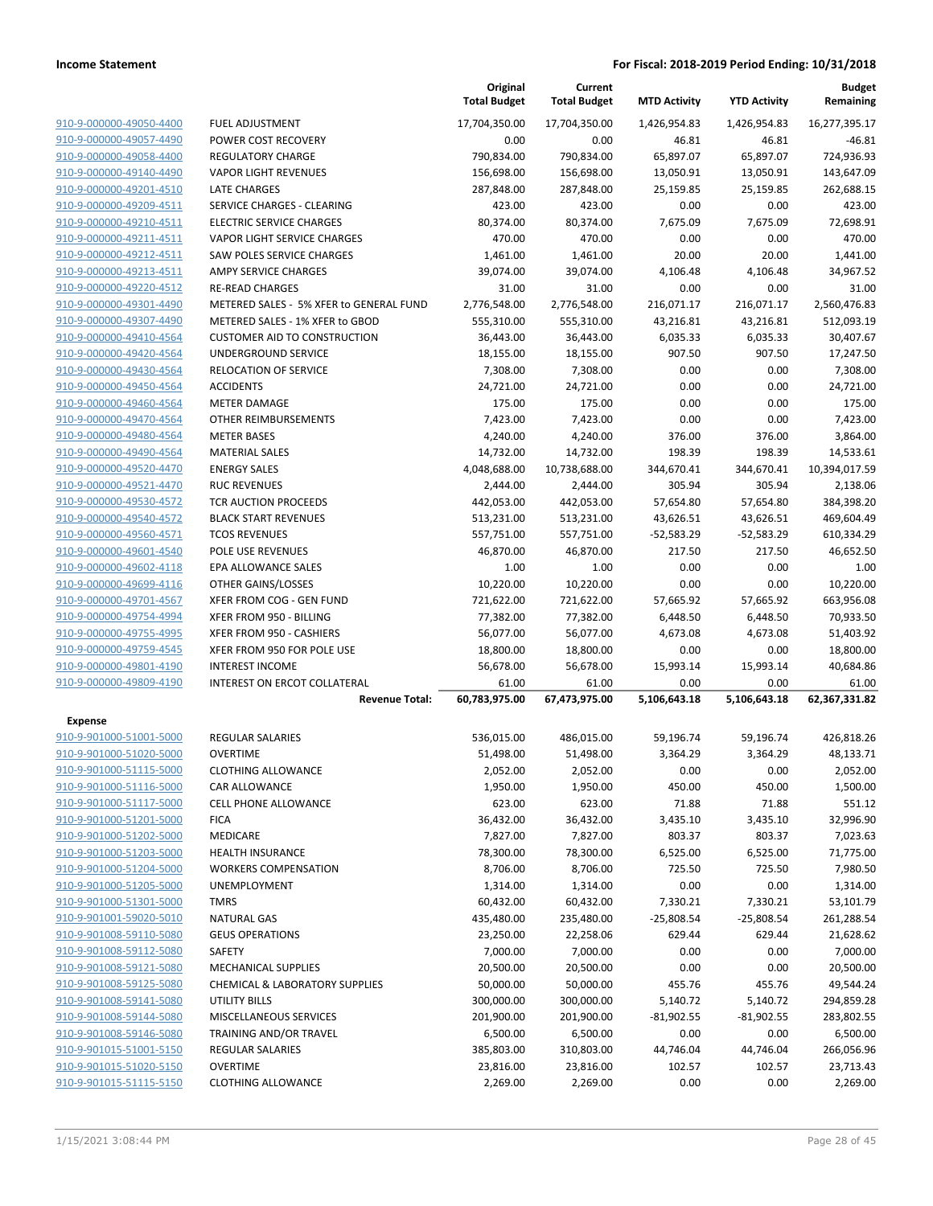| | | Original Total Budget | Current Total Budget | MTD Activity | YTD Activity | Budget Remaining |
|---|---|---|---|---|---|---|
| 910-9-000000-49050-4400 | FUEL ADJUSTMENT | 17,704,350.00 | 17,704,350.00 | 1,426,954.83 | 1,426,954.83 | 16,277,395.17 |
| 910-9-000000-49057-4490 | POWER COST RECOVERY | 0.00 | 0.00 | 46.81 | 46.81 | -46.81 |
| 910-9-000000-49058-4400 | REGULATORY CHARGE | 790,834.00 | 790,834.00 | 65,897.07 | 65,897.07 | 724,936.93 |
| 910-9-000000-49140-4490 | VAPOR LIGHT REVENUES | 156,698.00 | 156,698.00 | 13,050.91 | 13,050.91 | 143,647.09 |
| 910-9-000000-49201-4510 | LATE CHARGES | 287,848.00 | 287,848.00 | 25,159.85 | 25,159.85 | 262,688.15 |
| 910-9-000000-49209-4511 | SERVICE CHARGES - CLEARING | 423.00 | 423.00 | 0.00 | 0.00 | 423.00 |
| 910-9-000000-49210-4511 | ELECTRIC SERVICE CHARGES | 80,374.00 | 80,374.00 | 7,675.09 | 7,675.09 | 72,698.91 |
| 910-9-000000-49211-4511 | VAPOR LIGHT SERVICE CHARGES | 470.00 | 470.00 | 0.00 | 0.00 | 470.00 |
| 910-9-000000-49212-4511 | SAW POLES SERVICE CHARGES | 1,461.00 | 1,461.00 | 20.00 | 20.00 | 1,441.00 |
| 910-9-000000-49213-4511 | AMPY SERVICE CHARGES | 39,074.00 | 39,074.00 | 4,106.48 | 4,106.48 | 34,967.52 |
| 910-9-000000-49220-4512 | RE-READ CHARGES | 31.00 | 31.00 | 0.00 | 0.00 | 31.00 |
| 910-9-000000-49301-4490 | METERED SALES - 5% XFER to GENERAL FUND | 2,776,548.00 | 2,776,548.00 | 216,071.17 | 216,071.17 | 2,560,476.83 |
| 910-9-000000-49307-4490 | METERED SALES - 1% XFER to GBOD | 555,310.00 | 555,310.00 | 43,216.81 | 43,216.81 | 512,093.19 |
| 910-9-000000-49410-4564 | CUSTOMER AID TO CONSTRUCTION | 36,443.00 | 36,443.00 | 6,035.33 | 6,035.33 | 30,407.67 |
| 910-9-000000-49420-4564 | UNDERGROUND SERVICE | 18,155.00 | 18,155.00 | 907.50 | 907.50 | 17,247.50 |
| 910-9-000000-49430-4564 | RELOCATION OF SERVICE | 7,308.00 | 7,308.00 | 0.00 | 0.00 | 7,308.00 |
| 910-9-000000-49450-4564 | ACCIDENTS | 24,721.00 | 24,721.00 | 0.00 | 0.00 | 24,721.00 |
| 910-9-000000-49460-4564 | METER DAMAGE | 175.00 | 175.00 | 0.00 | 0.00 | 175.00 |
| 910-9-000000-49470-4564 | OTHER REIMBURSEMENTS | 7,423.00 | 7,423.00 | 0.00 | 0.00 | 7,423.00 |
| 910-9-000000-49480-4564 | METER BASES | 4,240.00 | 4,240.00 | 376.00 | 376.00 | 3,864.00 |
| 910-9-000000-49490-4564 | MATERIAL SALES | 14,732.00 | 14,732.00 | 198.39 | 198.39 | 14,533.61 |
| 910-9-000000-49520-4470 | ENERGY SALES | 4,048,688.00 | 10,738,688.00 | 344,670.41 | 344,670.41 | 10,394,017.59 |
| 910-9-000000-49521-4470 | RUC REVENUES | 2,444.00 | 2,444.00 | 305.94 | 305.94 | 2,138.06 |
| 910-9-000000-49530-4572 | TCR AUCTION PROCEEDS | 442,053.00 | 442,053.00 | 57,654.80 | 57,654.80 | 384,398.20 |
| 910-9-000000-49540-4572 | BLACK START REVENUES | 513,231.00 | 513,231.00 | 43,626.51 | 43,626.51 | 469,604.49 |
| 910-9-000000-49560-4571 | TCOS REVENUES | 557,751.00 | 557,751.00 | -52,583.29 | -52,583.29 | 610,334.29 |
| 910-9-000000-49601-4540 | POLE USE REVENUES | 46,870.00 | 46,870.00 | 217.50 | 217.50 | 46,652.50 |
| 910-9-000000-49602-4118 | EPA ALLOWANCE SALES | 1.00 | 1.00 | 0.00 | 0.00 | 1.00 |
| 910-9-000000-49699-4116 | OTHER GAINS/LOSSES | 10,220.00 | 10,220.00 | 0.00 | 0.00 | 10,220.00 |
| 910-9-000000-49701-4567 | XFER FROM COG - GEN FUND | 721,622.00 | 721,622.00 | 57,665.92 | 57,665.92 | 663,956.08 |
| 910-9-000000-49754-4994 | XFER FROM 950 - BILLING | 77,382.00 | 77,382.00 | 6,448.50 | 6,448.50 | 70,933.50 |
| 910-9-000000-49755-4995 | XFER FROM 950 - CASHIERS | 56,077.00 | 56,077.00 | 4,673.08 | 4,673.08 | 51,403.92 |
| 910-9-000000-49759-4545 | XFER FROM 950 FOR POLE USE | 18,800.00 | 18,800.00 | 0.00 | 0.00 | 18,800.00 |
| 910-9-000000-49801-4190 | INTEREST INCOME | 56,678.00 | 56,678.00 | 15,993.14 | 15,993.14 | 40,684.86 |
| 910-9-000000-49809-4190 | INTEREST ON ERCOT COLLATERAL | 61.00 | 61.00 | 0.00 | 0.00 | 61.00 |
| | **Revenue Total:** | **60,783,975.00** | **67,473,975.00** | **5,106,643.18** | **5,106,643.18** | **62,367,331.82** |
| **Expense** | | | | | | |
| 910-9-901000-51001-5000 | REGULAR SALARIES | 536,015.00 | 486,015.00 | 59,196.74 | 59,196.74 | 426,818.26 |
| 910-9-901000-51020-5000 | OVERTIME | 51,498.00 | 51,498.00 | 3,364.29 | 3,364.29 | 48,133.71 |
| 910-9-901000-51115-5000 | CLOTHING ALLOWANCE | 2,052.00 | 2,052.00 | 0.00 | 0.00 | 2,052.00 |
| 910-9-901000-51116-5000 | CAR ALLOWANCE | 1,950.00 | 1,950.00 | 450.00 | 450.00 | 1,500.00 |
| 910-9-901000-51117-5000 | CELL PHONE ALLOWANCE | 623.00 | 623.00 | 71.88 | 71.88 | 551.12 |
| 910-9-901000-51201-5000 | FICA | 36,432.00 | 36,432.00 | 3,435.10 | 3,435.10 | 32,996.90 |
| 910-9-901000-51202-5000 | MEDICARE | 7,827.00 | 7,827.00 | 803.37 | 803.37 | 7,023.63 |
| 910-9-901000-51203-5000 | HEALTH INSURANCE | 78,300.00 | 78,300.00 | 6,525.00 | 6,525.00 | 71,775.00 |
| 910-9-901000-51204-5000 | WORKERS COMPENSATION | 8,706.00 | 8,706.00 | 725.50 | 725.50 | 7,980.50 |
| 910-9-901000-51205-5000 | UNEMPLOYMENT | 1,314.00 | 1,314.00 | 0.00 | 0.00 | 1,314.00 |
| 910-9-901000-51301-5000 | TMRS | 60,432.00 | 60,432.00 | 7,330.21 | 7,330.21 | 53,101.79 |
| 910-9-901001-59020-5010 | NATURAL GAS | 435,480.00 | 235,480.00 | -25,808.54 | -25,808.54 | 261,288.54 |
| 910-9-901008-59110-5080 | GEUS OPERATIONS | 23,250.00 | 22,258.06 | 629.44 | 629.44 | 21,628.62 |
| 910-9-901008-59112-5080 | SAFETY | 7,000.00 | 7,000.00 | 0.00 | 0.00 | 7,000.00 |
| 910-9-901008-59121-5080 | MECHANICAL SUPPLIES | 20,500.00 | 20,500.00 | 0.00 | 0.00 | 20,500.00 |
| 910-9-901008-59125-5080 | CHEMICAL & LABORATORY SUPPLIES | 50,000.00 | 50,000.00 | 455.76 | 455.76 | 49,544.24 |
| 910-9-901008-59141-5080 | UTILITY BILLS | 300,000.00 | 300,000.00 | 5,140.72 | 5,140.72 | 294,859.28 |
| 910-9-901008-59144-5080 | MISCELLANEOUS SERVICES | 201,900.00 | 201,900.00 | -81,902.55 | -81,902.55 | 283,802.55 |
| 910-9-901008-59146-5080 | TRAINING AND/OR TRAVEL | 6,500.00 | 6,500.00 | 0.00 | 0.00 | 6,500.00 |
| 910-9-901015-51001-5150 | REGULAR SALARIES | 385,803.00 | 310,803.00 | 44,746.04 | 44,746.04 | 266,056.96 |
| 910-9-901015-51020-5150 | OVERTIME | 23,816.00 | 23,816.00 | 102.57 | 102.57 | 23,713.43 |
| 910-9-901015-51115-5150 | CLOTHING ALLOWANCE | 2,269.00 | 2,269.00 | 0.00 | 0.00 | 2,269.00 |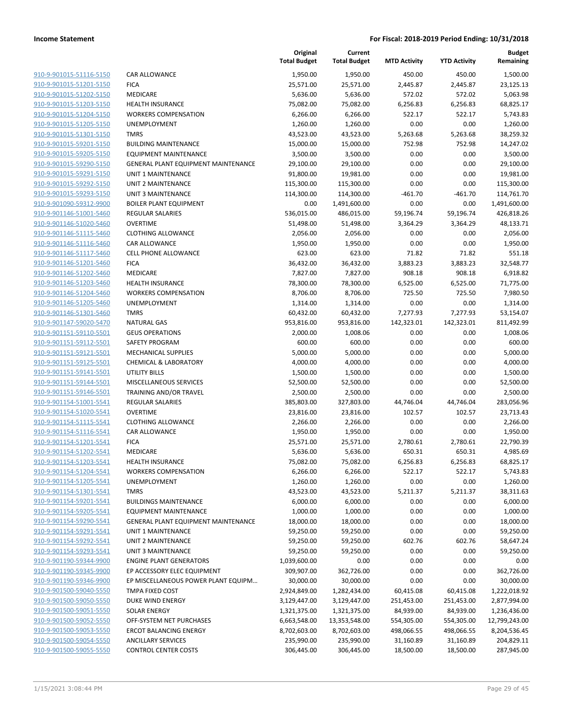| | | Original Total Budget | Current Total Budget | MTD Activity | YTD Activity | Budget Remaining |
|---|---|---|---|---|---|---|
| 910-9-901015-51116-5150 | CAR ALLOWANCE | 1,950.00 | 1,950.00 | 450.00 | 450.00 | 1,500.00 |
| 910-9-901015-51201-5150 | FICA | 25,571.00 | 25,571.00 | 2,445.87 | 2,445.87 | 23,125.13 |
| 910-9-901015-51202-5150 | MEDICARE | 5,636.00 | 5,636.00 | 572.02 | 572.02 | 5,063.98 |
| 910-9-901015-51203-5150 | HEALTH INSURANCE | 75,082.00 | 75,082.00 | 6,256.83 | 6,256.83 | 68,825.17 |
| 910-9-901015-51204-5150 | WORKERS COMPENSATION | 6,266.00 | 6,266.00 | 522.17 | 522.17 | 5,743.83 |
| 910-9-901015-51205-5150 | UNEMPLOYMENT | 1,260.00 | 1,260.00 | 0.00 | 0.00 | 1,260.00 |
| 910-9-901015-51301-5150 | TMRS | 43,523.00 | 43,523.00 | 5,263.68 | 5,263.68 | 38,259.32 |
| 910-9-901015-59201-5150 | BUILDING MAINTENANCE | 15,000.00 | 15,000.00 | 752.98 | 752.98 | 14,247.02 |
| 910-9-901015-59205-5150 | EQUIPMENT MAINTENANCE | 3,500.00 | 3,500.00 | 0.00 | 0.00 | 3,500.00 |
| 910-9-901015-59290-5150 | GENERAL PLANT EQUIPMENT MAINTENANCE | 29,100.00 | 29,100.00 | 0.00 | 0.00 | 29,100.00 |
| 910-9-901015-59291-5150 | UNIT 1 MAINTENANCE | 91,800.00 | 19,981.00 | 0.00 | 0.00 | 19,981.00 |
| 910-9-901015-59292-5150 | UNIT 2 MAINTENANCE | 115,300.00 | 115,300.00 | 0.00 | 0.00 | 115,300.00 |
| 910-9-901015-59293-5150 | UNIT 3 MAINTENANCE | 114,300.00 | 114,300.00 | -461.70 | -461.70 | 114,761.70 |
| 910-9-901090-59312-9900 | BOILER PLANT EQUIPMENT | 0.00 | 1,491,600.00 | 0.00 | 0.00 | 1,491,600.00 |
| 910-9-901146-51001-5460 | REGULAR SALARIES | 536,015.00 | 486,015.00 | 59,196.74 | 59,196.74 | 426,818.26 |
| 910-9-901146-51020-5460 | OVERTIME | 51,498.00 | 51,498.00 | 3,364.29 | 3,364.29 | 48,133.71 |
| 910-9-901146-51115-5460 | CLOTHING ALLOWANCE | 2,056.00 | 2,056.00 | 0.00 | 0.00 | 2,056.00 |
| 910-9-901146-51116-5460 | CAR ALLOWANCE | 1,950.00 | 1,950.00 | 0.00 | 0.00 | 1,950.00 |
| 910-9-901146-51117-5460 | CELL PHONE ALLOWANCE | 623.00 | 623.00 | 71.82 | 71.82 | 551.18 |
| 910-9-901146-51201-5460 | FICA | 36,432.00 | 36,432.00 | 3,883.23 | 3,883.23 | 32,548.77 |
| 910-9-901146-51202-5460 | MEDICARE | 7,827.00 | 7,827.00 | 908.18 | 908.18 | 6,918.82 |
| 910-9-901146-51203-5460 | HEALTH INSURANCE | 78,300.00 | 78,300.00 | 6,525.00 | 6,525.00 | 71,775.00 |
| 910-9-901146-51204-5460 | WORKERS COMPENSATION | 8,706.00 | 8,706.00 | 725.50 | 725.50 | 7,980.50 |
| 910-9-901146-51205-5460 | UNEMPLOYMENT | 1,314.00 | 1,314.00 | 0.00 | 0.00 | 1,314.00 |
| 910-9-901146-51301-5460 | TMRS | 60,432.00 | 60,432.00 | 7,277.93 | 7,277.93 | 53,154.07 |
| 910-9-901147-59020-5470 | NATURAL GAS | 953,816.00 | 953,816.00 | 142,323.01 | 142,323.01 | 811,492.99 |
| 910-9-901151-59110-5501 | GEUS OPERATIONS | 2,000.00 | 1,008.06 | 0.00 | 0.00 | 1,008.06 |
| 910-9-901151-59112-5501 | SAFETY PROGRAM | 600.00 | 600.00 | 0.00 | 0.00 | 600.00 |
| 910-9-901151-59121-5501 | MECHANICAL SUPPLIES | 5,000.00 | 5,000.00 | 0.00 | 0.00 | 5,000.00 |
| 910-9-901151-59125-5501 | CHEMICAL & LABORATORY | 4,000.00 | 4,000.00 | 0.00 | 0.00 | 4,000.00 |
| 910-9-901151-59141-5501 | UTILITY BILLS | 1,500.00 | 1,500.00 | 0.00 | 0.00 | 1,500.00 |
| 910-9-901151-59144-5501 | MISCELLANEOUS SERVICES | 52,500.00 | 52,500.00 | 0.00 | 0.00 | 52,500.00 |
| 910-9-901151-59146-5501 | TRAINING AND/OR TRAVEL | 2,500.00 | 2,500.00 | 0.00 | 0.00 | 2,500.00 |
| 910-9-901154-51001-5541 | REGULAR SALARIES | 385,803.00 | 327,803.00 | 44,746.04 | 44,746.04 | 283,056.96 |
| 910-9-901154-51020-5541 | OVERTIME | 23,816.00 | 23,816.00 | 102.57 | 102.57 | 23,713.43 |
| 910-9-901154-51115-5541 | CLOTHING ALLOWANCE | 2,266.00 | 2,266.00 | 0.00 | 0.00 | 2,266.00 |
| 910-9-901154-51116-5541 | CAR ALLOWANCE | 1,950.00 | 1,950.00 | 0.00 | 0.00 | 1,950.00 |
| 910-9-901154-51201-5541 | FICA | 25,571.00 | 25,571.00 | 2,780.61 | 2,780.61 | 22,790.39 |
| 910-9-901154-51202-5541 | MEDICARE | 5,636.00 | 5,636.00 | 650.31 | 650.31 | 4,985.69 |
| 910-9-901154-51203-5541 | HEALTH INSURANCE | 75,082.00 | 75,082.00 | 6,256.83 | 6,256.83 | 68,825.17 |
| 910-9-901154-51204-5541 | WORKERS COMPENSATION | 6,266.00 | 6,266.00 | 522.17 | 522.17 | 5,743.83 |
| 910-9-901154-51205-5541 | UNEMPLOYMENT | 1,260.00 | 1,260.00 | 0.00 | 0.00 | 1,260.00 |
| 910-9-901154-51301-5541 | TMRS | 43,523.00 | 43,523.00 | 5,211.37 | 5,211.37 | 38,311.63 |
| 910-9-901154-59201-5541 | BUILDINGS MAINTENANCE | 6,000.00 | 6,000.00 | 0.00 | 0.00 | 6,000.00 |
| 910-9-901154-59205-5541 | EQUIPMENT MAINTENANCE | 1,000.00 | 1,000.00 | 0.00 | 0.00 | 1,000.00 |
| 910-9-901154-59290-5541 | GENERAL PLANT EQUIPMENT MAINTENANCE | 18,000.00 | 18,000.00 | 0.00 | 0.00 | 18,000.00 |
| 910-9-901154-59291-5541 | UNIT 1 MAINTENANCE | 59,250.00 | 59,250.00 | 0.00 | 0.00 | 59,250.00 |
| 910-9-901154-59292-5541 | UNIT 2 MAINTENANCE | 59,250.00 | 59,250.00 | 602.76 | 602.76 | 58,647.24 |
| 910-9-901154-59293-5541 | UNIT 3 MAINTENANCE | 59,250.00 | 59,250.00 | 0.00 | 0.00 | 59,250.00 |
| 910-9-901190-59344-9900 | ENGINE PLANT GENERATORS | 1,039,600.00 | 0.00 | 0.00 | 0.00 | 0.00 |
| 910-9-901190-59345-9900 | EP ACCESSORY ELEC EQUIPMENT | 309,907.00 | 362,726.00 | 0.00 | 0.00 | 362,726.00 |
| 910-9-901190-59346-9900 | EP MISCELLANEOUS POWER PLANT EQUIPM… | 30,000.00 | 30,000.00 | 0.00 | 0.00 | 30,000.00 |
| 910-9-901500-59040-5550 | TMPA FIXED COST | 2,924,849.00 | 1,282,434.00 | 60,415.08 | 60,415.08 | 1,222,018.92 |
| 910-9-901500-59050-5550 | DUKE WIND ENERGY | 3,129,447.00 | 3,129,447.00 | 251,453.00 | 251,453.00 | 2,877,994.00 |
| 910-9-901500-59051-5550 | SOLAR ENERGY | 1,321,375.00 | 1,321,375.00 | 84,939.00 | 84,939.00 | 1,236,436.00 |
| 910-9-901500-59052-5550 | OFF-SYSTEM NET PURCHASES | 6,663,548.00 | 13,353,548.00 | 554,305.00 | 554,305.00 | 12,799,243.00 |
| 910-9-901500-59053-5550 | ERCOT BALANCING ENERGY | 8,702,603.00 | 8,702,603.00 | 498,066.55 | 498,066.55 | 8,204,536.45 |
| 910-9-901500-59054-5550 | ANCILLARY SERVICES | 235,990.00 | 235,990.00 | 31,160.89 | 31,160.89 | 204,829.11 |
| 910-9-901500-59055-5550 | CONTROL CENTER COSTS | 306,445.00 | 306,445.00 | 18,500.00 | 18,500.00 | 287,945.00 |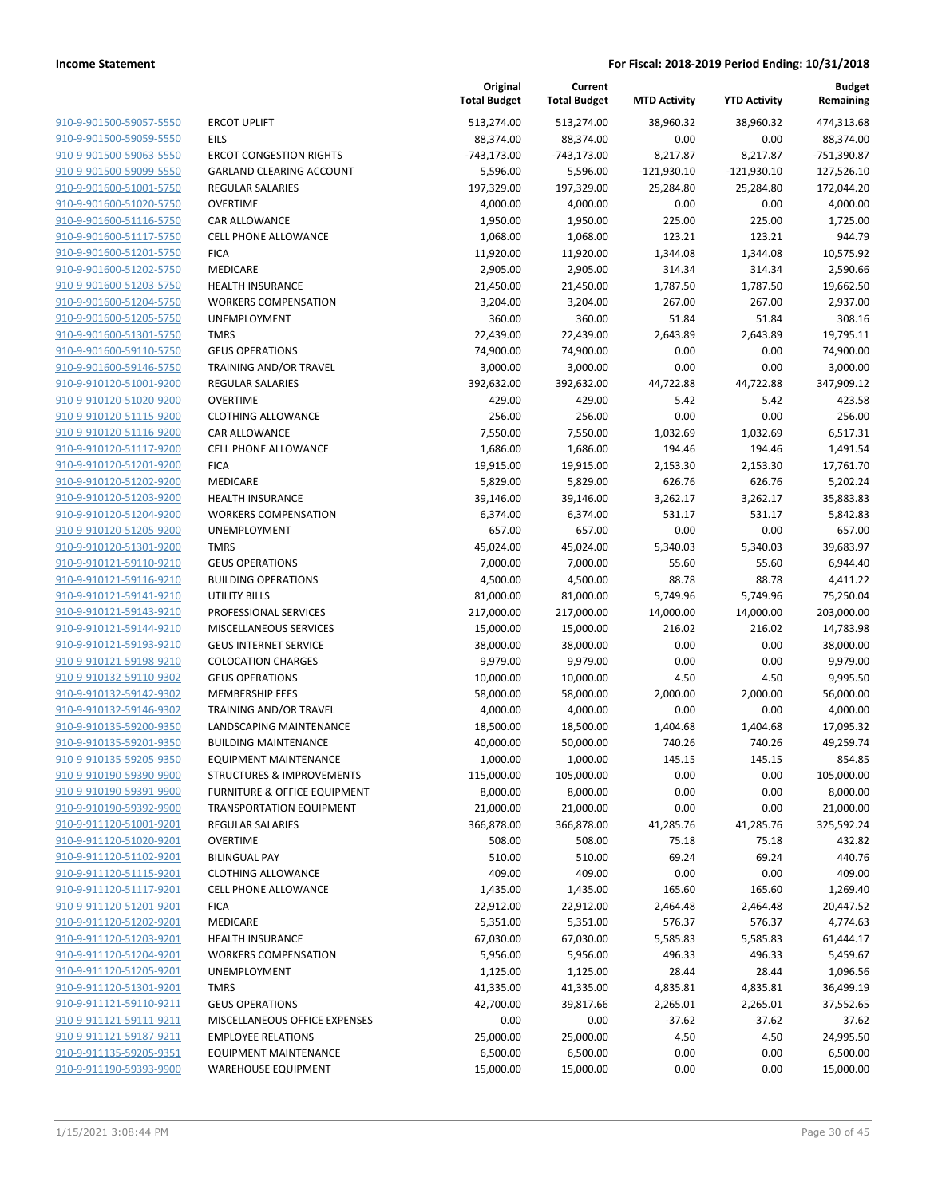| | | Original Total Budget | Current Total Budget | MTD Activity | YTD Activity | Budget Remaining |
|---|---|---|---|---|---|---|
| 910-9-901500-59057-5550 | ERCOT UPLIFT | 513,274.00 | 513,274.00 | 38,960.32 | 38,960.32 | 474,313.68 |
| 910-9-901500-59059-5550 | EILS | 88,374.00 | 88,374.00 | 0.00 | 0.00 | 88,374.00 |
| 910-9-901500-59063-5550 | ERCOT CONGESTION RIGHTS | -743,173.00 | -743,173.00 | 8,217.87 | 8,217.87 | -751,390.87 |
| 910-9-901500-59099-5550 | GARLAND CLEARING ACCOUNT | 5,596.00 | 5,596.00 | -121,930.10 | -121,930.10 | 127,526.10 |
| 910-9-901600-51001-5750 | REGULAR SALARIES | 197,329.00 | 197,329.00 | 25,284.80 | 25,284.80 | 172,044.20 |
| 910-9-901600-51020-5750 | OVERTIME | 4,000.00 | 4,000.00 | 0.00 | 0.00 | 4,000.00 |
| 910-9-901600-51116-5750 | CAR ALLOWANCE | 1,950.00 | 1,950.00 | 225.00 | 225.00 | 1,725.00 |
| 910-9-901600-51117-5750 | CELL PHONE ALLOWANCE | 1,068.00 | 1,068.00 | 123.21 | 123.21 | 944.79 |
| 910-9-901600-51201-5750 | FICA | 11,920.00 | 11,920.00 | 1,344.08 | 1,344.08 | 10,575.92 |
| 910-9-901600-51202-5750 | MEDICARE | 2,905.00 | 2,905.00 | 314.34 | 314.34 | 2,590.66 |
| 910-9-901600-51203-5750 | HEALTH INSURANCE | 21,450.00 | 21,450.00 | 1,787.50 | 1,787.50 | 19,662.50 |
| 910-9-901600-51204-5750 | WORKERS COMPENSATION | 3,204.00 | 3,204.00 | 267.00 | 267.00 | 2,937.00 |
| 910-9-901600-51205-5750 | UNEMPLOYMENT | 360.00 | 360.00 | 51.84 | 51.84 | 308.16 |
| 910-9-901600-51301-5750 | TMRS | 22,439.00 | 22,439.00 | 2,643.89 | 2,643.89 | 19,795.11 |
| 910-9-901600-59110-5750 | GEUS OPERATIONS | 74,900.00 | 74,900.00 | 0.00 | 0.00 | 74,900.00 |
| 910-9-901600-59146-5750 | TRAINING AND/OR TRAVEL | 3,000.00 | 3,000.00 | 0.00 | 0.00 | 3,000.00 |
| 910-9-910120-51001-9200 | REGULAR SALARIES | 392,632.00 | 392,632.00 | 44,722.88 | 44,722.88 | 347,909.12 |
| 910-9-910120-51020-9200 | OVERTIME | 429.00 | 429.00 | 5.42 | 5.42 | 423.58 |
| 910-9-910120-51115-9200 | CLOTHING ALLOWANCE | 256.00 | 256.00 | 0.00 | 0.00 | 256.00 |
| 910-9-910120-51116-9200 | CAR ALLOWANCE | 7,550.00 | 7,550.00 | 1,032.69 | 1,032.69 | 6,517.31 |
| 910-9-910120-51117-9200 | CELL PHONE ALLOWANCE | 1,686.00 | 1,686.00 | 194.46 | 194.46 | 1,491.54 |
| 910-9-910120-51201-9200 | FICA | 19,915.00 | 19,915.00 | 2,153.30 | 2,153.30 | 17,761.70 |
| 910-9-910120-51202-9200 | MEDICARE | 5,829.00 | 5,829.00 | 626.76 | 626.76 | 5,202.24 |
| 910-9-910120-51203-9200 | HEALTH INSURANCE | 39,146.00 | 39,146.00 | 3,262.17 | 3,262.17 | 35,883.83 |
| 910-9-910120-51204-9200 | WORKERS COMPENSATION | 6,374.00 | 6,374.00 | 531.17 | 531.17 | 5,842.83 |
| 910-9-910120-51205-9200 | UNEMPLOYMENT | 657.00 | 657.00 | 0.00 | 0.00 | 657.00 |
| 910-9-910120-51301-9200 | TMRS | 45,024.00 | 45,024.00 | 5,340.03 | 5,340.03 | 39,683.97 |
| 910-9-910121-59110-9210 | GEUS OPERATIONS | 7,000.00 | 7,000.00 | 55.60 | 55.60 | 6,944.40 |
| 910-9-910121-59116-9210 | BUILDING OPERATIONS | 4,500.00 | 4,500.00 | 88.78 | 88.78 | 4,411.22 |
| 910-9-910121-59141-9210 | UTILITY BILLS | 81,000.00 | 81,000.00 | 5,749.96 | 5,749.96 | 75,250.04 |
| 910-9-910121-59143-9210 | PROFESSIONAL SERVICES | 217,000.00 | 217,000.00 | 14,000.00 | 14,000.00 | 203,000.00 |
| 910-9-910121-59144-9210 | MISCELLANEOUS SERVICES | 15,000.00 | 15,000.00 | 216.02 | 216.02 | 14,783.98 |
| 910-9-910121-59193-9210 | GEUS INTERNET SERVICE | 38,000.00 | 38,000.00 | 0.00 | 0.00 | 38,000.00 |
| 910-9-910121-59198-9210 | COLOCATION CHARGES | 9,979.00 | 9,979.00 | 0.00 | 0.00 | 9,979.00 |
| 910-9-910132-59110-9302 | GEUS OPERATIONS | 10,000.00 | 10,000.00 | 4.50 | 4.50 | 9,995.50 |
| 910-9-910132-59142-9302 | MEMBERSHIP FEES | 58,000.00 | 58,000.00 | 2,000.00 | 2,000.00 | 56,000.00 |
| 910-9-910132-59146-9302 | TRAINING AND/OR TRAVEL | 4,000.00 | 4,000.00 | 0.00 | 0.00 | 4,000.00 |
| 910-9-910135-59200-9350 | LANDSCAPING MAINTENANCE | 18,500.00 | 18,500.00 | 1,404.68 | 1,404.68 | 17,095.32 |
| 910-9-910135-59201-9350 | BUILDING MAINTENANCE | 40,000.00 | 50,000.00 | 740.26 | 740.26 | 49,259.74 |
| 910-9-910135-59205-9350 | EQUIPMENT MAINTENANCE | 1,000.00 | 1,000.00 | 145.15 | 145.15 | 854.85 |
| 910-9-910190-59390-9900 | STRUCTURES & IMPROVEMENTS | 115,000.00 | 105,000.00 | 0.00 | 0.00 | 105,000.00 |
| 910-9-910190-59391-9900 | FURNITURE & OFFICE EQUIPMENT | 8,000.00 | 8,000.00 | 0.00 | 0.00 | 8,000.00 |
| 910-9-910190-59392-9900 | TRANSPORTATION EQUIPMENT | 21,000.00 | 21,000.00 | 0.00 | 0.00 | 21,000.00 |
| 910-9-911120-51001-9201 | REGULAR SALARIES | 366,878.00 | 366,878.00 | 41,285.76 | 41,285.76 | 325,592.24 |
| 910-9-911120-51020-9201 | OVERTIME | 508.00 | 508.00 | 75.18 | 75.18 | 432.82 |
| 910-9-911120-51102-9201 | BILINGUAL PAY | 510.00 | 510.00 | 69.24 | 69.24 | 440.76 |
| 910-9-911120-51115-9201 | CLOTHING ALLOWANCE | 409.00 | 409.00 | 0.00 | 0.00 | 409.00 |
| 910-9-911120-51117-9201 | CELL PHONE ALLOWANCE | 1,435.00 | 1,435.00 | 165.60 | 165.60 | 1,269.40 |
| 910-9-911120-51201-9201 | FICA | 22,912.00 | 22,912.00 | 2,464.48 | 2,464.48 | 20,447.52 |
| 910-9-911120-51202-9201 | MEDICARE | 5,351.00 | 5,351.00 | 576.37 | 576.37 | 4,774.63 |
| 910-9-911120-51203-9201 | HEALTH INSURANCE | 67,030.00 | 67,030.00 | 5,585.83 | 5,585.83 | 61,444.17 |
| 910-9-911120-51204-9201 | WORKERS COMPENSATION | 5,956.00 | 5,956.00 | 496.33 | 496.33 | 5,459.67 |
| 910-9-911120-51205-9201 | UNEMPLOYMENT | 1,125.00 | 1,125.00 | 28.44 | 28.44 | 1,096.56 |
| 910-9-911120-51301-9201 | TMRS | 41,335.00 | 41,335.00 | 4,835.81 | 4,835.81 | 36,499.19 |
| 910-9-911121-59110-9211 | GEUS OPERATIONS | 42,700.00 | 39,817.66 | 2,265.01 | 2,265.01 | 37,552.65 |
| 910-9-911121-59111-9211 | MISCELLANEOUS OFFICE EXPENSES | 0.00 | 0.00 | -37.62 | -37.62 | 37.62 |
| 910-9-911121-59187-9211 | EMPLOYEE RELATIONS | 25,000.00 | 25,000.00 | 4.50 | 4.50 | 24,995.50 |
| 910-9-911135-59205-9351 | EQUIPMENT MAINTENANCE | 6,500.00 | 6,500.00 | 0.00 | 0.00 | 6,500.00 |
| 910-9-911190-59393-9900 | WAREHOUSE EQUIPMENT | 15,000.00 | 15,000.00 | 0.00 | 0.00 | 15,000.00 |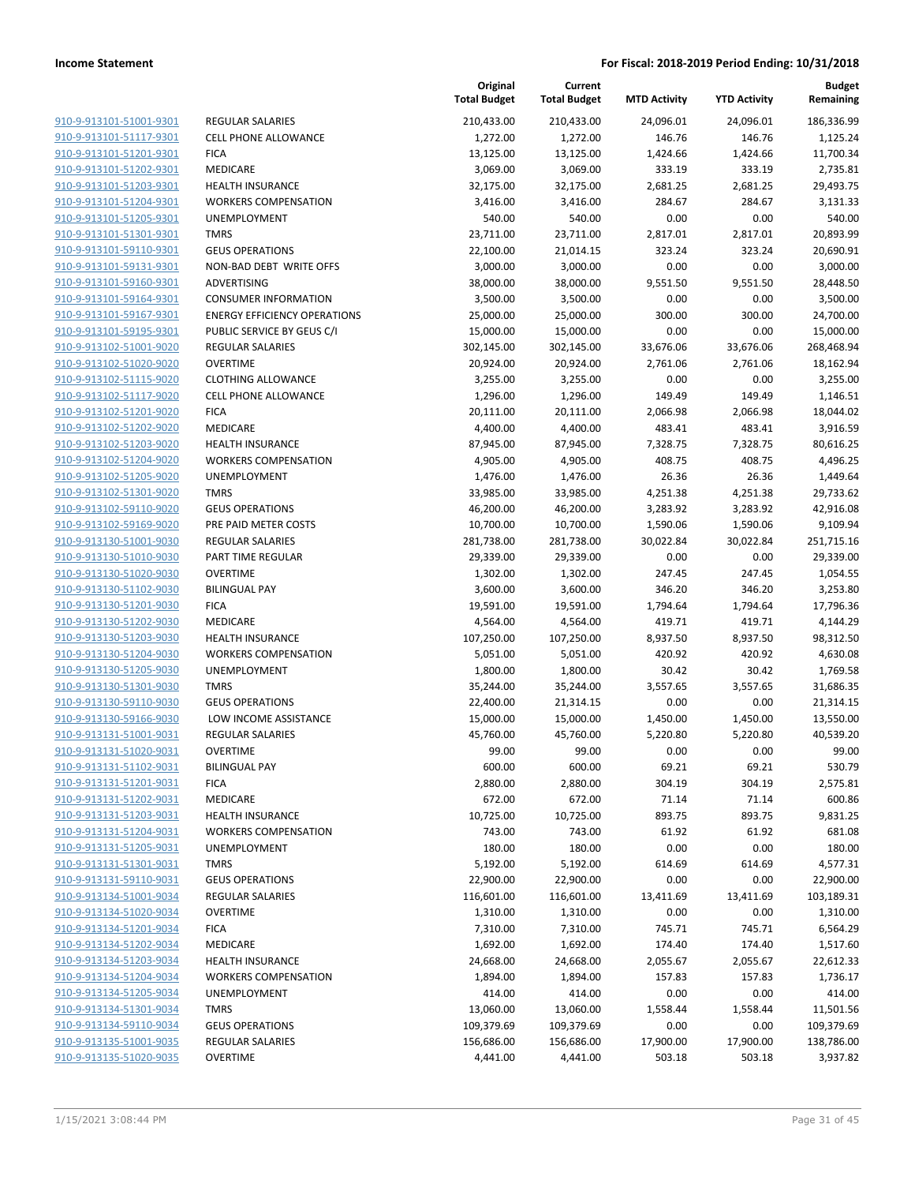| | | Original Total Budget | Current Total Budget | MTD Activity | YTD Activity | Budget Remaining |
|---|---|---|---|---|---|---|
| 910-9-913101-51001-9301 | REGULAR SALARIES | 210,433.00 | 210,433.00 | 24,096.01 | 24,096.01 | 186,336.99 |
| 910-9-913101-51117-9301 | CELL PHONE ALLOWANCE | 1,272.00 | 1,272.00 | 146.76 | 146.76 | 1,125.24 |
| 910-9-913101-51201-9301 | FICA | 13,125.00 | 13,125.00 | 1,424.66 | 1,424.66 | 11,700.34 |
| 910-9-913101-51202-9301 | MEDICARE | 3,069.00 | 3,069.00 | 333.19 | 333.19 | 2,735.81 |
| 910-9-913101-51203-9301 | HEALTH INSURANCE | 32,175.00 | 32,175.00 | 2,681.25 | 2,681.25 | 29,493.75 |
| 910-9-913101-51204-9301 | WORKERS COMPENSATION | 3,416.00 | 3,416.00 | 284.67 | 284.67 | 3,131.33 |
| 910-9-913101-51205-9301 | UNEMPLOYMENT | 540.00 | 540.00 | 0.00 | 0.00 | 540.00 |
| 910-9-913101-51301-9301 | TMRS | 23,711.00 | 23,711.00 | 2,817.01 | 2,817.01 | 20,893.99 |
| 910-9-913101-59110-9301 | GEUS OPERATIONS | 22,100.00 | 21,014.15 | 323.24 | 323.24 | 20,690.91 |
| 910-9-913101-59131-9301 | NON-BAD DEBT WRITE OFFS | 3,000.00 | 3,000.00 | 0.00 | 0.00 | 3,000.00 |
| 910-9-913101-59160-9301 | ADVERTISING | 38,000.00 | 38,000.00 | 9,551.50 | 9,551.50 | 28,448.50 |
| 910-9-913101-59164-9301 | CONSUMER INFORMATION | 3,500.00 | 3,500.00 | 0.00 | 0.00 | 3,500.00 |
| 910-9-913101-59167-9301 | ENERGY EFFICIENCY OPERATIONS | 25,000.00 | 25,000.00 | 300.00 | 300.00 | 24,700.00 |
| 910-9-913101-59195-9301 | PUBLIC SERVICE BY GEUS C/I | 15,000.00 | 15,000.00 | 0.00 | 0.00 | 15,000.00 |
| 910-9-913102-51001-9020 | REGULAR SALARIES | 302,145.00 | 302,145.00 | 33,676.06 | 33,676.06 | 268,468.94 |
| 910-9-913102-51020-9020 | OVERTIME | 20,924.00 | 20,924.00 | 2,761.06 | 2,761.06 | 18,162.94 |
| 910-9-913102-51115-9020 | CLOTHING ALLOWANCE | 3,255.00 | 3,255.00 | 0.00 | 0.00 | 3,255.00 |
| 910-9-913102-51117-9020 | CELL PHONE ALLOWANCE | 1,296.00 | 1,296.00 | 149.49 | 149.49 | 1,146.51 |
| 910-9-913102-51201-9020 | FICA | 20,111.00 | 20,111.00 | 2,066.98 | 2,066.98 | 18,044.02 |
| 910-9-913102-51202-9020 | MEDICARE | 4,400.00 | 4,400.00 | 483.41 | 483.41 | 3,916.59 |
| 910-9-913102-51203-9020 | HEALTH INSURANCE | 87,945.00 | 87,945.00 | 7,328.75 | 7,328.75 | 80,616.25 |
| 910-9-913102-51204-9020 | WORKERS COMPENSATION | 4,905.00 | 4,905.00 | 408.75 | 408.75 | 4,496.25 |
| 910-9-913102-51205-9020 | UNEMPLOYMENT | 1,476.00 | 1,476.00 | 26.36 | 26.36 | 1,449.64 |
| 910-9-913102-51301-9020 | TMRS | 33,985.00 | 33,985.00 | 4,251.38 | 4,251.38 | 29,733.62 |
| 910-9-913102-59110-9020 | GEUS OPERATIONS | 46,200.00 | 46,200.00 | 3,283.92 | 3,283.92 | 42,916.08 |
| 910-9-913102-59169-9020 | PRE PAID METER COSTS | 10,700.00 | 10,700.00 | 1,590.06 | 1,590.06 | 9,109.94 |
| 910-9-913130-51001-9030 | REGULAR SALARIES | 281,738.00 | 281,738.00 | 30,022.84 | 30,022.84 | 251,715.16 |
| 910-9-913130-51010-9030 | PART TIME REGULAR | 29,339.00 | 29,339.00 | 0.00 | 0.00 | 29,339.00 |
| 910-9-913130-51020-9030 | OVERTIME | 1,302.00 | 1,302.00 | 247.45 | 247.45 | 1,054.55 |
| 910-9-913130-51102-9030 | BILINGUAL PAY | 3,600.00 | 3,600.00 | 346.20 | 346.20 | 3,253.80 |
| 910-9-913130-51201-9030 | FICA | 19,591.00 | 19,591.00 | 1,794.64 | 1,794.64 | 17,796.36 |
| 910-9-913130-51202-9030 | MEDICARE | 4,564.00 | 4,564.00 | 419.71 | 419.71 | 4,144.29 |
| 910-9-913130-51203-9030 | HEALTH INSURANCE | 107,250.00 | 107,250.00 | 8,937.50 | 8,937.50 | 98,312.50 |
| 910-9-913130-51204-9030 | WORKERS COMPENSATION | 5,051.00 | 5,051.00 | 420.92 | 420.92 | 4,630.08 |
| 910-9-913130-51205-9030 | UNEMPLOYMENT | 1,800.00 | 1,800.00 | 30.42 | 30.42 | 1,769.58 |
| 910-9-913130-51301-9030 | TMRS | 35,244.00 | 35,244.00 | 3,557.65 | 3,557.65 | 31,686.35 |
| 910-9-913130-59110-9030 | GEUS OPERATIONS | 22,400.00 | 21,314.15 | 0.00 | 0.00 | 21,314.15 |
| 910-9-913130-59166-9030 | LOW INCOME ASSISTANCE | 15,000.00 | 15,000.00 | 1,450.00 | 1,450.00 | 13,550.00 |
| 910-9-913131-51001-9031 | REGULAR SALARIES | 45,760.00 | 45,760.00 | 5,220.80 | 5,220.80 | 40,539.20 |
| 910-9-913131-51020-9031 | OVERTIME | 99.00 | 99.00 | 0.00 | 0.00 | 99.00 |
| 910-9-913131-51102-9031 | BILINGUAL PAY | 600.00 | 600.00 | 69.21 | 69.21 | 530.79 |
| 910-9-913131-51201-9031 | FICA | 2,880.00 | 2,880.00 | 304.19 | 304.19 | 2,575.81 |
| 910-9-913131-51202-9031 | MEDICARE | 672.00 | 672.00 | 71.14 | 71.14 | 600.86 |
| 910-9-913131-51203-9031 | HEALTH INSURANCE | 10,725.00 | 10,725.00 | 893.75 | 893.75 | 9,831.25 |
| 910-9-913131-51204-9031 | WORKERS COMPENSATION | 743.00 | 743.00 | 61.92 | 61.92 | 681.08 |
| 910-9-913131-51205-9031 | UNEMPLOYMENT | 180.00 | 180.00 | 0.00 | 0.00 | 180.00 |
| 910-9-913131-51301-9031 | TMRS | 5,192.00 | 5,192.00 | 614.69 | 614.69 | 4,577.31 |
| 910-9-913131-59110-9031 | GEUS OPERATIONS | 22,900.00 | 22,900.00 | 0.00 | 0.00 | 22,900.00 |
| 910-9-913134-51001-9034 | REGULAR SALARIES | 116,601.00 | 116,601.00 | 13,411.69 | 13,411.69 | 103,189.31 |
| 910-9-913134-51020-9034 | OVERTIME | 1,310.00 | 1,310.00 | 0.00 | 0.00 | 1,310.00 |
| 910-9-913134-51201-9034 | FICA | 7,310.00 | 7,310.00 | 745.71 | 745.71 | 6,564.29 |
| 910-9-913134-51202-9034 | MEDICARE | 1,692.00 | 1,692.00 | 174.40 | 174.40 | 1,517.60 |
| 910-9-913134-51203-9034 | HEALTH INSURANCE | 24,668.00 | 24,668.00 | 2,055.67 | 2,055.67 | 22,612.33 |
| 910-9-913134-51204-9034 | WORKERS COMPENSATION | 1,894.00 | 1,894.00 | 157.83 | 157.83 | 1,736.17 |
| 910-9-913134-51205-9034 | UNEMPLOYMENT | 414.00 | 414.00 | 0.00 | 0.00 | 414.00 |
| 910-9-913134-51301-9034 | TMRS | 13,060.00 | 13,060.00 | 1,558.44 | 1,558.44 | 11,501.56 |
| 910-9-913134-59110-9034 | GEUS OPERATIONS | 109,379.69 | 109,379.69 | 0.00 | 0.00 | 109,379.69 |
| 910-9-913135-51001-9035 | REGULAR SALARIES | 156,686.00 | 156,686.00 | 17,900.00 | 17,900.00 | 138,786.00 |
| 910-9-913135-51020-9035 | OVERTIME | 4,441.00 | 4,441.00 | 503.18 | 503.18 | 3,937.82 |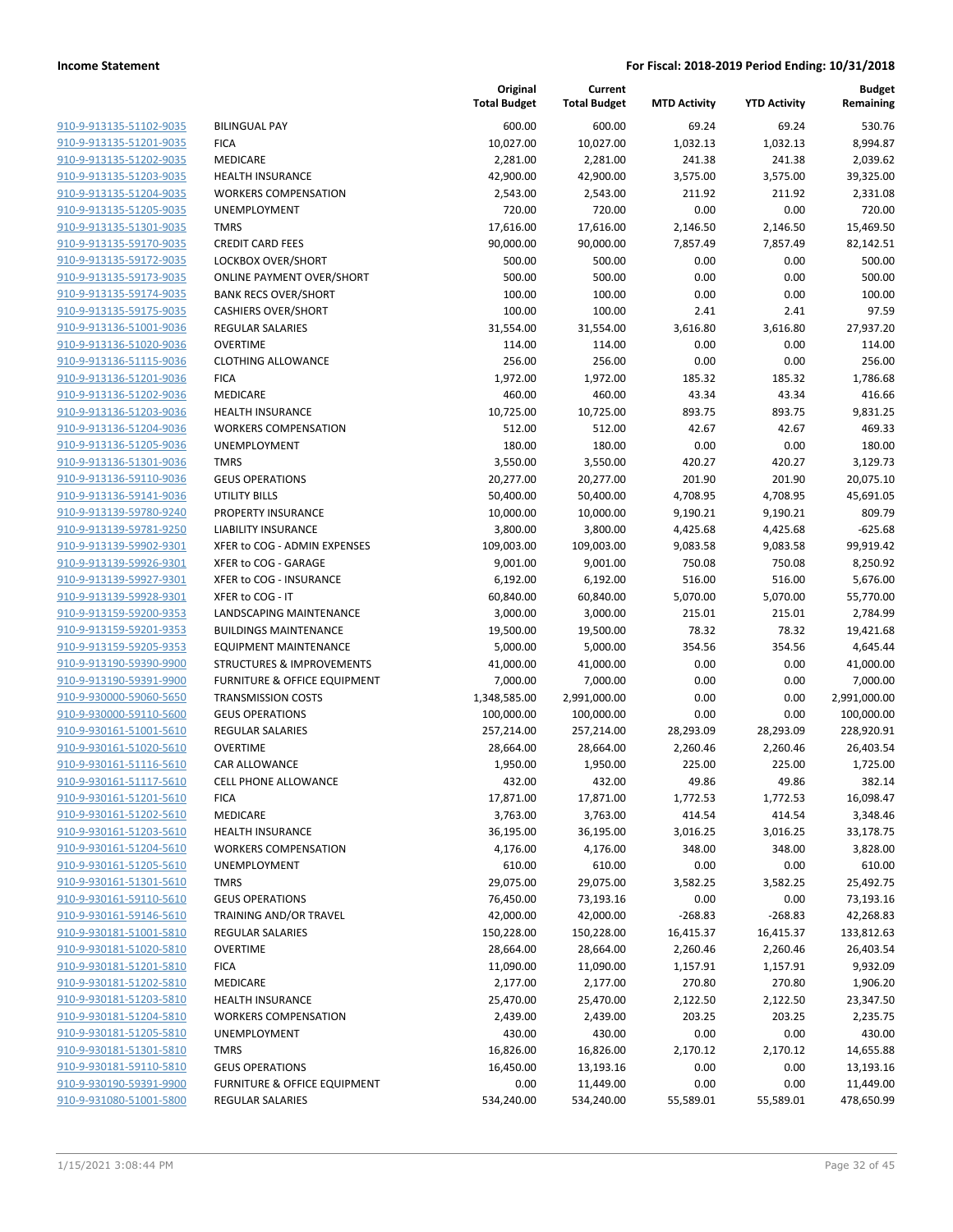**Income Statement** — **For Fiscal: 2018-2019 Period Ending: 10/31/2018**

| | | Original Total Budget | Current Total Budget | MTD Activity | YTD Activity | Budget Remaining |
|---|---|---|---|---|---|---|
| 910-9-913135-51102-9035 | BILINGUAL PAY | 600.00 | 600.00 | 69.24 | 69.24 | 530.76 |
| 910-9-913135-51201-9035 | FICA | 10,027.00 | 10,027.00 | 1,032.13 | 1,032.13 | 8,994.87 |
| 910-9-913135-51202-9035 | MEDICARE | 2,281.00 | 2,281.00 | 241.38 | 241.38 | 2,039.62 |
| 910-9-913135-51203-9035 | HEALTH INSURANCE | 42,900.00 | 42,900.00 | 3,575.00 | 3,575.00 | 39,325.00 |
| 910-9-913135-51204-9035 | WORKERS COMPENSATION | 2,543.00 | 2,543.00 | 211.92 | 211.92 | 2,331.08 |
| 910-9-913135-51205-9035 | UNEMPLOYMENT | 720.00 | 720.00 | 0.00 | 0.00 | 720.00 |
| 910-9-913135-51301-9035 | TMRS | 17,616.00 | 17,616.00 | 2,146.50 | 2,146.50 | 15,469.50 |
| 910-9-913135-59170-9035 | CREDIT CARD FEES | 90,000.00 | 90,000.00 | 7,857.49 | 7,857.49 | 82,142.51 |
| 910-9-913135-59172-9035 | LOCKBOX OVER/SHORT | 500.00 | 500.00 | 0.00 | 0.00 | 500.00 |
| 910-9-913135-59173-9035 | ONLINE PAYMENT OVER/SHORT | 500.00 | 500.00 | 0.00 | 0.00 | 500.00 |
| 910-9-913135-59174-9035 | BANK RECS OVER/SHORT | 100.00 | 100.00 | 0.00 | 0.00 | 100.00 |
| 910-9-913135-59175-9035 | CASHIERS OVER/SHORT | 100.00 | 100.00 | 2.41 | 2.41 | 97.59 |
| 910-9-913136-51001-9036 | REGULAR SALARIES | 31,554.00 | 31,554.00 | 3,616.80 | 3,616.80 | 27,937.20 |
| 910-9-913136-51020-9036 | OVERTIME | 114.00 | 114.00 | 0.00 | 0.00 | 114.00 |
| 910-9-913136-51115-9036 | CLOTHING ALLOWANCE | 256.00 | 256.00 | 0.00 | 0.00 | 256.00 |
| 910-9-913136-51201-9036 | FICA | 1,972.00 | 1,972.00 | 185.32 | 185.32 | 1,786.68 |
| 910-9-913136-51202-9036 | MEDICARE | 460.00 | 460.00 | 43.34 | 43.34 | 416.66 |
| 910-9-913136-51203-9036 | HEALTH INSURANCE | 10,725.00 | 10,725.00 | 893.75 | 893.75 | 9,831.25 |
| 910-9-913136-51204-9036 | WORKERS COMPENSATION | 512.00 | 512.00 | 42.67 | 42.67 | 469.33 |
| 910-9-913136-51205-9036 | UNEMPLOYMENT | 180.00 | 180.00 | 0.00 | 0.00 | 180.00 |
| 910-9-913136-51301-9036 | TMRS | 3,550.00 | 3,550.00 | 420.27 | 420.27 | 3,129.73 |
| 910-9-913136-59110-9036 | GEUS OPERATIONS | 20,277.00 | 20,277.00 | 201.90 | 201.90 | 20,075.10 |
| 910-9-913136-59141-9036 | UTILITY BILLS | 50,400.00 | 50,400.00 | 4,708.95 | 4,708.95 | 45,691.05 |
| 910-9-913139-59780-9240 | PROPERTY INSURANCE | 10,000.00 | 10,000.00 | 9,190.21 | 9,190.21 | 809.79 |
| 910-9-913139-59781-9250 | LIABILITY INSURANCE | 3,800.00 | 3,800.00 | 4,425.68 | 4,425.68 | -625.68 |
| 910-9-913139-59902-9301 | XFER to COG - ADMIN EXPENSES | 109,003.00 | 109,003.00 | 9,083.58 | 9,083.58 | 99,919.42 |
| 910-9-913139-59926-9301 | XFER to COG - GARAGE | 9,001.00 | 9,001.00 | 750.08 | 750.08 | 8,250.92 |
| 910-9-913139-59927-9301 | XFER to COG - INSURANCE | 6,192.00 | 6,192.00 | 516.00 | 516.00 | 5,676.00 |
| 910-9-913139-59928-9301 | XFER to COG - IT | 60,840.00 | 60,840.00 | 5,070.00 | 5,070.00 | 55,770.00 |
| 910-9-913159-59200-9353 | LANDSCAPING MAINTENANCE | 3,000.00 | 3,000.00 | 215.01 | 215.01 | 2,784.99 |
| 910-9-913159-59201-9353 | BUILDINGS MAINTENANCE | 19,500.00 | 19,500.00 | 78.32 | 78.32 | 19,421.68 |
| 910-9-913159-59205-9353 | EQUIPMENT MAINTENANCE | 5,000.00 | 5,000.00 | 354.56 | 354.56 | 4,645.44 |
| 910-9-913190-59390-9900 | STRUCTURES & IMPROVEMENTS | 41,000.00 | 41,000.00 | 0.00 | 0.00 | 41,000.00 |
| 910-9-913190-59391-9900 | FURNITURE & OFFICE EQUIPMENT | 7,000.00 | 7,000.00 | 0.00 | 0.00 | 7,000.00 |
| 910-9-930000-59060-5650 | TRANSMISSION COSTS | 1,348,585.00 | 2,991,000.00 | 0.00 | 0.00 | 2,991,000.00 |
| 910-9-930000-59110-5600 | GEUS OPERATIONS | 100,000.00 | 100,000.00 | 0.00 | 0.00 | 100,000.00 |
| 910-9-930161-51001-5610 | REGULAR SALARIES | 257,214.00 | 257,214.00 | 28,293.09 | 28,293.09 | 228,920.91 |
| 910-9-930161-51020-5610 | OVERTIME | 28,664.00 | 28,664.00 | 2,260.46 | 2,260.46 | 26,403.54 |
| 910-9-930161-51116-5610 | CAR ALLOWANCE | 1,950.00 | 1,950.00 | 225.00 | 225.00 | 1,725.00 |
| 910-9-930161-51117-5610 | CELL PHONE ALLOWANCE | 432.00 | 432.00 | 49.86 | 49.86 | 382.14 |
| 910-9-930161-51201-5610 | FICA | 17,871.00 | 17,871.00 | 1,772.53 | 1,772.53 | 16,098.47 |
| 910-9-930161-51202-5610 | MEDICARE | 3,763.00 | 3,763.00 | 414.54 | 414.54 | 3,348.46 |
| 910-9-930161-51203-5610 | HEALTH INSURANCE | 36,195.00 | 36,195.00 | 3,016.25 | 3,016.25 | 33,178.75 |
| 910-9-930161-51204-5610 | WORKERS COMPENSATION | 4,176.00 | 4,176.00 | 348.00 | 348.00 | 3,828.00 |
| 910-9-930161-51205-5610 | UNEMPLOYMENT | 610.00 | 610.00 | 0.00 | 0.00 | 610.00 |
| 910-9-930161-51301-5610 | TMRS | 29,075.00 | 29,075.00 | 3,582.25 | 3,582.25 | 25,492.75 |
| 910-9-930161-59110-5610 | GEUS OPERATIONS | 76,450.00 | 73,193.16 | 0.00 | 0.00 | 73,193.16 |
| 910-9-930161-59146-5610 | TRAINING AND/OR TRAVEL | 42,000.00 | 42,000.00 | -268.83 | -268.83 | 42,268.83 |
| 910-9-930181-51001-5810 | REGULAR SALARIES | 150,228.00 | 150,228.00 | 16,415.37 | 16,415.37 | 133,812.63 |
| 910-9-930181-51020-5810 | OVERTIME | 28,664.00 | 28,664.00 | 2,260.46 | 2,260.46 | 26,403.54 |
| 910-9-930181-51201-5810 | FICA | 11,090.00 | 11,090.00 | 1,157.91 | 1,157.91 | 9,932.09 |
| 910-9-930181-51202-5810 | MEDICARE | 2,177.00 | 2,177.00 | 270.80 | 270.80 | 1,906.20 |
| 910-9-930181-51203-5810 | HEALTH INSURANCE | 25,470.00 | 25,470.00 | 2,122.50 | 2,122.50 | 23,347.50 |
| 910-9-930181-51204-5810 | WORKERS COMPENSATION | 2,439.00 | 2,439.00 | 203.25 | 203.25 | 2,235.75 |
| 910-9-930181-51205-5810 | UNEMPLOYMENT | 430.00 | 430.00 | 0.00 | 0.00 | 430.00 |
| 910-9-930181-51301-5810 | TMRS | 16,826.00 | 16,826.00 | 2,170.12 | 2,170.12 | 14,655.88 |
| 910-9-930181-59110-5810 | GEUS OPERATIONS | 16,450.00 | 13,193.16 | 0.00 | 0.00 | 13,193.16 |
| 910-9-930190-59391-9900 | FURNITURE & OFFICE EQUIPMENT | 0.00 | 11,449.00 | 0.00 | 0.00 | 11,449.00 |
| 910-9-931080-51001-5800 | REGULAR SALARIES | 534,240.00 | 534,240.00 | 55,589.01 | 55,589.01 | 478,650.99 |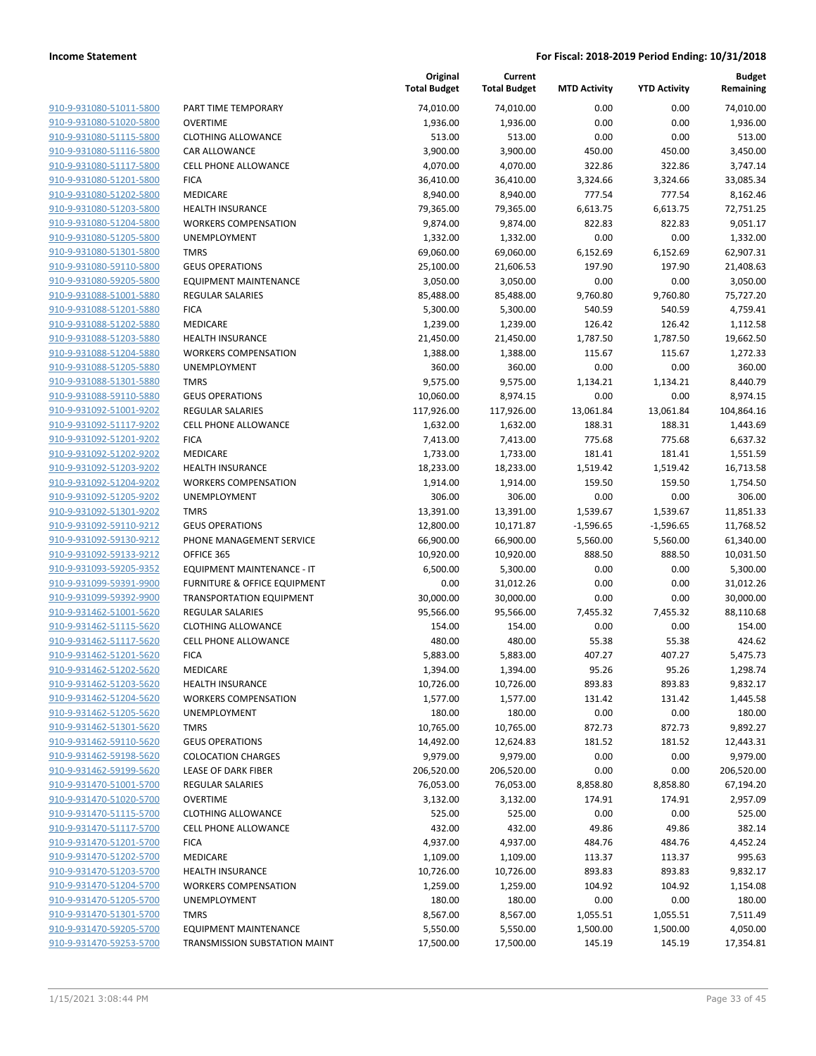| | | Original Total Budget | Current Total Budget | MTD Activity | YTD Activity | Budget Remaining |
|---|---|---|---|---|---|---|
| 910-9-931080-51011-5800 | PART TIME TEMPORARY | 74,010.00 | 74,010.00 | 0.00 | 0.00 | 74,010.00 |
| 910-9-931080-51020-5800 | OVERTIME | 1,936.00 | 1,936.00 | 0.00 | 0.00 | 1,936.00 |
| 910-9-931080-51115-5800 | CLOTHING ALLOWANCE | 513.00 | 513.00 | 0.00 | 0.00 | 513.00 |
| 910-9-931080-51116-5800 | CAR ALLOWANCE | 3,900.00 | 3,900.00 | 450.00 | 450.00 | 3,450.00 |
| 910-9-931080-51117-5800 | CELL PHONE ALLOWANCE | 4,070.00 | 4,070.00 | 322.86 | 322.86 | 3,747.14 |
| 910-9-931080-51201-5800 | FICA | 36,410.00 | 36,410.00 | 3,324.66 | 3,324.66 | 33,085.34 |
| 910-9-931080-51202-5800 | MEDICARE | 8,940.00 | 8,940.00 | 777.54 | 777.54 | 8,162.46 |
| 910-9-931080-51203-5800 | HEALTH INSURANCE | 79,365.00 | 79,365.00 | 6,613.75 | 6,613.75 | 72,751.25 |
| 910-9-931080-51204-5800 | WORKERS COMPENSATION | 9,874.00 | 9,874.00 | 822.83 | 822.83 | 9,051.17 |
| 910-9-931080-51205-5800 | UNEMPLOYMENT | 1,332.00 | 1,332.00 | 0.00 | 0.00 | 1,332.00 |
| 910-9-931080-51301-5800 | TMRS | 69,060.00 | 69,060.00 | 6,152.69 | 6,152.69 | 62,907.31 |
| 910-9-931080-59110-5800 | GEUS OPERATIONS | 25,100.00 | 21,606.53 | 197.90 | 197.90 | 21,408.63 |
| 910-9-931080-59205-5800 | EQUIPMENT MAINTENANCE | 3,050.00 | 3,050.00 | 0.00 | 0.00 | 3,050.00 |
| 910-9-931088-51001-5880 | REGULAR SALARIES | 85,488.00 | 85,488.00 | 9,760.80 | 9,760.80 | 75,727.20 |
| 910-9-931088-51201-5880 | FICA | 5,300.00 | 5,300.00 | 540.59 | 540.59 | 4,759.41 |
| 910-9-931088-51202-5880 | MEDICARE | 1,239.00 | 1,239.00 | 126.42 | 126.42 | 1,112.58 |
| 910-9-931088-51203-5880 | HEALTH INSURANCE | 21,450.00 | 21,450.00 | 1,787.50 | 1,787.50 | 19,662.50 |
| 910-9-931088-51204-5880 | WORKERS COMPENSATION | 1,388.00 | 1,388.00 | 115.67 | 115.67 | 1,272.33 |
| 910-9-931088-51205-5880 | UNEMPLOYMENT | 360.00 | 360.00 | 0.00 | 0.00 | 360.00 |
| 910-9-931088-51301-5880 | TMRS | 9,575.00 | 9,575.00 | 1,134.21 | 1,134.21 | 8,440.79 |
| 910-9-931088-59110-5880 | GEUS OPERATIONS | 10,060.00 | 8,974.15 | 0.00 | 0.00 | 8,974.15 |
| 910-9-931092-51001-9202 | REGULAR SALARIES | 117,926.00 | 117,926.00 | 13,061.84 | 13,061.84 | 104,864.16 |
| 910-9-931092-51117-9202 | CELL PHONE ALLOWANCE | 1,632.00 | 1,632.00 | 188.31 | 188.31 | 1,443.69 |
| 910-9-931092-51201-9202 | FICA | 7,413.00 | 7,413.00 | 775.68 | 775.68 | 6,637.32 |
| 910-9-931092-51202-9202 | MEDICARE | 1,733.00 | 1,733.00 | 181.41 | 181.41 | 1,551.59 |
| 910-9-931092-51203-9202 | HEALTH INSURANCE | 18,233.00 | 18,233.00 | 1,519.42 | 1,519.42 | 16,713.58 |
| 910-9-931092-51204-9202 | WORKERS COMPENSATION | 1,914.00 | 1,914.00 | 159.50 | 159.50 | 1,754.50 |
| 910-9-931092-51205-9202 | UNEMPLOYMENT | 306.00 | 306.00 | 0.00 | 0.00 | 306.00 |
| 910-9-931092-51301-9202 | TMRS | 13,391.00 | 13,391.00 | 1,539.67 | 1,539.67 | 11,851.33 |
| 910-9-931092-59110-9212 | GEUS OPERATIONS | 12,800.00 | 10,171.87 | -1,596.65 | -1,596.65 | 11,768.52 |
| 910-9-931092-59130-9212 | PHONE MANAGEMENT SERVICE | 66,900.00 | 66,900.00 | 5,560.00 | 5,560.00 | 61,340.00 |
| 910-9-931092-59133-9212 | OFFICE 365 | 10,920.00 | 10,920.00 | 888.50 | 888.50 | 10,031.50 |
| 910-9-931093-59205-9352 | EQUIPMENT MAINTENANCE - IT | 6,500.00 | 5,300.00 | 0.00 | 0.00 | 5,300.00 |
| 910-9-931099-59391-9900 | FURNITURE & OFFICE EQUIPMENT | 0.00 | 31,012.26 | 0.00 | 0.00 | 31,012.26 |
| 910-9-931099-59392-9900 | TRANSPORTATION EQUIPMENT | 30,000.00 | 30,000.00 | 0.00 | 0.00 | 30,000.00 |
| 910-9-931462-51001-5620 | REGULAR SALARIES | 95,566.00 | 95,566.00 | 7,455.32 | 7,455.32 | 88,110.68 |
| 910-9-931462-51115-5620 | CLOTHING ALLOWANCE | 154.00 | 154.00 | 0.00 | 0.00 | 154.00 |
| 910-9-931462-51117-5620 | CELL PHONE ALLOWANCE | 480.00 | 480.00 | 55.38 | 55.38 | 424.62 |
| 910-9-931462-51201-5620 | FICA | 5,883.00 | 5,883.00 | 407.27 | 407.27 | 5,475.73 |
| 910-9-931462-51202-5620 | MEDICARE | 1,394.00 | 1,394.00 | 95.26 | 95.26 | 1,298.74 |
| 910-9-931462-51203-5620 | HEALTH INSURANCE | 10,726.00 | 10,726.00 | 893.83 | 893.83 | 9,832.17 |
| 910-9-931462-51204-5620 | WORKERS COMPENSATION | 1,577.00 | 1,577.00 | 131.42 | 131.42 | 1,445.58 |
| 910-9-931462-51205-5620 | UNEMPLOYMENT | 180.00 | 180.00 | 0.00 | 0.00 | 180.00 |
| 910-9-931462-51301-5620 | TMRS | 10,765.00 | 10,765.00 | 872.73 | 872.73 | 9,892.27 |
| 910-9-931462-59110-5620 | GEUS OPERATIONS | 14,492.00 | 12,624.83 | 181.52 | 181.52 | 12,443.31 |
| 910-9-931462-59198-5620 | COLOCATION CHARGES | 9,979.00 | 9,979.00 | 0.00 | 0.00 | 9,979.00 |
| 910-9-931462-59199-5620 | LEASE OF DARK FIBER | 206,520.00 | 206,520.00 | 0.00 | 0.00 | 206,520.00 |
| 910-9-931470-51001-5700 | REGULAR SALARIES | 76,053.00 | 76,053.00 | 8,858.80 | 8,858.80 | 67,194.20 |
| 910-9-931470-51020-5700 | OVERTIME | 3,132.00 | 3,132.00 | 174.91 | 174.91 | 2,957.09 |
| 910-9-931470-51115-5700 | CLOTHING ALLOWANCE | 525.00 | 525.00 | 0.00 | 0.00 | 525.00 |
| 910-9-931470-51117-5700 | CELL PHONE ALLOWANCE | 432.00 | 432.00 | 49.86 | 49.86 | 382.14 |
| 910-9-931470-51201-5700 | FICA | 4,937.00 | 4,937.00 | 484.76 | 484.76 | 4,452.24 |
| 910-9-931470-51202-5700 | MEDICARE | 1,109.00 | 1,109.00 | 113.37 | 113.37 | 995.63 |
| 910-9-931470-51203-5700 | HEALTH INSURANCE | 10,726.00 | 10,726.00 | 893.83 | 893.83 | 9,832.17 |
| 910-9-931470-51204-5700 | WORKERS COMPENSATION | 1,259.00 | 1,259.00 | 104.92 | 104.92 | 1,154.08 |
| 910-9-931470-51205-5700 | UNEMPLOYMENT | 180.00 | 180.00 | 0.00 | 0.00 | 180.00 |
| 910-9-931470-51301-5700 | TMRS | 8,567.00 | 8,567.00 | 1,055.51 | 1,055.51 | 7,511.49 |
| 910-9-931470-59205-5700 | EQUIPMENT MAINTENANCE | 5,550.00 | 5,550.00 | 1,500.00 | 1,500.00 | 4,050.00 |
| 910-9-931470-59253-5700 | TRANSMISSION SUBSTATION MAINT | 17,500.00 | 17,500.00 | 145.19 | 145.19 | 17,354.81 |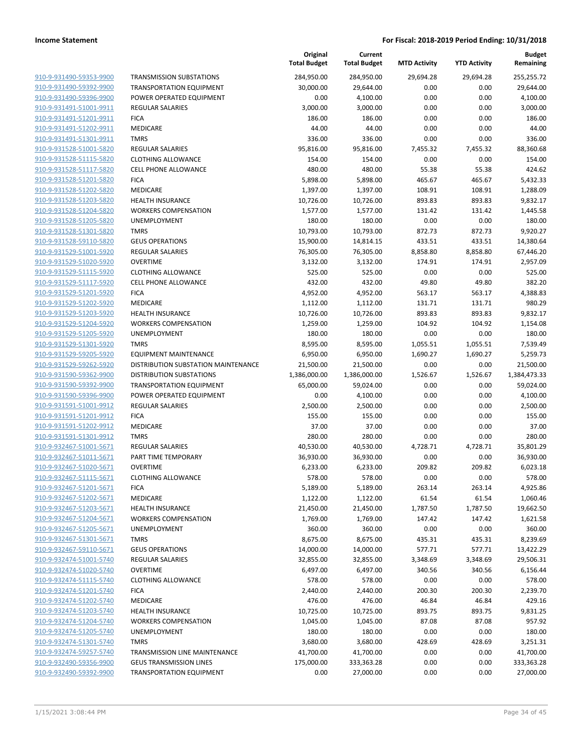| | | Original Total Budget | Current Total Budget | MTD Activity | YTD Activity | Budget Remaining |
|---|---|---|---|---|---|---|
| 910-9-931490-59353-9900 | TRANSMISSION SUBSTATIONS | 284,950.00 | 284,950.00 | 29,694.28 | 29,694.28 | 255,255.72 |
| 910-9-931490-59392-9900 | TRANSPORTATION EQUIPMENT | 30,000.00 | 29,644.00 | 0.00 | 0.00 | 29,644.00 |
| 910-9-931490-59396-9900 | POWER OPERATED EQUIPMENT | 0.00 | 4,100.00 | 0.00 | 0.00 | 4,100.00 |
| 910-9-931491-51001-9911 | REGULAR SALARIES | 3,000.00 | 3,000.00 | 0.00 | 0.00 | 3,000.00 |
| 910-9-931491-51201-9911 | FICA | 186.00 | 186.00 | 0.00 | 0.00 | 186.00 |
| 910-9-931491-51202-9911 | MEDICARE | 44.00 | 44.00 | 0.00 | 0.00 | 44.00 |
| 910-9-931491-51301-9911 | TMRS | 336.00 | 336.00 | 0.00 | 0.00 | 336.00 |
| 910-9-931528-51001-5820 | REGULAR SALARIES | 95,816.00 | 95,816.00 | 7,455.32 | 7,455.32 | 88,360.68 |
| 910-9-931528-51115-5820 | CLOTHING ALLOWANCE | 154.00 | 154.00 | 0.00 | 0.00 | 154.00 |
| 910-9-931528-51117-5820 | CELL PHONE ALLOWANCE | 480.00 | 480.00 | 55.38 | 55.38 | 424.62 |
| 910-9-931528-51201-5820 | FICA | 5,898.00 | 5,898.00 | 465.67 | 465.67 | 5,432.33 |
| 910-9-931528-51202-5820 | MEDICARE | 1,397.00 | 1,397.00 | 108.91 | 108.91 | 1,288.09 |
| 910-9-931528-51203-5820 | HEALTH INSURANCE | 10,726.00 | 10,726.00 | 893.83 | 893.83 | 9,832.17 |
| 910-9-931528-51204-5820 | WORKERS COMPENSATION | 1,577.00 | 1,577.00 | 131.42 | 131.42 | 1,445.58 |
| 910-9-931528-51205-5820 | UNEMPLOYMENT | 180.00 | 180.00 | 0.00 | 0.00 | 180.00 |
| 910-9-931528-51301-5820 | TMRS | 10,793.00 | 10,793.00 | 872.73 | 872.73 | 9,920.27 |
| 910-9-931528-59110-5820 | GEUS OPERATIONS | 15,900.00 | 14,814.15 | 433.51 | 433.51 | 14,380.64 |
| 910-9-931529-51001-5920 | REGULAR SALARIES | 76,305.00 | 76,305.00 | 8,858.80 | 8,858.80 | 67,446.20 |
| 910-9-931529-51020-5920 | OVERTIME | 3,132.00 | 3,132.00 | 174.91 | 174.91 | 2,957.09 |
| 910-9-931529-51115-5920 | CLOTHING ALLOWANCE | 525.00 | 525.00 | 0.00 | 0.00 | 525.00 |
| 910-9-931529-51117-5920 | CELL PHONE ALLOWANCE | 432.00 | 432.00 | 49.80 | 49.80 | 382.20 |
| 910-9-931529-51201-5920 | FICA | 4,952.00 | 4,952.00 | 563.17 | 563.17 | 4,388.83 |
| 910-9-931529-51202-5920 | MEDICARE | 1,112.00 | 1,112.00 | 131.71 | 131.71 | 980.29 |
| 910-9-931529-51203-5920 | HEALTH INSURANCE | 10,726.00 | 10,726.00 | 893.83 | 893.83 | 9,832.17 |
| 910-9-931529-51204-5920 | WORKERS COMPENSATION | 1,259.00 | 1,259.00 | 104.92 | 104.92 | 1,154.08 |
| 910-9-931529-51205-5920 | UNEMPLOYMENT | 180.00 | 180.00 | 0.00 | 0.00 | 180.00 |
| 910-9-931529-51301-5920 | TMRS | 8,595.00 | 8,595.00 | 1,055.51 | 1,055.51 | 7,539.49 |
| 910-9-931529-59205-5920 | EQUIPMENT MAINTENANCE | 6,950.00 | 6,950.00 | 1,690.27 | 1,690.27 | 5,259.73 |
| 910-9-931529-59262-5920 | DISTRIBUTION SUBSTATION MAINTENANCE | 21,500.00 | 21,500.00 | 0.00 | 0.00 | 21,500.00 |
| 910-9-931590-59362-9900 | DISTRIBUTION SUBSTATIONS | 1,386,000.00 | 1,386,000.00 | 1,526.67 | 1,526.67 | 1,384,473.33 |
| 910-9-931590-59392-9900 | TRANSPORTATION EQUIPMENT | 65,000.00 | 59,024.00 | 0.00 | 0.00 | 59,024.00 |
| 910-9-931590-59396-9900 | POWER OPERATED EQUIPMENT | 0.00 | 4,100.00 | 0.00 | 0.00 | 4,100.00 |
| 910-9-931591-51001-9912 | REGULAR SALARIES | 2,500.00 | 2,500.00 | 0.00 | 0.00 | 2,500.00 |
| 910-9-931591-51201-9912 | FICA | 155.00 | 155.00 | 0.00 | 0.00 | 155.00 |
| 910-9-931591-51202-9912 | MEDICARE | 37.00 | 37.00 | 0.00 | 0.00 | 37.00 |
| 910-9-931591-51301-9912 | TMRS | 280.00 | 280.00 | 0.00 | 0.00 | 280.00 |
| 910-9-932467-51001-5671 | REGULAR SALARIES | 40,530.00 | 40,530.00 | 4,728.71 | 4,728.71 | 35,801.29 |
| 910-9-932467-51011-5671 | PART TIME TEMPORARY | 36,930.00 | 36,930.00 | 0.00 | 0.00 | 36,930.00 |
| 910-9-932467-51020-5671 | OVERTIME | 6,233.00 | 6,233.00 | 209.82 | 209.82 | 6,023.18 |
| 910-9-932467-51115-5671 | CLOTHING ALLOWANCE | 578.00 | 578.00 | 0.00 | 0.00 | 578.00 |
| 910-9-932467-51201-5671 | FICA | 5,189.00 | 5,189.00 | 263.14 | 263.14 | 4,925.86 |
| 910-9-932467-51202-5671 | MEDICARE | 1,122.00 | 1,122.00 | 61.54 | 61.54 | 1,060.46 |
| 910-9-932467-51203-5671 | HEALTH INSURANCE | 21,450.00 | 21,450.00 | 1,787.50 | 1,787.50 | 19,662.50 |
| 910-9-932467-51204-5671 | WORKERS COMPENSATION | 1,769.00 | 1,769.00 | 147.42 | 147.42 | 1,621.58 |
| 910-9-932467-51205-5671 | UNEMPLOYMENT | 360.00 | 360.00 | 0.00 | 0.00 | 360.00 |
| 910-9-932467-51301-5671 | TMRS | 8,675.00 | 8,675.00 | 435.31 | 435.31 | 8,239.69 |
| 910-9-932467-59110-5671 | GEUS OPERATIONS | 14,000.00 | 14,000.00 | 577.71 | 577.71 | 13,422.29 |
| 910-9-932474-51001-5740 | REGULAR SALARIES | 32,855.00 | 32,855.00 | 3,348.69 | 3,348.69 | 29,506.31 |
| 910-9-932474-51020-5740 | OVERTIME | 6,497.00 | 6,497.00 | 340.56 | 340.56 | 6,156.44 |
| 910-9-932474-51115-5740 | CLOTHING ALLOWANCE | 578.00 | 578.00 | 0.00 | 0.00 | 578.00 |
| 910-9-932474-51201-5740 | FICA | 2,440.00 | 2,440.00 | 200.30 | 200.30 | 2,239.70 |
| 910-9-932474-51202-5740 | MEDICARE | 476.00 | 476.00 | 46.84 | 46.84 | 429.16 |
| 910-9-932474-51203-5740 | HEALTH INSURANCE | 10,725.00 | 10,725.00 | 893.75 | 893.75 | 9,831.25 |
| 910-9-932474-51204-5740 | WORKERS COMPENSATION | 1,045.00 | 1,045.00 | 87.08 | 87.08 | 957.92 |
| 910-9-932474-51205-5740 | UNEMPLOYMENT | 180.00 | 180.00 | 0.00 | 0.00 | 180.00 |
| 910-9-932474-51301-5740 | TMRS | 3,680.00 | 3,680.00 | 428.69 | 428.69 | 3,251.31 |
| 910-9-932474-59257-5740 | TRANSMISSION LINE MAINTENANCE | 41,700.00 | 41,700.00 | 0.00 | 0.00 | 41,700.00 |
| 910-9-932490-59356-9900 | GEUS TRANSMISSION LINES | 175,000.00 | 333,363.28 | 0.00 | 0.00 | 333,363.28 |
| 910-9-932490-59392-9900 | TRANSPORTATION EQUIPMENT | 0.00 | 27,000.00 | 0.00 | 0.00 | 27,000.00 |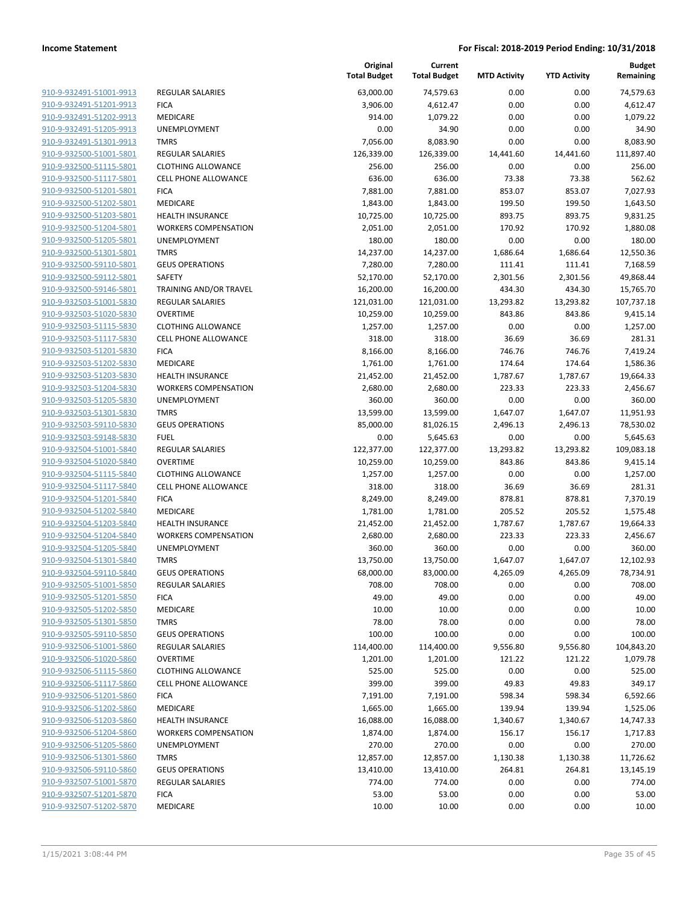| | | Original Total Budget | Current Total Budget | MTD Activity | YTD Activity | Budget Remaining |
|---|---|---|---|---|---|---|
| 910-9-932491-51001-9913 | REGULAR SALARIES | 63,000.00 | 74,579.63 | 0.00 | 0.00 | 74,579.63 |
| 910-9-932491-51201-9913 | FICA | 3,906.00 | 4,612.47 | 0.00 | 0.00 | 4,612.47 |
| 910-9-932491-51202-9913 | MEDICARE | 914.00 | 1,079.22 | 0.00 | 0.00 | 1,079.22 |
| 910-9-932491-51205-9913 | UNEMPLOYMENT | 0.00 | 34.90 | 0.00 | 0.00 | 34.90 |
| 910-9-932491-51301-9913 | TMRS | 7,056.00 | 8,083.90 | 0.00 | 0.00 | 8,083.90 |
| 910-9-932500-51001-5801 | REGULAR SALARIES | 126,339.00 | 126,339.00 | 14,441.60 | 14,441.60 | 111,897.40 |
| 910-9-932500-51115-5801 | CLOTHING ALLOWANCE | 256.00 | 256.00 | 0.00 | 0.00 | 256.00 |
| 910-9-932500-51117-5801 | CELL PHONE ALLOWANCE | 636.00 | 636.00 | 73.38 | 73.38 | 562.62 |
| 910-9-932500-51201-5801 | FICA | 7,881.00 | 7,881.00 | 853.07 | 853.07 | 7,027.93 |
| 910-9-932500-51202-5801 | MEDICARE | 1,843.00 | 1,843.00 | 199.50 | 199.50 | 1,643.50 |
| 910-9-932500-51203-5801 | HEALTH INSURANCE | 10,725.00 | 10,725.00 | 893.75 | 893.75 | 9,831.25 |
| 910-9-932500-51204-5801 | WORKERS COMPENSATION | 2,051.00 | 2,051.00 | 170.92 | 170.92 | 1,880.08 |
| 910-9-932500-51205-5801 | UNEMPLOYMENT | 180.00 | 180.00 | 0.00 | 0.00 | 180.00 |
| 910-9-932500-51301-5801 | TMRS | 14,237.00 | 14,237.00 | 1,686.64 | 1,686.64 | 12,550.36 |
| 910-9-932500-59110-5801 | GEUS OPERATIONS | 7,280.00 | 7,280.00 | 111.41 | 111.41 | 7,168.59 |
| 910-9-932500-59112-5801 | SAFETY | 52,170.00 | 52,170.00 | 2,301.56 | 2,301.56 | 49,868.44 |
| 910-9-932500-59146-5801 | TRAINING AND/OR TRAVEL | 16,200.00 | 16,200.00 | 434.30 | 434.30 | 15,765.70 |
| 910-9-932503-51001-5830 | REGULAR SALARIES | 121,031.00 | 121,031.00 | 13,293.82 | 13,293.82 | 107,737.18 |
| 910-9-932503-51020-5830 | OVERTIME | 10,259.00 | 10,259.00 | 843.86 | 843.86 | 9,415.14 |
| 910-9-932503-51115-5830 | CLOTHING ALLOWANCE | 1,257.00 | 1,257.00 | 0.00 | 0.00 | 1,257.00 |
| 910-9-932503-51117-5830 | CELL PHONE ALLOWANCE | 318.00 | 318.00 | 36.69 | 36.69 | 281.31 |
| 910-9-932503-51201-5830 | FICA | 8,166.00 | 8,166.00 | 746.76 | 746.76 | 7,419.24 |
| 910-9-932503-51202-5830 | MEDICARE | 1,761.00 | 1,761.00 | 174.64 | 174.64 | 1,586.36 |
| 910-9-932503-51203-5830 | HEALTH INSURANCE | 21,452.00 | 21,452.00 | 1,787.67 | 1,787.67 | 19,664.33 |
| 910-9-932503-51204-5830 | WORKERS COMPENSATION | 2,680.00 | 2,680.00 | 223.33 | 223.33 | 2,456.67 |
| 910-9-932503-51205-5830 | UNEMPLOYMENT | 360.00 | 360.00 | 0.00 | 0.00 | 360.00 |
| 910-9-932503-51301-5830 | TMRS | 13,599.00 | 13,599.00 | 1,647.07 | 1,647.07 | 11,951.93 |
| 910-9-932503-59110-5830 | GEUS OPERATIONS | 85,000.00 | 81,026.15 | 2,496.13 | 2,496.13 | 78,530.02 |
| 910-9-932503-59148-5830 | FUEL | 0.00 | 5,645.63 | 0.00 | 0.00 | 5,645.63 |
| 910-9-932504-51001-5840 | REGULAR SALARIES | 122,377.00 | 122,377.00 | 13,293.82 | 13,293.82 | 109,083.18 |
| 910-9-932504-51020-5840 | OVERTIME | 10,259.00 | 10,259.00 | 843.86 | 843.86 | 9,415.14 |
| 910-9-932504-51115-5840 | CLOTHING ALLOWANCE | 1,257.00 | 1,257.00 | 0.00 | 0.00 | 1,257.00 |
| 910-9-932504-51117-5840 | CELL PHONE ALLOWANCE | 318.00 | 318.00 | 36.69 | 36.69 | 281.31 |
| 910-9-932504-51201-5840 | FICA | 8,249.00 | 8,249.00 | 878.81 | 878.81 | 7,370.19 |
| 910-9-932504-51202-5840 | MEDICARE | 1,781.00 | 1,781.00 | 205.52 | 205.52 | 1,575.48 |
| 910-9-932504-51203-5840 | HEALTH INSURANCE | 21,452.00 | 21,452.00 | 1,787.67 | 1,787.67 | 19,664.33 |
| 910-9-932504-51204-5840 | WORKERS COMPENSATION | 2,680.00 | 2,680.00 | 223.33 | 223.33 | 2,456.67 |
| 910-9-932504-51205-5840 | UNEMPLOYMENT | 360.00 | 360.00 | 0.00 | 0.00 | 360.00 |
| 910-9-932504-51301-5840 | TMRS | 13,750.00 | 13,750.00 | 1,647.07 | 1,647.07 | 12,102.93 |
| 910-9-932504-59110-5840 | GEUS OPERATIONS | 68,000.00 | 83,000.00 | 4,265.09 | 4,265.09 | 78,734.91 |
| 910-9-932505-51001-5850 | REGULAR SALARIES | 708.00 | 708.00 | 0.00 | 0.00 | 708.00 |
| 910-9-932505-51201-5850 | FICA | 49.00 | 49.00 | 0.00 | 0.00 | 49.00 |
| 910-9-932505-51202-5850 | MEDICARE | 10.00 | 10.00 | 0.00 | 0.00 | 10.00 |
| 910-9-932505-51301-5850 | TMRS | 78.00 | 78.00 | 0.00 | 0.00 | 78.00 |
| 910-9-932505-59110-5850 | GEUS OPERATIONS | 100.00 | 100.00 | 0.00 | 0.00 | 100.00 |
| 910-9-932506-51001-5860 | REGULAR SALARIES | 114,400.00 | 114,400.00 | 9,556.80 | 9,556.80 | 104,843.20 |
| 910-9-932506-51020-5860 | OVERTIME | 1,201.00 | 1,201.00 | 121.22 | 121.22 | 1,079.78 |
| 910-9-932506-51115-5860 | CLOTHING ALLOWANCE | 525.00 | 525.00 | 0.00 | 0.00 | 525.00 |
| 910-9-932506-51117-5860 | CELL PHONE ALLOWANCE | 399.00 | 399.00 | 49.83 | 49.83 | 349.17 |
| 910-9-932506-51201-5860 | FICA | 7,191.00 | 7,191.00 | 598.34 | 598.34 | 6,592.66 |
| 910-9-932506-51202-5860 | MEDICARE | 1,665.00 | 1,665.00 | 139.94 | 139.94 | 1,525.06 |
| 910-9-932506-51203-5860 | HEALTH INSURANCE | 16,088.00 | 16,088.00 | 1,340.67 | 1,340.67 | 14,747.33 |
| 910-9-932506-51204-5860 | WORKERS COMPENSATION | 1,874.00 | 1,874.00 | 156.17 | 156.17 | 1,717.83 |
| 910-9-932506-51205-5860 | UNEMPLOYMENT | 270.00 | 270.00 | 0.00 | 0.00 | 270.00 |
| 910-9-932506-51301-5860 | TMRS | 12,857.00 | 12,857.00 | 1,130.38 | 1,130.38 | 11,726.62 |
| 910-9-932506-59110-5860 | GEUS OPERATIONS | 13,410.00 | 13,410.00 | 264.81 | 264.81 | 13,145.19 |
| 910-9-932507-51001-5870 | REGULAR SALARIES | 774.00 | 774.00 | 0.00 | 0.00 | 774.00 |
| 910-9-932507-51201-5870 | FICA | 53.00 | 53.00 | 0.00 | 0.00 | 53.00 |
| 910-9-932507-51202-5870 | MEDICARE | 10.00 | 10.00 | 0.00 | 0.00 | 10.00 |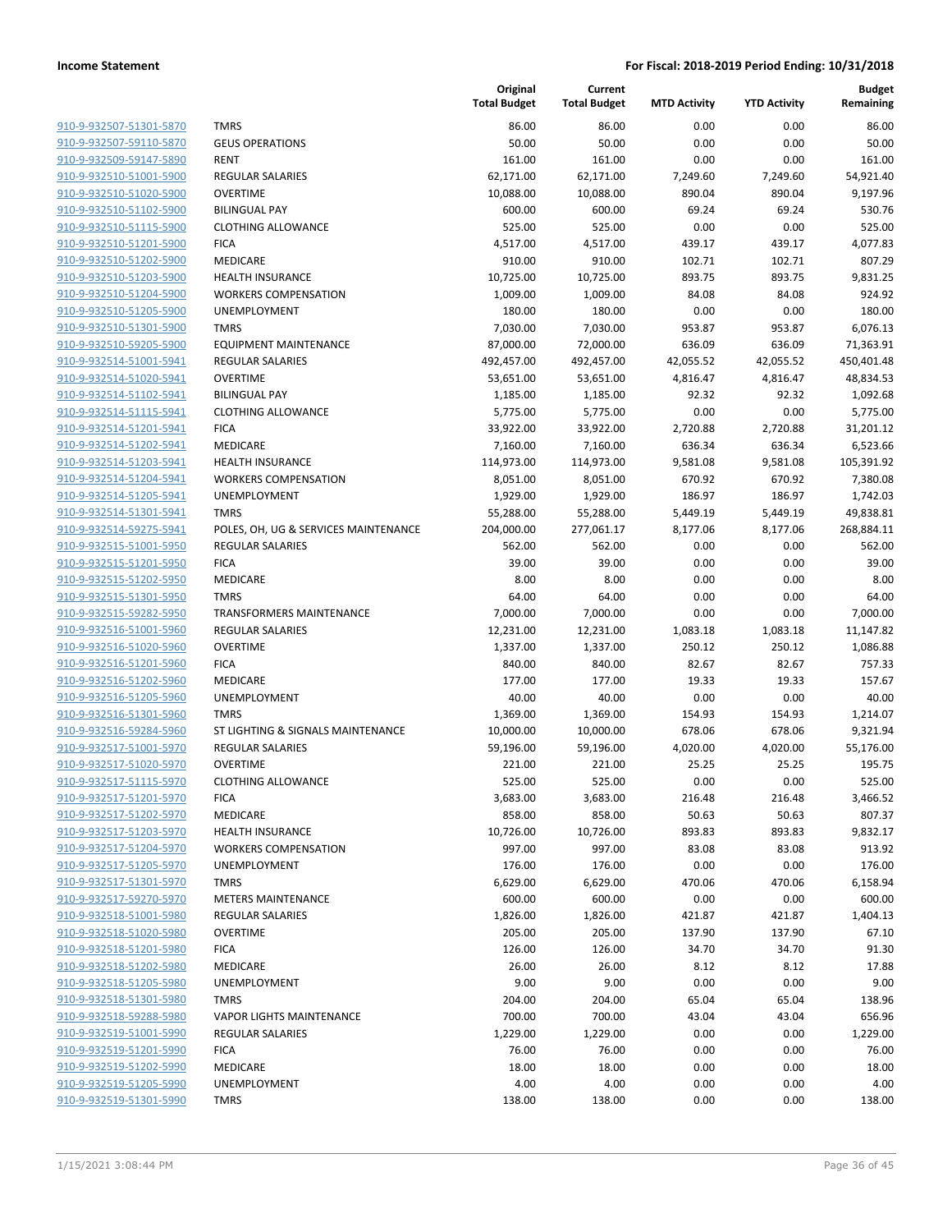| | | Original Total Budget | Current Total Budget | MTD Activity | YTD Activity | Budget Remaining |
|---|---|---|---|---|---|---|
| 910-9-932507-51301-5870 | TMRS | 86.00 | 86.00 | 0.00 | 0.00 | 86.00 |
| 910-9-932507-59110-5870 | GEUS OPERATIONS | 50.00 | 50.00 | 0.00 | 0.00 | 50.00 |
| 910-9-932509-59147-5890 | RENT | 161.00 | 161.00 | 0.00 | 0.00 | 161.00 |
| 910-9-932510-51001-5900 | REGULAR SALARIES | 62,171.00 | 62,171.00 | 7,249.60 | 7,249.60 | 54,921.40 |
| 910-9-932510-51020-5900 | OVERTIME | 10,088.00 | 10,088.00 | 890.04 | 890.04 | 9,197.96 |
| 910-9-932510-51102-5900 | BILINGUAL PAY | 600.00 | 600.00 | 69.24 | 69.24 | 530.76 |
| 910-9-932510-51115-5900 | CLOTHING ALLOWANCE | 525.00 | 525.00 | 0.00 | 0.00 | 525.00 |
| 910-9-932510-51201-5900 | FICA | 4,517.00 | 4,517.00 | 439.17 | 439.17 | 4,077.83 |
| 910-9-932510-51202-5900 | MEDICARE | 910.00 | 910.00 | 102.71 | 102.71 | 807.29 |
| 910-9-932510-51203-5900 | HEALTH INSURANCE | 10,725.00 | 10,725.00 | 893.75 | 893.75 | 9,831.25 |
| 910-9-932510-51204-5900 | WORKERS COMPENSATION | 1,009.00 | 1,009.00 | 84.08 | 84.08 | 924.92 |
| 910-9-932510-51205-5900 | UNEMPLOYMENT | 180.00 | 180.00 | 0.00 | 0.00 | 180.00 |
| 910-9-932510-51301-5900 | TMRS | 7,030.00 | 7,030.00 | 953.87 | 953.87 | 6,076.13 |
| 910-9-932510-59205-5900 | EQUIPMENT MAINTENANCE | 87,000.00 | 72,000.00 | 636.09 | 636.09 | 71,363.91 |
| 910-9-932514-51001-5941 | REGULAR SALARIES | 492,457.00 | 492,457.00 | 42,055.52 | 42,055.52 | 450,401.48 |
| 910-9-932514-51020-5941 | OVERTIME | 53,651.00 | 53,651.00 | 4,816.47 | 4,816.47 | 48,834.53 |
| 910-9-932514-51102-5941 | BILINGUAL PAY | 1,185.00 | 1,185.00 | 92.32 | 92.32 | 1,092.68 |
| 910-9-932514-51115-5941 | CLOTHING ALLOWANCE | 5,775.00 | 5,775.00 | 0.00 | 0.00 | 5,775.00 |
| 910-9-932514-51201-5941 | FICA | 33,922.00 | 33,922.00 | 2,720.88 | 2,720.88 | 31,201.12 |
| 910-9-932514-51202-5941 | MEDICARE | 7,160.00 | 7,160.00 | 636.34 | 636.34 | 6,523.66 |
| 910-9-932514-51203-5941 | HEALTH INSURANCE | 114,973.00 | 114,973.00 | 9,581.08 | 9,581.08 | 105,391.92 |
| 910-9-932514-51204-5941 | WORKERS COMPENSATION | 8,051.00 | 8,051.00 | 670.92 | 670.92 | 7,380.08 |
| 910-9-932514-51205-5941 | UNEMPLOYMENT | 1,929.00 | 1,929.00 | 186.97 | 186.97 | 1,742.03 |
| 910-9-932514-51301-5941 | TMRS | 55,288.00 | 55,288.00 | 5,449.19 | 5,449.19 | 49,838.81 |
| 910-9-932514-59275-5941 | POLES, OH, UG & SERVICES MAINTENANCE | 204,000.00 | 277,061.17 | 8,177.06 | 8,177.06 | 268,884.11 |
| 910-9-932515-51001-5950 | REGULAR SALARIES | 562.00 | 562.00 | 0.00 | 0.00 | 562.00 |
| 910-9-932515-51201-5950 | FICA | 39.00 | 39.00 | 0.00 | 0.00 | 39.00 |
| 910-9-932515-51202-5950 | MEDICARE | 8.00 | 8.00 | 0.00 | 0.00 | 8.00 |
| 910-9-932515-51301-5950 | TMRS | 64.00 | 64.00 | 0.00 | 0.00 | 64.00 |
| 910-9-932515-59282-5950 | TRANSFORMERS MAINTENANCE | 7,000.00 | 7,000.00 | 0.00 | 0.00 | 7,000.00 |
| 910-9-932516-51001-5960 | REGULAR SALARIES | 12,231.00 | 12,231.00 | 1,083.18 | 1,083.18 | 11,147.82 |
| 910-9-932516-51020-5960 | OVERTIME | 1,337.00 | 1,337.00 | 250.12 | 250.12 | 1,086.88 |
| 910-9-932516-51201-5960 | FICA | 840.00 | 840.00 | 82.67 | 82.67 | 757.33 |
| 910-9-932516-51202-5960 | MEDICARE | 177.00 | 177.00 | 19.33 | 19.33 | 157.67 |
| 910-9-932516-51205-5960 | UNEMPLOYMENT | 40.00 | 40.00 | 0.00 | 0.00 | 40.00 |
| 910-9-932516-51301-5960 | TMRS | 1,369.00 | 1,369.00 | 154.93 | 154.93 | 1,214.07 |
| 910-9-932516-59284-5960 | ST LIGHTING & SIGNALS MAINTENANCE | 10,000.00 | 10,000.00 | 678.06 | 678.06 | 9,321.94 |
| 910-9-932517-51001-5970 | REGULAR SALARIES | 59,196.00 | 59,196.00 | 4,020.00 | 4,020.00 | 55,176.00 |
| 910-9-932517-51020-5970 | OVERTIME | 221.00 | 221.00 | 25.25 | 25.25 | 195.75 |
| 910-9-932517-51115-5970 | CLOTHING ALLOWANCE | 525.00 | 525.00 | 0.00 | 0.00 | 525.00 |
| 910-9-932517-51201-5970 | FICA | 3,683.00 | 3,683.00 | 216.48 | 216.48 | 3,466.52 |
| 910-9-932517-51202-5970 | MEDICARE | 858.00 | 858.00 | 50.63 | 50.63 | 807.37 |
| 910-9-932517-51203-5970 | HEALTH INSURANCE | 10,726.00 | 10,726.00 | 893.83 | 893.83 | 9,832.17 |
| 910-9-932517-51204-5970 | WORKERS COMPENSATION | 997.00 | 997.00 | 83.08 | 83.08 | 913.92 |
| 910-9-932517-51205-5970 | UNEMPLOYMENT | 176.00 | 176.00 | 0.00 | 0.00 | 176.00 |
| 910-9-932517-51301-5970 | TMRS | 6,629.00 | 6,629.00 | 470.06 | 470.06 | 6,158.94 |
| 910-9-932517-59270-5970 | METERS MAINTENANCE | 600.00 | 600.00 | 0.00 | 0.00 | 600.00 |
| 910-9-932518-51001-5980 | REGULAR SALARIES | 1,826.00 | 1,826.00 | 421.87 | 421.87 | 1,404.13 |
| 910-9-932518-51020-5980 | OVERTIME | 205.00 | 205.00 | 137.90 | 137.90 | 67.10 |
| 910-9-932518-51201-5980 | FICA | 126.00 | 126.00 | 34.70 | 34.70 | 91.30 |
| 910-9-932518-51202-5980 | MEDICARE | 26.00 | 26.00 | 8.12 | 8.12 | 17.88 |
| 910-9-932518-51205-5980 | UNEMPLOYMENT | 9.00 | 9.00 | 0.00 | 0.00 | 9.00 |
| 910-9-932518-51301-5980 | TMRS | 204.00 | 204.00 | 65.04 | 65.04 | 138.96 |
| 910-9-932518-59288-5980 | VAPOR LIGHTS MAINTENANCE | 700.00 | 700.00 | 43.04 | 43.04 | 656.96 |
| 910-9-932519-51001-5990 | REGULAR SALARIES | 1,229.00 | 1,229.00 | 0.00 | 0.00 | 1,229.00 |
| 910-9-932519-51201-5990 | FICA | 76.00 | 76.00 | 0.00 | 0.00 | 76.00 |
| 910-9-932519-51202-5990 | MEDICARE | 18.00 | 18.00 | 0.00 | 0.00 | 18.00 |
| 910-9-932519-51205-5990 | UNEMPLOYMENT | 4.00 | 4.00 | 0.00 | 0.00 | 4.00 |
| 910-9-932519-51301-5990 | TMRS | 138.00 | 138.00 | 0.00 | 0.00 | 138.00 |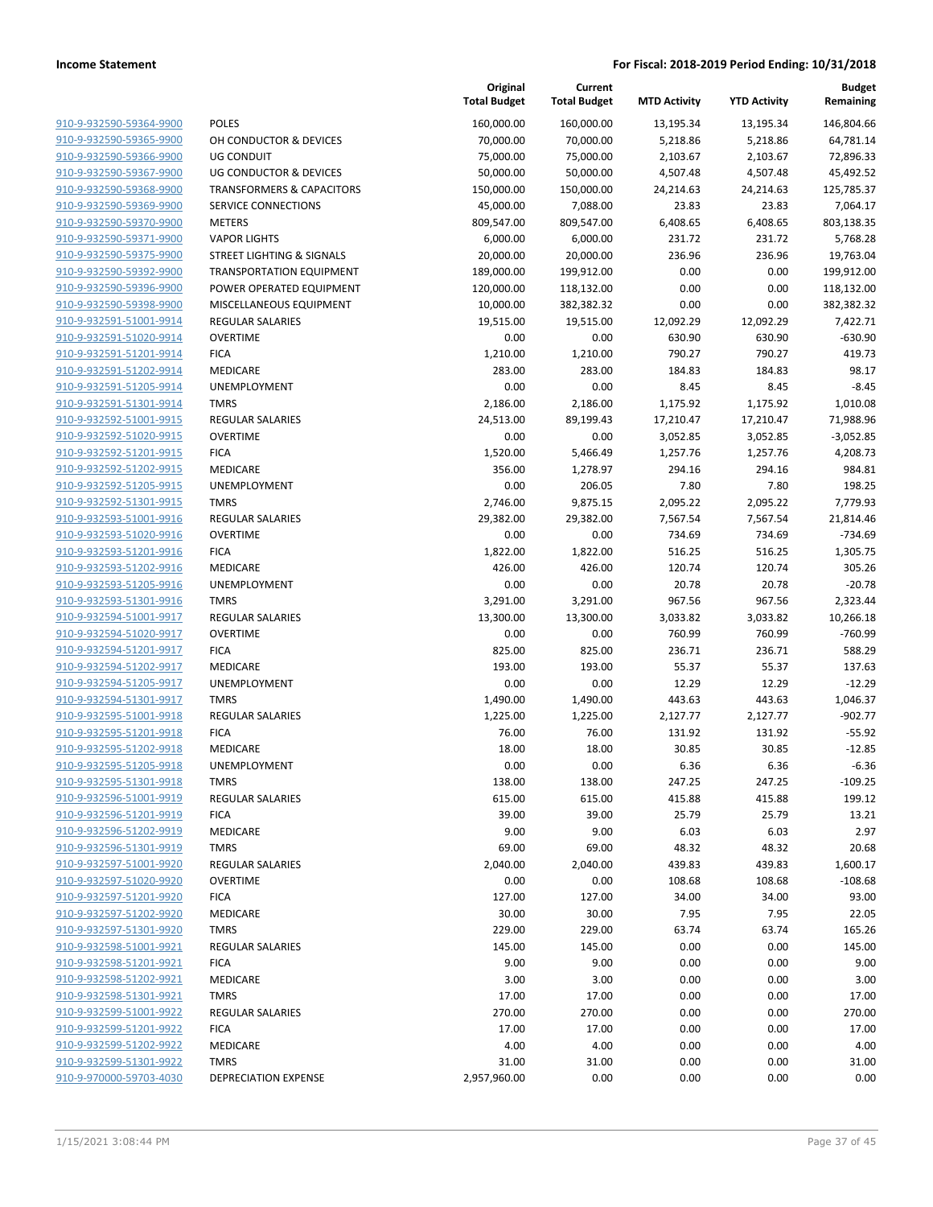| | | Original Total Budget | Current Total Budget | MTD Activity | YTD Activity | Budget Remaining |
|---|---|---|---|---|---|---|
| 910-9-932590-59364-9900 | POLES | 160,000.00 | 160,000.00 | 13,195.34 | 13,195.34 | 146,804.66 |
| 910-9-932590-59365-9900 | OH CONDUCTOR & DEVICES | 70,000.00 | 70,000.00 | 5,218.86 | 5,218.86 | 64,781.14 |
| 910-9-932590-59366-9900 | UG CONDUIT | 75,000.00 | 75,000.00 | 2,103.67 | 2,103.67 | 72,896.33 |
| 910-9-932590-59367-9900 | UG CONDUCTOR & DEVICES | 50,000.00 | 50,000.00 | 4,507.48 | 4,507.48 | 45,492.52 |
| 910-9-932590-59368-9900 | TRANSFORMERS & CAPACITORS | 150,000.00 | 150,000.00 | 24,214.63 | 24,214.63 | 125,785.37 |
| 910-9-932590-59369-9900 | SERVICE CONNECTIONS | 45,000.00 | 7,088.00 | 23.83 | 23.83 | 7,064.17 |
| 910-9-932590-59370-9900 | METERS | 809,547.00 | 809,547.00 | 6,408.65 | 6,408.65 | 803,138.35 |
| 910-9-932590-59371-9900 | VAPOR LIGHTS | 6,000.00 | 6,000.00 | 231.72 | 231.72 | 5,768.28 |
| 910-9-932590-59375-9900 | STREET LIGHTING & SIGNALS | 20,000.00 | 20,000.00 | 236.96 | 236.96 | 19,763.04 |
| 910-9-932590-59392-9900 | TRANSPORTATION EQUIPMENT | 189,000.00 | 199,912.00 | 0.00 | 0.00 | 199,912.00 |
| 910-9-932590-59396-9900 | POWER OPERATED EQUIPMENT | 120,000.00 | 118,132.00 | 0.00 | 0.00 | 118,132.00 |
| 910-9-932590-59398-9900 | MISCELLANEOUS EQUIPMENT | 10,000.00 | 382,382.32 | 0.00 | 0.00 | 382,382.32 |
| 910-9-932591-51001-9914 | REGULAR SALARIES | 19,515.00 | 19,515.00 | 12,092.29 | 12,092.29 | 7,422.71 |
| 910-9-932591-51020-9914 | OVERTIME | 0.00 | 0.00 | 630.90 | 630.90 | -630.90 |
| 910-9-932591-51201-9914 | FICA | 1,210.00 | 1,210.00 | 790.27 | 790.27 | 419.73 |
| 910-9-932591-51202-9914 | MEDICARE | 283.00 | 283.00 | 184.83 | 184.83 | 98.17 |
| 910-9-932591-51205-9914 | UNEMPLOYMENT | 0.00 | 0.00 | 8.45 | 8.45 | -8.45 |
| 910-9-932591-51301-9914 | TMRS | 2,186.00 | 2,186.00 | 1,175.92 | 1,175.92 | 1,010.08 |
| 910-9-932592-51001-9915 | REGULAR SALARIES | 24,513.00 | 89,199.43 | 17,210.47 | 17,210.47 | 71,988.96 |
| 910-9-932592-51020-9915 | OVERTIME | 0.00 | 0.00 | 3,052.85 | 3,052.85 | -3,052.85 |
| 910-9-932592-51201-9915 | FICA | 1,520.00 | 5,466.49 | 1,257.76 | 1,257.76 | 4,208.73 |
| 910-9-932592-51202-9915 | MEDICARE | 356.00 | 1,278.97 | 294.16 | 294.16 | 984.81 |
| 910-9-932592-51205-9915 | UNEMPLOYMENT | 0.00 | 206.05 | 7.80 | 7.80 | 198.25 |
| 910-9-932592-51301-9915 | TMRS | 2,746.00 | 9,875.15 | 2,095.22 | 2,095.22 | 7,779.93 |
| 910-9-932593-51001-9916 | REGULAR SALARIES | 29,382.00 | 29,382.00 | 7,567.54 | 7,567.54 | 21,814.46 |
| 910-9-932593-51020-9916 | OVERTIME | 0.00 | 0.00 | 734.69 | 734.69 | -734.69 |
| 910-9-932593-51201-9916 | FICA | 1,822.00 | 1,822.00 | 516.25 | 516.25 | 1,305.75 |
| 910-9-932593-51202-9916 | MEDICARE | 426.00 | 426.00 | 120.74 | 120.74 | 305.26 |
| 910-9-932593-51205-9916 | UNEMPLOYMENT | 0.00 | 0.00 | 20.78 | 20.78 | -20.78 |
| 910-9-932593-51301-9916 | TMRS | 3,291.00 | 3,291.00 | 967.56 | 967.56 | 2,323.44 |
| 910-9-932594-51001-9917 | REGULAR SALARIES | 13,300.00 | 13,300.00 | 3,033.82 | 3,033.82 | 10,266.18 |
| 910-9-932594-51020-9917 | OVERTIME | 0.00 | 0.00 | 760.99 | 760.99 | -760.99 |
| 910-9-932594-51201-9917 | FICA | 825.00 | 825.00 | 236.71 | 236.71 | 588.29 |
| 910-9-932594-51202-9917 | MEDICARE | 193.00 | 193.00 | 55.37 | 55.37 | 137.63 |
| 910-9-932594-51205-9917 | UNEMPLOYMENT | 0.00 | 0.00 | 12.29 | 12.29 | -12.29 |
| 910-9-932594-51301-9917 | TMRS | 1,490.00 | 1,490.00 | 443.63 | 443.63 | 1,046.37 |
| 910-9-932595-51001-9918 | REGULAR SALARIES | 1,225.00 | 1,225.00 | 2,127.77 | 2,127.77 | -902.77 |
| 910-9-932595-51201-9918 | FICA | 76.00 | 76.00 | 131.92 | 131.92 | -55.92 |
| 910-9-932595-51202-9918 | MEDICARE | 18.00 | 18.00 | 30.85 | 30.85 | -12.85 |
| 910-9-932595-51205-9918 | UNEMPLOYMENT | 0.00 | 0.00 | 6.36 | 6.36 | -6.36 |
| 910-9-932595-51301-9918 | TMRS | 138.00 | 138.00 | 247.25 | 247.25 | -109.25 |
| 910-9-932596-51001-9919 | REGULAR SALARIES | 615.00 | 615.00 | 415.88 | 415.88 | 199.12 |
| 910-9-932596-51201-9919 | FICA | 39.00 | 39.00 | 25.79 | 25.79 | 13.21 |
| 910-9-932596-51202-9919 | MEDICARE | 9.00 | 9.00 | 6.03 | 6.03 | 2.97 |
| 910-9-932596-51301-9919 | TMRS | 69.00 | 69.00 | 48.32 | 48.32 | 20.68 |
| 910-9-932597-51001-9920 | REGULAR SALARIES | 2,040.00 | 2,040.00 | 439.83 | 439.83 | 1,600.17 |
| 910-9-932597-51020-9920 | OVERTIME | 0.00 | 0.00 | 108.68 | 108.68 | -108.68 |
| 910-9-932597-51201-9920 | FICA | 127.00 | 127.00 | 34.00 | 34.00 | 93.00 |
| 910-9-932597-51202-9920 | MEDICARE | 30.00 | 30.00 | 7.95 | 7.95 | 22.05 |
| 910-9-932597-51301-9920 | TMRS | 229.00 | 229.00 | 63.74 | 63.74 | 165.26 |
| 910-9-932598-51001-9921 | REGULAR SALARIES | 145.00 | 145.00 | 0.00 | 0.00 | 145.00 |
| 910-9-932598-51201-9921 | FICA | 9.00 | 9.00 | 0.00 | 0.00 | 9.00 |
| 910-9-932598-51202-9921 | MEDICARE | 3.00 | 3.00 | 0.00 | 0.00 | 3.00 |
| 910-9-932598-51301-9921 | TMRS | 17.00 | 17.00 | 0.00 | 0.00 | 17.00 |
| 910-9-932599-51001-9922 | REGULAR SALARIES | 270.00 | 270.00 | 0.00 | 0.00 | 270.00 |
| 910-9-932599-51201-9922 | FICA | 17.00 | 17.00 | 0.00 | 0.00 | 17.00 |
| 910-9-932599-51202-9922 | MEDICARE | 4.00 | 4.00 | 0.00 | 0.00 | 4.00 |
| 910-9-932599-51301-9922 | TMRS | 31.00 | 31.00 | 0.00 | 0.00 | 31.00 |
| 910-9-970000-59703-4030 | DEPRECIATION EXPENSE | 2,957,960.00 | 0.00 | 0.00 | 0.00 | 0.00 |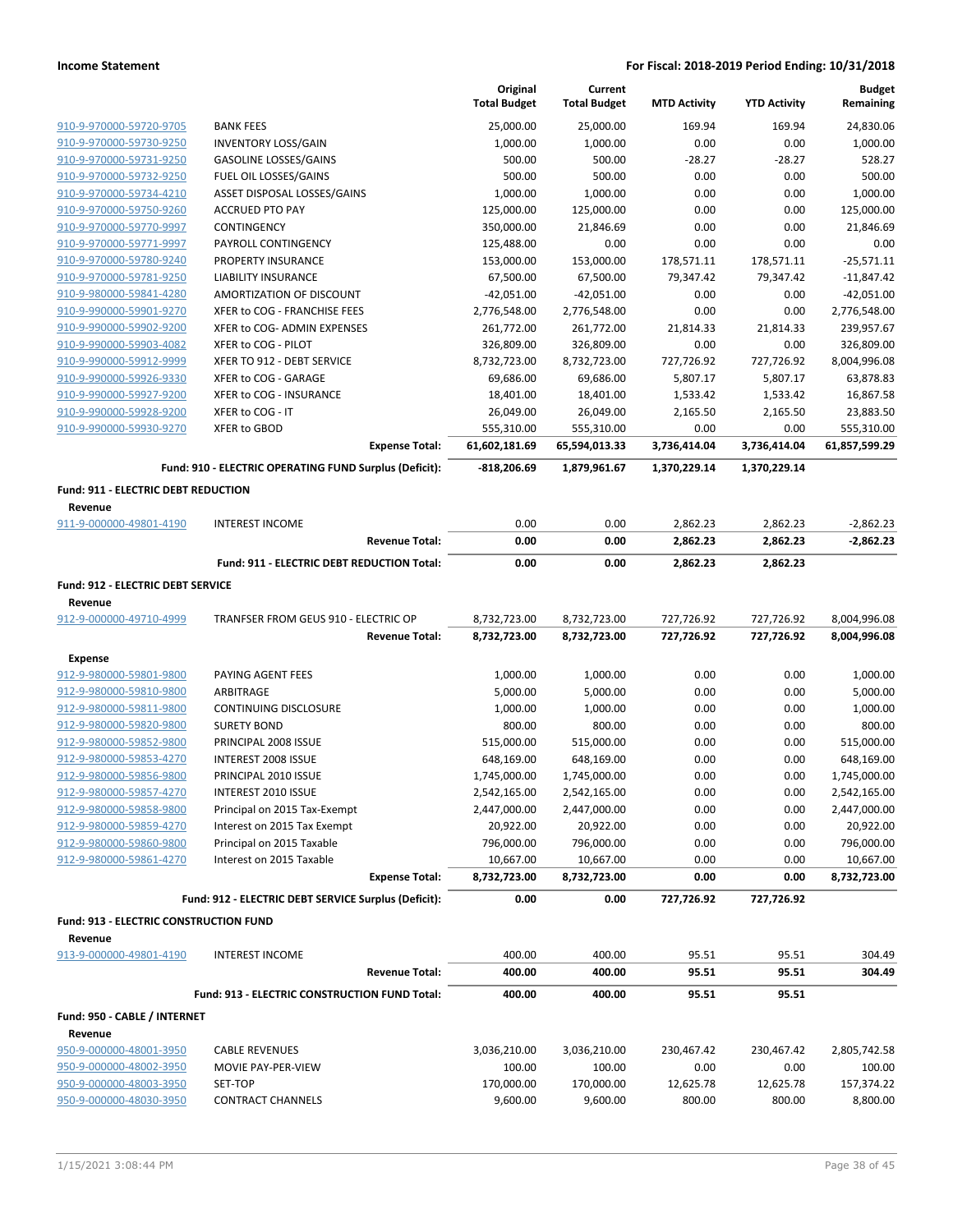| Account | Description | Original Total Budget | Current Total Budget | MTD Activity | YTD Activity | Budget Remaining |
|---|---|---|---|---|---|---|
| 910-9-970000-59720-9705 | BANK FEES | 25,000.00 | 25,000.00 | 169.94 | 169.94 | 24,830.06 |
| 910-9-970000-59730-9250 | INVENTORY LOSS/GAIN | 1,000.00 | 1,000.00 | 0.00 | 0.00 | 1,000.00 |
| 910-9-970000-59731-9250 | GASOLINE LOSSES/GAINS | 500.00 | 500.00 | -28.27 | -28.27 | 528.27 |
| 910-9-970000-59732-9250 | FUEL OIL LOSSES/GAINS | 500.00 | 500.00 | 0.00 | 0.00 | 500.00 |
| 910-9-970000-59734-4210 | ASSET DISPOSAL LOSSES/GAINS | 1,000.00 | 1,000.00 | 0.00 | 0.00 | 1,000.00 |
| 910-9-970000-59750-9260 | ACCRUED PTO PAY | 125,000.00 | 125,000.00 | 0.00 | 0.00 | 125,000.00 |
| 910-9-970000-59770-9997 | CONTINGENCY | 350,000.00 | 21,846.69 | 0.00 | 0.00 | 21,846.69 |
| 910-9-970000-59771-9997 | PAYROLL CONTINGENCY | 125,488.00 | 0.00 | 0.00 | 0.00 | 0.00 |
| 910-9-970000-59780-9240 | PROPERTY INSURANCE | 153,000.00 | 153,000.00 | 178,571.11 | 178,571.11 | -25,571.11 |
| 910-9-970000-59781-9250 | LIABILITY INSURANCE | 67,500.00 | 67,500.00 | 79,347.42 | 79,347.42 | -11,847.42 |
| 910-9-980000-59841-4280 | AMORTIZATION OF DISCOUNT | -42,051.00 | -42,051.00 | 0.00 | 0.00 | -42,051.00 |
| 910-9-990000-59901-9270 | XFER to COG - FRANCHISE FEES | 2,776,548.00 | 2,776,548.00 | 0.00 | 0.00 | 2,776,548.00 |
| 910-9-990000-59902-9200 | XFER to COG- ADMIN EXPENSES | 261,772.00 | 261,772.00 | 21,814.33 | 21,814.33 | 239,957.67 |
| 910-9-990000-59903-4082 | XFER to COG - PILOT | 326,809.00 | 326,809.00 | 0.00 | 0.00 | 326,809.00 |
| 910-9-990000-59912-9999 | XFER TO 912 - DEBT SERVICE | 8,732,723.00 | 8,732,723.00 | 727,726.92 | 727,726.92 | 8,004,996.08 |
| 910-9-990000-59926-9330 | XFER to COG - GARAGE | 69,686.00 | 69,686.00 | 5,807.17 | 5,807.17 | 63,878.83 |
| 910-9-990000-59927-9200 | XFER to COG - INSURANCE | 18,401.00 | 18,401.00 | 1,533.42 | 1,533.42 | 16,867.58 |
| 910-9-990000-59928-9200 | XFER to COG - IT | 26,049.00 | 26,049.00 | 2,165.50 | 2,165.50 | 23,883.50 |
| 910-9-990000-59930-9270 | XFER to GBOD | 555,310.00 | 555,310.00 | 0.00 | 0.00 | 555,310.00 |
| | **Expense Total:** | **61,602,181.69** | **65,594,013.33** | **3,736,414.04** | **3,736,414.04** | **61,857,599.29** |
| | **Fund: 910 - ELECTRIC OPERATING FUND Surplus (Deficit):** | **-818,206.69** | **1,879,961.67** | **1,370,229.14** | **1,370,229.14** | |
| **Fund: 911 - ELECTRIC DEBT REDUCTION** | | | | | | |
| **Revenue** | | | | | | |
| 911-9-000000-49801-4190 | INTEREST INCOME | 0.00 | 0.00 | 2,862.23 | 2,862.23 | -2,862.23 |
| | **Revenue Total:** | **0.00** | **0.00** | **2,862.23** | **2,862.23** | **-2,862.23** |
| | **Fund: 911 - ELECTRIC DEBT REDUCTION Total:** | **0.00** | **0.00** | **2,862.23** | **2,862.23** | |
| **Fund: 912 - ELECTRIC DEBT SERVICE** | | | | | | |
| **Revenue** | | | | | | |
| 912-9-000000-49710-4999 | TRANFSER FROM GEUS 910 - ELECTRIC OP | 8,732,723.00 | 8,732,723.00 | 727,726.92 | 727,726.92 | 8,004,996.08 |
| | **Revenue Total:** | **8,732,723.00** | **8,732,723.00** | **727,726.92** | **727,726.92** | **8,004,996.08** |
| **Expense** | | | | | | |
| 912-9-980000-59801-9800 | PAYING AGENT FEES | 1,000.00 | 1,000.00 | 0.00 | 0.00 | 1,000.00 |
| 912-9-980000-59810-9800 | ARBITRAGE | 5,000.00 | 5,000.00 | 0.00 | 0.00 | 5,000.00 |
| 912-9-980000-59811-9800 | CONTINUING DISCLOSURE | 1,000.00 | 1,000.00 | 0.00 | 0.00 | 1,000.00 |
| 912-9-980000-59820-9800 | SURETY BOND | 800.00 | 800.00 | 0.00 | 0.00 | 800.00 |
| 912-9-980000-59852-9800 | PRINCIPAL 2008 ISSUE | 515,000.00 | 515,000.00 | 0.00 | 0.00 | 515,000.00 |
| 912-9-980000-59853-4270 | INTEREST 2008 ISSUE | 648,169.00 | 648,169.00 | 0.00 | 0.00 | 648,169.00 |
| 912-9-980000-59856-9800 | PRINCIPAL 2010 ISSUE | 1,745,000.00 | 1,745,000.00 | 0.00 | 0.00 | 1,745,000.00 |
| 912-9-980000-59857-4270 | INTEREST 2010 ISSUE | 2,542,165.00 | 2,542,165.00 | 0.00 | 0.00 | 2,542,165.00 |
| 912-9-980000-59858-9800 | Principal on 2015 Tax-Exempt | 2,447,000.00 | 2,447,000.00 | 0.00 | 0.00 | 2,447,000.00 |
| 912-9-980000-59859-4270 | Interest on 2015 Tax Exempt | 20,922.00 | 20,922.00 | 0.00 | 0.00 | 20,922.00 |
| 912-9-980000-59860-9800 | Principal on 2015 Taxable | 796,000.00 | 796,000.00 | 0.00 | 0.00 | 796,000.00 |
| 912-9-980000-59861-4270 | Interest on 2015 Taxable | 10,667.00 | 10,667.00 | 0.00 | 0.00 | 10,667.00 |
| | **Expense Total:** | **8,732,723.00** | **8,732,723.00** | **0.00** | **0.00** | **8,732,723.00** |
| | **Fund: 912 - ELECTRIC DEBT SERVICE Surplus (Deficit):** | **0.00** | **0.00** | **727,726.92** | **727,726.92** | |
| **Fund: 913 - ELECTRIC CONSTRUCTION FUND** | | | | | | |
| **Revenue** | | | | | | |
| 913-9-000000-49801-4190 | INTEREST INCOME | 400.00 | 400.00 | 95.51 | 95.51 | 304.49 |
| | **Revenue Total:** | **400.00** | **400.00** | **95.51** | **95.51** | **304.49** |
| | **Fund: 913 - ELECTRIC CONSTRUCTION FUND Total:** | **400.00** | **400.00** | **95.51** | **95.51** | |
| **Fund: 950 - CABLE / INTERNET** | | | | | | |
| **Revenue** | | | | | | |
| 950-9-000000-48001-3950 | CABLE REVENUES | 3,036,210.00 | 3,036,210.00 | 230,467.42 | 230,467.42 | 2,805,742.58 |
| 950-9-000000-48002-3950 | MOVIE PAY-PER-VIEW | 100.00 | 100.00 | 0.00 | 0.00 | 100.00 |
| 950-9-000000-48003-3950 | SET-TOP | 170,000.00 | 170,000.00 | 12,625.78 | 12,625.78 | 157,374.22 |
| 950-9-000000-48030-3950 | CONTRACT CHANNELS | 9,600.00 | 9,600.00 | 800.00 | 800.00 | 8,800.00 |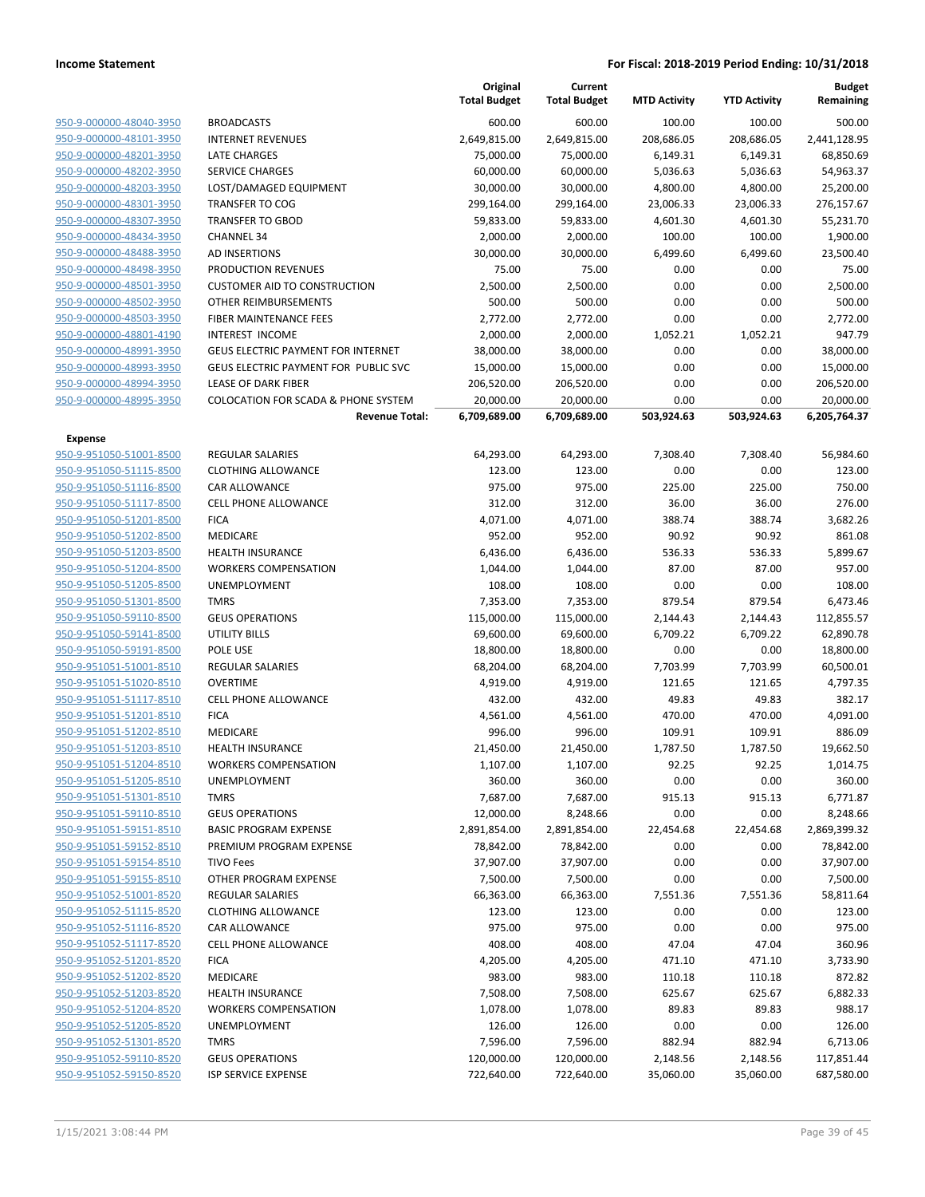| | | Original Total Budget | Current Total Budget | MTD Activity | YTD Activity | Budget Remaining |
|---|---|---|---|---|---|---|
| 950-9-000000-48040-3950 | BROADCASTS | 600.00 | 600.00 | 100.00 | 100.00 | 500.00 |
| 950-9-000000-48101-3950 | INTERNET REVENUES | 2,649,815.00 | 2,649,815.00 | 208,686.05 | 208,686.05 | 2,441,128.95 |
| 950-9-000000-48201-3950 | LATE CHARGES | 75,000.00 | 75,000.00 | 6,149.31 | 6,149.31 | 68,850.69 |
| 950-9-000000-48202-3950 | SERVICE CHARGES | 60,000.00 | 60,000.00 | 5,036.63 | 5,036.63 | 54,963.37 |
| 950-9-000000-48203-3950 | LOST/DAMAGED EQUIPMENT | 30,000.00 | 30,000.00 | 4,800.00 | 4,800.00 | 25,200.00 |
| 950-9-000000-48301-3950 | TRANSFER TO COG | 299,164.00 | 299,164.00 | 23,006.33 | 23,006.33 | 276,157.67 |
| 950-9-000000-48307-3950 | TRANSFER TO GBOD | 59,833.00 | 59,833.00 | 4,601.30 | 4,601.30 | 55,231.70 |
| 950-9-000000-48434-3950 | CHANNEL 34 | 2,000.00 | 2,000.00 | 100.00 | 100.00 | 1,900.00 |
| 950-9-000000-48488-3950 | AD INSERTIONS | 30,000.00 | 30,000.00 | 6,499.60 | 6,499.60 | 23,500.40 |
| 950-9-000000-48498-3950 | PRODUCTION REVENUES | 75.00 | 75.00 | 0.00 | 0.00 | 75.00 |
| 950-9-000000-48501-3950 | CUSTOMER AID TO CONSTRUCTION | 2,500.00 | 2,500.00 | 0.00 | 0.00 | 2,500.00 |
| 950-9-000000-48502-3950 | OTHER REIMBURSEMENTS | 500.00 | 500.00 | 0.00 | 0.00 | 500.00 |
| 950-9-000000-48503-3950 | FIBER MAINTENANCE FEES | 2,772.00 | 2,772.00 | 0.00 | 0.00 | 2,772.00 |
| 950-9-000000-48801-4190 | INTEREST INCOME | 2,000.00 | 2,000.00 | 1,052.21 | 1,052.21 | 947.79 |
| 950-9-000000-48991-3950 | GEUS ELECTRIC PAYMENT FOR INTERNET | 38,000.00 | 38,000.00 | 0.00 | 0.00 | 38,000.00 |
| 950-9-000000-48993-3950 | GEUS ELECTRIC PAYMENT FOR PUBLIC SVC | 15,000.00 | 15,000.00 | 0.00 | 0.00 | 15,000.00 |
| 950-9-000000-48994-3950 | LEASE OF DARK FIBER | 206,520.00 | 206,520.00 | 0.00 | 0.00 | 206,520.00 |
| 950-9-000000-48995-3950 | COLOCATION FOR SCADA & PHONE SYSTEM | 20,000.00 | 20,000.00 | 0.00 | 0.00 | 20,000.00 |
| | **Revenue Total:** | **6,709,689.00** | **6,709,689.00** | **503,924.63** | **503,924.63** | **6,205,764.37** |
| **Expense** | | | | | | |
| 950-9-951050-51001-8500 | REGULAR SALARIES | 64,293.00 | 64,293.00 | 7,308.40 | 7,308.40 | 56,984.60 |
| 950-9-951050-51115-8500 | CLOTHING ALLOWANCE | 123.00 | 123.00 | 0.00 | 0.00 | 123.00 |
| 950-9-951050-51116-8500 | CAR ALLOWANCE | 975.00 | 975.00 | 225.00 | 225.00 | 750.00 |
| 950-9-951050-51117-8500 | CELL PHONE ALLOWANCE | 312.00 | 312.00 | 36.00 | 36.00 | 276.00 |
| 950-9-951050-51201-8500 | FICA | 4,071.00 | 4,071.00 | 388.74 | 388.74 | 3,682.26 |
| 950-9-951050-51202-8500 | MEDICARE | 952.00 | 952.00 | 90.92 | 90.92 | 861.08 |
| 950-9-951050-51203-8500 | HEALTH INSURANCE | 6,436.00 | 6,436.00 | 536.33 | 536.33 | 5,899.67 |
| 950-9-951050-51204-8500 | WORKERS COMPENSATION | 1,044.00 | 1,044.00 | 87.00 | 87.00 | 957.00 |
| 950-9-951050-51205-8500 | UNEMPLOYMENT | 108.00 | 108.00 | 0.00 | 0.00 | 108.00 |
| 950-9-951050-51301-8500 | TMRS | 7,353.00 | 7,353.00 | 879.54 | 879.54 | 6,473.46 |
| 950-9-951050-59110-8500 | GEUS OPERATIONS | 115,000.00 | 115,000.00 | 2,144.43 | 2,144.43 | 112,855.57 |
| 950-9-951050-59141-8500 | UTILITY BILLS | 69,600.00 | 69,600.00 | 6,709.22 | 6,709.22 | 62,890.78 |
| 950-9-951050-59191-8500 | POLE USE | 18,800.00 | 18,800.00 | 0.00 | 0.00 | 18,800.00 |
| 950-9-951051-51001-8510 | REGULAR SALARIES | 68,204.00 | 68,204.00 | 7,703.99 | 7,703.99 | 60,500.01 |
| 950-9-951051-51020-8510 | OVERTIME | 4,919.00 | 4,919.00 | 121.65 | 121.65 | 4,797.35 |
| 950-9-951051-51117-8510 | CELL PHONE ALLOWANCE | 432.00 | 432.00 | 49.83 | 49.83 | 382.17 |
| 950-9-951051-51201-8510 | FICA | 4,561.00 | 4,561.00 | 470.00 | 470.00 | 4,091.00 |
| 950-9-951051-51202-8510 | MEDICARE | 996.00 | 996.00 | 109.91 | 109.91 | 886.09 |
| 950-9-951051-51203-8510 | HEALTH INSURANCE | 21,450.00 | 21,450.00 | 1,787.50 | 1,787.50 | 19,662.50 |
| 950-9-951051-51204-8510 | WORKERS COMPENSATION | 1,107.00 | 1,107.00 | 92.25 | 92.25 | 1,014.75 |
| 950-9-951051-51205-8510 | UNEMPLOYMENT | 360.00 | 360.00 | 0.00 | 0.00 | 360.00 |
| 950-9-951051-51301-8510 | TMRS | 7,687.00 | 7,687.00 | 915.13 | 915.13 | 6,771.87 |
| 950-9-951051-59110-8510 | GEUS OPERATIONS | 12,000.00 | 8,248.66 | 0.00 | 0.00 | 8,248.66 |
| 950-9-951051-59151-8510 | BASIC PROGRAM EXPENSE | 2,891,854.00 | 2,891,854.00 | 22,454.68 | 22,454.68 | 2,869,399.32 |
| 950-9-951051-59152-8510 | PREMIUM PROGRAM EXPENSE | 78,842.00 | 78,842.00 | 0.00 | 0.00 | 78,842.00 |
| 950-9-951051-59154-8510 | TIVO Fees | 37,907.00 | 37,907.00 | 0.00 | 0.00 | 37,907.00 |
| 950-9-951051-59155-8510 | OTHER PROGRAM EXPENSE | 7,500.00 | 7,500.00 | 0.00 | 0.00 | 7,500.00 |
| 950-9-951052-51001-8520 | REGULAR SALARIES | 66,363.00 | 66,363.00 | 7,551.36 | 7,551.36 | 58,811.64 |
| 950-9-951052-51115-8520 | CLOTHING ALLOWANCE | 123.00 | 123.00 | 0.00 | 0.00 | 123.00 |
| 950-9-951052-51116-8520 | CAR ALLOWANCE | 975.00 | 975.00 | 0.00 | 0.00 | 975.00 |
| 950-9-951052-51117-8520 | CELL PHONE ALLOWANCE | 408.00 | 408.00 | 47.04 | 47.04 | 360.96 |
| 950-9-951052-51201-8520 | FICA | 4,205.00 | 4,205.00 | 471.10 | 471.10 | 3,733.90 |
| 950-9-951052-51202-8520 | MEDICARE | 983.00 | 983.00 | 110.18 | 110.18 | 872.82 |
| 950-9-951052-51203-8520 | HEALTH INSURANCE | 7,508.00 | 7,508.00 | 625.67 | 625.67 | 6,882.33 |
| 950-9-951052-51204-8520 | WORKERS COMPENSATION | 1,078.00 | 1,078.00 | 89.83 | 89.83 | 988.17 |
| 950-9-951052-51205-8520 | UNEMPLOYMENT | 126.00 | 126.00 | 0.00 | 0.00 | 126.00 |
| 950-9-951052-51301-8520 | TMRS | 7,596.00 | 7,596.00 | 882.94 | 882.94 | 6,713.06 |
| 950-9-951052-59110-8520 | GEUS OPERATIONS | 120,000.00 | 120,000.00 | 2,148.56 | 2,148.56 | 117,851.44 |
| 950-9-951052-59150-8520 | ISP SERVICE EXPENSE | 722,640.00 | 722,640.00 | 35,060.00 | 35,060.00 | 687,580.00 |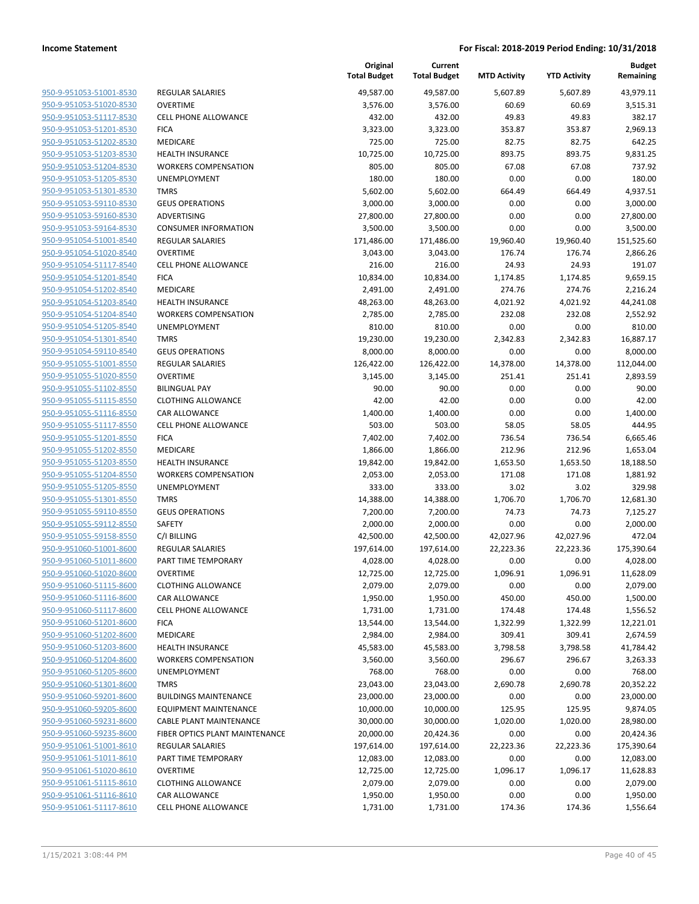| | | Original Total Budget | Current Total Budget | MTD Activity | YTD Activity | Budget Remaining |
|---|---|---|---|---|---|---|
| 950-9-951053-51001-8530 | REGULAR SALARIES | 49,587.00 | 49,587.00 | 5,607.89 | 5,607.89 | 43,979.11 |
| 950-9-951053-51020-8530 | OVERTIME | 3,576.00 | 3,576.00 | 60.69 | 60.69 | 3,515.31 |
| 950-9-951053-51117-8530 | CELL PHONE ALLOWANCE | 432.00 | 432.00 | 49.83 | 49.83 | 382.17 |
| 950-9-951053-51201-8530 | FICA | 3,323.00 | 3,323.00 | 353.87 | 353.87 | 2,969.13 |
| 950-9-951053-51202-8530 | MEDICARE | 725.00 | 725.00 | 82.75 | 82.75 | 642.25 |
| 950-9-951053-51203-8530 | HEALTH INSURANCE | 10,725.00 | 10,725.00 | 893.75 | 893.75 | 9,831.25 |
| 950-9-951053-51204-8530 | WORKERS COMPENSATION | 805.00 | 805.00 | 67.08 | 67.08 | 737.92 |
| 950-9-951053-51205-8530 | UNEMPLOYMENT | 180.00 | 180.00 | 0.00 | 0.00 | 180.00 |
| 950-9-951053-51301-8530 | TMRS | 5,602.00 | 5,602.00 | 664.49 | 664.49 | 4,937.51 |
| 950-9-951053-59110-8530 | GEUS OPERATIONS | 3,000.00 | 3,000.00 | 0.00 | 0.00 | 3,000.00 |
| 950-9-951053-59160-8530 | ADVERTISING | 27,800.00 | 27,800.00 | 0.00 | 0.00 | 27,800.00 |
| 950-9-951053-59164-8530 | CONSUMER INFORMATION | 3,500.00 | 3,500.00 | 0.00 | 0.00 | 3,500.00 |
| 950-9-951054-51001-8540 | REGULAR SALARIES | 171,486.00 | 171,486.00 | 19,960.40 | 19,960.40 | 151,525.60 |
| 950-9-951054-51020-8540 | OVERTIME | 3,043.00 | 3,043.00 | 176.74 | 176.74 | 2,866.26 |
| 950-9-951054-51117-8540 | CELL PHONE ALLOWANCE | 216.00 | 216.00 | 24.93 | 24.93 | 191.07 |
| 950-9-951054-51201-8540 | FICA | 10,834.00 | 10,834.00 | 1,174.85 | 1,174.85 | 9,659.15 |
| 950-9-951054-51202-8540 | MEDICARE | 2,491.00 | 2,491.00 | 274.76 | 274.76 | 2,216.24 |
| 950-9-951054-51203-8540 | HEALTH INSURANCE | 48,263.00 | 48,263.00 | 4,021.92 | 4,021.92 | 44,241.08 |
| 950-9-951054-51204-8540 | WORKERS COMPENSATION | 2,785.00 | 2,785.00 | 232.08 | 232.08 | 2,552.92 |
| 950-9-951054-51205-8540 | UNEMPLOYMENT | 810.00 | 810.00 | 0.00 | 0.00 | 810.00 |
| 950-9-951054-51301-8540 | TMRS | 19,230.00 | 19,230.00 | 2,342.83 | 2,342.83 | 16,887.17 |
| 950-9-951054-59110-8540 | GEUS OPERATIONS | 8,000.00 | 8,000.00 | 0.00 | 0.00 | 8,000.00 |
| 950-9-951055-51001-8550 | REGULAR SALARIES | 126,422.00 | 126,422.00 | 14,378.00 | 14,378.00 | 112,044.00 |
| 950-9-951055-51020-8550 | OVERTIME | 3,145.00 | 3,145.00 | 251.41 | 251.41 | 2,893.59 |
| 950-9-951055-51102-8550 | BILINGUAL PAY | 90.00 | 90.00 | 0.00 | 0.00 | 90.00 |
| 950-9-951055-51115-8550 | CLOTHING ALLOWANCE | 42.00 | 42.00 | 0.00 | 0.00 | 42.00 |
| 950-9-951055-51116-8550 | CAR ALLOWANCE | 1,400.00 | 1,400.00 | 0.00 | 0.00 | 1,400.00 |
| 950-9-951055-51117-8550 | CELL PHONE ALLOWANCE | 503.00 | 503.00 | 58.05 | 58.05 | 444.95 |
| 950-9-951055-51201-8550 | FICA | 7,402.00 | 7,402.00 | 736.54 | 736.54 | 6,665.46 |
| 950-9-951055-51202-8550 | MEDICARE | 1,866.00 | 1,866.00 | 212.96 | 212.96 | 1,653.04 |
| 950-9-951055-51203-8550 | HEALTH INSURANCE | 19,842.00 | 19,842.00 | 1,653.50 | 1,653.50 | 18,188.50 |
| 950-9-951055-51204-8550 | WORKERS COMPENSATION | 2,053.00 | 2,053.00 | 171.08 | 171.08 | 1,881.92 |
| 950-9-951055-51205-8550 | UNEMPLOYMENT | 333.00 | 333.00 | 3.02 | 3.02 | 329.98 |
| 950-9-951055-51301-8550 | TMRS | 14,388.00 | 14,388.00 | 1,706.70 | 1,706.70 | 12,681.30 |
| 950-9-951055-59110-8550 | GEUS OPERATIONS | 7,200.00 | 7,200.00 | 74.73 | 74.73 | 7,125.27 |
| 950-9-951055-59112-8550 | SAFETY | 2,000.00 | 2,000.00 | 0.00 | 0.00 | 2,000.00 |
| 950-9-951055-59158-8550 | C/I BILLING | 42,500.00 | 42,500.00 | 42,027.96 | 42,027.96 | 472.04 |
| 950-9-951060-51001-8600 | REGULAR SALARIES | 197,614.00 | 197,614.00 | 22,223.36 | 22,223.36 | 175,390.64 |
| 950-9-951060-51011-8600 | PART TIME TEMPORARY | 4,028.00 | 4,028.00 | 0.00 | 0.00 | 4,028.00 |
| 950-9-951060-51020-8600 | OVERTIME | 12,725.00 | 12,725.00 | 1,096.91 | 1,096.91 | 11,628.09 |
| 950-9-951060-51115-8600 | CLOTHING ALLOWANCE | 2,079.00 | 2,079.00 | 0.00 | 0.00 | 2,079.00 |
| 950-9-951060-51116-8600 | CAR ALLOWANCE | 1,950.00 | 1,950.00 | 450.00 | 450.00 | 1,500.00 |
| 950-9-951060-51117-8600 | CELL PHONE ALLOWANCE | 1,731.00 | 1,731.00 | 174.48 | 174.48 | 1,556.52 |
| 950-9-951060-51201-8600 | FICA | 13,544.00 | 13,544.00 | 1,322.99 | 1,322.99 | 12,221.01 |
| 950-9-951060-51202-8600 | MEDICARE | 2,984.00 | 2,984.00 | 309.41 | 309.41 | 2,674.59 |
| 950-9-951060-51203-8600 | HEALTH INSURANCE | 45,583.00 | 45,583.00 | 3,798.58 | 3,798.58 | 41,784.42 |
| 950-9-951060-51204-8600 | WORKERS COMPENSATION | 3,560.00 | 3,560.00 | 296.67 | 296.67 | 3,263.33 |
| 950-9-951060-51205-8600 | UNEMPLOYMENT | 768.00 | 768.00 | 0.00 | 0.00 | 768.00 |
| 950-9-951060-51301-8600 | TMRS | 23,043.00 | 23,043.00 | 2,690.78 | 2,690.78 | 20,352.22 |
| 950-9-951060-59201-8600 | BUILDINGS MAINTENANCE | 23,000.00 | 23,000.00 | 0.00 | 0.00 | 23,000.00 |
| 950-9-951060-59205-8600 | EQUIPMENT MAINTENANCE | 10,000.00 | 10,000.00 | 125.95 | 125.95 | 9,874.05 |
| 950-9-951060-59231-8600 | CABLE PLANT MAINTENANCE | 30,000.00 | 30,000.00 | 1,020.00 | 1,020.00 | 28,980.00 |
| 950-9-951060-59235-8600 | FIBER OPTICS PLANT MAINTENANCE | 20,000.00 | 20,424.36 | 0.00 | 0.00 | 20,424.36 |
| 950-9-951061-51001-8610 | REGULAR SALARIES | 197,614.00 | 197,614.00 | 22,223.36 | 22,223.36 | 175,390.64 |
| 950-9-951061-51011-8610 | PART TIME TEMPORARY | 12,083.00 | 12,083.00 | 0.00 | 0.00 | 12,083.00 |
| 950-9-951061-51020-8610 | OVERTIME | 12,725.00 | 12,725.00 | 1,096.17 | 1,096.17 | 11,628.83 |
| 950-9-951061-51115-8610 | CLOTHING ALLOWANCE | 2,079.00 | 2,079.00 | 0.00 | 0.00 | 2,079.00 |
| 950-9-951061-51116-8610 | CAR ALLOWANCE | 1,950.00 | 1,950.00 | 0.00 | 0.00 | 1,950.00 |
| 950-9-951061-51117-8610 | CELL PHONE ALLOWANCE | 1,731.00 | 1,731.00 | 174.36 | 174.36 | 1,556.64 |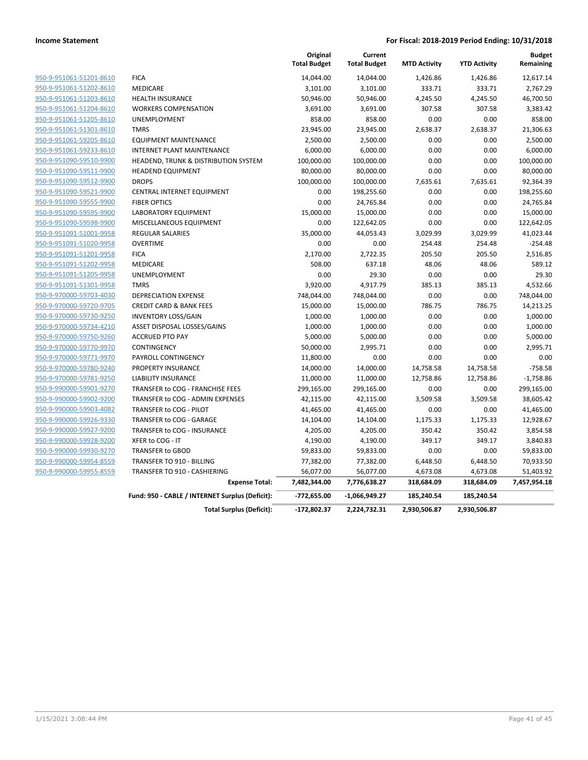**Income Statement** — **For Fiscal: 2018-2019 Period Ending: 10/31/2018**

| | | Original Total Budget | Current Total Budget | MTD Activity | YTD Activity | Budget Remaining |
|---|---|---|---|---|---|---|
| 950-9-951061-51201-8610 | FICA | 14,044.00 | 14,044.00 | 1,426.86 | 1,426.86 | 12,617.14 |
| 950-9-951061-51202-8610 | MEDICARE | 3,101.00 | 3,101.00 | 333.71 | 333.71 | 2,767.29 |
| 950-9-951061-51203-8610 | HEALTH INSURANCE | 50,946.00 | 50,946.00 | 4,245.50 | 4,245.50 | 46,700.50 |
| 950-9-951061-51204-8610 | WORKERS COMPENSATION | 3,691.00 | 3,691.00 | 307.58 | 307.58 | 3,383.42 |
| 950-9-951061-51205-8610 | UNEMPLOYMENT | 858.00 | 858.00 | 0.00 | 0.00 | 858.00 |
| 950-9-951061-51301-8610 | TMRS | 23,945.00 | 23,945.00 | 2,638.37 | 2,638.37 | 21,306.63 |
| 950-9-951061-59205-8610 | EQUIPMENT MAINTENANCE | 2,500.00 | 2,500.00 | 0.00 | 0.00 | 2,500.00 |
| 950-9-951061-59233-8610 | INTERNET PLANT MAINTENANCE | 6,000.00 | 6,000.00 | 0.00 | 0.00 | 6,000.00 |
| 950-9-951090-59510-9900 | HEADEND, TRUNK & DISTRIBUTION SYSTEM | 100,000.00 | 100,000.00 | 0.00 | 0.00 | 100,000.00 |
| 950-9-951090-59511-9900 | HEADEND EQUIPMENT | 80,000.00 | 80,000.00 | 0.00 | 0.00 | 80,000.00 |
| 950-9-951090-59512-9900 | DROPS | 100,000.00 | 100,000.00 | 7,635.61 | 7,635.61 | 92,364.39 |
| 950-9-951090-59521-9900 | CENTRAL INTERNET EQUIPMENT | 0.00 | 198,255.60 | 0.00 | 0.00 | 198,255.60 |
| 950-9-951090-59555-9900 | FIBER OPTICS | 0.00 | 24,765.84 | 0.00 | 0.00 | 24,765.84 |
| 950-9-951090-59595-9900 | LABORATORY EQUIPMENT | 15,000.00 | 15,000.00 | 0.00 | 0.00 | 15,000.00 |
| 950-9-951090-59598-9900 | MISCELLANEOUS EQUIPMENT | 0.00 | 122,642.05 | 0.00 | 0.00 | 122,642.05 |
| 950-9-951091-51001-9958 | REGULAR SALARIES | 35,000.00 | 44,053.43 | 3,029.99 | 3,029.99 | 41,023.44 |
| 950-9-951091-51020-9958 | OVERTIME | 0.00 | 0.00 | 254.48 | 254.48 | -254.48 |
| 950-9-951091-51201-9958 | FICA | 2,170.00 | 2,722.35 | 205.50 | 205.50 | 2,516.85 |
| 950-9-951091-51202-9958 | MEDICARE | 508.00 | 637.18 | 48.06 | 48.06 | 589.12 |
| 950-9-951091-51205-9958 | UNEMPLOYMENT | 0.00 | 29.30 | 0.00 | 0.00 | 29.30 |
| 950-9-951091-51301-9958 | TMRS | 3,920.00 | 4,917.79 | 385.13 | 385.13 | 4,532.66 |
| 950-9-970000-59703-4030 | DEPRECIATION EXPENSE | 748,044.00 | 748,044.00 | 0.00 | 0.00 | 748,044.00 |
| 950-9-970000-59720-9705 | CREDIT CARD & BANK FEES | 15,000.00 | 15,000.00 | 786.75 | 786.75 | 14,213.25 |
| 950-9-970000-59730-9250 | INVENTORY LOSS/GAIN | 1,000.00 | 1,000.00 | 0.00 | 0.00 | 1,000.00 |
| 950-9-970000-59734-4210 | ASSET DISPOSAL LOSSES/GAINS | 1,000.00 | 1,000.00 | 0.00 | 0.00 | 1,000.00 |
| 950-9-970000-59750-9260 | ACCRUED PTO PAY | 5,000.00 | 5,000.00 | 0.00 | 0.00 | 5,000.00 |
| 950-9-970000-59770-9970 | CONTINGENCY | 50,000.00 | 2,995.71 | 0.00 | 0.00 | 2,995.71 |
| 950-9-970000-59771-9970 | PAYROLL CONTINGENCY | 11,800.00 | 0.00 | 0.00 | 0.00 | 0.00 |
| 950-9-970000-59780-9240 | PROPERTY INSURANCE | 14,000.00 | 14,000.00 | 14,758.58 | 14,758.58 | -758.58 |
| 950-9-970000-59781-9250 | LIABILITY INSURANCE | 11,000.00 | 11,000.00 | 12,758.86 | 12,758.86 | -1,758.86 |
| 950-9-990000-59901-9270 | TRANSFER to COG - FRANCHISE FEES | 299,165.00 | 299,165.00 | 0.00 | 0.00 | 299,165.00 |
| 950-9-990000-59902-9200 | TRANSFER to COG - ADMIN EXPENSES | 42,115.00 | 42,115.00 | 3,509.58 | 3,509.58 | 38,605.42 |
| 950-9-990000-59903-4082 | TRANSFER to COG - PILOT | 41,465.00 | 41,465.00 | 0.00 | 0.00 | 41,465.00 |
| 950-9-990000-59926-9330 | TRANSFER to COG - GARAGE | 14,104.00 | 14,104.00 | 1,175.33 | 1,175.33 | 12,928.67 |
| 950-9-990000-59927-9200 | TRANSFER to COG - INSURANCE | 4,205.00 | 4,205.00 | 350.42 | 350.42 | 3,854.58 |
| 950-9-990000-59928-9200 | XFER to COG - IT | 4,190.00 | 4,190.00 | 349.17 | 349.17 | 3,840.83 |
| 950-9-990000-59930-9270 | TRANSFER to GBOD | 59,833.00 | 59,833.00 | 0.00 | 0.00 | 59,833.00 |
| 950-9-990000-59954-8559 | TRANSFER TO 910 - BILLING | 77,382.00 | 77,382.00 | 6,448.50 | 6,448.50 | 70,933.50 |
| 950-9-990000-59955-8559 | TRANSFER TO 910 - CASHIERING | 56,077.00 | 56,077.00 | 4,673.08 | 4,673.08 | 51,403.92 |
| | **Expense Total:** | **7,482,344.00** | **7,776,638.27** | **318,684.09** | **318,684.09** | **7,457,954.18** |
| | **Fund: 950 - CABLE / INTERNET Surplus (Deficit):** | **-772,655.00** | **-1,066,949.27** | **185,240.54** | **185,240.54** | |
| | **Total Surplus (Deficit):** | **-172,802.37** | **2,224,732.31** | **2,930,506.87** | **2,930,506.87** | |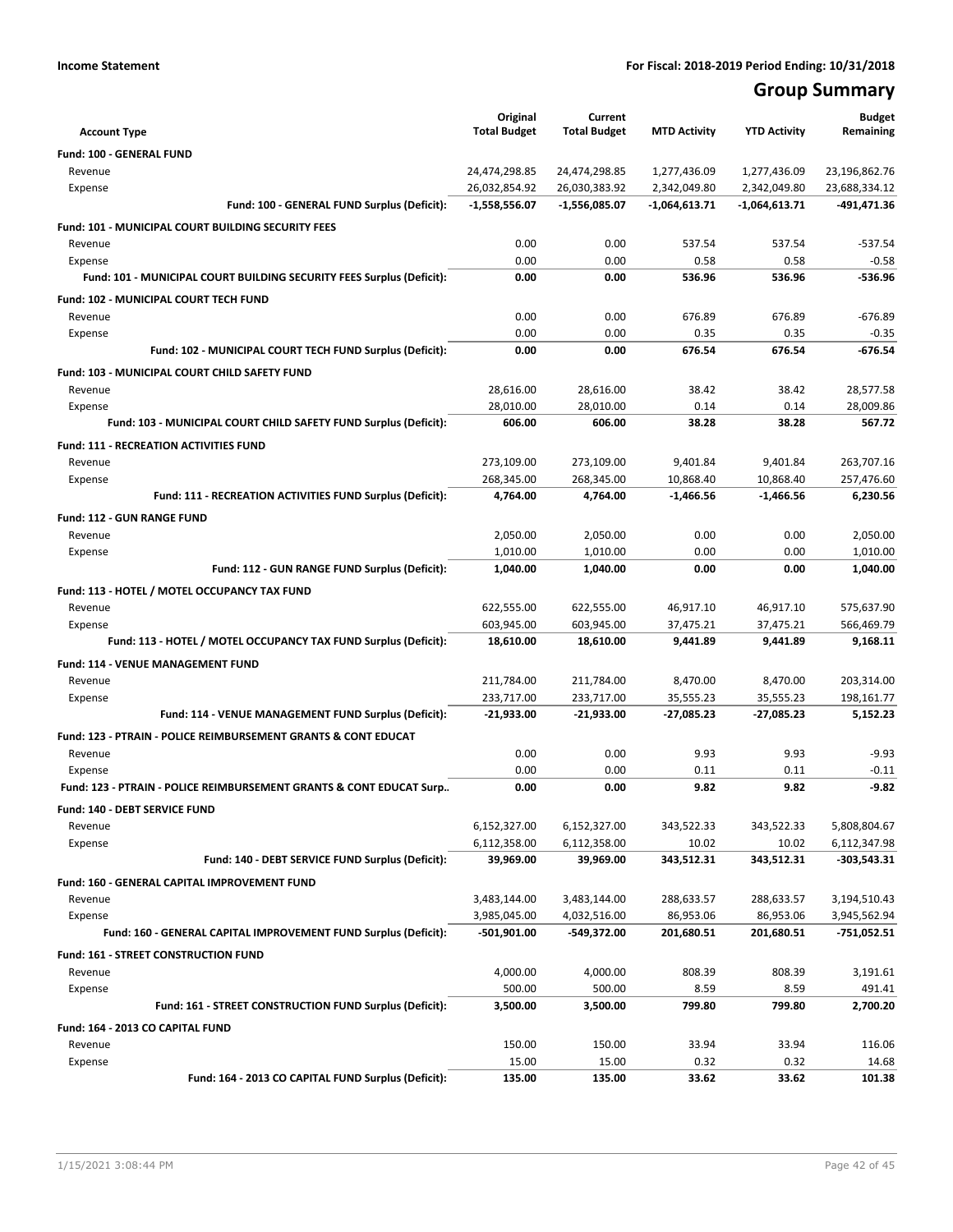**Income Statement** **For Fiscal: 2018-2019 Period Ending: 10/31/2018**

# Group Summary

| Account Type | Original Total Budget | Current Total Budget | MTD Activity | YTD Activity | Budget Remaining |
|---|---|---|---|---|---|
| **Fund: 100 - GENERAL FUND** | | | | | |
| Revenue | 24,474,298.85 | 24,474,298.85 | 1,277,436.09 | 1,277,436.09 | 23,196,862.76 |
| Expense | 26,032,854.92 | 26,030,383.92 | 2,342,049.80 | 2,342,049.80 | 23,688,334.12 |
| **Fund: 100 - GENERAL FUND Surplus (Deficit):** | **-1,558,556.07** | **-1,556,085.07** | **-1,064,613.71** | **-1,064,613.71** | **-491,471.36** |
| **Fund: 101 - MUNICIPAL COURT BUILDING SECURITY FEES** | | | | | |
| Revenue | 0.00 | 0.00 | 537.54 | 537.54 | -537.54 |
| Expense | 0.00 | 0.00 | 0.58 | 0.58 | -0.58 |
| **Fund: 101 - MUNICIPAL COURT BUILDING SECURITY FEES Surplus (Deficit):** | **0.00** | **0.00** | **536.96** | **536.96** | **-536.96** |
| **Fund: 102 - MUNICIPAL COURT TECH FUND** | | | | | |
| Revenue | 0.00 | 0.00 | 676.89 | 676.89 | -676.89 |
| Expense | 0.00 | 0.00 | 0.35 | 0.35 | -0.35 |
| **Fund: 102 - MUNICIPAL COURT TECH FUND Surplus (Deficit):** | **0.00** | **0.00** | **676.54** | **676.54** | **-676.54** |
| **Fund: 103 - MUNICIPAL COURT CHILD SAFETY FUND** | | | | | |
| Revenue | 28,616.00 | 28,616.00 | 38.42 | 38.42 | 28,577.58 |
| Expense | 28,010.00 | 28,010.00 | 0.14 | 0.14 | 28,009.86 |
| **Fund: 103 - MUNICIPAL COURT CHILD SAFETY FUND Surplus (Deficit):** | **606.00** | **606.00** | **38.28** | **38.28** | **567.72** |
| **Fund: 111 - RECREATION ACTIVITIES FUND** | | | | | |
| Revenue | 273,109.00 | 273,109.00 | 9,401.84 | 9,401.84 | 263,707.16 |
| Expense | 268,345.00 | 268,345.00 | 10,868.40 | 10,868.40 | 257,476.60 |
| **Fund: 111 - RECREATION ACTIVITIES FUND Surplus (Deficit):** | **4,764.00** | **4,764.00** | **-1,466.56** | **-1,466.56** | **6,230.56** |
| **Fund: 112 - GUN RANGE FUND** | | | | | |
| Revenue | 2,050.00 | 2,050.00 | 0.00 | 0.00 | 2,050.00 |
| Expense | 1,010.00 | 1,010.00 | 0.00 | 0.00 | 1,010.00 |
| **Fund: 112 - GUN RANGE FUND Surplus (Deficit):** | **1,040.00** | **1,040.00** | **0.00** | **0.00** | **1,040.00** |
| **Fund: 113 - HOTEL / MOTEL OCCUPANCY TAX FUND** | | | | | |
| Revenue | 622,555.00 | 622,555.00 | 46,917.10 | 46,917.10 | 575,637.90 |
| Expense | 603,945.00 | 603,945.00 | 37,475.21 | 37,475.21 | 566,469.79 |
| **Fund: 113 - HOTEL / MOTEL OCCUPANCY TAX FUND Surplus (Deficit):** | **18,610.00** | **18,610.00** | **9,441.89** | **9,441.89** | **9,168.11** |
| **Fund: 114 - VENUE MANAGEMENT FUND** | | | | | |
| Revenue | 211,784.00 | 211,784.00 | 8,470.00 | 8,470.00 | 203,314.00 |
| Expense | 233,717.00 | 233,717.00 | 35,555.23 | 35,555.23 | 198,161.77 |
| **Fund: 114 - VENUE MANAGEMENT FUND Surplus (Deficit):** | **-21,933.00** | **-21,933.00** | **-27,085.23** | **-27,085.23** | **5,152.23** |
| **Fund: 123 - PTRAIN - POLICE REIMBURSEMENT GRANTS & CONT EDUCAT** | | | | | |
| Revenue | 0.00 | 0.00 | 9.93 | 9.93 | -9.93 |
| Expense | 0.00 | 0.00 | 0.11 | 0.11 | -0.11 |
| **Fund: 123 - PTRAIN - POLICE REIMBURSEMENT GRANTS & CONT EDUCAT Surp..** | **0.00** | **0.00** | **9.82** | **9.82** | **-9.82** |
| **Fund: 140 - DEBT SERVICE FUND** | | | | | |
| Revenue | 6,152,327.00 | 6,152,327.00 | 343,522.33 | 343,522.33 | 5,808,804.67 |
| Expense | 6,112,358.00 | 6,112,358.00 | 10.02 | 10.02 | 6,112,347.98 |
| **Fund: 140 - DEBT SERVICE FUND Surplus (Deficit):** | **39,969.00** | **39,969.00** | **343,512.31** | **343,512.31** | **-303,543.31** |
| **Fund: 160 - GENERAL CAPITAL IMPROVEMENT FUND** | | | | | |
| Revenue | 3,483,144.00 | 3,483,144.00 | 288,633.57 | 288,633.57 | 3,194,510.43 |
| Expense | 3,985,045.00 | 4,032,516.00 | 86,953.06 | 86,953.06 | 3,945,562.94 |
| **Fund: 160 - GENERAL CAPITAL IMPROVEMENT FUND Surplus (Deficit):** | **-501,901.00** | **-549,372.00** | **201,680.51** | **201,680.51** | **-751,052.51** |
| **Fund: 161 - STREET CONSTRUCTION FUND** | | | | | |
| Revenue | 4,000.00 | 4,000.00 | 808.39 | 808.39 | 3,191.61 |
| Expense | 500.00 | 500.00 | 8.59 | 8.59 | 491.41 |
| **Fund: 161 - STREET CONSTRUCTION FUND Surplus (Deficit):** | **3,500.00** | **3,500.00** | **799.80** | **799.80** | **2,700.20** |
| **Fund: 164 - 2013 CO CAPITAL FUND** | | | | | |
| Revenue | 150.00 | 150.00 | 33.94 | 33.94 | 116.06 |
| Expense | 15.00 | 15.00 | 0.32 | 0.32 | 14.68 |
| **Fund: 164 - 2013 CO CAPITAL FUND Surplus (Deficit):** | **135.00** | **135.00** | **33.62** | **33.62** | **101.38** |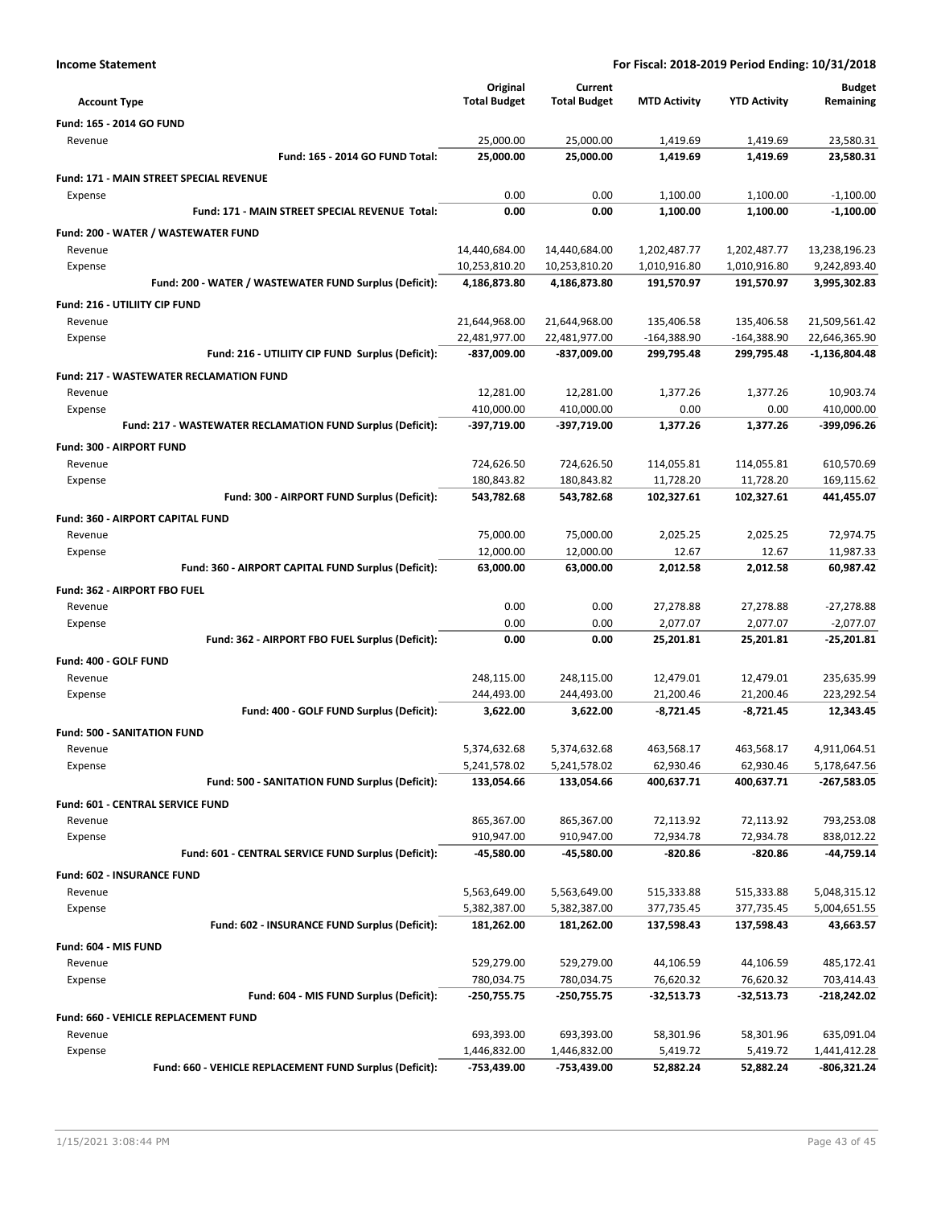**Income Statement** | **For Fiscal: 2018-2019 Period Ending: 10/31/2018**

| Account Type | Original Total Budget | Current Total Budget | MTD Activity | YTD Activity | Budget Remaining |
|---|---|---|---|---|---|
| **Fund: 165 - 2014 GO FUND** | | | | | |
| Revenue | 25,000.00 | 25,000.00 | 1,419.69 | 1,419.69 | 23,580.31 |
| **Fund: 165 - 2014 GO FUND Total:** | **25,000.00** | **25,000.00** | **1,419.69** | **1,419.69** | **23,580.31** |
| **Fund: 171 - MAIN STREET SPECIAL REVENUE** | | | | | |
| Expense | 0.00 | 0.00 | 1,100.00 | 1,100.00 | -1,100.00 |
| **Fund: 171 - MAIN STREET SPECIAL REVENUE Total:** | **0.00** | **0.00** | **1,100.00** | **1,100.00** | **-1,100.00** |
| **Fund: 200 - WATER / WASTEWATER FUND** | | | | | |
| Revenue | 14,440,684.00 | 14,440,684.00 | 1,202,487.77 | 1,202,487.77 | 13,238,196.23 |
| Expense | 10,253,810.20 | 10,253,810.20 | 1,010,916.80 | 1,010,916.80 | 9,242,893.40 |
| **Fund: 200 - WATER / WASTEWATER FUND Surplus (Deficit):** | **4,186,873.80** | **4,186,873.80** | **191,570.97** | **191,570.97** | **3,995,302.83** |
| **Fund: 216 - UTILIITY CIP FUND** | | | | | |
| Revenue | 21,644,968.00 | 21,644,968.00 | 135,406.58 | 135,406.58 | 21,509,561.42 |
| Expense | 22,481,977.00 | 22,481,977.00 | -164,388.90 | -164,388.90 | 22,646,365.90 |
| **Fund: 216 - UTILIITY CIP FUND Surplus (Deficit):** | **-837,009.00** | **-837,009.00** | **299,795.48** | **299,795.48** | **-1,136,804.48** |
| **Fund: 217 - WASTEWATER RECLAMATION FUND** | | | | | |
| Revenue | 12,281.00 | 12,281.00 | 1,377.26 | 1,377.26 | 10,903.74 |
| Expense | 410,000.00 | 410,000.00 | 0.00 | 0.00 | 410,000.00 |
| **Fund: 217 - WASTEWATER RECLAMATION FUND Surplus (Deficit):** | **-397,719.00** | **-397,719.00** | **1,377.26** | **1,377.26** | **-399,096.26** |
| **Fund: 300 - AIRPORT FUND** | | | | | |
| Revenue | 724,626.50 | 724,626.50 | 114,055.81 | 114,055.81 | 610,570.69 |
| Expense | 180,843.82 | 180,843.82 | 11,728.20 | 11,728.20 | 169,115.62 |
| **Fund: 300 - AIRPORT FUND Surplus (Deficit):** | **543,782.68** | **543,782.68** | **102,327.61** | **102,327.61** | **441,455.07** |
| **Fund: 360 - AIRPORT CAPITAL FUND** | | | | | |
| Revenue | 75,000.00 | 75,000.00 | 2,025.25 | 2,025.25 | 72,974.75 |
| Expense | 12,000.00 | 12,000.00 | 12.67 | 12.67 | 11,987.33 |
| **Fund: 360 - AIRPORT CAPITAL FUND Surplus (Deficit):** | **63,000.00** | **63,000.00** | **2,012.58** | **2,012.58** | **60,987.42** |
| **Fund: 362 - AIRPORT FBO FUEL** | | | | | |
| Revenue | 0.00 | 0.00 | 27,278.88 | 27,278.88 | -27,278.88 |
| Expense | 0.00 | 0.00 | 2,077.07 | 2,077.07 | -2,077.07 |
| **Fund: 362 - AIRPORT FBO FUEL Surplus (Deficit):** | **0.00** | **0.00** | **25,201.81** | **25,201.81** | **-25,201.81** |
| **Fund: 400 - GOLF FUND** | | | | | |
| Revenue | 248,115.00 | 248,115.00 | 12,479.01 | 12,479.01 | 235,635.99 |
| Expense | 244,493.00 | 244,493.00 | 21,200.46 | 21,200.46 | 223,292.54 |
| **Fund: 400 - GOLF FUND Surplus (Deficit):** | **3,622.00** | **3,622.00** | **-8,721.45** | **-8,721.45** | **12,343.45** |
| **Fund: 500 - SANITATION FUND** | | | | | |
| Revenue | 5,374,632.68 | 5,374,632.68 | 463,568.17 | 463,568.17 | 4,911,064.51 |
| Expense | 5,241,578.02 | 5,241,578.02 | 62,930.46 | 62,930.46 | 5,178,647.56 |
| **Fund: 500 - SANITATION FUND Surplus (Deficit):** | **133,054.66** | **133,054.66** | **400,637.71** | **400,637.71** | **-267,583.05** |
| **Fund: 601 - CENTRAL SERVICE FUND** | | | | | |
| Revenue | 865,367.00 | 865,367.00 | 72,113.92 | 72,113.92 | 793,253.08 |
| Expense | 910,947.00 | 910,947.00 | 72,934.78 | 72,934.78 | 838,012.22 |
| **Fund: 601 - CENTRAL SERVICE FUND Surplus (Deficit):** | **-45,580.00** | **-45,580.00** | **-820.86** | **-820.86** | **-44,759.14** |
| **Fund: 602 - INSURANCE FUND** | | | | | |
| Revenue | 5,563,649.00 | 5,563,649.00 | 515,333.88 | 515,333.88 | 5,048,315.12 |
| Expense | 5,382,387.00 | 5,382,387.00 | 377,735.45 | 377,735.45 | 5,004,651.55 |
| **Fund: 602 - INSURANCE FUND Surplus (Deficit):** | **181,262.00** | **181,262.00** | **137,598.43** | **137,598.43** | **43,663.57** |
| **Fund: 604 - MIS FUND** | | | | | |
| Revenue | 529,279.00 | 529,279.00 | 44,106.59 | 44,106.59 | 485,172.41 |
| Expense | 780,034.75 | 780,034.75 | 76,620.32 | 76,620.32 | 703,414.43 |
| **Fund: 604 - MIS FUND Surplus (Deficit):** | **-250,755.75** | **-250,755.75** | **-32,513.73** | **-32,513.73** | **-218,242.02** |
| **Fund: 660 - VEHICLE REPLACEMENT FUND** | | | | | |
| Revenue | 693,393.00 | 693,393.00 | 58,301.96 | 58,301.96 | 635,091.04 |
| Expense | 1,446,832.00 | 1,446,832.00 | 5,419.72 | 5,419.72 | 1,441,412.28 |
| **Fund: 660 - VEHICLE REPLACEMENT FUND Surplus (Deficit):** | **-753,439.00** | **-753,439.00** | **52,882.24** | **52,882.24** | **-806,321.24** |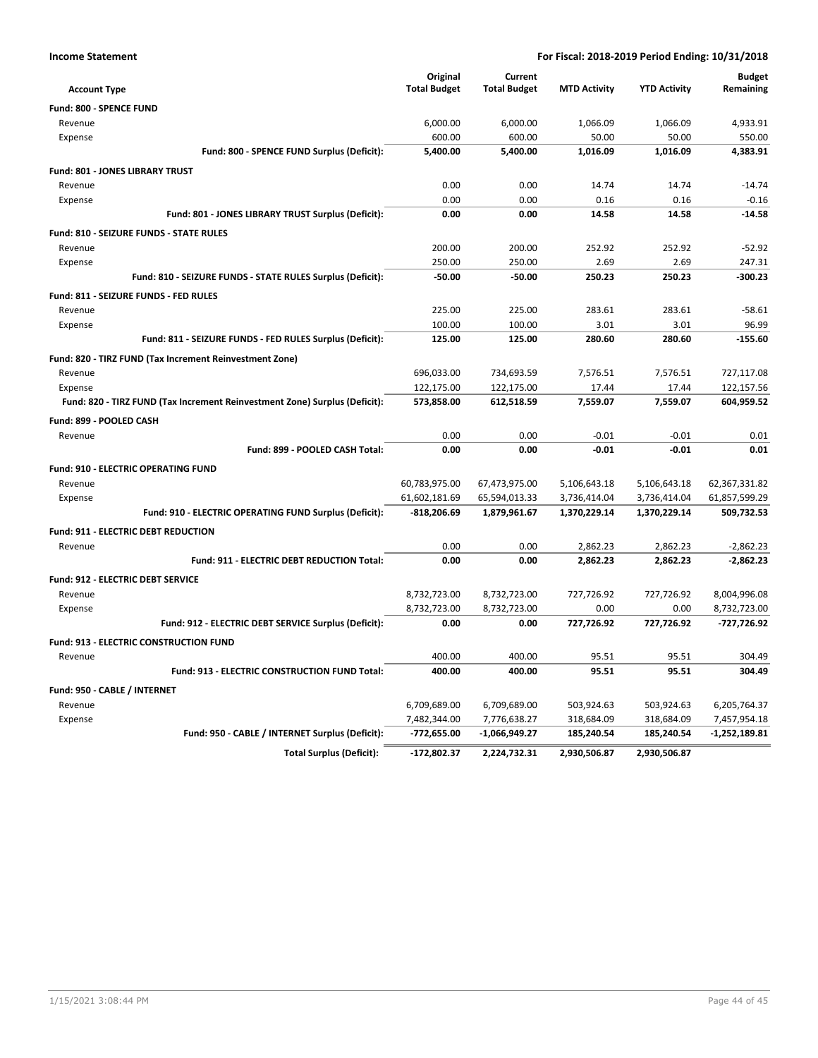**Income Statement** **For Fiscal: 2018-2019 Period Ending: 10/31/2018**

| Account Type | Original Total Budget | Current Total Budget | MTD Activity | YTD Activity | Budget Remaining |
|---|---|---|---|---|---|
| **Fund: 800 - SPENCE FUND** | | | | | |
| Revenue | 6,000.00 | 6,000.00 | 1,066.09 | 1,066.09 | 4,933.91 |
| Expense | 600.00 | 600.00 | 50.00 | 50.00 | 550.00 |
| **Fund: 800 - SPENCE FUND Surplus (Deficit):** | **5,400.00** | **5,400.00** | **1,016.09** | **1,016.09** | **4,383.91** |
| **Fund: 801 - JONES LIBRARY TRUST** | | | | | |
| Revenue | 0.00 | 0.00 | 14.74 | 14.74 | -14.74 |
| Expense | 0.00 | 0.00 | 0.16 | 0.16 | -0.16 |
| **Fund: 801 - JONES LIBRARY TRUST Surplus (Deficit):** | **0.00** | **0.00** | **14.58** | **14.58** | **-14.58** |
| **Fund: 810 - SEIZURE FUNDS - STATE RULES** | | | | | |
| Revenue | 200.00 | 200.00 | 252.92 | 252.92 | -52.92 |
| Expense | 250.00 | 250.00 | 2.69 | 2.69 | 247.31 |
| **Fund: 810 - SEIZURE FUNDS - STATE RULES Surplus (Deficit):** | **-50.00** | **-50.00** | **250.23** | **250.23** | **-300.23** |
| **Fund: 811 - SEIZURE FUNDS - FED RULES** | | | | | |
| Revenue | 225.00 | 225.00 | 283.61 | 283.61 | -58.61 |
| Expense | 100.00 | 100.00 | 3.01 | 3.01 | 96.99 |
| **Fund: 811 - SEIZURE FUNDS - FED RULES Surplus (Deficit):** | **125.00** | **125.00** | **280.60** | **280.60** | **-155.60** |
| **Fund: 820 - TIRZ FUND (Tax Increment Reinvestment Zone)** | | | | | |
| Revenue | 696,033.00 | 734,693.59 | 7,576.51 | 7,576.51 | 727,117.08 |
| Expense | 122,175.00 | 122,175.00 | 17.44 | 17.44 | 122,157.56 |
| **Fund: 820 - TIRZ FUND (Tax Increment Reinvestment Zone) Surplus (Deficit):** | **573,858.00** | **612,518.59** | **7,559.07** | **7,559.07** | **604,959.52** |
| **Fund: 899 - POOLED CASH** | | | | | |
| Revenue | 0.00 | 0.00 | -0.01 | -0.01 | 0.01 |
| **Fund: 899 - POOLED CASH Total:** | **0.00** | **0.00** | **-0.01** | **-0.01** | **0.01** |
| **Fund: 910 - ELECTRIC OPERATING FUND** | | | | | |
| Revenue | 60,783,975.00 | 67,473,975.00 | 5,106,643.18 | 5,106,643.18 | 62,367,331.82 |
| Expense | 61,602,181.69 | 65,594,013.33 | 3,736,414.04 | 3,736,414.04 | 61,857,599.29 |
| **Fund: 910 - ELECTRIC OPERATING FUND Surplus (Deficit):** | **-818,206.69** | **1,879,961.67** | **1,370,229.14** | **1,370,229.14** | **509,732.53** |
| **Fund: 911 - ELECTRIC DEBT REDUCTION** | | | | | |
| Revenue | 0.00 | 0.00 | 2,862.23 | 2,862.23 | -2,862.23 |
| **Fund: 911 - ELECTRIC DEBT REDUCTION Total:** | **0.00** | **0.00** | **2,862.23** | **2,862.23** | **-2,862.23** |
| **Fund: 912 - ELECTRIC DEBT SERVICE** | | | | | |
| Revenue | 8,732,723.00 | 8,732,723.00 | 727,726.92 | 727,726.92 | 8,004,996.08 |
| Expense | 8,732,723.00 | 8,732,723.00 | 0.00 | 0.00 | 8,732,723.00 |
| **Fund: 912 - ELECTRIC DEBT SERVICE Surplus (Deficit):** | **0.00** | **0.00** | **727,726.92** | **727,726.92** | **-727,726.92** |
| **Fund: 913 - ELECTRIC CONSTRUCTION FUND** | | | | | |
| Revenue | 400.00 | 400.00 | 95.51 | 95.51 | 304.49 |
| **Fund: 913 - ELECTRIC CONSTRUCTION FUND Total:** | **400.00** | **400.00** | **95.51** | **95.51** | **304.49** |
| **Fund: 950 - CABLE / INTERNET** | | | | | |
| Revenue | 6,709,689.00 | 6,709,689.00 | 503,924.63 | 503,924.63 | 6,205,764.37 |
| Expense | 7,482,344.00 | 7,776,638.27 | 318,684.09 | 318,684.09 | 7,457,954.18 |
| **Fund: 950 - CABLE / INTERNET Surplus (Deficit):** | **-772,655.00** | **-1,066,949.27** | **185,240.54** | **185,240.54** | **-1,252,189.81** |
| **Total Surplus (Deficit):** | **-172,802.37** | **2,224,732.31** | **2,930,506.87** | **2,930,506.87** | |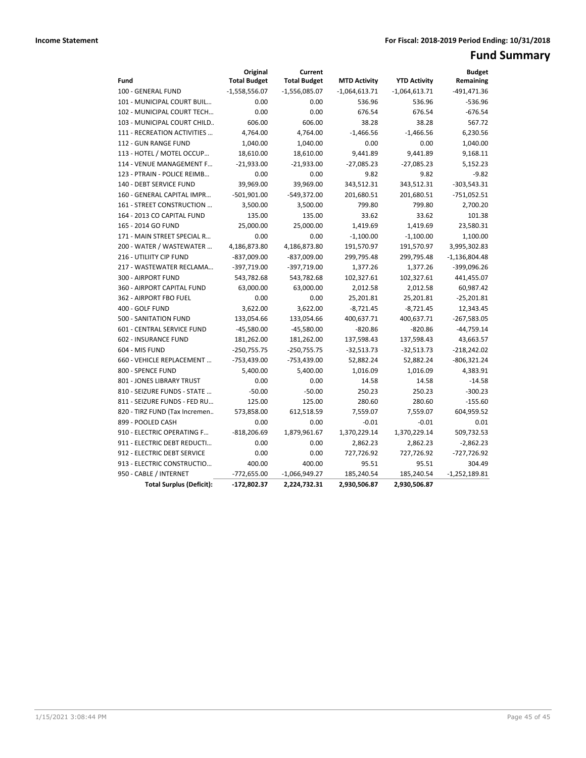**Income Statement** **For Fiscal: 2018-2019 Period Ending: 10/31/2018**

# Fund Summary

| Fund | Original Total Budget | Current Total Budget | MTD Activity | YTD Activity | Budget Remaining |
|---|---|---|---|---|---|
| 100 - GENERAL FUND | -1,558,556.07 | -1,556,085.07 | -1,064,613.71 | -1,064,613.71 | -491,471.36 |
| 101 - MUNICIPAL COURT BUIL… | 0.00 | 0.00 | 536.96 | 536.96 | -536.96 |
| 102 - MUNICIPAL COURT TECH… | 0.00 | 0.00 | 676.54 | 676.54 | -676.54 |
| 103 - MUNICIPAL COURT CHILD.. | 606.00 | 606.00 | 38.28 | 38.28 | 567.72 |
| 111 - RECREATION ACTIVITIES … | 4,764.00 | 4,764.00 | -1,466.56 | -1,466.56 | 6,230.56 |
| 112 - GUN RANGE FUND | 1,040.00 | 1,040.00 | 0.00 | 0.00 | 1,040.00 |
| 113 - HOTEL / MOTEL OCCUP… | 18,610.00 | 18,610.00 | 9,441.89 | 9,441.89 | 9,168.11 |
| 114 - VENUE MANAGEMENT F… | -21,933.00 | -21,933.00 | -27,085.23 | -27,085.23 | 5,152.23 |
| 123 - PTRAIN - POLICE REIMB… | 0.00 | 0.00 | 9.82 | 9.82 | -9.82 |
| 140 - DEBT SERVICE FUND | 39,969.00 | 39,969.00 | 343,512.31 | 343,512.31 | -303,543.31 |
| 160 - GENERAL CAPITAL IMPR… | -501,901.00 | -549,372.00 | 201,680.51 | 201,680.51 | -751,052.51 |
| 161 - STREET CONSTRUCTION … | 3,500.00 | 3,500.00 | 799.80 | 799.80 | 2,700.20 |
| 164 - 2013 CO CAPITAL FUND | 135.00 | 135.00 | 33.62 | 33.62 | 101.38 |
| 165 - 2014 GO FUND | 25,000.00 | 25,000.00 | 1,419.69 | 1,419.69 | 23,580.31 |
| 171 - MAIN STREET SPECIAL R… | 0.00 | 0.00 | -1,100.00 | -1,100.00 | 1,100.00 |
| 200 - WATER / WASTEWATER … | 4,186,873.80 | 4,186,873.80 | 191,570.97 | 191,570.97 | 3,995,302.83 |
| 216 - UTILIITY CIP FUND | -837,009.00 | -837,009.00 | 299,795.48 | 299,795.48 | -1,136,804.48 |
| 217 - WASTEWATER RECLAMA… | -397,719.00 | -397,719.00 | 1,377.26 | 1,377.26 | -399,096.26 |
| 300 - AIRPORT FUND | 543,782.68 | 543,782.68 | 102,327.61 | 102,327.61 | 441,455.07 |
| 360 - AIRPORT CAPITAL FUND | 63,000.00 | 63,000.00 | 2,012.58 | 2,012.58 | 60,987.42 |
| 362 - AIRPORT FBO FUEL | 0.00 | 0.00 | 25,201.81 | 25,201.81 | -25,201.81 |
| 400 - GOLF FUND | 3,622.00 | 3,622.00 | -8,721.45 | -8,721.45 | 12,343.45 |
| 500 - SANITATION FUND | 133,054.66 | 133,054.66 | 400,637.71 | 400,637.71 | -267,583.05 |
| 601 - CENTRAL SERVICE FUND | -45,580.00 | -45,580.00 | -820.86 | -820.86 | -44,759.14 |
| 602 - INSURANCE FUND | 181,262.00 | 181,262.00 | 137,598.43 | 137,598.43 | 43,663.57 |
| 604 - MIS FUND | -250,755.75 | -250,755.75 | -32,513.73 | -32,513.73 | -218,242.02 |
| 660 - VEHICLE REPLACEMENT … | -753,439.00 | -753,439.00 | 52,882.24 | 52,882.24 | -806,321.24 |
| 800 - SPENCE FUND | 5,400.00 | 5,400.00 | 1,016.09 | 1,016.09 | 4,383.91 |
| 801 - JONES LIBRARY TRUST | 0.00 | 0.00 | 14.58 | 14.58 | -14.58 |
| 810 - SEIZURE FUNDS - STATE … | -50.00 | -50.00 | 250.23 | 250.23 | -300.23 |
| 811 - SEIZURE FUNDS - FED RU… | 125.00 | 125.00 | 280.60 | 280.60 | -155.60 |
| 820 - TIRZ FUND (Tax Incremen.. | 573,858.00 | 612,518.59 | 7,559.07 | 7,559.07 | 604,959.52 |
| 899 - POOLED CASH | 0.00 | 0.00 | -0.01 | -0.01 | 0.01 |
| 910 - ELECTRIC OPERATING F… | -818,206.69 | 1,879,961.67 | 1,370,229.14 | 1,370,229.14 | 509,732.53 |
| 911 - ELECTRIC DEBT REDUCTI… | 0.00 | 0.00 | 2,862.23 | 2,862.23 | -2,862.23 |
| 912 - ELECTRIC DEBT SERVICE | 0.00 | 0.00 | 727,726.92 | 727,726.92 | -727,726.92 |
| 913 - ELECTRIC CONSTRUCTIO… | 400.00 | 400.00 | 95.51 | 95.51 | 304.49 |
| 950 - CABLE / INTERNET | -772,655.00 | -1,066,949.27 | 185,240.54 | 185,240.54 | -1,252,189.81 |
| **Total Surplus (Deficit):** | **-172,802.37** | **2,224,732.31** | **2,930,506.87** | **2,930,506.87** | |